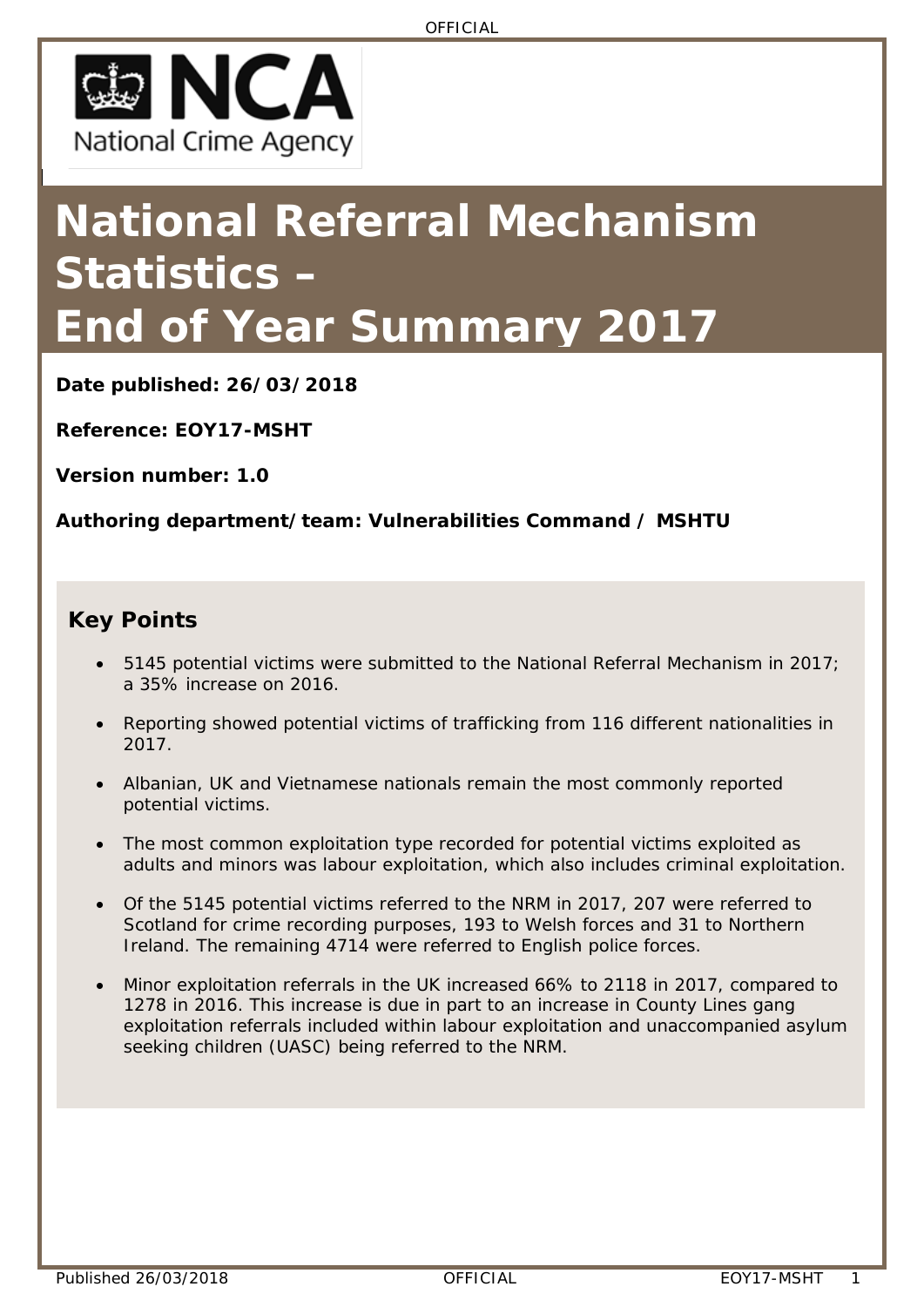# National Referral Mechanism Statistics – End of Year Summary 2017

**Date published: 26/03/2018**

**Reference: EOY17-MSHT**

**Version number: 1.0**

**Authoring department/team: Vulnerabilities Command / MSHTU**

## Key Points

- 5145 potential victims were submitted to the National Referral Mechanism in 2017; a 35% increase on 2016.
- Reporting showed potential victims of trafficking from 116 different nationalities in 2017.
- Albanian, UK and Vietnamese nationals remain the most commonly reported potential victims.
- The most common exploitation type recorded for potential victims exploited as adults and minors was labour exploitation, which also includes criminal exploitation.
- Of the 5145 potential victims referred to the NRM in 2017, 207 were referred to Scotland for crime recording purposes, 193 to Welsh forces and 31 to Northern Ireland. The remaining 4714 were referred to English police forces.
- Minor exploitation referrals in the UK increased 66% to 2118 in 2017, compared to 1278 in 2016. This increase is due in part to an increase in County Lines gang exploitation referrals included within labour exploitation and unaccompanied asylum seeking children (UASC) being referred to the NRM.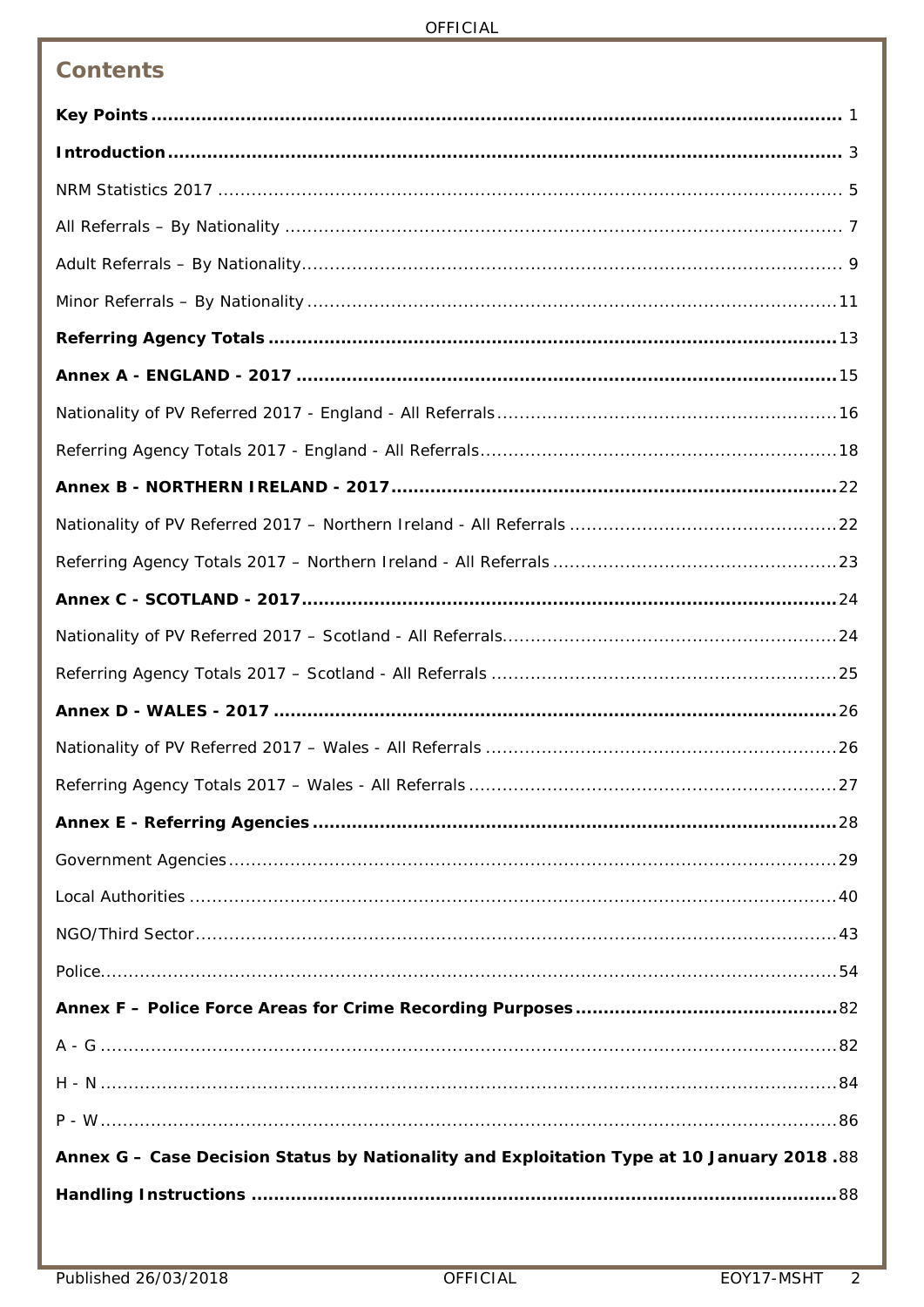## Contents

**Key Points** ........................................................................................................ 1

**Introduction** ..................................................................................................... 3

NRM Statistics 2017 .............................................................................................. 5

All Referrals – By Nationality ................................................................................. 7

Adult Referrals – By Nationality .............................................................................. 9

Minor Referrals – By Nationality ............................................................................ 11

**Referring Agency Totals** ................................................................................... 13

**Annex A - ENGLAND - 2017** ............................................................................. 15

Nationality of PV Referred 2017 - England - All Referrals ......................................... 16

Referring Agency Totals 2017 - England - All Referrals ............................................ 18

**Annex B - NORTHERN IRELAND - 2017** ............................................................ 22

Nationality of PV Referred 2017 – Northern Ireland - All Referrals ............................ 22

Referring Agency Totals 2017 – Northern Ireland - All Referrals ............................... 23

**Annex C - SCOTLAND - 2017** ........................................................................... 24

Nationality of PV Referred 2017 – Scotland - All Referrals ........................................ 24

Referring Agency Totals 2017 – Scotland - All Referrals ........................................... 25

**Annex D - WALES - 2017** ................................................................................. 26

Nationality of PV Referred 2017 – Wales - All Referrals ............................................ 26

Referring Agency Totals 2017 – Wales - All Referrals ............................................... 27

**Annex E - Referring Agencies** .......................................................................... 28

Government Agencies .......................................................................................... 29

Local Authorities ................................................................................................. 40

NGO/Third Sector ................................................................................................ 43

Police .................................................................................................................. 54

**Annex F – Police Force Areas for Crime Recording Purposes** ............................... 82

A - G ................................................................................................................... 82

H - N ................................................................................................................... 84

P - W ................................................................................................................... 86

**Annex G – Case Decision Status by Nationality and Exploitation Type at 10 January 2018** . 88

**Handling Instructions** ...................................................................................... 88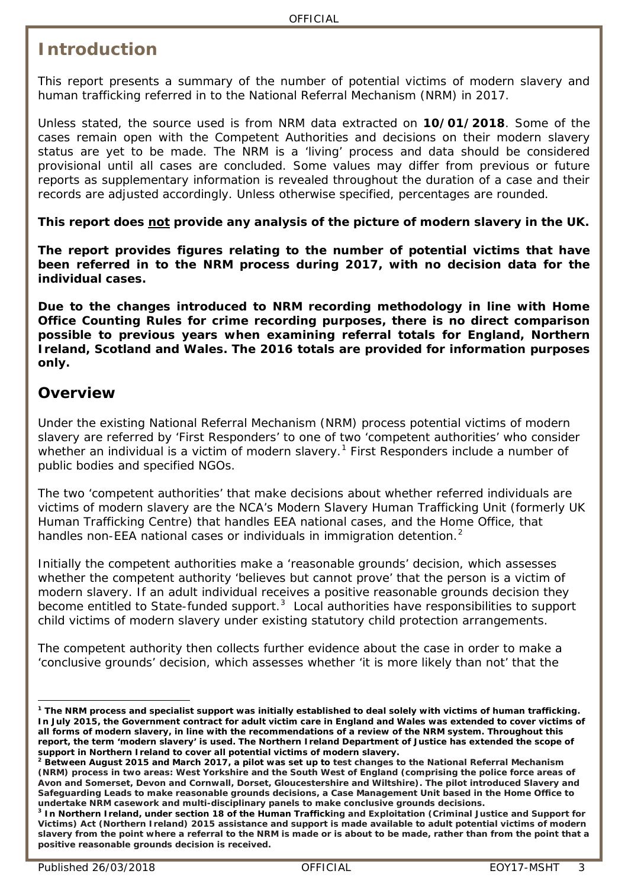## Introduction

This report presents a summary of the number of potential victims of modern slavery and human trafficking referred in to the National Referral Mechanism (NRM) in 2017.

Unless stated, the source used is from NRM data extracted on **10/01/2018**. Some of the cases remain open with the Competent Authorities and decisions on their modern slavery status are yet to be made. The NRM is a 'living' process and data should be considered provisional until all cases are concluded. Some values may differ from previous or future reports as supplementary information is revealed throughout the duration of a case and their records are adjusted accordingly. Unless otherwise specified, percentages are rounded.

**This report does not provide any analysis of the picture of modern slavery in the UK.**

**The report provides figures relating to the number of potential victims that have been referred in to the NRM process during 2017, with no decision data for the individual cases.**

**Due to the changes introduced to NRM recording methodology in line with Home Office Counting Rules for crime recording purposes, there is no direct comparison possible to previous years when examining referral totals for England, Northern Ireland, Scotland and Wales. The 2016 totals are provided for information purposes only.**

## Overview

Under the existing National Referral Mechanism (NRM) process potential victims of modern slavery are referred by 'First Responders' to one of two 'competent authorities' who consider whether an individual is a victim of modern slavery.[1] First Responders include a number of public bodies and specified NGOs.

The two 'competent authorities' that make decisions about whether referred individuals are victims of modern slavery are the NCA's Modern Slavery Human Trafficking Unit (formerly UK Human Trafficking Centre) that handles EEA national cases, and the Home Office, that handles non-EEA national cases or individuals in immigration detention.[2]

Initially the competent authorities make a 'reasonable grounds' decision, which assesses whether the competent authority 'believes but cannot prove' that the person is a victim of modern slavery. If an adult individual receives a positive reasonable grounds decision they become entitled to State-funded support.[3] Local authorities have responsibilities to support child victims of modern slavery under existing statutory child protection arrangements.

The competent authority then collects further evidence about the case in order to make a 'conclusive grounds' decision, which assesses whether 'it is more likely than not' that the

---

**[1] The NRM process and specialist support was initially established to deal solely with victims of human trafficking. In July 2015, the Government contract for adult victim care in England and Wales was extended to cover victims of all forms of modern slavery, in line with the recommendations of a review of the NRM system. Throughout this report, the term 'modern slavery' is used. The Northern Ireland Department of Justice has extended the scope of support in Northern Ireland to cover all potential victims of modern slavery.**

**[2] Between August 2015 and March 2017, a pilot was set up to test changes to the National Referral Mechanism (NRM) process in two areas: West Yorkshire and the South West of England (comprising the police force areas of Avon and Somerset, Devon and Cornwall, Dorset, Gloucestershire and Wiltshire). The pilot introduced Slavery and Safeguarding Leads to make reasonable grounds decisions, a Case Management Unit based in the Home Office to undertake NRM casework and multi-disciplinary panels to make conclusive grounds decisions.**

**[3] In Northern Ireland, under section 18 of the Human Trafficking and Exploitation (Criminal Justice and Support for Victims) Act (Northern Ireland) 2015 assistance and support is made available to adult potential victims of modern slavery from the point where a referral to the NRM is made or is about to be made, rather than from the point that a positive reasonable grounds decision is received.**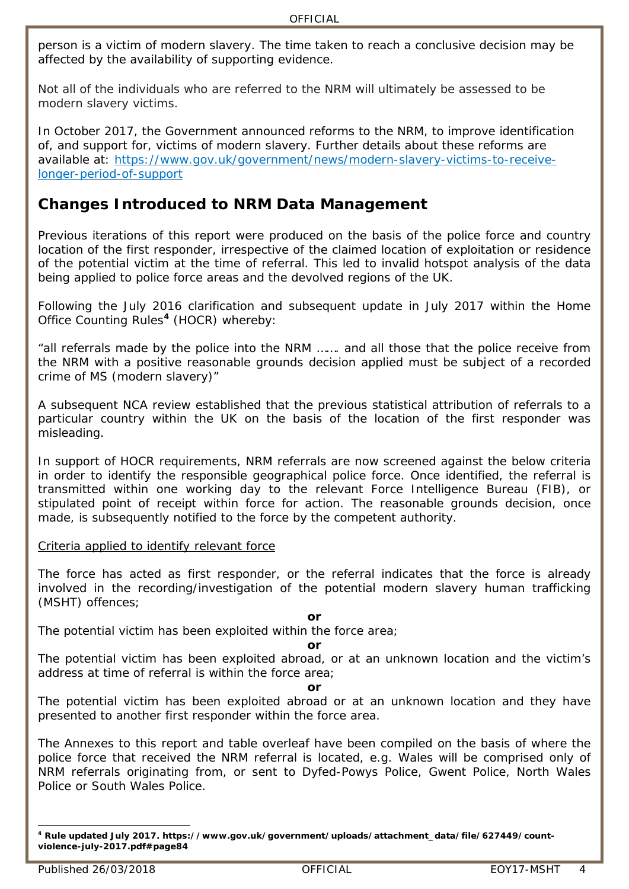person is a victim of modern slavery. The time taken to reach a conclusive decision may be affected by the availability of supporting evidence.

Not all of the individuals who are referred to the NRM will ultimately be assessed to be modern slavery victims.

In October 2017, the Government announced reforms to the NRM, to improve identification of, and support for, victims of modern slavery. Further details about these reforms are available at: [https://www.gov.uk/government/news/modern-slavery-victims-to-receive-longer-period-of-support](https://www.gov.uk/government/news/modern-slavery-victims-to-receive-longer-period-of-support)

## Changes Introduced to NRM Data Management

Previous iterations of this report were produced on the basis of the police force and country location of the first responder, irrespective of the claimed location of exploitation or residence of the potential victim at the time of referral. This led to invalid hotspot analysis of the data being applied to police force areas and the devolved regions of the UK.

Following the July 2016 clarification and subsequent update in July 2017 within the Home Office Counting Rules[4] (HOCR) whereby:

"all referrals made by the police into the NRM ……. and all those that the police receive from the NRM with a positive reasonable grounds decision applied must be subject of a recorded crime of MS (modern slavery)"

A subsequent NCA review established that the previous statistical attribution of referrals to a particular country within the UK on the basis of the location of the first responder was misleading.

In support of HOCR requirements, NRM referrals are now screened against the below criteria in order to identify the responsible geographical police force. Once identified, the referral is transmitted within one working day to the relevant Force Intelligence Bureau (FIB), or stipulated point of receipt within force for action. The reasonable grounds decision, once made, is subsequently notified to the force by the competent authority.

Criteria applied to identify relevant force

The force has acted as first responder, or the referral indicates that the force is already involved in the recording/investigation of the potential modern slavery human trafficking (MSHT) offences;

**or**

The potential victim has been exploited within the force area;

**or**

The potential victim has been exploited abroad, or at an unknown location and the victim's address at time of referral is within the force area;

**or**

The potential victim has been exploited abroad or at an unknown location and they have presented to another first responder within the force area.

The Annexes to this report and table overleaf have been compiled on the basis of where the police force that received the NRM referral is located, e.g. Wales will be comprised only of NRM referrals originating from, or sent to Dyfed-Powys Police, Gwent Police, North Wales Police or South Wales Police.

---

**[4] Rule updated July 2017. https://www.gov.uk/government/uploads/attachment_data/file/627449/count-violence-july-2017.pdf#page84**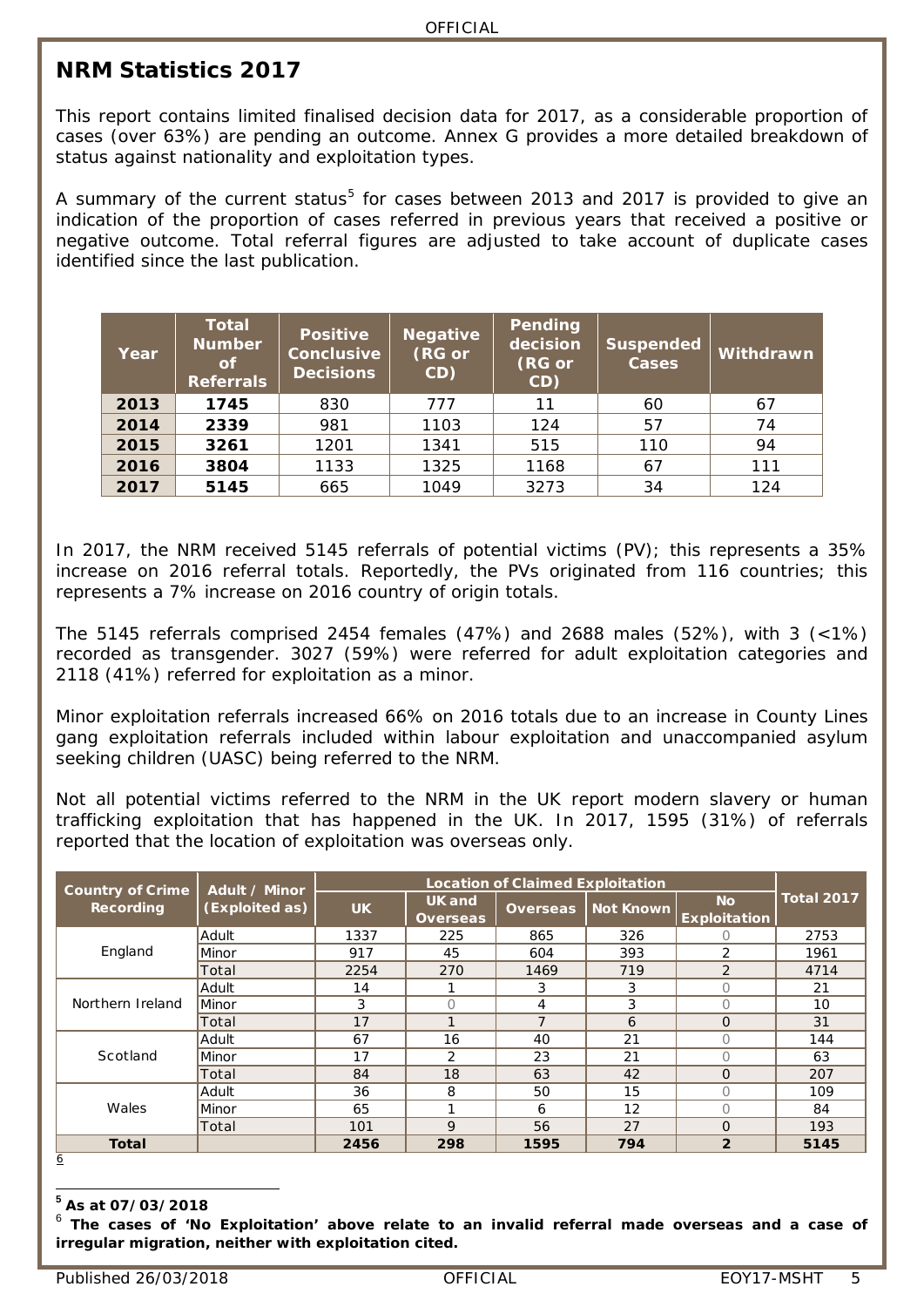## NRM Statistics 2017

This report contains limited finalised decision data for 2017, as a considerable proportion of cases (over 63%) are pending an outcome. Annex G provides a more detailed breakdown of status against nationality and exploitation types.

A summary of the current status[5] for cases between 2013 and 2017 is provided to give an indication of the proportion of cases referred in previous years that received a positive or negative outcome. Total referral figures are adjusted to take account of duplicate cases identified since the last publication.

| Year | Total Number of Referrals | Positive Conclusive Decisions | Negative (RG or CD) | Pending decision (RG or CD) | Suspended Cases | Withdrawn |
|---|---|---|---|---|---|---|
| **2013** | **1745** | 830 | 777 | 11 | 60 | 67 |
| **2014** | **2339** | 981 | 1103 | 124 | 57 | 74 |
| **2015** | **3261** | 1201 | 1341 | 515 | 110 | 94 |
| **2016** | **3804** | 1133 | 1325 | 1168 | 67 | 111 |
| **2017** | **5145** | 665 | 1049 | 3273 | 34 | 124 |

In 2017, the NRM received 5145 referrals of potential victims (PV); this represents a 35% increase on 2016 referral totals. Reportedly, the PVs originated from 116 countries; this represents a 7% increase on 2016 country of origin totals.

The 5145 referrals comprised 2454 females (47%) and 2688 males (52%), with 3 (<1%) recorded as transgender. 3027 (59%) were referred for adult exploitation categories and 2118 (41%) referred for exploitation as a minor.

Minor exploitation referrals increased 66% on 2016 totals due to an increase in County Lines gang exploitation referrals included within labour exploitation and unaccompanied asylum seeking children (UASC) being referred to the NRM.

Not all potential victims referred to the NRM in the UK report modern slavery or human trafficking exploitation that has happened in the UK. In 2017, 1595 (31%) of referrals reported that the location of exploitation was overseas only.

| Country of Crime Recording | Adult / Minor (Exploited as) | Location of Claimed Exploitation | | | | | Total 2017 |
|---|---|---|---|---|---|---|---|
| | | UK | UK and Overseas | Overseas | Not Known | No Exploitation | |
| England | Adult | 1337 | 225 | 865 | 326 | 0 | 2753 |
| | Minor | 917 | 45 | 604 | 393 | 2 | 1961 |
| | Total | 2254 | 270 | 1469 | 719 | 2 | 4714 |
| Northern Ireland | Adult | 14 | 1 | 3 | 3 | 0 | 21 |
| | Minor | 3 | 0 | 4 | 3 | 0 | 10 |
| | Total | 17 | 1 | 7 | 6 | 0 | 31 |
| Scotland | Adult | 67 | 16 | 40 | 21 | 0 | 144 |
| | Minor | 17 | 2 | 23 | 21 | 0 | 63 |
| | Total | 84 | 18 | 63 | 42 | 0 | 207 |
| Wales | Adult | 36 | 8 | 50 | 15 | 0 | 109 |
| | Minor | 65 | 1 | 6 | 12 | 0 | 84 |
| | Total | 101 | 9 | 56 | 27 | 0 | 193 |
| **Total** | | **2456** | **298** | **1595** | **794** | **2** | **5145** |

[6]

---

[5] **As at 07/03/2018**

[6] **The cases of 'No Exploitation' above relate to an invalid referral made overseas and a case of irregular migration, neither with exploitation cited.**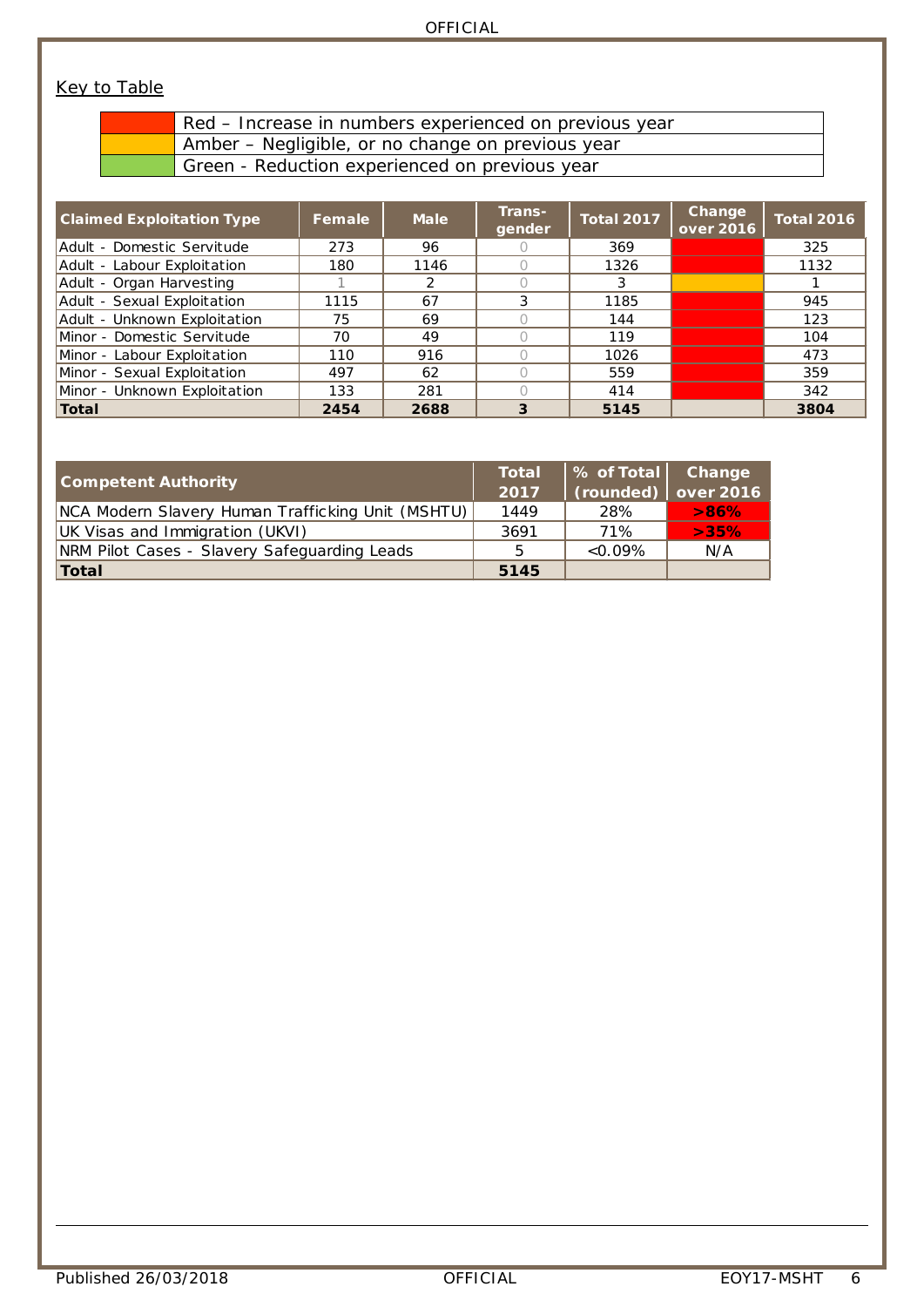Key to Table

| | |
|---|---|
| Red | Red – Increase in numbers experienced on previous year |
| Amber | Amber – Negligible, or no change on previous year |
| Green | Green - Reduction experienced on previous year |

| Claimed Exploitation Type | Female | Male | Trans-gender | Total 2017 | Change over 2016 | Total 2016 |
|---|---|---|---|---|---|---|
| Adult - Domestic Servitude | 273 | 96 | 0 | 369 | Red | 325 |
| Adult - Labour Exploitation | 180 | 1146 | 0 | 1326 | Red | 1132 |
| Adult - Organ Harvesting | 1 | 2 | 0 | 3 | Amber | 1 |
| Adult - Sexual Exploitation | 1115 | 67 | 3 | 1185 | Red | 945 |
| Adult - Unknown Exploitation | 75 | 69 | 0 | 144 | Red | 123 |
| Minor - Domestic Servitude | 70 | 49 | 0 | 119 | Red | 104 |
| Minor - Labour Exploitation | 110 | 916 | 0 | 1026 | Red | 473 |
| Minor - Sexual Exploitation | 497 | 62 | 0 | 559 | Red | 359 |
| Minor - Unknown Exploitation | 133 | 281 | 0 | 414 | Red | 342 |
| **Total** | **2454** | **2688** | **3** | **5145** | | **3804** |

| Competent Authority | Total 2017 | % of Total (rounded) | Change over 2016 |
|---|---|---|---|
| NCA Modern Slavery Human Trafficking Unit (MSHTU) | 1449 | 28% | >86% |
| UK Visas and Immigration (UKVI) | 3691 | 71% | >35% |
| NRM Pilot Cases - Slavery Safeguarding Leads | 5 | <0.09% | N/A |
| **Total** | **5145** | | |

Published 26/03/2018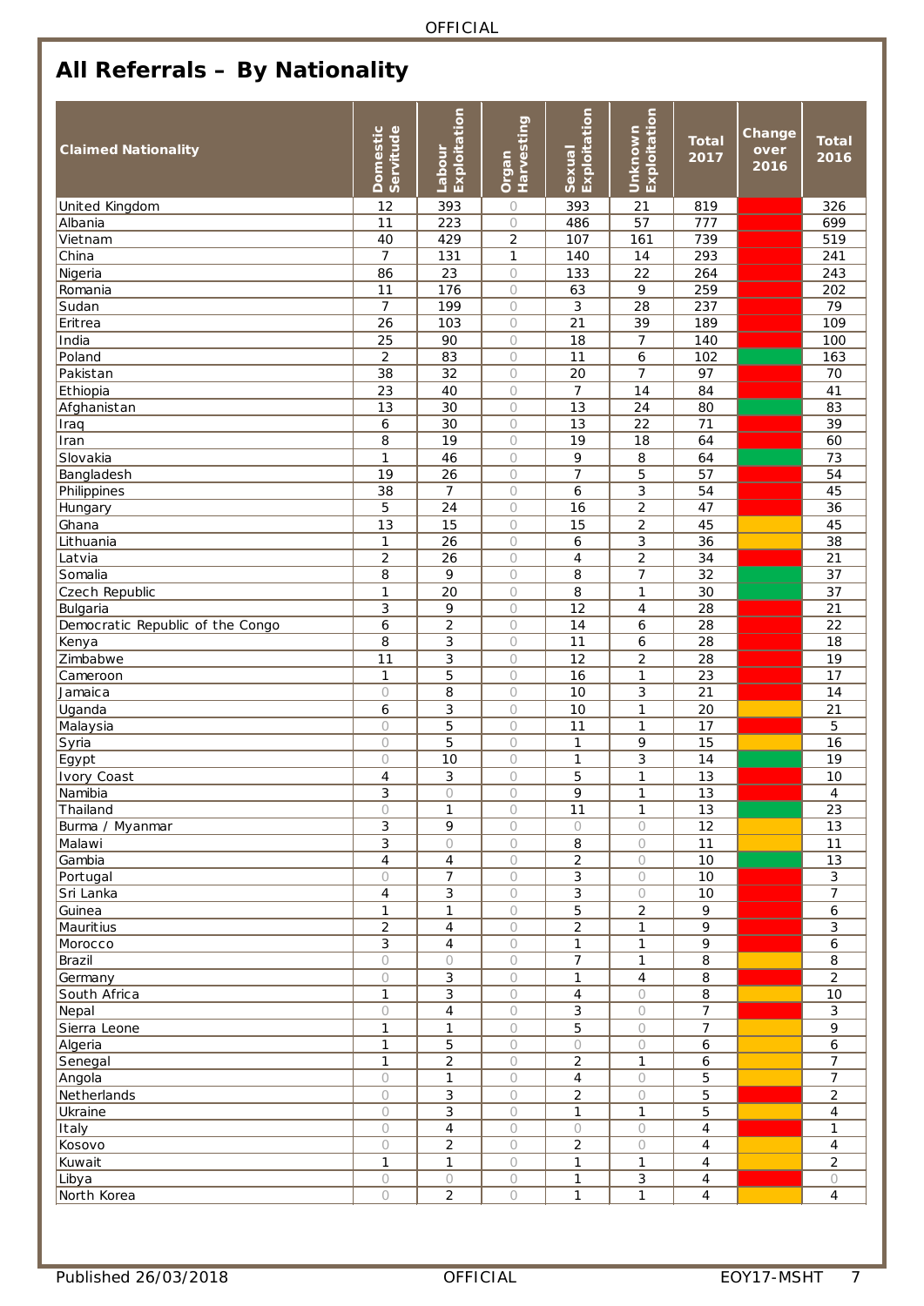# All Referrals – By Nationality

| Claimed Nationality | Domestic Servitude | Labour Exploitation | Organ Harvesting | Sexual Exploitation | Unknown Exploitation | Total 2017 | Change over 2016 | Total 2016 |
|---|---|---|---|---|---|---|---|---|
| United Kingdom | 12 | 393 | 0 | 393 | 21 | 819 | | 326 |
| Albania | 11 | 223 | 0 | 486 | 57 | 777 | | 699 |
| Vietnam | 40 | 429 | 2 | 107 | 161 | 739 | | 519 |
| China | 7 | 131 | 1 | 140 | 14 | 293 | | 241 |
| Nigeria | 86 | 23 | 0 | 133 | 22 | 264 | | 243 |
| Romania | 11 | 176 | 0 | 63 | 9 | 259 | | 202 |
| Sudan | 7 | 199 | 0 | 3 | 28 | 237 | | 79 |
| Eritrea | 26 | 103 | 0 | 21 | 39 | 189 | | 109 |
| India | 25 | 90 | 0 | 18 | 7 | 140 | | 100 |
| Poland | 2 | 83 | 0 | 11 | 6 | 102 | | 163 |
| Pakistan | 38 | 32 | 0 | 20 | 7 | 97 | | 70 |
| Ethiopia | 23 | 40 | 0 | 7 | 14 | 84 | | 41 |
| Afghanistan | 13 | 30 | 0 | 13 | 24 | 80 | | 83 |
| Iraq | 6 | 30 | 0 | 13 | 22 | 71 | | 39 |
| Iran | 8 | 19 | 0 | 19 | 18 | 64 | | 60 |
| Slovakia | 1 | 46 | 0 | 9 | 8 | 64 | | 73 |
| Bangladesh | 19 | 26 | 0 | 7 | 5 | 57 | | 54 |
| Philippines | 38 | 7 | 0 | 6 | 3 | 54 | | 45 |
| Hungary | 5 | 24 | 0 | 16 | 2 | 47 | | 36 |
| Ghana | 13 | 15 | 0 | 15 | 2 | 45 | | 45 |
| Lithuania | 1 | 26 | 0 | 6 | 3 | 36 | | 38 |
| Latvia | 2 | 26 | 0 | 4 | 2 | 34 | | 21 |
| Somalia | 8 | 9 | 0 | 8 | 7 | 32 | | 37 |
| Czech Republic | 1 | 20 | 0 | 8 | 1 | 30 | | 37 |
| Bulgaria | 3 | 9 | 0 | 12 | 4 | 28 | | 21 |
| Democratic Republic of the Congo | 6 | 2 | 0 | 14 | 6 | 28 | | 22 |
| Kenya | 8 | 3 | 0 | 11 | 6 | 28 | | 18 |
| Zimbabwe | 11 | 3 | 0 | 12 | 2 | 28 | | 19 |
| Cameroon | 1 | 5 | 0 | 16 | 1 | 23 | | 17 |
| Jamaica | 0 | 8 | 0 | 10 | 3 | 21 | | 14 |
| Uganda | 6 | 3 | 0 | 10 | 1 | 20 | | 21 |
| Malaysia | 0 | 5 | 0 | 11 | 1 | 17 | | 5 |
| Syria | 0 | 5 | 0 | 1 | 9 | 15 | | 16 |
| Egypt | 0 | 10 | 0 | 1 | 3 | 14 | | 19 |
| Ivory Coast | 4 | 3 | 0 | 5 | 1 | 13 | | 10 |
| Namibia | 3 | 0 | 0 | 9 | 1 | 13 | | 4 |
| Thailand | 0 | 1 | 0 | 11 | 1 | 13 | | 23 |
| Burma / Myanmar | 3 | 9 | 0 | 0 | 0 | 12 | | 13 |
| Malawi | 3 | 0 | 0 | 8 | 0 | 11 | | 11 |
| Gambia | 4 | 4 | 0 | 2 | 0 | 10 | | 13 |
| Portugal | 0 | 7 | 0 | 3 | 0 | 10 | | 3 |
| Sri Lanka | 4 | 3 | 0 | 3 | 0 | 10 | | 7 |
| Guinea | 1 | 1 | 0 | 5 | 2 | 9 | | 6 |
| Mauritius | 2 | 4 | 0 | 2 | 1 | 9 | | 3 |
| Morocco | 3 | 4 | 0 | 1 | 1 | 9 | | 6 |
| Brazil | 0 | 0 | 0 | 7 | 1 | 8 | | 8 |
| Germany | 0 | 3 | 0 | 1 | 4 | 8 | | 2 |
| South Africa | 1 | 3 | 0 | 4 | 0 | 8 | | 10 |
| Nepal | 0 | 4 | 0 | 3 | 0 | 7 | | 3 |
| Sierra Leone | 1 | 1 | 0 | 5 | 0 | 7 | | 9 |
| Algeria | 1 | 5 | 0 | 0 | 0 | 6 | | 6 |
| Senegal | 1 | 2 | 0 | 2 | 1 | 6 | | 7 |
| Angola | 0 | 1 | 0 | 4 | 0 | 5 | | 7 |
| Netherlands | 0 | 3 | 0 | 2 | 0 | 5 | | 2 |
| Ukraine | 0 | 3 | 0 | 1 | 1 | 5 | | 4 |
| Italy | 0 | 4 | 0 | 0 | 0 | 4 | | 1 |
| Kosovo | 0 | 2 | 0 | 2 | 0 | 4 | | 4 |
| Kuwait | 1 | 1 | 0 | 1 | 1 | 4 | | 2 |
| Libya | 0 | 0 | 0 | 1 | 3 | 4 | | 0 |
| North Korea | 0 | 2 | 0 | 1 | 1 | 4 | | 4 |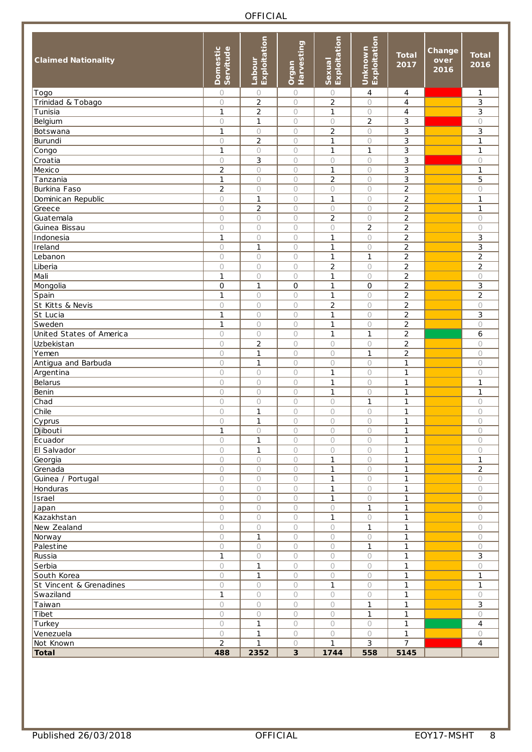| Claimed Nationality | Domestic Servitude | Labour Exploitation | Organ Harvesting | Sexual Exploitation | Unknown Exploitation | Total 2017 | Change over 2016 | Total 2016 |
|---|---|---|---|---|---|---|---|---|
| Togo | 0 | 0 | 0 | 0 | 4 | 4 | | 1 |
| Trinidad & Tobago | 0 | 2 | 0 | 2 | 0 | 4 | | 3 |
| Tunisia | 1 | 2 | 0 | 1 | 0 | 4 | | 3 |
| Belgium | 0 | 1 | 0 | 0 | 2 | 3 | | 0 |
| Botswana | 1 | 0 | 0 | 2 | 0 | 3 | | 3 |
| Burundi | 0 | 2 | 0 | 1 | 0 | 3 | | 1 |
| Congo | 1 | 0 | 0 | 1 | 1 | 3 | | 1 |
| Croatia | 0 | 3 | 0 | 0 | 0 | 3 | | 0 |
| Mexico | 2 | 0 | 0 | 1 | 0 | 3 | | 1 |
| Tanzania | 1 | 0 | 0 | 2 | 0 | 3 | | 5 |
| Burkina Faso | 2 | 0 | 0 | 0 | 0 | 2 | | 0 |
| Dominican Republic | 0 | 1 | 0 | 1 | 0 | 2 | | 1 |
| Greece | 0 | 2 | 0 | 0 | 0 | 2 | | 1 |
| Guatemala | 0 | 0 | 0 | 2 | 0 | 2 | | 0 |
| Guinea Bissau | 0 | 0 | 0 | 0 | 2 | 2 | | 0 |
| Indonesia | 1 | 0 | 0 | 1 | 0 | 2 | | 3 |
| Ireland | 0 | 1 | 0 | 1 | 0 | 2 | | 3 |
| Lebanon | 0 | 0 | 0 | 1 | 1 | 2 | | 2 |
| Liberia | 0 | 0 | 0 | 2 | 0 | 2 | | 2 |
| Mali | 1 | 0 | 0 | 1 | 0 | 2 | | 0 |
| Mongolia | 0 | 1 | 0 | 1 | 0 | 2 | | 3 |
| Spain | 1 | 0 | 0 | 1 | 0 | 2 | | 2 |
| St Kitts & Nevis | 0 | 0 | 0 | 2 | 0 | 2 | | 0 |
| St Lucia | 1 | 0 | 0 | 1 | 0 | 2 | | 3 |
| Sweden | 1 | 0 | 0 | 1 | 0 | 2 | | 0 |
| United States of America | 0 | 0 | 0 | 1 | 1 | 2 | | 6 |
| Uzbekistan | 0 | 2 | 0 | 0 | 0 | 2 | | 0 |
| Yemen | 0 | 1 | 0 | 0 | 1 | 2 | | 0 |
| Antigua and Barbuda | 0 | 1 | 0 | 0 | 0 | 1 | | 0 |
| Argentina | 0 | 0 | 0 | 1 | 0 | 1 | | 0 |
| Belarus | 0 | 0 | 0 | 1 | 0 | 1 | | 1 |
| Benin | 0 | 0 | 0 | 1 | 0 | 1 | | 1 |
| Chad | 0 | 0 | 0 | 0 | 1 | 1 | | 0 |
| Chile | 0 | 1 | 0 | 0 | 0 | 1 | | 0 |
| Cyprus | 0 | 1 | 0 | 0 | 0 | 1 | | 0 |
| Djibouti | 1 | 0 | 0 | 0 | 0 | 1 | | 0 |
| Ecuador | 0 | 1 | 0 | 0 | 0 | 1 | | 0 |
| El Salvador | 0 | 1 | 0 | 0 | 0 | 1 | | 0 |
| Georgia | 0 | 0 | 0 | 1 | 0 | 1 | | 1 |
| Grenada | 0 | 0 | 0 | 1 | 0 | 1 | | 2 |
| Guinea / Portugal | 0 | 0 | 0 | 1 | 0 | 1 | | 0 |
| Honduras | 0 | 0 | 0 | 1 | 0 | 1 | | 0 |
| Israel | 0 | 0 | 0 | 1 | 0 | 1 | | 0 |
| Japan | 0 | 0 | 0 | 0 | 1 | 1 | | 0 |
| Kazakhstan | 0 | 0 | 0 | 1 | 0 | 1 | | 0 |
| New Zealand | 0 | 0 | 0 | 0 | 1 | 1 | | 0 |
| Norway | 0 | 1 | 0 | 0 | 0 | 1 | | 0 |
| Palestine | 0 | 0 | 0 | 0 | 1 | 1 | | 0 |
| Russia | 1 | 0 | 0 | 0 | 0 | 1 | | 3 |
| Serbia | 0 | 1 | 0 | 0 | 0 | 1 | | 0 |
| South Korea | 0 | 1 | 0 | 0 | 0 | 1 | | 1 |
| St Vincent & Grenadines | 0 | 0 | 0 | 1 | 0 | 1 | | 1 |
| Swaziland | 1 | 0 | 0 | 0 | 0 | 1 | | 0 |
| Taiwan | 0 | 0 | 0 | 0 | 1 | 1 | | 3 |
| Tibet | 0 | 0 | 0 | 0 | 1 | 1 | | 0 |
| Turkey | 0 | 1 | 0 | 0 | 0 | 1 | | 4 |
| Venezuela | 0 | 1 | 0 | 0 | 0 | 1 | | 0 |
| Not Known | 2 | 1 | 0 | 1 | 3 | 7 | | 4 |
| **Total** | **488** | **2352** | **3** | **1744** | **558** | **5145** | | |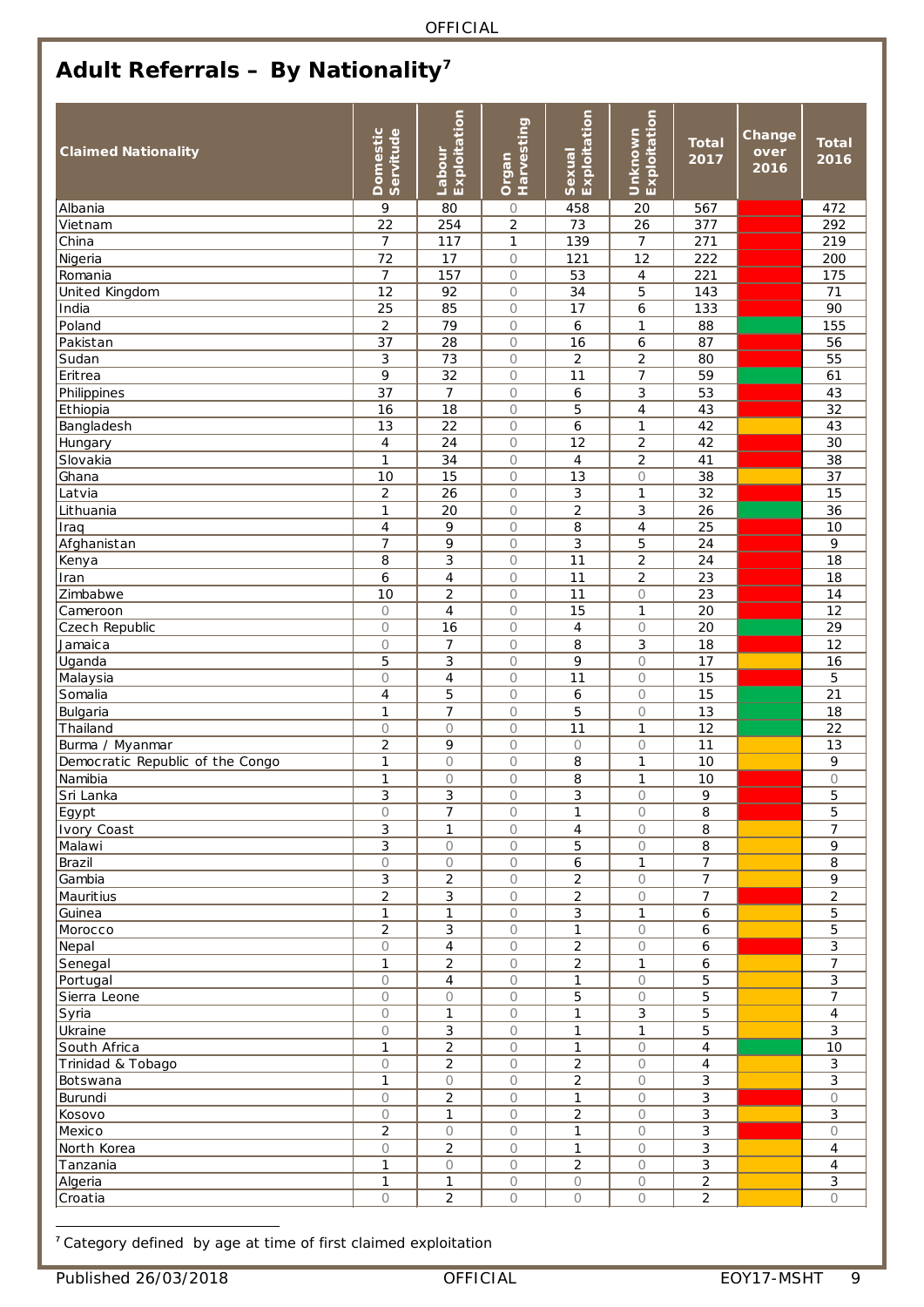## Adult Referrals – By Nationality[7]

| Claimed Nationality | Domestic Servitude | Labour Exploitation | Organ Harvesting | Sexual Exploitation | Unknown Exploitation | Total 2017 | Change over 2016 | Total 2016 |
|---|---|---|---|---|---|---|---|---|
| Albania | 9 | 80 | 0 | 458 | 20 | 567 | | 472 |
| Vietnam | 22 | 254 | 2 | 73 | 26 | 377 | | 292 |
| China | 7 | 117 | 1 | 139 | 7 | 271 | | 219 |
| Nigeria | 72 | 17 | 0 | 121 | 12 | 222 | | 200 |
| Romania | 7 | 157 | 0 | 53 | 4 | 221 | | 175 |
| United Kingdom | 12 | 92 | 0 | 34 | 5 | 143 | | 71 |
| India | 25 | 85 | 0 | 17 | 6 | 133 | | 90 |
| Poland | 2 | 79 | 0 | 6 | 1 | 88 | | 155 |
| Pakistan | 37 | 28 | 0 | 16 | 6 | 87 | | 56 |
| Sudan | 3 | 73 | 0 | 2 | 2 | 80 | | 55 |
| Eritrea | 9 | 32 | 0 | 11 | 7 | 59 | | 61 |
| Philippines | 37 | 7 | 0 | 6 | 3 | 53 | | 43 |
| Ethiopia | 16 | 18 | 0 | 5 | 4 | 43 | | 32 |
| Bangladesh | 13 | 22 | 0 | 6 | 1 | 42 | | 43 |
| Hungary | 4 | 24 | 0 | 12 | 2 | 42 | | 30 |
| Slovakia | 1 | 34 | 0 | 4 | 2 | 41 | | 38 |
| Ghana | 10 | 15 | 0 | 13 | 0 | 38 | | 37 |
| Latvia | 2 | 26 | 0 | 3 | 1 | 32 | | 15 |
| Lithuania | 1 | 20 | 0 | 2 | 3 | 26 | | 36 |
| Iraq | 4 | 9 | 0 | 8 | 4 | 25 | | 10 |
| Afghanistan | 7 | 9 | 0 | 3 | 5 | 24 | | 9 |
| Kenya | 8 | 3 | 0 | 11 | 2 | 24 | | 18 |
| Iran | 6 | 4 | 0 | 11 | 2 | 23 | | 18 |
| Zimbabwe | 10 | 2 | 0 | 11 | 0 | 23 | | 14 |
| Cameroon | 0 | 4 | 0 | 15 | 1 | 20 | | 12 |
| Czech Republic | 0 | 16 | 0 | 4 | 0 | 20 | | 29 |
| Jamaica | 0 | 7 | 0 | 8 | 3 | 18 | | 12 |
| Uganda | 5 | 3 | 0 | 9 | 0 | 17 | | 16 |
| Malaysia | 0 | 4 | 0 | 11 | 0 | 15 | | 5 |
| Somalia | 4 | 5 | 0 | 6 | 0 | 15 | | 21 |
| Bulgaria | 1 | 7 | 0 | 5 | 0 | 13 | | 18 |
| Thailand | 0 | 0 | 0 | 11 | 1 | 12 | | 22 |
| Burma / Myanmar | 2 | 9 | 0 | 0 | 0 | 11 | | 13 |
| Democratic Republic of the Congo | 1 | 0 | 0 | 8 | 1 | 10 | | 9 |
| Namibia | 1 | 0 | 0 | 8 | 1 | 10 | | 0 |
| Sri Lanka | 3 | 3 | 0 | 3 | 0 | 9 | | 5 |
| Egypt | 0 | 7 | 0 | 1 | 0 | 8 | | 5 |
| Ivory Coast | 3 | 1 | 0 | 4 | 0 | 8 | | 7 |
| Malawi | 3 | 0 | 0 | 5 | 0 | 8 | | 9 |
| Brazil | 0 | 0 | 0 | 6 | 1 | 7 | | 8 |
| Gambia | 3 | 2 | 0 | 2 | 0 | 7 | | 9 |
| Mauritius | 2 | 3 | 0 | 2 | 0 | 7 | | 2 |
| Guinea | 1 | 1 | 0 | 3 | 1 | 6 | | 5 |
| Morocco | 2 | 3 | 0 | 1 | 0 | 6 | | 5 |
| Nepal | 0 | 4 | 0 | 2 | 0 | 6 | | 3 |
| Senegal | 1 | 2 | 0 | 2 | 1 | 6 | | 7 |
| Portugal | 0 | 4 | 0 | 1 | 0 | 5 | | 3 |
| Sierra Leone | 0 | 0 | 0 | 5 | 0 | 5 | | 7 |
| Syria | 0 | 1 | 0 | 1 | 3 | 5 | | 4 |
| Ukraine | 0 | 3 | 0 | 1 | 1 | 5 | | 3 |
| South Africa | 1 | 2 | 0 | 1 | 0 | 4 | | 10 |
| Trinidad & Tobago | 0 | 2 | 0 | 2 | 0 | 4 | | 3 |
| Botswana | 1 | 0 | 0 | 2 | 0 | 3 | | 3 |
| Burundi | 0 | 2 | 0 | 1 | 0 | 3 | | 0 |
| Kosovo | 0 | 1 | 0 | 2 | 0 | 3 | | 3 |
| Mexico | 2 | 0 | 0 | 1 | 0 | 3 | | 0 |
| North Korea | 0 | 2 | 0 | 1 | 0 | 3 | | 4 |
| Tanzania | 1 | 0 | 0 | 2 | 0 | 3 | | 4 |
| Algeria | 1 | 1 | 0 | 0 | 0 | 2 | | 3 |
| Croatia | 0 | 2 | 0 | 0 | 0 | 2 | | 0 |

[7] Category defined by age at time of first claimed exploitation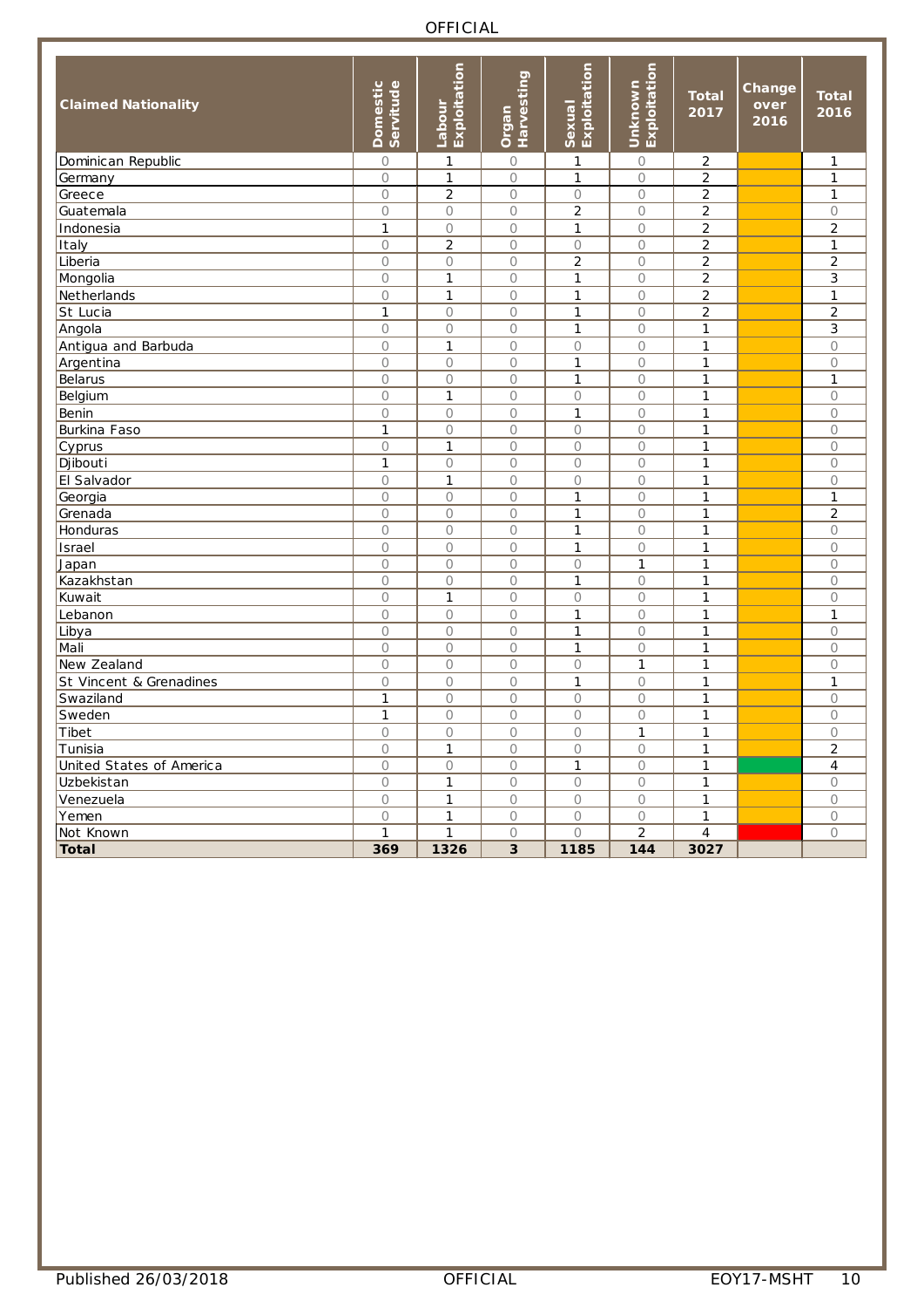| Claimed Nationality | Domestic Servitude | Labour Exploitation | Organ Harvesting | Sexual Exploitation | Unknown Exploitation | Total 2017 | Change over 2016 | Total 2016 |
|---|---|---|---|---|---|---|---|---|
| Dominican Republic | 0 | 1 | 0 | 1 | 0 | 2 | | 1 |
| Germany | 0 | 1 | 0 | 1 | 0 | 2 | | 1 |
| Greece | 0 | 2 | 0 | 0 | 0 | 2 | | 1 |
| Guatemala | 0 | 0 | 0 | 2 | 0 | 2 | | 0 |
| Indonesia | 1 | 0 | 0 | 1 | 0 | 2 | | 2 |
| Italy | 0 | 2 | 0 | 0 | 0 | 2 | | 1 |
| Liberia | 0 | 0 | 0 | 2 | 0 | 2 | | 2 |
| Mongolia | 0 | 1 | 0 | 1 | 0 | 2 | | 3 |
| Netherlands | 0 | 1 | 0 | 1 | 0 | 2 | | 1 |
| St Lucia | 1 | 0 | 0 | 1 | 0 | 2 | | 2 |
| Angola | 0 | 0 | 0 | 1 | 0 | 1 | | 3 |
| Antigua and Barbuda | 0 | 1 | 0 | 0 | 0 | 1 | | 0 |
| Argentina | 0 | 0 | 0 | 1 | 0 | 1 | | 0 |
| Belarus | 0 | 0 | 0 | 1 | 0 | 1 | | 1 |
| Belgium | 0 | 1 | 0 | 0 | 0 | 1 | | 0 |
| Benin | 0 | 0 | 0 | 1 | 0 | 1 | | 0 |
| Burkina Faso | 1 | 0 | 0 | 0 | 0 | 1 | | 0 |
| Cyprus | 0 | 1 | 0 | 0 | 0 | 1 | | 0 |
| Djibouti | 1 | 0 | 0 | 0 | 0 | 1 | | 0 |
| El Salvador | 0 | 1 | 0 | 0 | 0 | 1 | | 0 |
| Georgia | 0 | 0 | 0 | 1 | 0 | 1 | | 1 |
| Grenada | 0 | 0 | 0 | 1 | 0 | 1 | | 2 |
| Honduras | 0 | 0 | 0 | 1 | 0 | 1 | | 0 |
| Israel | 0 | 0 | 0 | 1 | 0 | 1 | | 0 |
| Japan | 0 | 0 | 0 | 0 | 1 | 1 | | 0 |
| Kazakhstan | 0 | 0 | 0 | 1 | 0 | 1 | | 0 |
| Kuwait | 0 | 1 | 0 | 0 | 0 | 1 | | 0 |
| Lebanon | 0 | 0 | 0 | 1 | 0 | 1 | | 1 |
| Libya | 0 | 0 | 0 | 1 | 0 | 1 | | 0 |
| Mali | 0 | 0 | 0 | 1 | 0 | 1 | | 0 |
| New Zealand | 0 | 0 | 0 | 0 | 1 | 1 | | 0 |
| St Vincent & Grenadines | 0 | 0 | 0 | 1 | 0 | 1 | | 1 |
| Swaziland | 1 | 0 | 0 | 0 | 0 | 1 | | 0 |
| Sweden | 1 | 0 | 0 | 0 | 0 | 1 | | 0 |
| Tibet | 0 | 0 | 0 | 0 | 1 | 1 | | 0 |
| Tunisia | 0 | 1 | 0 | 0 | 0 | 1 | | 2 |
| United States of America | 0 | 0 | 0 | 1 | 0 | 1 | | 4 |
| Uzbekistan | 0 | 1 | 0 | 0 | 0 | 1 | | 0 |
| Venezuela | 0 | 1 | 0 | 0 | 0 | 1 | | 0 |
| Yemen | 0 | 1 | 0 | 0 | 0 | 1 | | 0 |
| Not Known | 1 | 1 | 0 | 0 | 2 | 4 | | 0 |
| **Total** | **369** | **1326** | **3** | **1185** | **144** | **3027** | | |

Published 26/03/2018 OFFICIAL EOY17-MSHT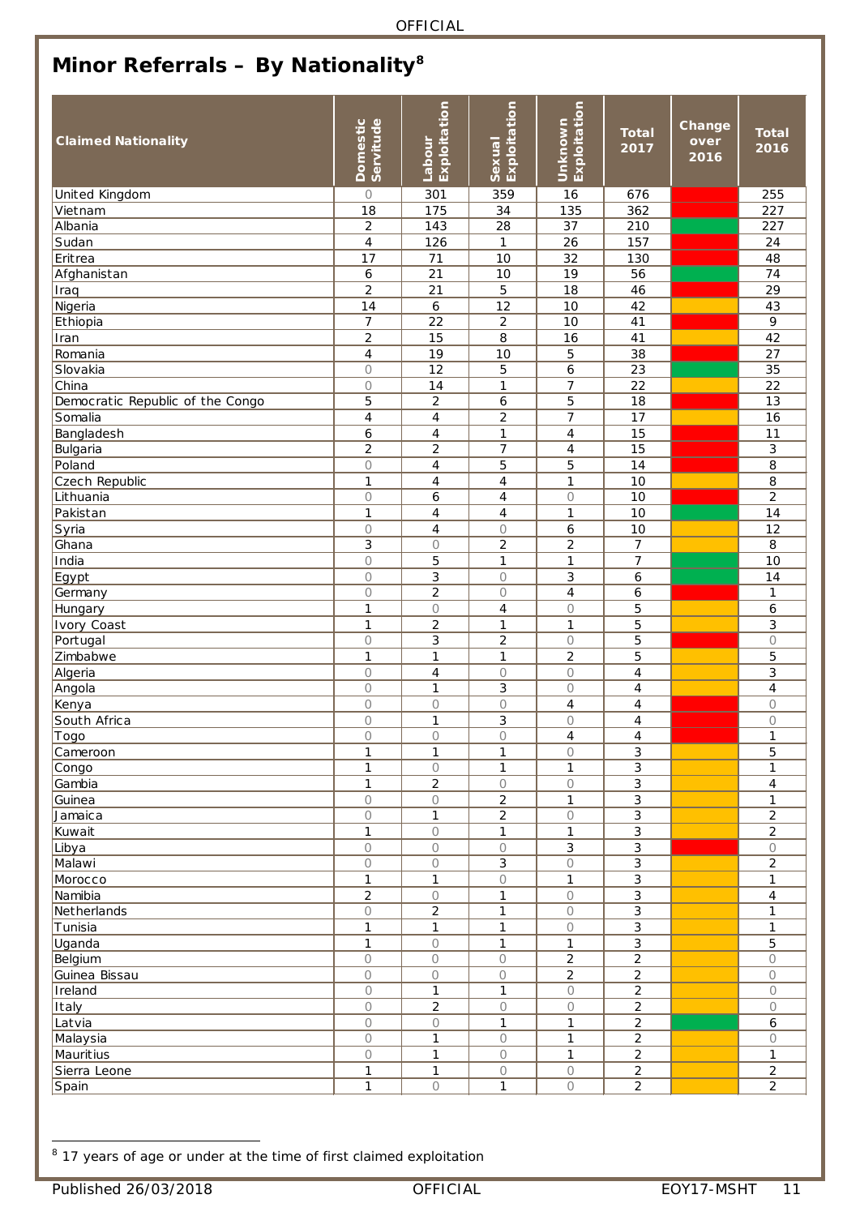## Minor Referrals – By Nationality[8]

| Claimed Nationality | Domestic Servitude | Labour Exploitation | Sexual Exploitation | Unknown Exploitation | Total 2017 | Change over 2016 | Total 2016 |
|---|---|---|---|---|---|---|---|
| United Kingdom | 0 | 301 | 359 | 16 | 676 | | 255 |
| Vietnam | 18 | 175 | 34 | 135 | 362 | | 227 |
| Albania | 2 | 143 | 28 | 37 | 210 | | 227 |
| Sudan | 4 | 126 | 1 | 26 | 157 | | 24 |
| Eritrea | 17 | 71 | 10 | 32 | 130 | | 48 |
| Afghanistan | 6 | 21 | 10 | 19 | 56 | | 74 |
| Iraq | 2 | 21 | 5 | 18 | 46 | | 29 |
| Nigeria | 14 | 6 | 12 | 10 | 42 | | 43 |
| Ethiopia | 7 | 22 | 2 | 10 | 41 | | 9 |
| Iran | 2 | 15 | 8 | 16 | 41 | | 42 |
| Romania | 4 | 19 | 10 | 5 | 38 | | 27 |
| Slovakia | 0 | 12 | 5 | 6 | 23 | | 35 |
| China | 0 | 14 | 1 | 7 | 22 | | 22 |
| Democratic Republic of the Congo | 5 | 2 | 6 | 5 | 18 | | 13 |
| Somalia | 4 | 4 | 2 | 7 | 17 | | 16 |
| Bangladesh | 6 | 4 | 1 | 4 | 15 | | 11 |
| Bulgaria | 2 | 2 | 7 | 4 | 15 | | 3 |
| Poland | 0 | 4 | 5 | 5 | 14 | | 8 |
| Czech Republic | 1 | 4 | 4 | 1 | 10 | | 8 |
| Lithuania | 0 | 6 | 4 | 0 | 10 | | 2 |
| Pakistan | 1 | 4 | 4 | 1 | 10 | | 14 |
| Syria | 0 | 4 | 0 | 6 | 10 | | 12 |
| Ghana | 3 | 0 | 2 | 2 | 7 | | 8 |
| India | 0 | 5 | 1 | 1 | 7 | | 10 |
| Egypt | 0 | 3 | 0 | 3 | 6 | | 14 |
| Germany | 0 | 2 | 0 | 4 | 6 | | 1 |
| Hungary | 1 | 0 | 4 | 0 | 5 | | 6 |
| Ivory Coast | 1 | 2 | 1 | 1 | 5 | | 3 |
| Portugal | 0 | 3 | 2 | 0 | 5 | | 0 |
| Zimbabwe | 1 | 1 | 1 | 2 | 5 | | 5 |
| Algeria | 0 | 4 | 0 | 0 | 4 | | 3 |
| Angola | 0 | 1 | 3 | 0 | 4 | | 4 |
| Kenya | 0 | 0 | 0 | 4 | 4 | | 0 |
| South Africa | 0 | 1 | 3 | 0 | 4 | | 0 |
| Togo | 0 | 0 | 0 | 4 | 4 | | 1 |
| Cameroon | 1 | 1 | 1 | 0 | 3 | | 5 |
| Congo | 1 | 0 | 1 | 1 | 3 | | 1 |
| Gambia | 1 | 2 | 0 | 0 | 3 | | 4 |
| Guinea | 0 | 0 | 2 | 1 | 3 | | 1 |
| Jamaica | 0 | 1 | 2 | 0 | 3 | | 2 |
| Kuwait | 1 | 0 | 1 | 1 | 3 | | 2 |
| Libya | 0 | 0 | 0 | 3 | 3 | | 0 |
| Malawi | 0 | 0 | 3 | 0 | 3 | | 2 |
| Morocco | 1 | 1 | 0 | 1 | 3 | | 1 |
| Namibia | 2 | 0 | 1 | 0 | 3 | | 4 |
| Netherlands | 0 | 2 | 1 | 0 | 3 | | 1 |
| Tunisia | 1 | 1 | 1 | 0 | 3 | | 1 |
| Uganda | 1 | 0 | 1 | 1 | 3 | | 5 |
| Belgium | 0 | 0 | 0 | 2 | 2 | | 0 |
| Guinea Bissau | 0 | 0 | 0 | 2 | 2 | | 0 |
| Ireland | 0 | 1 | 1 | 0 | 2 | | 0 |
| Italy | 0 | 2 | 0 | 0 | 2 | | 0 |
| Latvia | 0 | 0 | 1 | 1 | 2 | | 6 |
| Malaysia | 0 | 1 | 0 | 1 | 2 | | 0 |
| Mauritius | 0 | 1 | 0 | 1 | 2 | | 1 |
| Sierra Leone | 1 | 1 | 0 | 0 | 2 | | 2 |
| Spain | 1 | 0 | 1 | 0 | 2 | | 2 |

[8] 17 years of age or under at the time of first claimed exploitation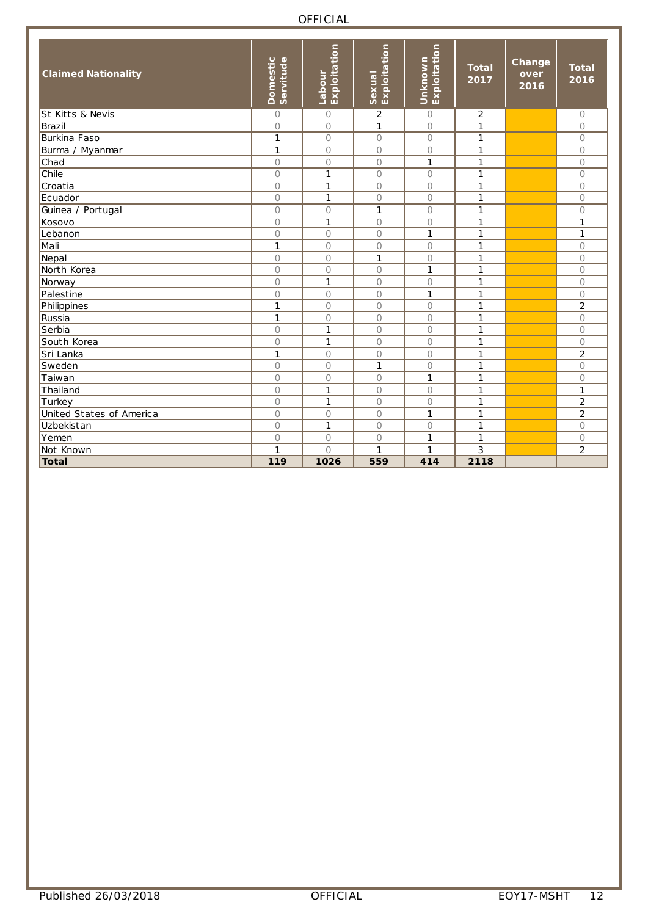| Claimed Nationality | Domestic Servitude | Labour Exploitation | Sexual Exploitation | Unknown Exploitation | Total 2017 | Change over 2016 | Total 2016 |
|---|---|---|---|---|---|---|---|
| St Kitts & Nevis | 0 | 0 | 2 | 0 | 2 | | 0 |
| Brazil | 0 | 0 | 1 | 0 | 1 | | 0 |
| Burkina Faso | 1 | 0 | 0 | 0 | 1 | | 0 |
| Burma / Myanmar | 1 | 0 | 0 | 0 | 1 | | 0 |
| Chad | 0 | 0 | 0 | 1 | 1 | | 0 |
| Chile | 0 | 1 | 0 | 0 | 1 | | 0 |
| Croatia | 0 | 1 | 0 | 0 | 1 | | 0 |
| Ecuador | 0 | 1 | 0 | 0 | 1 | | 0 |
| Guinea / Portugal | 0 | 0 | 1 | 0 | 1 | | 0 |
| Kosovo | 0 | 1 | 0 | 0 | 1 | | 1 |
| Lebanon | 0 | 0 | 0 | 1 | 1 | | 1 |
| Mali | 1 | 0 | 0 | 0 | 1 | | 0 |
| Nepal | 0 | 0 | 1 | 0 | 1 | | 0 |
| North Korea | 0 | 0 | 0 | 1 | 1 | | 0 |
| Norway | 0 | 1 | 0 | 0 | 1 | | 0 |
| Palestine | 0 | 0 | 0 | 1 | 1 | | 0 |
| Philippines | 1 | 0 | 0 | 0 | 1 | | 2 |
| Russia | 1 | 0 | 0 | 0 | 1 | | 0 |
| Serbia | 0 | 1 | 0 | 0 | 1 | | 0 |
| South Korea | 0 | 1 | 0 | 0 | 1 | | 0 |
| Sri Lanka | 1 | 0 | 0 | 0 | 1 | | 2 |
| Sweden | 0 | 0 | 1 | 0 | 1 | | 0 |
| Taiwan | 0 | 0 | 0 | 1 | 1 | | 0 |
| Thailand | 0 | 1 | 0 | 0 | 1 | | 1 |
| Turkey | 0 | 1 | 0 | 0 | 1 | | 2 |
| United States of America | 0 | 0 | 0 | 1 | 1 | | 2 |
| Uzbekistan | 0 | 1 | 0 | 0 | 1 | | 0 |
| Yemen | 0 | 0 | 0 | 1 | 1 | | 0 |
| Not Known | 1 | 0 | 1 | 1 | 3 | | 2 |
| **Total** | **119** | **1026** | **559** | **414** | **2118** | | |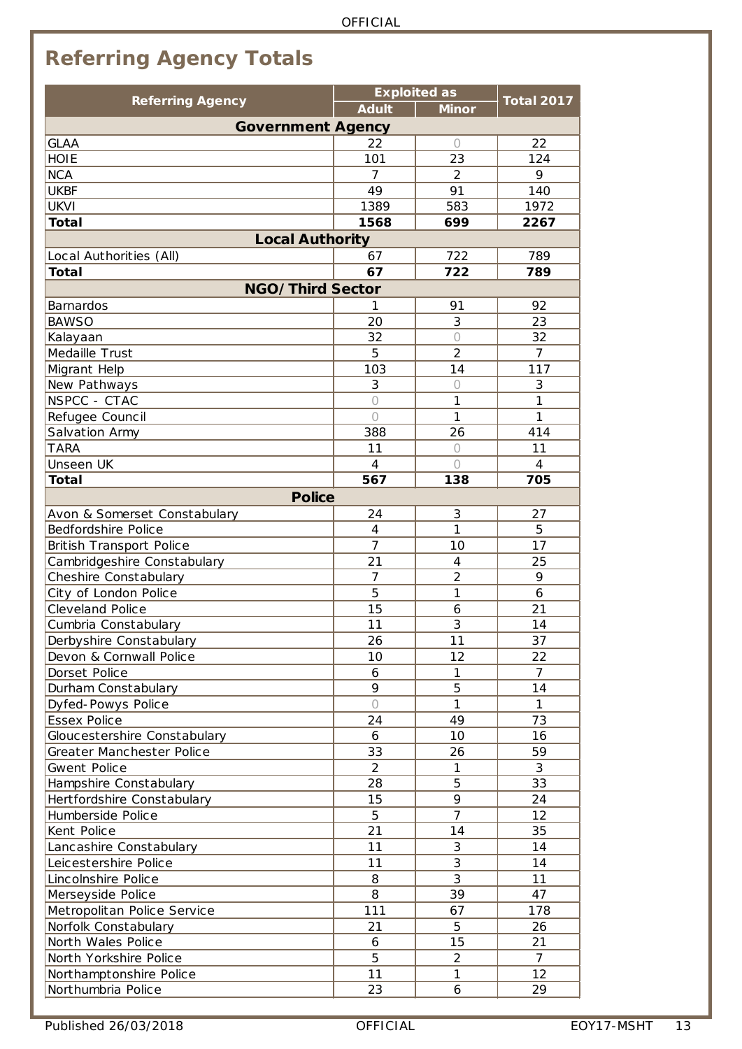## Referring Agency Totals

| Referring Agency | Exploited as | | Total 2017 |
|---|---|---|---|
| | Adult | Minor | |
| **Government Agency** | | | |
| GLAA | 22 | 0 | 22 |
| HOIE | 101 | 23 | 124 |
| NCA | 7 | 2 | 9 |
| UKBF | 49 | 91 | 140 |
| UKVI | 1389 | 583 | 1972 |
| **Total** | **1568** | **699** | **2267** |
| **Local Authority** | | | |
| Local Authorities (All) | 67 | 722 | 789 |
| **Total** | **67** | **722** | **789** |
| **NGO/Third Sector** | | | |
| Barnardos | 1 | 91 | 92 |
| BAWSO | 20 | 3 | 23 |
| Kalayaan | 32 | 0 | 32 |
| Medaille Trust | 5 | 2 | 7 |
| Migrant Help | 103 | 14 | 117 |
| New Pathways | 3 | 0 | 3 |
| NSPCC - CTAC | 0 | 1 | 1 |
| Refugee Council | 0 | 1 | 1 |
| Salvation Army | 388 | 26 | 414 |
| TARA | 11 | 0 | 11 |
| Unseen UK | 4 | 0 | 4 |
| **Total** | **567** | **138** | **705** |
| **Police** | | | |
| Avon & Somerset Constabulary | 24 | 3 | 27 |
| Bedfordshire Police | 4 | 1 | 5 |
| British Transport Police | 7 | 10 | 17 |
| Cambridgeshire Constabulary | 21 | 4 | 25 |
| Cheshire Constabulary | 7 | 2 | 9 |
| City of London Police | 5 | 1 | 6 |
| Cleveland Police | 15 | 6 | 21 |
| Cumbria Constabulary | 11 | 3 | 14 |
| Derbyshire Constabulary | 26 | 11 | 37 |
| Devon & Cornwall Police | 10 | 12 | 22 |
| Dorset Police | 6 | 1 | 7 |
| Durham Constabulary | 9 | 5 | 14 |
| Dyfed-Powys Police | 0 | 1 | 1 |
| Essex Police | 24 | 49 | 73 |
| Gloucestershire Constabulary | 6 | 10 | 16 |
| Greater Manchester Police | 33 | 26 | 59 |
| Gwent Police | 2 | 1 | 3 |
| Hampshire Constabulary | 28 | 5 | 33 |
| Hertfordshire Constabulary | 15 | 9 | 24 |
| Humberside Police | 5 | 7 | 12 |
| Kent Police | 21 | 14 | 35 |
| Lancashire Constabulary | 11 | 3 | 14 |
| Leicestershire Police | 11 | 3 | 14 |
| Lincolnshire Police | 8 | 3 | 11 |
| Merseyside Police | 8 | 39 | 47 |
| Metropolitan Police Service | 111 | 67 | 178 |
| Norfolk Constabulary | 21 | 5 | 26 |
| North Wales Police | 6 | 15 | 21 |
| North Yorkshire Police | 5 | 2 | 7 |
| Northamptonshire Police | 11 | 1 | 12 |
| Northumbria Police | 23 | 6 | 29 |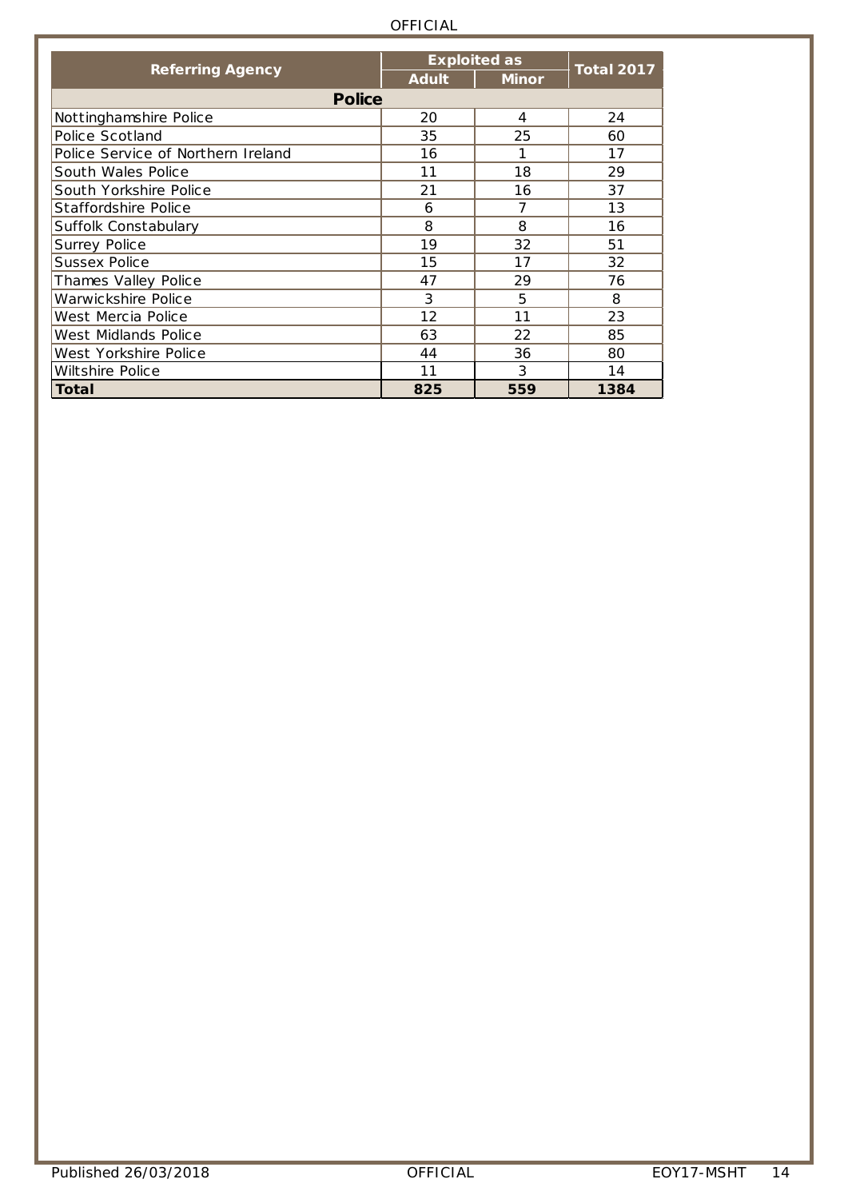| Referring Agency | Exploited as | | Total 2017 |
|---|---|---|---|
| | Adult | Minor | |
| **Police** | | | |
| Nottinghamshire Police | 20 | 4 | 24 |
| Police Scotland | 35 | 25 | 60 |
| Police Service of Northern Ireland | 16 | 1 | 17 |
| South Wales Police | 11 | 18 | 29 |
| South Yorkshire Police | 21 | 16 | 37 |
| Staffordshire Police | 6 | 7 | 13 |
| Suffolk Constabulary | 8 | 8 | 16 |
| Surrey Police | 19 | 32 | 51 |
| Sussex Police | 15 | 17 | 32 |
| Thames Valley Police | 47 | 29 | 76 |
| Warwickshire Police | 3 | 5 | 8 |
| West Mercia Police | 12 | 11 | 23 |
| West Midlands Police | 63 | 22 | 85 |
| West Yorkshire Police | 44 | 36 | 80 |
| Wiltshire Police | 11 | 3 | 14 |
| **Total** | **825** | **559** | **1384** |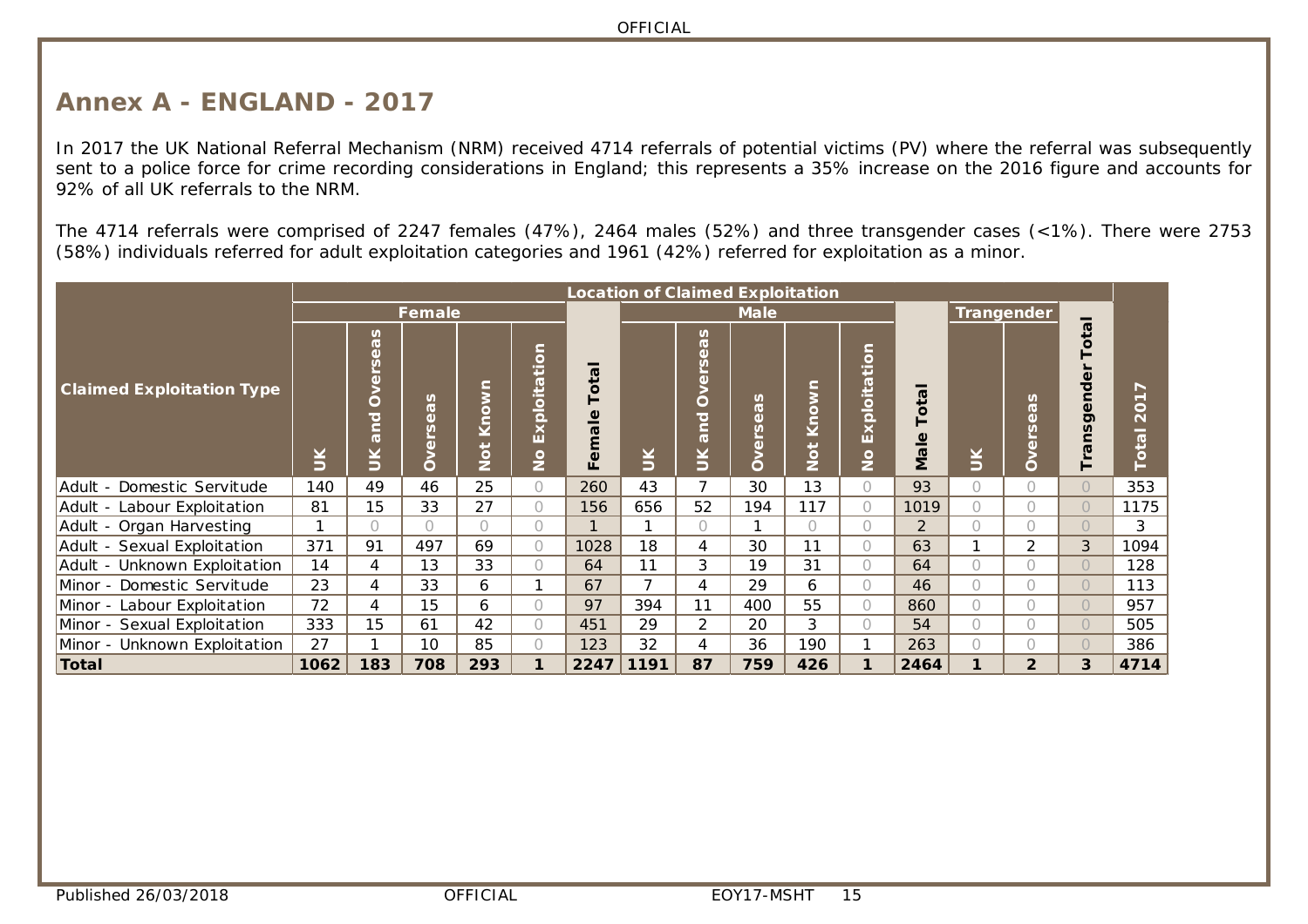## Annex A - ENGLAND - 2017

In 2017 the UK National Referral Mechanism (NRM) received 4714 referrals of potential victims (PV) where the referral was subsequently sent to a police force for crime recording considerations in England; this represents a 35% increase on the 2016 figure and accounts for 92% of all UK referrals to the NRM.

The 4714 referrals were comprised of 2247 females (47%), 2464 males (52%) and three transgender cases (<1%). There were 2753 (58%) individuals referred for adult exploitation categories and 1961 (42%) referred for exploitation as a minor.

| Claimed Exploitation Type | Location of Claimed Exploitation | | | | | | | | | | | | | | | |
|---|---|---|---|---|---|---|---|---|---|---|---|---|---|---|---|---|
| | Female | | | | | | Male | | | | | | Trangender | | | |
| | UK | UK and Overseas | Overseas | Not Known | No Exploitation | Female Total | UK | UK and Overseas | Overseas | Not Known | No Exploitation | Male Total | UK | Overseas | Transgender Total | Total 2017 |
| Adult - Domestic Servitude | 140 | 49 | 46 | 25 | 0 | 260 | 43 | 7 | 30 | 13 | 0 | 93 | 0 | 0 | 0 | 353 |
| Adult - Labour Exploitation | 81 | 15 | 33 | 27 | 0 | 156 | 656 | 52 | 194 | 117 | 0 | 1019 | 0 | 0 | 0 | 1175 |
| Adult - Organ Harvesting | 1 | 0 | 0 | 0 | 0 | 1 | 1 | 0 | 1 | 0 | 0 | 2 | 0 | 0 | 0 | 3 |
| Adult - Sexual Exploitation | 371 | 91 | 497 | 69 | 0 | 1028 | 18 | 4 | 30 | 11 | 0 | 63 | 1 | 2 | 3 | 1094 |
| Adult - Unknown Exploitation | 14 | 4 | 13 | 33 | 0 | 64 | 11 | 3 | 19 | 31 | 0 | 64 | 0 | 0 | 0 | 128 |
| Minor - Domestic Servitude | 23 | 4 | 33 | 6 | 1 | 67 | 7 | 4 | 29 | 6 | 0 | 46 | 0 | 0 | 0 | 113 |
| Minor - Labour Exploitation | 72 | 4 | 15 | 6 | 0 | 97 | 394 | 11 | 400 | 55 | 0 | 860 | 0 | 0 | 0 | 957 |
| Minor - Sexual Exploitation | 333 | 15 | 61 | 42 | 0 | 451 | 29 | 2 | 20 | 3 | 0 | 54 | 0 | 0 | 0 | 505 |
| Minor - Unknown Exploitation | 27 | 1 | 10 | 85 | 0 | 123 | 32 | 4 | 36 | 190 | 1 | 263 | 0 | 0 | 0 | 386 |
| **Total** | **1062** | **183** | **708** | **293** | **1** | **2247** | **1191** | **87** | **759** | **426** | **1** | **2464** | **1** | **2** | **3** | **4714** |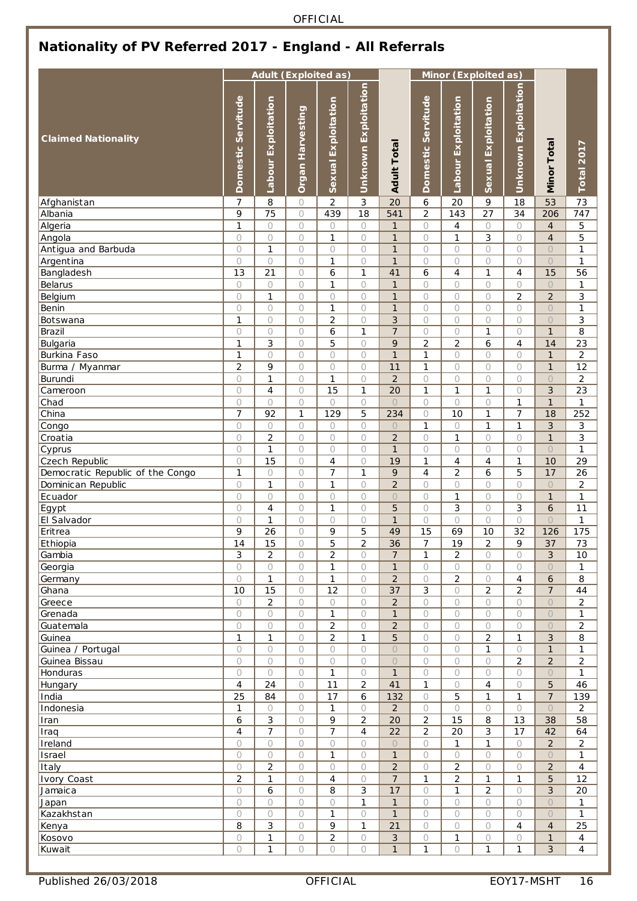# Nationality of PV Referred 2017 - England - All Referrals

| Claimed Nationality | Adult (Exploited as) | | | | | | Minor (Exploited as) | | | | | |
|---|---|---|---|---|---|---|---|---|---|---|---|---|
| | Domestic Servitude | Labour Exploitation | Organ Harvesting | Sexual Exploitation | Unknown Exploitation | Adult Total | Domestic Servitude | Labour Exploitation | Sexual Exploitation | Unknown Exploitation | Minor Total | Total 2017 |
| Afghanistan | 7 | 8 | 0 | 2 | 3 | 20 | 6 | 20 | 9 | 18 | 53 | 73 |
| Albania | 9 | 75 | 0 | 439 | 18 | 541 | 2 | 143 | 27 | 34 | 206 | 747 |
| Algeria | 1 | 0 | 0 | 0 | 0 | 1 | 0 | 4 | 0 | 0 | 4 | 5 |
| Angola | 0 | 0 | 0 | 1 | 0 | 1 | 0 | 1 | 3 | 0 | 4 | 5 |
| Antigua and Barbuda | 0 | 1 | 0 | 0 | 0 | 1 | 0 | 0 | 0 | 0 | 0 | 1 |
| Argentina | 0 | 0 | 0 | 1 | 0 | 1 | 0 | 0 | 0 | 0 | 0 | 1 |
| Bangladesh | 13 | 21 | 0 | 6 | 1 | 41 | 6 | 4 | 1 | 4 | 15 | 56 |
| Belarus | 0 | 0 | 0 | 1 | 0 | 1 | 0 | 0 | 0 | 0 | 0 | 1 |
| Belgium | 0 | 1 | 0 | 0 | 0 | 1 | 0 | 0 | 0 | 2 | 2 | 3 |
| Benin | 0 | 0 | 0 | 1 | 0 | 1 | 0 | 0 | 0 | 0 | 0 | 1 |
| Botswana | 1 | 0 | 0 | 2 | 0 | 3 | 0 | 0 | 0 | 0 | 0 | 3 |
| Brazil | 0 | 0 | 0 | 6 | 1 | 7 | 0 | 0 | 1 | 0 | 1 | 8 |
| Bulgaria | 1 | 3 | 0 | 5 | 0 | 9 | 2 | 2 | 6 | 4 | 14 | 23 |
| Burkina Faso | 1 | 0 | 0 | 0 | 0 | 1 | 1 | 0 | 0 | 0 | 1 | 2 |
| Burma / Myanmar | 2 | 9 | 0 | 0 | 0 | 11 | 1 | 0 | 0 | 0 | 1 | 12 |
| Burundi | 0 | 1 | 0 | 1 | 0 | 2 | 0 | 0 | 0 | 0 | 0 | 2 |
| Cameroon | 0 | 4 | 0 | 15 | 1 | 20 | 1 | 1 | 1 | 0 | 3 | 23 |
| Chad | 0 | 0 | 0 | 0 | 0 | 0 | 0 | 0 | 0 | 1 | 1 | 1 |
| China | 7 | 92 | 1 | 129 | 5 | 234 | 0 | 10 | 1 | 7 | 18 | 252 |
| Congo | 0 | 0 | 0 | 0 | 0 | 0 | 1 | 0 | 1 | 1 | 3 | 3 |
| Croatia | 0 | 2 | 0 | 0 | 0 | 2 | 0 | 1 | 0 | 0 | 1 | 3 |
| Cyprus | 0 | 1 | 0 | 0 | 0 | 1 | 0 | 0 | 0 | 0 | 0 | 1 |
| Czech Republic | 0 | 15 | 0 | 4 | 0 | 19 | 1 | 4 | 4 | 1 | 10 | 29 |
| Democratic Republic of the Congo | 1 | 0 | 0 | 7 | 1 | 9 | 4 | 2 | 6 | 5 | 17 | 26 |
| Dominican Republic | 0 | 1 | 0 | 1 | 0 | 2 | 0 | 0 | 0 | 0 | 0 | 2 |
| Ecuador | 0 | 0 | 0 | 0 | 0 | 0 | 0 | 1 | 0 | 0 | 1 | 1 |
| Egypt | 0 | 4 | 0 | 1 | 0 | 5 | 0 | 3 | 0 | 3 | 6 | 11 |
| El Salvador | 0 | 1 | 0 | 0 | 0 | 1 | 0 | 0 | 0 | 0 | 0 | 1 |
| Eritrea | 9 | 26 | 0 | 9 | 5 | 49 | 15 | 69 | 10 | 32 | 126 | 175 |
| Ethiopia | 14 | 15 | 0 | 5 | 2 | 36 | 7 | 19 | 2 | 9 | 37 | 73 |
| Gambia | 3 | 2 | 0 | 2 | 0 | 7 | 1 | 2 | 0 | 0 | 3 | 10 |
| Georgia | 0 | 0 | 0 | 1 | 0 | 1 | 0 | 0 | 0 | 0 | 0 | 1 |
| Germany | 0 | 1 | 0 | 1 | 0 | 2 | 0 | 2 | 0 | 4 | 6 | 8 |
| Ghana | 10 | 15 | 0 | 12 | 0 | 37 | 3 | 0 | 2 | 2 | 7 | 44 |
| Greece | 0 | 2 | 0 | 0 | 0 | 2 | 0 | 0 | 0 | 0 | 0 | 2 |
| Grenada | 0 | 0 | 0 | 1 | 0 | 1 | 0 | 0 | 0 | 0 | 0 | 1 |
| Guatemala | 0 | 0 | 0 | 2 | 0 | 2 | 0 | 0 | 0 | 0 | 0 | 2 |
| Guinea | 1 | 1 | 0 | 2 | 1 | 5 | 0 | 0 | 2 | 1 | 3 | 8 |
| Guinea / Portugal | 0 | 0 | 0 | 0 | 0 | 0 | 0 | 0 | 1 | 0 | 1 | 1 |
| Guinea Bissau | 0 | 0 | 0 | 0 | 0 | 0 | 0 | 0 | 0 | 2 | 2 | 2 |
| Honduras | 0 | 0 | 0 | 1 | 0 | 1 | 0 | 0 | 0 | 0 | 0 | 1 |
| Hungary | 4 | 24 | 0 | 11 | 2 | 41 | 1 | 0 | 4 | 0 | 5 | 46 |
| India | 25 | 84 | 0 | 17 | 6 | 132 | 0 | 5 | 1 | 1 | 7 | 139 |
| Indonesia | 1 | 0 | 0 | 1 | 0 | 2 | 0 | 0 | 0 | 0 | 0 | 2 |
| Iran | 6 | 3 | 0 | 9 | 2 | 20 | 2 | 15 | 8 | 13 | 38 | 58 |
| Iraq | 4 | 7 | 0 | 7 | 4 | 22 | 2 | 20 | 3 | 17 | 42 | 64 |
| Ireland | 0 | 0 | 0 | 0 | 0 | 0 | 0 | 1 | 1 | 0 | 2 | 2 |
| Israel | 0 | 0 | 0 | 1 | 0 | 1 | 0 | 0 | 0 | 0 | 0 | 1 |
| Italy | 0 | 2 | 0 | 0 | 0 | 2 | 0 | 2 | 0 | 0 | 2 | 4 |
| Ivory Coast | 2 | 1 | 0 | 4 | 0 | 7 | 1 | 2 | 1 | 1 | 5 | 12 |
| Jamaica | 0 | 6 | 0 | 8 | 3 | 17 | 0 | 1 | 2 | 0 | 3 | 20 |
| Japan | 0 | 0 | 0 | 0 | 1 | 1 | 0 | 0 | 0 | 0 | 0 | 1 |
| Kazakhstan | 0 | 0 | 0 | 1 | 0 | 1 | 0 | 0 | 0 | 0 | 0 | 1 |
| Kenya | 8 | 3 | 0 | 9 | 1 | 21 | 0 | 0 | 0 | 4 | 4 | 25 |
| Kosovo | 0 | 1 | 0 | 2 | 0 | 3 | 0 | 1 | 0 | 0 | 1 | 4 |
| Kuwait | 0 | 1 | 0 | 0 | 0 | 1 | 1 | 0 | 1 | 1 | 3 | 4 |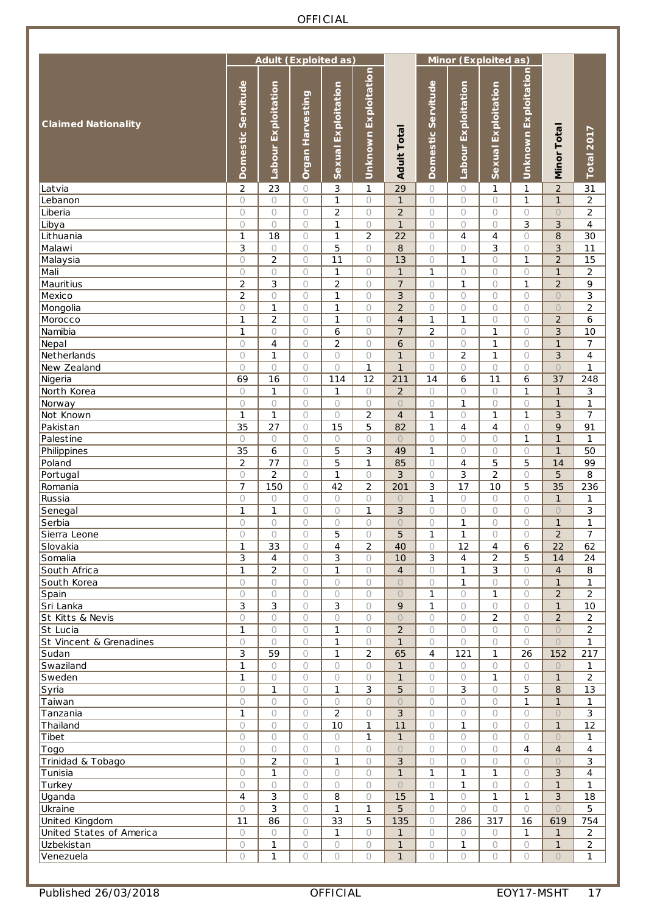| Claimed Nationality | Adult (Exploited as) | | | | | | Minor (Exploited as) | | | | | |
|---|---|---|---|---|---|---|---|---|---|---|---|---|
| | Domestic Servitude | Labour Exploitation | Organ Harvesting | Sexual Exploitation | Unknown Exploitation | Adult Total | Domestic Servitude | Labour Exploitation | Sexual Exploitation | Unknown Exploitation | Minor Total | Total 2017 |
| Latvia | 2 | 23 | 0 | 3 | 1 | 29 | 0 | 0 | 1 | 1 | 2 | 31 |
| Lebanon | 0 | 0 | 0 | 1 | 0 | 1 | 0 | 0 | 0 | 1 | 1 | 2 |
| Liberia | 0 | 0 | 0 | 2 | 0 | 2 | 0 | 0 | 0 | 0 | 0 | 2 |
| Libya | 0 | 0 | 0 | 1 | 0 | 1 | 0 | 0 | 0 | 3 | 3 | 4 |
| Lithuania | 1 | 18 | 0 | 1 | 2 | 22 | 0 | 4 | 4 | 0 | 8 | 30 |
| Malawi | 3 | 0 | 0 | 5 | 0 | 8 | 0 | 0 | 3 | 0 | 3 | 11 |
| Malaysia | 0 | 2 | 0 | 11 | 0 | 13 | 0 | 1 | 0 | 1 | 2 | 15 |
| Mali | 0 | 0 | 0 | 1 | 0 | 1 | 1 | 0 | 0 | 0 | 1 | 2 |
| Mauritius | 2 | 3 | 0 | 2 | 0 | 7 | 0 | 1 | 0 | 1 | 2 | 9 |
| Mexico | 2 | 0 | 0 | 1 | 0 | 3 | 0 | 0 | 0 | 0 | 0 | 3 |
| Mongolia | 0 | 1 | 0 | 1 | 0 | 2 | 0 | 0 | 0 | 0 | 0 | 2 |
| Morocco | 1 | 2 | 0 | 1 | 0 | 4 | 1 | 1 | 0 | 0 | 2 | 6 |
| Namibia | 1 | 0 | 0 | 6 | 0 | 7 | 2 | 0 | 1 | 0 | 3 | 10 |
| Nepal | 0 | 4 | 0 | 2 | 0 | 6 | 0 | 0 | 1 | 0 | 1 | 7 |
| Netherlands | 0 | 1 | 0 | 0 | 0 | 1 | 0 | 2 | 1 | 0 | 3 | 4 |
| New Zealand | 0 | 0 | 0 | 0 | 1 | 1 | 0 | 0 | 0 | 0 | 0 | 1 |
| Nigeria | 69 | 16 | 0 | 114 | 12 | 211 | 14 | 6 | 11 | 6 | 37 | 248 |
| North Korea | 0 | 1 | 0 | 1 | 0 | 2 | 0 | 0 | 0 | 1 | 1 | 3 |
| Norway | 0 | 0 | 0 | 0 | 0 | 0 | 0 | 1 | 0 | 0 | 1 | 1 |
| Not Known | 1 | 1 | 0 | 0 | 2 | 4 | 1 | 0 | 1 | 1 | 3 | 7 |
| Pakistan | 35 | 27 | 0 | 15 | 5 | 82 | 1 | 4 | 4 | 0 | 9 | 91 |
| Palestine | 0 | 0 | 0 | 0 | 0 | 0 | 0 | 0 | 0 | 1 | 1 | 1 |
| Philippines | 35 | 6 | 0 | 5 | 3 | 49 | 1 | 0 | 0 | 0 | 1 | 50 |
| Poland | 2 | 77 | 0 | 5 | 1 | 85 | 0 | 4 | 5 | 5 | 14 | 99 |
| Portugal | 0 | 2 | 0 | 1 | 0 | 3 | 0 | 3 | 2 | 0 | 5 | 8 |
| Romania | 7 | 150 | 0 | 42 | 2 | 201 | 3 | 17 | 10 | 5 | 35 | 236 |
| Russia | 0 | 0 | 0 | 0 | 0 | 0 | 1 | 0 | 0 | 0 | 1 | 1 |
| Senegal | 1 | 1 | 0 | 0 | 1 | 3 | 0 | 0 | 0 | 0 | 0 | 3 |
| Serbia | 0 | 0 | 0 | 0 | 0 | 0 | 0 | 1 | 0 | 0 | 1 | 1 |
| Sierra Leone | 0 | 0 | 0 | 5 | 0 | 5 | 1 | 1 | 0 | 0 | 2 | 7 |
| Slovakia | 1 | 33 | 0 | 4 | 2 | 40 | 0 | 12 | 4 | 6 | 22 | 62 |
| Somalia | 3 | 4 | 0 | 3 | 0 | 10 | 3 | 4 | 2 | 5 | 14 | 24 |
| South Africa | 1 | 2 | 0 | 1 | 0 | 4 | 0 | 1 | 3 | 0 | 4 | 8 |
| South Korea | 0 | 0 | 0 | 0 | 0 | 0 | 0 | 1 | 0 | 0 | 1 | 1 |
| Spain | 0 | 0 | 0 | 0 | 0 | 0 | 1 | 0 | 1 | 0 | 2 | 2 |
| Sri Lanka | 3 | 3 | 0 | 3 | 0 | 9 | 1 | 0 | 0 | 0 | 1 | 10 |
| St Kitts & Nevis | 0 | 0 | 0 | 0 | 0 | 0 | 0 | 0 | 2 | 0 | 2 | 2 |
| St Lucia | 1 | 0 | 0 | 1 | 0 | 2 | 0 | 0 | 0 | 0 | 0 | 2 |
| St Vincent & Grenadines | 0 | 0 | 0 | 1 | 0 | 1 | 0 | 0 | 0 | 0 | 0 | 1 |
| Sudan | 3 | 59 | 0 | 1 | 2 | 65 | 4 | 121 | 1 | 26 | 152 | 217 |
| Swaziland | 1 | 0 | 0 | 0 | 0 | 1 | 0 | 0 | 0 | 0 | 0 | 1 |
| Sweden | 1 | 0 | 0 | 0 | 0 | 1 | 0 | 0 | 1 | 0 | 1 | 2 |
| Syria | 0 | 1 | 0 | 1 | 3 | 5 | 0 | 3 | 0 | 5 | 8 | 13 |
| Taiwan | 0 | 0 | 0 | 0 | 0 | 0 | 0 | 0 | 0 | 1 | 1 | 1 |
| Tanzania | 1 | 0 | 0 | 2 | 0 | 3 | 0 | 0 | 0 | 0 | 0 | 3 |
| Thailand | 0 | 0 | 0 | 10 | 1 | 11 | 0 | 1 | 0 | 0 | 1 | 12 |
| Tibet | 0 | 0 | 0 | 0 | 1 | 1 | 0 | 0 | 0 | 0 | 0 | 1 |
| Togo | 0 | 0 | 0 | 0 | 0 | 0 | 0 | 0 | 0 | 4 | 4 | 4 |
| Trinidad & Tobago | 0 | 2 | 0 | 1 | 0 | 3 | 0 | 0 | 0 | 0 | 0 | 3 |
| Tunisia | 0 | 1 | 0 | 0 | 0 | 1 | 1 | 1 | 1 | 0 | 3 | 4 |
| Turkey | 0 | 0 | 0 | 0 | 0 | 0 | 0 | 1 | 0 | 0 | 1 | 1 |
| Uganda | 4 | 3 | 0 | 8 | 0 | 15 | 1 | 0 | 1 | 1 | 3 | 18 |
| Ukraine | 0 | 3 | 0 | 1 | 1 | 5 | 0 | 0 | 0 | 0 | 0 | 5 |
| United Kingdom | 11 | 86 | 0 | 33 | 5 | 135 | 0 | 286 | 317 | 16 | 619 | 754 |
| United States of America | 0 | 0 | 0 | 1 | 0 | 1 | 0 | 0 | 0 | 1 | 1 | 2 |
| Uzbekistan | 0 | 1 | 0 | 0 | 0 | 1 | 0 | 1 | 0 | 0 | 1 | 2 |
| Venezuela | 0 | 1 | 0 | 0 | 0 | 1 | 0 | 0 | 0 | 0 | 0 | 1 |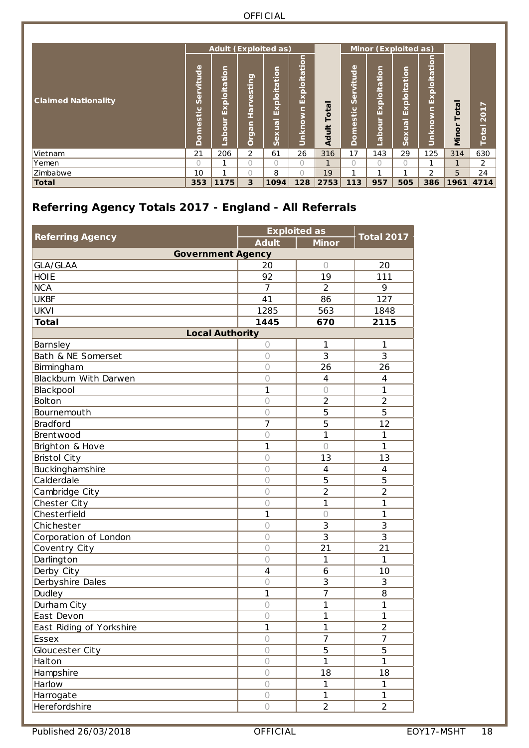| Claimed Nationality | Adult (Exploited as) | | | | | | Minor (Exploited as) | | | | | |
|---|---|---|---|---|---|---|---|---|---|---|---|---|
| | Domestic Servitude | Labour Exploitation | Organ Harvesting | Sexual Exploitation | Unknown Exploitation | Adult Total | Domestic Servitude | Labour Exploitation | Sexual Exploitation | Unknown Exploitation | Minor Total | Total 2017 |
| Vietnam | 21 | 206 | 2 | 61 | 26 | 316 | 17 | 143 | 29 | 125 | 314 | 630 |
| Yemen | 0 | 1 | 0 | 0 | 0 | 1 | 0 | 0 | 0 | 1 | 1 | 2 |
| Zimbabwe | 10 | 1 | 0 | 8 | 0 | 19 | 1 | 1 | 1 | 2 | 5 | 24 |
| **Total** | **353** | **1175** | **3** | **1094** | **128** | **2753** | **113** | **957** | **505** | **386** | **1961** | **4714** |

## Referring Agency Totals 2017 - England - All Referrals

| Referring Agency | Exploited as | | Total 2017 |
|---|---|---|---|
| | Adult | Minor | |
| **Government Agency** | | | |
| GLA/GLAA | 20 | 0 | 20 |
| HOIE | 92 | 19 | 111 |
| NCA | 7 | 2 | 9 |
| UKBF | 41 | 86 | 127 |
| UKVI | 1285 | 563 | 1848 |
| **Total** | **1445** | **670** | **2115** |
| **Local Authority** | | | |
| Barnsley | 0 | 1 | 1 |
| Bath & NE Somerset | 0 | 3 | 3 |
| Birmingham | 0 | 26 | 26 |
| Blackburn With Darwen | 0 | 4 | 4 |
| Blackpool | 1 | 0 | 1 |
| Bolton | 0 | 2 | 2 |
| Bournemouth | 0 | 5 | 5 |
| Bradford | 7 | 5 | 12 |
| Brentwood | 0 | 1 | 1 |
| Brighton & Hove | 1 | 0 | 1 |
| Bristol City | 0 | 13 | 13 |
| Buckinghamshire | 0 | 4 | 4 |
| Calderdale | 0 | 5 | 5 |
| Cambridge City | 0 | 2 | 2 |
| Chester City | 0 | 1 | 1 |
| Chesterfield | 1 | 0 | 1 |
| Chichester | 0 | 3 | 3 |
| Corporation of London | 0 | 3 | 3 |
| Coventry City | 0 | 21 | 21 |
| Darlington | 0 | 1 | 1 |
| Derby City | 4 | 6 | 10 |
| Derbyshire Dales | 0 | 3 | 3 |
| Dudley | 1 | 7 | 8 |
| Durham City | 0 | 1 | 1 |
| East Devon | 0 | 1 | 1 |
| East Riding of Yorkshire | 1 | 1 | 2 |
| Essex | 0 | 7 | 7 |
| Gloucester City | 0 | 5 | 5 |
| Halton | 0 | 1 | 1 |
| Hampshire | 0 | 18 | 18 |
| Harlow | 0 | 1 | 1 |
| Harrogate | 0 | 1 | 1 |
| Herefordshire | 0 | 2 | 2 |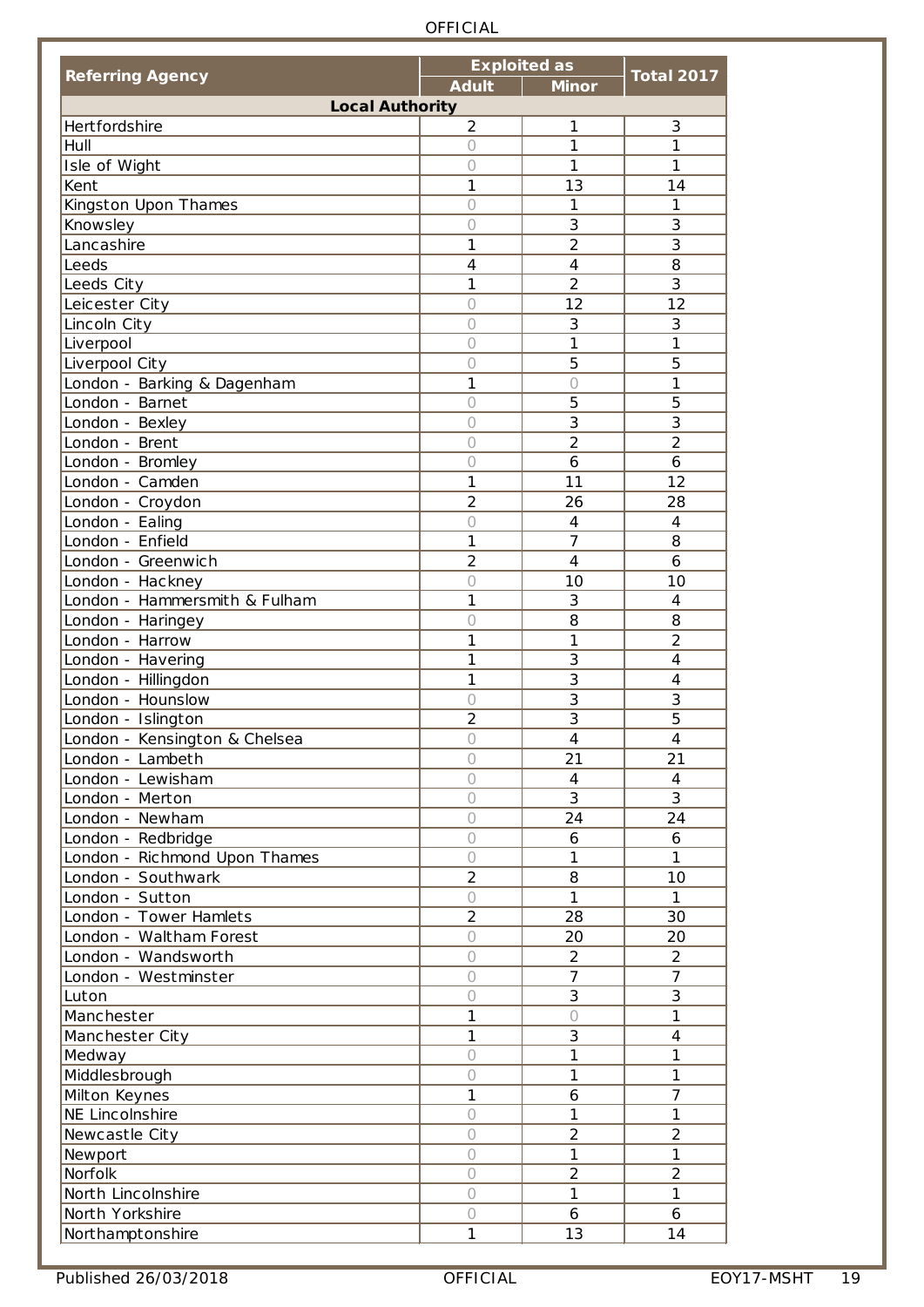| Referring Agency | Exploited as | | Total 2017 |
|---|---|---|---|
| | Adult | Minor | |
| **Local Authority** | | | |
| Hertfordshire | 2 | 1 | 3 |
| Hull | 0 | 1 | 1 |
| Isle of Wight | 0 | 1 | 1 |
| Kent | 1 | 13 | 14 |
| Kingston Upon Thames | 0 | 1 | 1 |
| Knowsley | 0 | 3 | 3 |
| Lancashire | 1 | 2 | 3 |
| Leeds | 4 | 4 | 8 |
| Leeds City | 1 | 2 | 3 |
| Leicester City | 0 | 12 | 12 |
| Lincoln City | 0 | 3 | 3 |
| Liverpool | 0 | 1 | 1 |
| Liverpool City | 0 | 5 | 5 |
| London - Barking & Dagenham | 1 | 0 | 1 |
| London - Barnet | 0 | 5 | 5 |
| London - Bexley | 0 | 3 | 3 |
| London - Brent | 0 | 2 | 2 |
| London - Bromley | 0 | 6 | 6 |
| London - Camden | 1 | 11 | 12 |
| London - Croydon | 2 | 26 | 28 |
| London - Ealing | 0 | 4 | 4 |
| London - Enfield | 1 | 7 | 8 |
| London - Greenwich | 2 | 4 | 6 |
| London - Hackney | 0 | 10 | 10 |
| London - Hammersmith & Fulham | 1 | 3 | 4 |
| London - Haringey | 0 | 8 | 8 |
| London - Harrow | 1 | 1 | 2 |
| London - Havering | 1 | 3 | 4 |
| London - Hillingdon | 1 | 3 | 4 |
| London - Hounslow | 0 | 3 | 3 |
| London - Islington | 2 | 3 | 5 |
| London - Kensington & Chelsea | 0 | 4 | 4 |
| London - Lambeth | 0 | 21 | 21 |
| London - Lewisham | 0 | 4 | 4 |
| London - Merton | 0 | 3 | 3 |
| London - Newham | 0 | 24 | 24 |
| London - Redbridge | 0 | 6 | 6 |
| London - Richmond Upon Thames | 0 | 1 | 1 |
| London - Southwark | 2 | 8 | 10 |
| London - Sutton | 0 | 1 | 1 |
| London - Tower Hamlets | 2 | 28 | 30 |
| London - Waltham Forest | 0 | 20 | 20 |
| London - Wandsworth | 0 | 2 | 2 |
| London - Westminster | 0 | 7 | 7 |
| Luton | 0 | 3 | 3 |
| Manchester | 1 | 0 | 1 |
| Manchester City | 1 | 3 | 4 |
| Medway | 0 | 1 | 1 |
| Middlesbrough | 0 | 1 | 1 |
| Milton Keynes | 1 | 6 | 7 |
| NE Lincolnshire | 0 | 1 | 1 |
| Newcastle City | 0 | 2 | 2 |
| Newport | 0 | 1 | 1 |
| Norfolk | 0 | 2 | 2 |
| North Lincolnshire | 0 | 1 | 1 |
| North Yorkshire | 0 | 6 | 6 |
| Northamptonshire | 1 | 13 | 14 |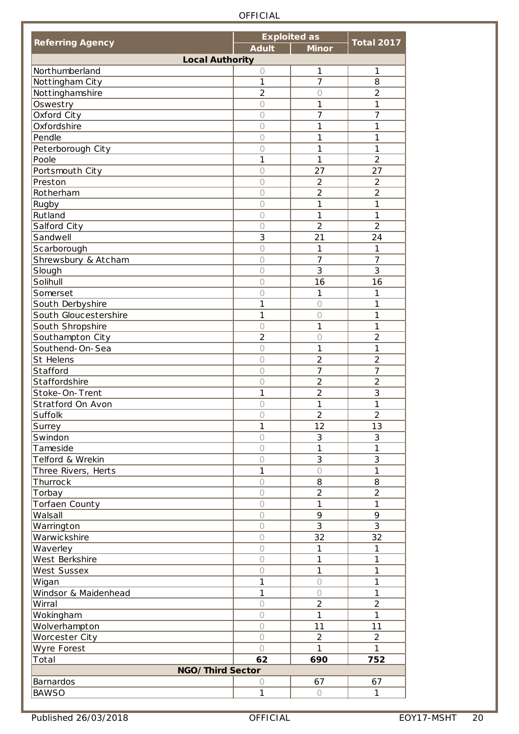| Referring Agency | Exploited as | | Total 2017 |
|---|---|---|---|
| | Adult | Minor | |
| **Local Authority** | | | |
| Northumberland | 0 | 1 | 1 |
| Nottingham City | 1 | 7 | 8 |
| Nottinghamshire | 2 | 0 | 2 |
| Oswestry | 0 | 1 | 1 |
| Oxford City | 0 | 7 | 7 |
| Oxfordshire | 0 | 1 | 1 |
| Pendle | 0 | 1 | 1 |
| Peterborough City | 0 | 1 | 1 |
| Poole | 1 | 1 | 2 |
| Portsmouth City | 0 | 27 | 27 |
| Preston | 0 | 2 | 2 |
| Rotherham | 0 | 2 | 2 |
| Rugby | 0 | 1 | 1 |
| Rutland | 0 | 1 | 1 |
| Salford City | 0 | 2 | 2 |
| Sandwell | 3 | 21 | 24 |
| Scarborough | 0 | 1 | 1 |
| Shrewsbury & Atcham | 0 | 7 | 7 |
| Slough | 0 | 3 | 3 |
| Solihull | 0 | 16 | 16 |
| Somerset | 0 | 1 | 1 |
| South Derbyshire | 1 | 0 | 1 |
| South Gloucestershire | 1 | 0 | 1 |
| South Shropshire | 0 | 1 | 1 |
| Southampton City | 2 | 0 | 2 |
| Southend-On-Sea | 0 | 1 | 1 |
| St Helens | 0 | 2 | 2 |
| Stafford | 0 | 7 | 7 |
| Staffordshire | 0 | 2 | 2 |
| Stoke-On-Trent | 1 | 2 | 3 |
| Stratford On Avon | 0 | 1 | 1 |
| Suffolk | 0 | 2 | 2 |
| Surrey | 1 | 12 | 13 |
| Swindon | 0 | 3 | 3 |
| Tameside | 0 | 1 | 1 |
| Telford & Wrekin | 0 | 3 | 3 |
| Three Rivers, Herts | 1 | 0 | 1 |
| Thurrock | 0 | 8 | 8 |
| Torbay | 0 | 2 | 2 |
| Torfaen County | 0 | 1 | 1 |
| Walsall | 0 | 9 | 9 |
| Warrington | 0 | 3 | 3 |
| Warwickshire | 0 | 32 | 32 |
| Waverley | 0 | 1 | 1 |
| West Berkshire | 0 | 1 | 1 |
| West Sussex | 0 | 1 | 1 |
| Wigan | 1 | 0 | 1 |
| Windsor & Maidenhead | 1 | 0 | 1 |
| Wirral | 0 | 2 | 2 |
| Wokingham | 0 | 1 | 1 |
| Wolverhampton | 0 | 11 | 11 |
| Worcester City | 0 | 2 | 2 |
| Wyre Forest | 0 | 1 | 1 |
| Total | **62** | **690** | **752** |
| **NGO/Third Sector** | | | |
| Barnardos | 0 | 67 | 67 |
| BAWSO | 1 | 0 | 1 |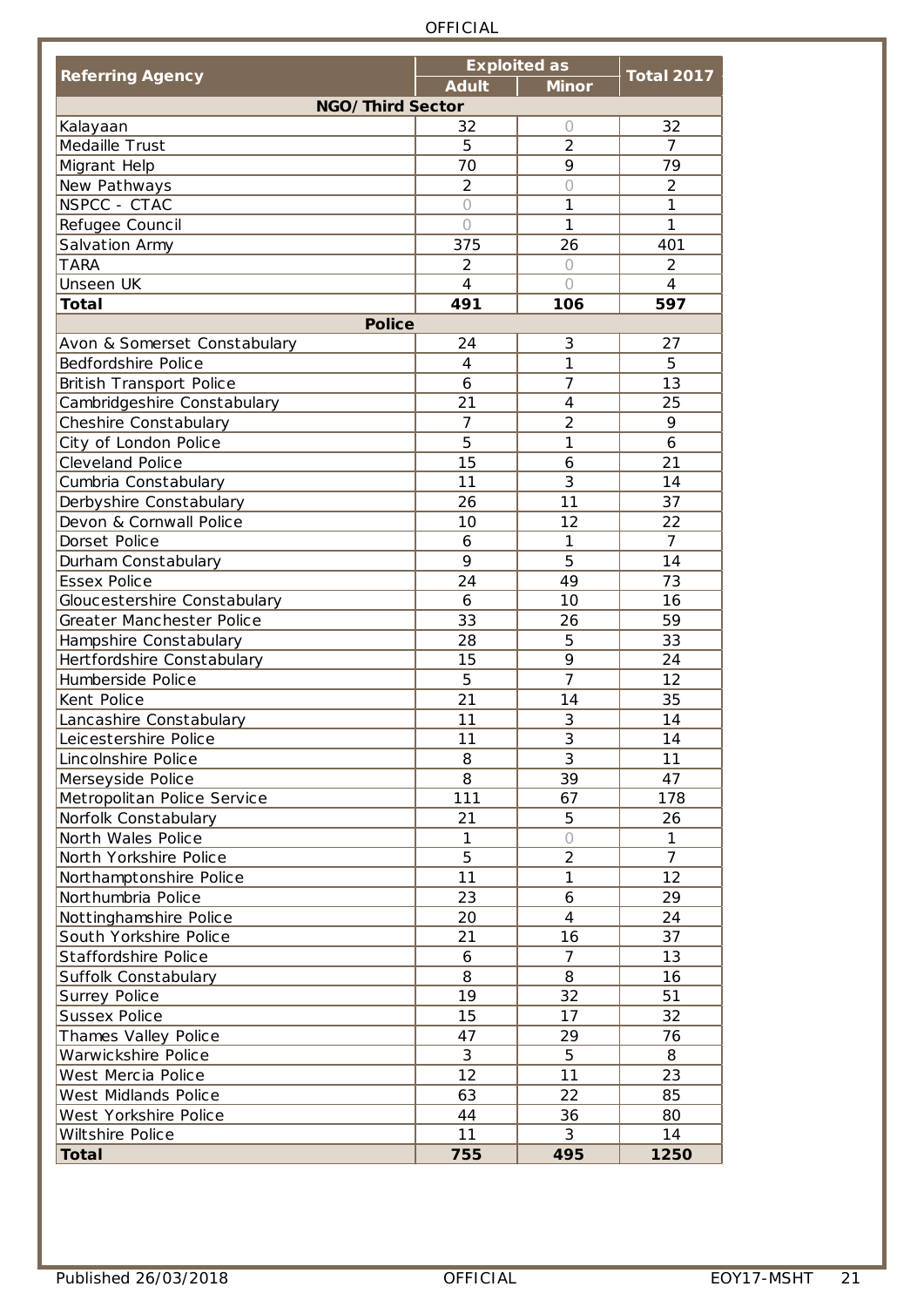| Referring Agency | Exploited as | | Total 2017 |
|---|---|---|---|
| | Adult | Minor | |
| **NGO/ Third Sector** | | | |
| Kalayaan | 32 | 0 | 32 |
| Medaille Trust | 5 | 2 | 7 |
| Migrant Help | 70 | 9 | 79 |
| New Pathways | 2 | 0 | 2 |
| NSPCC - CTAC | 0 | 1 | 1 |
| Refugee Council | 0 | 1 | 1 |
| Salvation Army | 375 | 26 | 401 |
| TARA | 2 | 0 | 2 |
| Unseen UK | 4 | 0 | 4 |
| **Total** | **491** | **106** | **597** |
| **Police** | | | |
| Avon & Somerset Constabulary | 24 | 3 | 27 |
| Bedfordshire Police | 4 | 1 | 5 |
| British Transport Police | 6 | 7 | 13 |
| Cambridgeshire Constabulary | 21 | 4 | 25 |
| Cheshire Constabulary | 7 | 2 | 9 |
| City of London Police | 5 | 1 | 6 |
| Cleveland Police | 15 | 6 | 21 |
| Cumbria Constabulary | 11 | 3 | 14 |
| Derbyshire Constabulary | 26 | 11 | 37 |
| Devon & Cornwall Police | 10 | 12 | 22 |
| Dorset Police | 6 | 1 | 7 |
| Durham Constabulary | 9 | 5 | 14 |
| Essex Police | 24 | 49 | 73 |
| Gloucestershire Constabulary | 6 | 10 | 16 |
| Greater Manchester Police | 33 | 26 | 59 |
| Hampshire Constabulary | 28 | 5 | 33 |
| Hertfordshire Constabulary | 15 | 9 | 24 |
| Humberside Police | 5 | 7 | 12 |
| Kent Police | 21 | 14 | 35 |
| Lancashire Constabulary | 11 | 3 | 14 |
| Leicestershire Police | 11 | 3 | 14 |
| Lincolnshire Police | 8 | 3 | 11 |
| Merseyside Police | 8 | 39 | 47 |
| Metropolitan Police Service | 111 | 67 | 178 |
| Norfolk Constabulary | 21 | 5 | 26 |
| North Wales Police | 1 | 0 | 1 |
| North Yorkshire Police | 5 | 2 | 7 |
| Northamptonshire Police | 11 | 1 | 12 |
| Northumbria Police | 23 | 6 | 29 |
| Nottinghamshire Police | 20 | 4 | 24 |
| South Yorkshire Police | 21 | 16 | 37 |
| Staffordshire Police | 6 | 7 | 13 |
| Suffolk Constabulary | 8 | 8 | 16 |
| Surrey Police | 19 | 32 | 51 |
| Sussex Police | 15 | 17 | 32 |
| Thames Valley Police | 47 | 29 | 76 |
| Warwickshire Police | 3 | 5 | 8 |
| West Mercia Police | 12 | 11 | 23 |
| West Midlands Police | 63 | 22 | 85 |
| West Yorkshire Police | 44 | 36 | 80 |
| Wiltshire Police | 11 | 3 | 14 |
| **Total** | **755** | **495** | **1250** |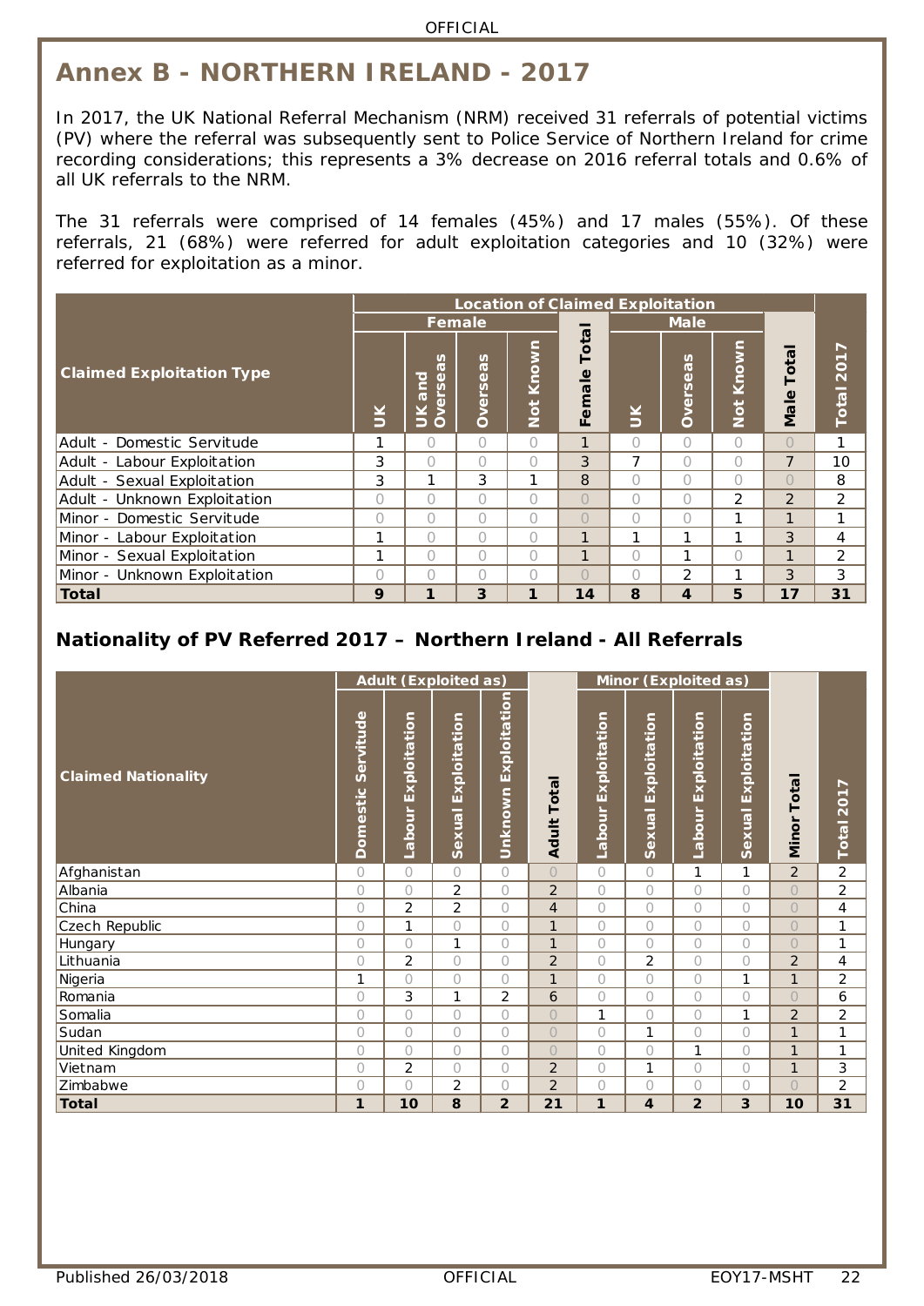# Annex B - NORTHERN IRELAND - 2017

In 2017, the UK National Referral Mechanism (NRM) received 31 referrals of potential victims (PV) where the referral was subsequently sent to Police Service of Northern Ireland for crime recording considerations; this represents a 3% decrease on 2016 referral totals and 0.6% of all UK referrals to the NRM.

The 31 referrals were comprised of 14 females (45%) and 17 males (55%). Of these referrals, 21 (68%) were referred for adult exploitation categories and 10 (32%) were referred for exploitation as a minor.

| | Location of Claimed Exploitation | | | | | | | | | |
|---|---|---|---|---|---|---|---|---|---|---|
| | Female | | | | | Male | | | | |
| Claimed Exploitation Type | UK | UK and Overseas | Overseas | Not Known | Female Total | UK | Overseas | Not Known | Male Total | Total 2017 |
| Adult - Domestic Servitude | 1 | 0 | 0 | 0 | 1 | 0 | 0 | 0 | 0 | 1 |
| Adult - Labour Exploitation | 3 | 0 | 0 | 0 | 3 | 7 | 0 | 0 | 7 | 10 |
| Adult - Sexual Exploitation | 3 | 1 | 3 | 1 | 8 | 0 | 0 | 0 | 0 | 8 |
| Adult - Unknown Exploitation | 0 | 0 | 0 | 0 | 0 | 0 | 0 | 2 | 2 | 2 |
| Minor - Domestic Servitude | 0 | 0 | 0 | 0 | 0 | 0 | 0 | 1 | 1 | 1 |
| Minor - Labour Exploitation | 1 | 0 | 0 | 0 | 1 | 1 | 1 | 1 | 3 | 4 |
| Minor - Sexual Exploitation | 1 | 0 | 0 | 0 | 1 | 0 | 1 | 0 | 1 | 2 |
| Minor - Unknown Exploitation | 0 | 0 | 0 | 0 | 0 | 0 | 2 | 1 | 3 | 3 |
| **Total** | **9** | **1** | **3** | **1** | **14** | **8** | **4** | **5** | **17** | **31** |

## Nationality of PV Referred 2017 – Northern Ireland - All Referrals

| | Adult (Exploited as) | | | | | Minor (Exploited as) | | | | | |
|---|---|---|---|---|---|---|---|---|---|---|---|
| Claimed Nationality | Domestic Servitude | Labour Exploitation | Sexual Exploitation | Unknown Exploitation | Adult Total | Labour Exploitation | Sexual Exploitation | Labour Exploitation | Sexual Exploitation | Minor Total | Total 2017 |
| Afghanistan | 0 | 0 | 0 | 0 | 0 | 0 | 0 | 1 | 1 | 2 | 2 |
| Albania | 0 | 0 | 2 | 0 | 2 | 0 | 0 | 0 | 0 | 0 | 2 |
| China | 0 | 2 | 2 | 0 | 4 | 0 | 0 | 0 | 0 | 0 | 4 |
| Czech Republic | 0 | 1 | 0 | 0 | 1 | 0 | 0 | 0 | 0 | 0 | 1 |
| Hungary | 0 | 0 | 1 | 0 | 1 | 0 | 0 | 0 | 0 | 0 | 1 |
| Lithuania | 0 | 2 | 0 | 0 | 2 | 0 | 2 | 0 | 0 | 2 | 4 |
| Nigeria | 1 | 0 | 0 | 0 | 1 | 0 | 0 | 0 | 1 | 1 | 2 |
| Romania | 0 | 3 | 1 | 2 | 6 | 0 | 0 | 0 | 0 | 0 | 6 |
| Somalia | 0 | 0 | 0 | 0 | 0 | 1 | 0 | 0 | 1 | 2 | 2 |
| Sudan | 0 | 0 | 0 | 0 | 0 | 0 | 1 | 0 | 0 | 1 | 1 |
| United Kingdom | 0 | 0 | 0 | 0 | 0 | 0 | 0 | 1 | 0 | 1 | 1 |
| Vietnam | 0 | 2 | 0 | 0 | 2 | 0 | 1 | 0 | 0 | 1 | 3 |
| Zimbabwe | 0 | 0 | 2 | 0 | 2 | 0 | 0 | 0 | 0 | 0 | 2 |
| **Total** | **1** | **10** | **8** | **2** | **21** | **1** | **4** | **2** | **3** | **10** | **31** |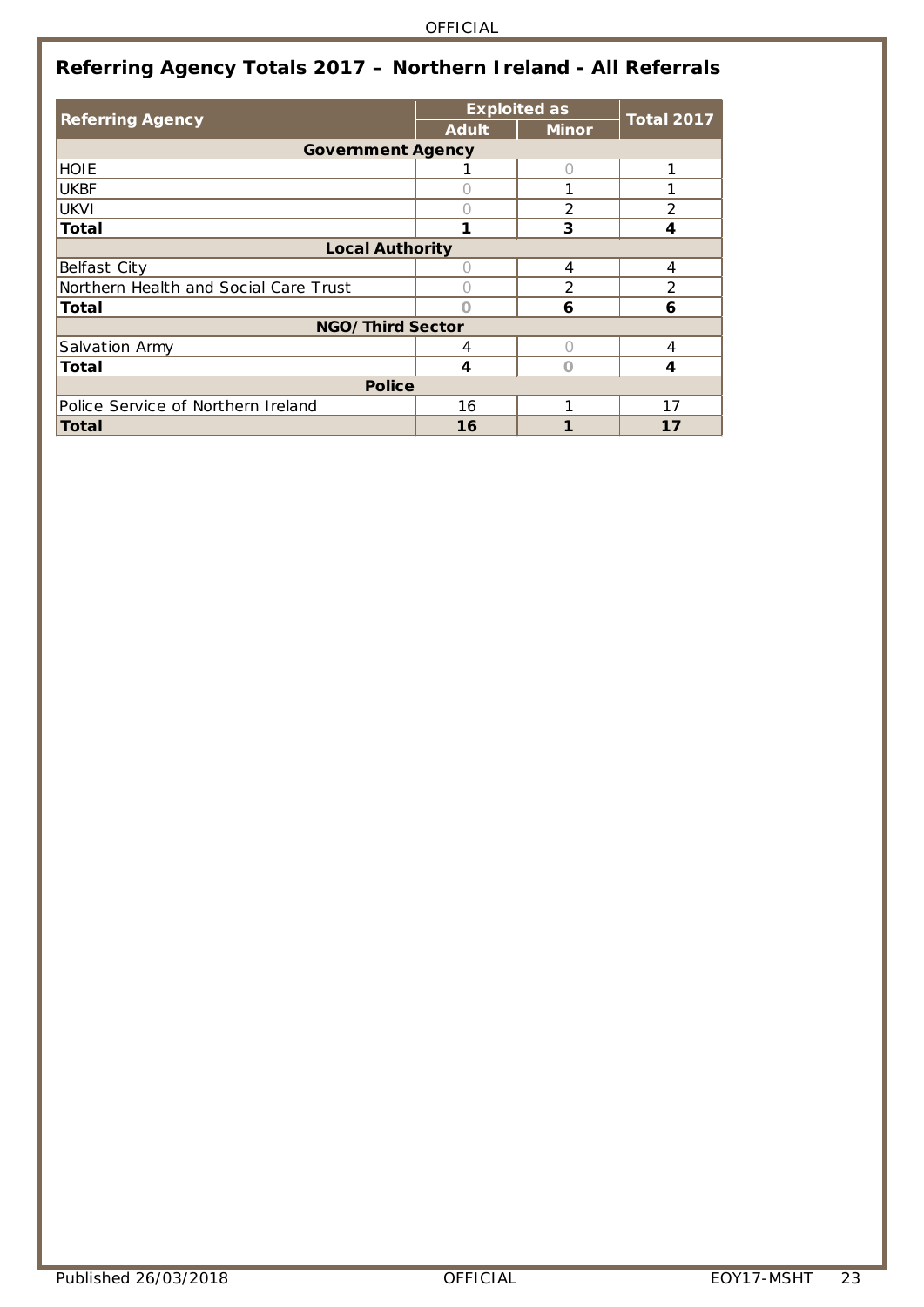## Referring Agency Totals 2017 – Northern Ireland - All Referrals

| Referring Agency | Exploited as | | Total 2017 |
|---|---|---|---|
| | Adult | Minor | |
| **Government Agency** | | | |
| HOIE | 1 | 0 | 1 |
| UKBF | 0 | 1 | 1 |
| UKVI | 0 | 2 | 2 |
| **Total** | **1** | **3** | **4** |
| **Local Authority** | | | |
| Belfast City | 0 | 4 | 4 |
| Northern Health and Social Care Trust | 0 | 2 | 2 |
| **Total** | **0** | **6** | **6** |
| **NGO/ Third Sector** | | | |
| Salvation Army | 4 | 0 | 4 |
| **Total** | **4** | **0** | **4** |
| **Police** | | | |
| Police Service of Northern Ireland | 16 | 1 | 17 |
| **Total** | **16** | **1** | **17** |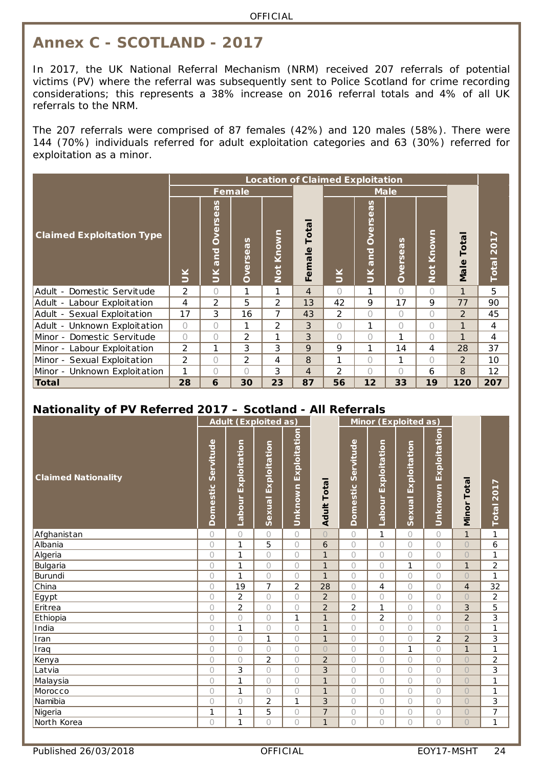# Annex C - SCOTLAND - 2017

In 2017, the UK National Referral Mechanism (NRM) received 207 referrals of potential victims (PV) where the referral was subsequently sent to Police Scotland for crime recording considerations; this represents a 38% increase on 2016 referral totals and 4% of all UK referrals to the NRM.

The 207 referrals were comprised of 87 females (42%) and 120 males (58%). There were 144 (70%) individuals referred for adult exploitation categories and 63 (30%) referred for exploitation as a minor.

| Claimed Exploitation Type | Location of Claimed Exploitation | | | | | | | | | | |
|---|---|---|---|---|---|---|---|---|---|---|---|
| | Female | | | | | Male | | | | | |
| | UK | UK and Overseas | Overseas | Not Known | Female Total | UK | UK and Overseas | Overseas | Not Known | Male Total | Total 2017 |
| Adult - Domestic Servitude | 2 | 0 | 1 | 1 | 4 | 0 | 1 | 0 | 0 | 1 | 5 |
| Adult - Labour Exploitation | 4 | 2 | 5 | 2 | 13 | 42 | 9 | 17 | 9 | 77 | 90 |
| Adult - Sexual Exploitation | 17 | 3 | 16 | 7 | 43 | 2 | 0 | 0 | 0 | 2 | 45 |
| Adult - Unknown Exploitation | 0 | 0 | 1 | 2 | 3 | 0 | 1 | 0 | 0 | 1 | 4 |
| Minor - Domestic Servitude | 0 | 0 | 2 | 1 | 3 | 0 | 0 | 1 | 0 | 1 | 4 |
| Minor - Labour Exploitation | 2 | 1 | 3 | 3 | 9 | 9 | 1 | 14 | 4 | 28 | 37 |
| Minor - Sexual Exploitation | 2 | 0 | 2 | 4 | 8 | 1 | 0 | 1 | 0 | 2 | 10 |
| Minor - Unknown Exploitation | 1 | 0 | 0 | 3 | 4 | 2 | 0 | 0 | 6 | 8 | 12 |
| **Total** | **28** | **6** | **30** | **23** | **87** | **56** | **12** | **33** | **19** | **120** | **207** |

## Nationality of PV Referred 2017 – Scotland - All Referrals

| Claimed Nationality | Adult (Exploited as) | | | | | Minor (Exploited as) | | | | | |
|---|---|---|---|---|---|---|---|---|---|---|---|
| | Domestic Servitude | Labour Exploitation | Sexual Exploitation | Unknown Exploitation | Adult Total | Domestic Servitude | Labour Exploitation | Sexual Exploitation | Unknown Exploitation | Minor Total | Total 2017 |
| Afghanistan | 0 | 0 | 0 | 0 | 0 | 0 | 1 | 0 | 0 | 1 | 1 |
| Albania | 0 | 1 | 5 | 0 | 6 | 0 | 0 | 0 | 0 | 0 | 6 |
| Algeria | 0 | 1 | 0 | 0 | 1 | 0 | 0 | 0 | 0 | 0 | 1 |
| Bulgaria | 0 | 1 | 0 | 0 | 1 | 0 | 0 | 1 | 0 | 1 | 2 |
| Burundi | 0 | 1 | 0 | 0 | 1 | 0 | 0 | 0 | 0 | 0 | 1 |
| China | 0 | 19 | 7 | 2 | 28 | 0 | 4 | 0 | 0 | 4 | 32 |
| Egypt | 0 | 2 | 0 | 0 | 2 | 0 | 0 | 0 | 0 | 0 | 2 |
| Eritrea | 0 | 2 | 0 | 0 | 2 | 2 | 1 | 0 | 0 | 3 | 5 |
| Ethiopia | 0 | 0 | 0 | 1 | 1 | 0 | 2 | 0 | 0 | 2 | 3 |
| India | 0 | 1 | 0 | 0 | 1 | 0 | 0 | 0 | 0 | 0 | 1 |
| Iran | 0 | 0 | 1 | 0 | 1 | 0 | 0 | 0 | 2 | 2 | 3 |
| Iraq | 0 | 0 | 0 | 0 | 0 | 0 | 0 | 1 | 0 | 1 | 1 |
| Kenya | 0 | 0 | 2 | 0 | 2 | 0 | 0 | 0 | 0 | 0 | 2 |
| Latvia | 0 | 3 | 0 | 0 | 3 | 0 | 0 | 0 | 0 | 0 | 3 |
| Malaysia | 0 | 1 | 0 | 0 | 1 | 0 | 0 | 0 | 0 | 0 | 1 |
| Morocco | 0 | 1 | 0 | 0 | 1 | 0 | 0 | 0 | 0 | 0 | 1 |
| Namibia | 0 | 0 | 2 | 1 | 3 | 0 | 0 | 0 | 0 | 0 | 3 |
| Nigeria | 1 | 1 | 5 | 0 | 7 | 0 | 0 | 0 | 0 | 0 | 7 |
| North Korea | 0 | 1 | 0 | 0 | 1 | 0 | 0 | 0 | 0 | 0 | 1 |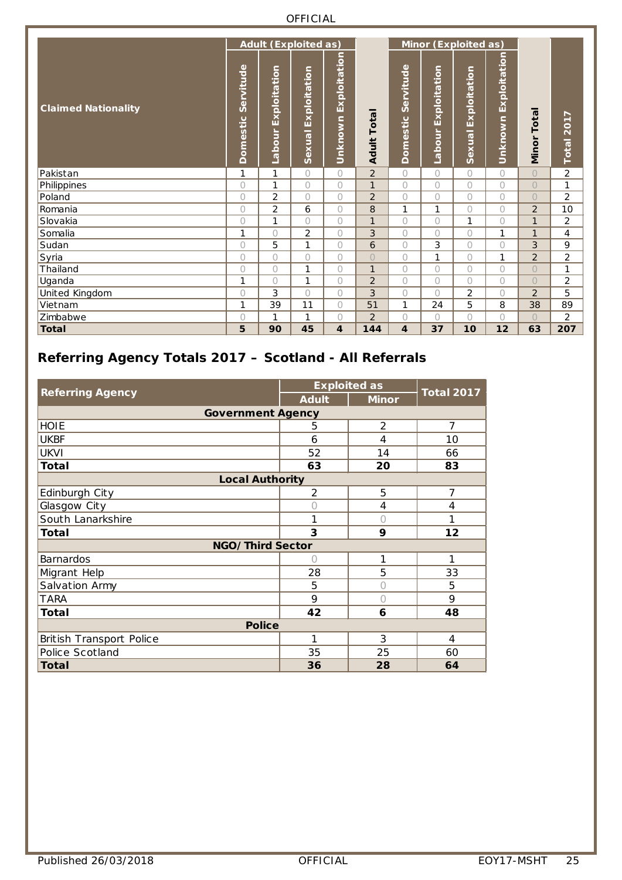| Claimed Nationality | Adult (Exploited as) | | | | Adult Total | Minor (Exploited as) | | | | Minor Total | Total 2017 |
|---|---|---|---|---|---|---|---|---|---|---|---|
| | Domestic Servitude | Labour Exploitation | Sexual Exploitation | Unknown Exploitation | | Domestic Servitude | Labour Exploitation | Sexual Exploitation | Unknown Exploitation | | |
| Pakistan | 1 | 1 | 0 | 0 | 2 | 0 | 0 | 0 | 0 | 0 | 2 |
| Philippines | 0 | 1 | 0 | 0 | 1 | 0 | 0 | 0 | 0 | 0 | 1 |
| Poland | 0 | 2 | 0 | 0 | 2 | 0 | 0 | 0 | 0 | 0 | 2 |
| Romania | 0 | 2 | 6 | 0 | 8 | 1 | 1 | 0 | 0 | 2 | 10 |
| Slovakia | 0 | 1 | 0 | 0 | 1 | 0 | 0 | 1 | 0 | 1 | 2 |
| Somalia | 1 | 0 | 2 | 0 | 3 | 0 | 0 | 0 | 1 | 1 | 4 |
| Sudan | 0 | 5 | 1 | 0 | 6 | 0 | 3 | 0 | 0 | 3 | 9 |
| Syria | 0 | 0 | 0 | 0 | 0 | 0 | 1 | 0 | 1 | 2 | 2 |
| Thailand | 0 | 0 | 1 | 0 | 1 | 0 | 0 | 0 | 0 | 0 | 1 |
| Uganda | 1 | 0 | 1 | 0 | 2 | 0 | 0 | 0 | 0 | 0 | 2 |
| United Kingdom | 0 | 3 | 0 | 0 | 3 | 0 | 0 | 2 | 0 | 2 | 5 |
| Vietnam | 1 | 39 | 11 | 0 | 51 | 1 | 24 | 5 | 8 | 38 | 89 |
| Zimbabwe | 0 | 1 | 1 | 0 | 2 | 0 | 0 | 0 | 0 | 0 | 2 |
| **Total** | **5** | **90** | **45** | **4** | **144** | **4** | **37** | **10** | **12** | **63** | **207** |

## Referring Agency Totals 2017 – Scotland - All Referrals

| Referring Agency | Exploited as | | Total 2017 |
|---|---|---|---|
| | Adult | Minor | |
| **Government Agency** | | | |
| HOIE | 5 | 2 | 7 |
| UKBF | 6 | 4 | 10 |
| UKVI | 52 | 14 | 66 |
| **Total** | **63** | **20** | **83** |
| **Local Authority** | | | |
| Edinburgh City | 2 | 5 | 7 |
| Glasgow City | 0 | 4 | 4 |
| South Lanarkshire | 1 | 0 | 1 |
| **Total** | **3** | **9** | **12** |
| **NGO/ Third Sector** | | | |
| Barnardos | 0 | 1 | 1 |
| Migrant Help | 28 | 5 | 33 |
| Salvation Army | 5 | 0 | 5 |
| TARA | 9 | 0 | 9 |
| **Total** | **42** | **6** | **48** |
| **Police** | | | |
| British Transport Police | 1 | 3 | 4 |
| Police Scotland | 35 | 25 | 60 |
| **Total** | **36** | **28** | **64** |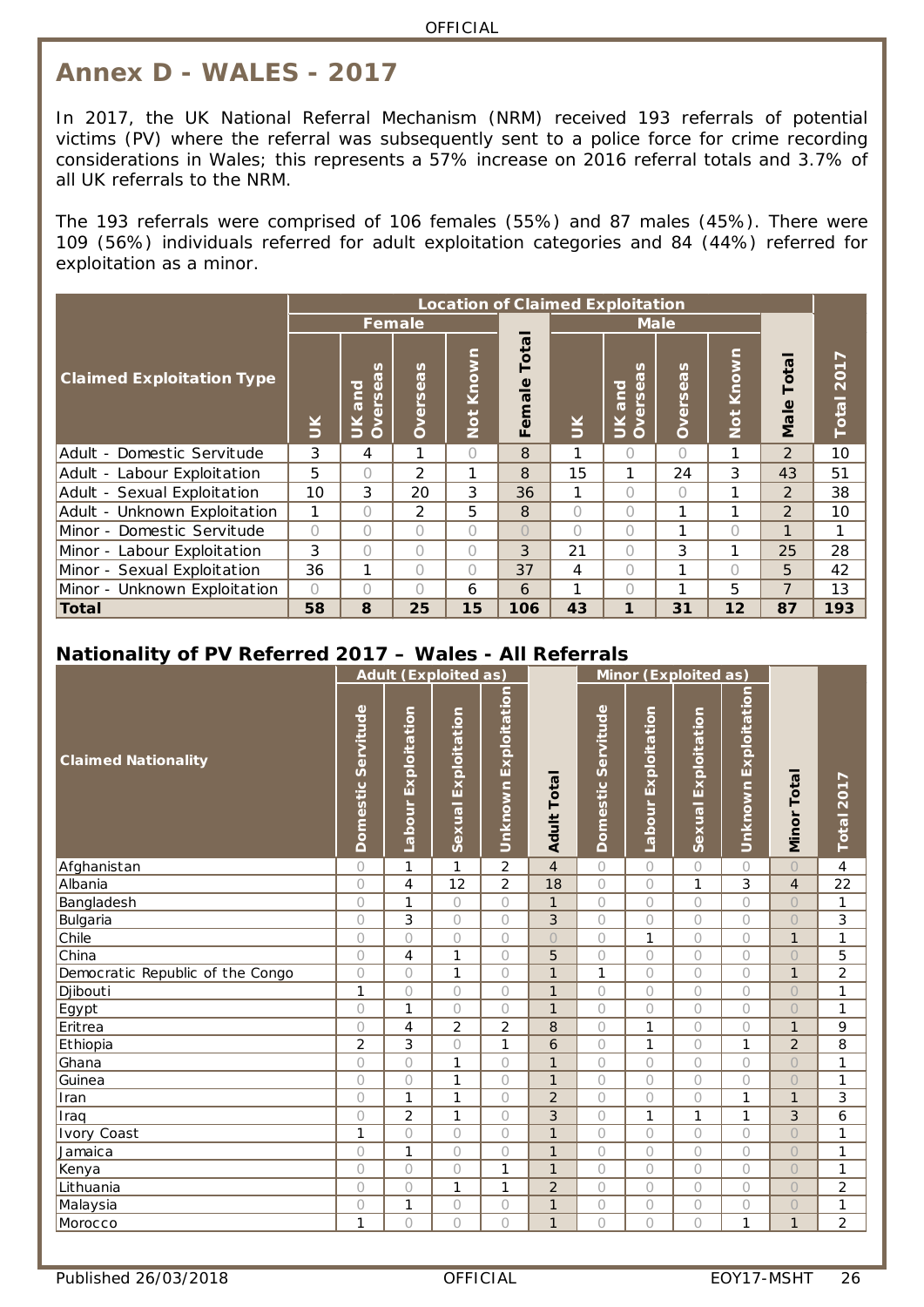# Annex D - WALES - 2017

In 2017, the UK National Referral Mechanism (NRM) received 193 referrals of potential victims (PV) where the referral was subsequently sent to a police force for crime recording considerations in Wales; this represents a 57% increase on 2016 referral totals and 3.7% of all UK referrals to the NRM.

The 193 referrals were comprised of 106 females (55%) and 87 males (45%). There were 109 (56%) individuals referred for adult exploitation categories and 84 (44%) referred for exploitation as a minor.

| Claimed Exploitation Type | Location of Claimed Exploitation | | | | | | | | | | |
|---|---|---|---|---|---|---|---|---|---|---|---|
| | Female | | | | | Male | | | | | |
| | UK | UK and Overseas | Overseas | Not Known | Female Total | UK | UK and Overseas | Overseas | Not Known | Male Total | Total 2017 |
| Adult - Domestic Servitude | 3 | 4 | 1 | 0 | 8 | 1 | 0 | 0 | 1 | 2 | 10 |
| Adult - Labour Exploitation | 5 | 0 | 2 | 1 | 8 | 15 | 1 | 24 | 3 | 43 | 51 |
| Adult - Sexual Exploitation | 10 | 3 | 20 | 3 | 36 | 1 | 0 | 0 | 1 | 2 | 38 |
| Adult - Unknown Exploitation | 1 | 0 | 2 | 5 | 8 | 0 | 0 | 1 | 1 | 2 | 10 |
| Minor - Domestic Servitude | 0 | 0 | 0 | 0 | 0 | 0 | 0 | 1 | 0 | 1 | 1 |
| Minor - Labour Exploitation | 3 | 0 | 0 | 0 | 3 | 21 | 0 | 3 | 1 | 25 | 28 |
| Minor - Sexual Exploitation | 36 | 1 | 0 | 0 | 37 | 4 | 0 | 1 | 0 | 5 | 42 |
| Minor - Unknown Exploitation | 0 | 0 | 0 | 6 | 6 | 1 | 0 | 1 | 5 | 7 | 13 |
| **Total** | **58** | **8** | **25** | **15** | **106** | **43** | **1** | **31** | **12** | **87** | **193** |

## Nationality of PV Referred 2017 – Wales - All Referrals

| Claimed Nationality | Adult (Exploited as) | | | | | Minor (Exploited as) | | | | | |
|---|---|---|---|---|---|---|---|---|---|---|---|
| | Domestic Servitude | Labour Exploitation | Sexual Exploitation | Unknown Exploitation | Adult Total | Domestic Servitude | Labour Exploitation | Sexual Exploitation | Unknown Exploitation | Minor Total | Total 2017 |
| Afghanistan | 0 | 1 | 1 | 2 | 4 | 0 | 0 | 0 | 0 | 0 | 4 |
| Albania | 0 | 4 | 12 | 2 | 18 | 0 | 0 | 1 | 3 | 4 | 22 |
| Bangladesh | 0 | 1 | 0 | 0 | 1 | 0 | 0 | 0 | 0 | 0 | 1 |
| Bulgaria | 0 | 3 | 0 | 0 | 3 | 0 | 0 | 0 | 0 | 0 | 3 |
| Chile | 0 | 0 | 0 | 0 | 0 | 0 | 1 | 0 | 0 | 1 | 1 |
| China | 0 | 4 | 1 | 0 | 5 | 0 | 0 | 0 | 0 | 0 | 5 |
| Democratic Republic of the Congo | 0 | 0 | 1 | 0 | 1 | 1 | 0 | 0 | 0 | 1 | 2 |
| Djibouti | 1 | 0 | 0 | 0 | 1 | 0 | 0 | 0 | 0 | 0 | 1 |
| Egypt | 0 | 1 | 0 | 0 | 1 | 0 | 0 | 0 | 0 | 0 | 1 |
| Eritrea | 0 | 4 | 2 | 2 | 8 | 0 | 1 | 0 | 0 | 1 | 9 |
| Ethiopia | 2 | 3 | 0 | 1 | 6 | 0 | 1 | 0 | 1 | 2 | 8 |
| Ghana | 0 | 0 | 1 | 0 | 1 | 0 | 0 | 0 | 0 | 0 | 1 |
| Guinea | 0 | 0 | 1 | 0 | 1 | 0 | 0 | 0 | 0 | 0 | 1 |
| Iran | 0 | 1 | 1 | 0 | 2 | 0 | 0 | 0 | 1 | 1 | 3 |
| Iraq | 0 | 2 | 1 | 0 | 3 | 0 | 1 | 1 | 1 | 3 | 6 |
| Ivory Coast | 1 | 0 | 0 | 0 | 1 | 0 | 0 | 0 | 0 | 0 | 1 |
| Jamaica | 0 | 1 | 0 | 0 | 1 | 0 | 0 | 0 | 0 | 0 | 1 |
| Kenya | 0 | 0 | 0 | 1 | 1 | 0 | 0 | 0 | 0 | 0 | 1 |
| Lithuania | 0 | 0 | 1 | 1 | 2 | 0 | 0 | 0 | 0 | 0 | 2 |
| Malaysia | 0 | 1 | 0 | 0 | 1 | 0 | 0 | 0 | 0 | 0 | 1 |
| Morocco | 1 | 0 | 0 | 0 | 1 | 0 | 0 | 0 | 1 | 1 | 2 |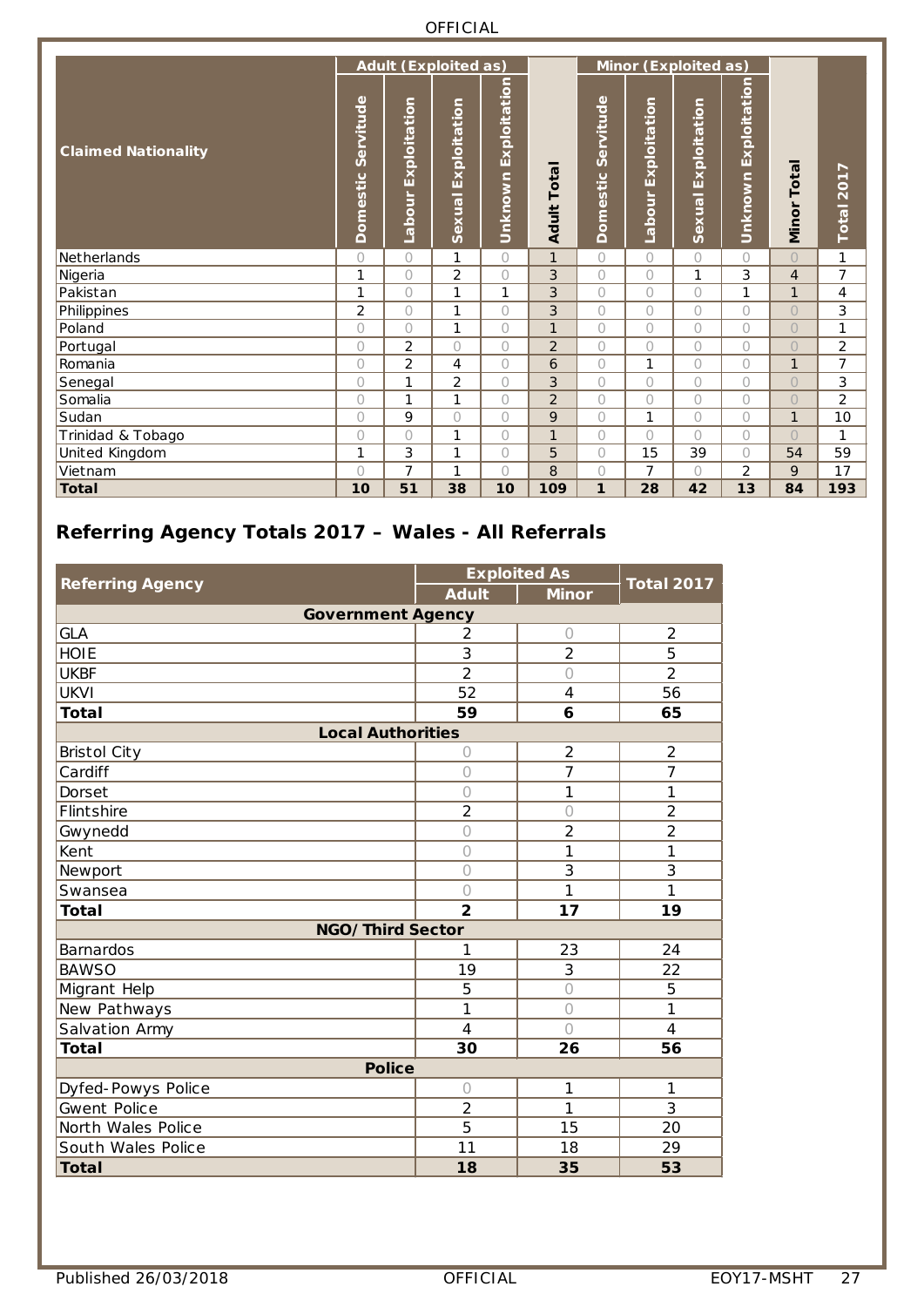| Claimed Nationality | Adult (Exploited as) | | | | Adult Total | Minor (Exploited as) | | | | Minor Total | Total 2017 |
|---|---|---|---|---|---|---|---|---|---|---|---|
| | Domestic Servitude | Labour Exploitation | Sexual Exploitation | Unknown Exploitation | | Domestic Servitude | Labour Exploitation | Sexual Exploitation | Unknown Exploitation | | |
| Netherlands | 0 | 0 | 1 | 0 | 1 | 0 | 0 | 0 | 0 | 0 | 1 |
| Nigeria | 1 | 0 | 2 | 0 | 3 | 0 | 0 | 1 | 3 | 4 | 7 |
| Pakistan | 1 | 0 | 1 | 1 | 3 | 0 | 0 | 0 | 1 | 1 | 4 |
| Philippines | 2 | 0 | 1 | 0 | 3 | 0 | 0 | 0 | 0 | 0 | 3 |
| Poland | 0 | 0 | 1 | 0 | 1 | 0 | 0 | 0 | 0 | 0 | 1 |
| Portugal | 0 | 2 | 0 | 0 | 2 | 0 | 0 | 0 | 0 | 0 | 2 |
| Romania | 0 | 2 | 4 | 0 | 6 | 0 | 1 | 0 | 0 | 1 | 7 |
| Senegal | 0 | 1 | 2 | 0 | 3 | 0 | 0 | 0 | 0 | 0 | 3 |
| Somalia | 0 | 1 | 1 | 0 | 2 | 0 | 0 | 0 | 0 | 0 | 2 |
| Sudan | 0 | 9 | 0 | 0 | 9 | 0 | 1 | 0 | 0 | 1 | 10 |
| Trinidad & Tobago | 0 | 0 | 1 | 0 | 1 | 0 | 0 | 0 | 0 | 0 | 1 |
| United Kingdom | 1 | 3 | 1 | 0 | 5 | 0 | 15 | 39 | 0 | 54 | 59 |
| Vietnam | 0 | 7 | 1 | 0 | 8 | 0 | 7 | 0 | 2 | 9 | 17 |
| **Total** | **10** | **51** | **38** | **10** | **109** | **1** | **28** | **42** | **13** | **84** | **193** |

## Referring Agency Totals 2017 – Wales - All Referrals

| Referring Agency | Exploited As | | Total 2017 |
|---|---|---|---|
| | Adult | Minor | |
| **Government Agency** | | | |
| GLA | 2 | 0 | 2 |
| HOIE | 3 | 2 | 5 |
| UKBF | 2 | 0 | 2 |
| UKVI | 52 | 4 | 56 |
| **Total** | **59** | **6** | **65** |
| **Local Authorities** | | | |
| Bristol City | 0 | 2 | 2 |
| Cardiff | 0 | 7 | 7 |
| Dorset | 0 | 1 | 1 |
| Flintshire | 2 | 0 | 2 |
| Gwynedd | 0 | 2 | 2 |
| Kent | 0 | 1 | 1 |
| Newport | 0 | 3 | 3 |
| Swansea | 0 | 1 | 1 |
| **Total** | **2** | **17** | **19** |
| **NGO/Third Sector** | | | |
| Barnardos | 1 | 23 | 24 |
| BAWSO | 19 | 3 | 22 |
| Migrant Help | 5 | 0 | 5 |
| New Pathways | 1 | 0 | 1 |
| Salvation Army | 4 | 0 | 4 |
| **Total** | **30** | **26** | **56** |
| **Police** | | | |
| Dyfed-Powys Police | 0 | 1 | 1 |
| Gwent Police | 2 | 1 | 3 |
| North Wales Police | 5 | 15 | 20 |
| South Wales Police | 11 | 18 | 29 |
| **Total** | **18** | **35** | **53** |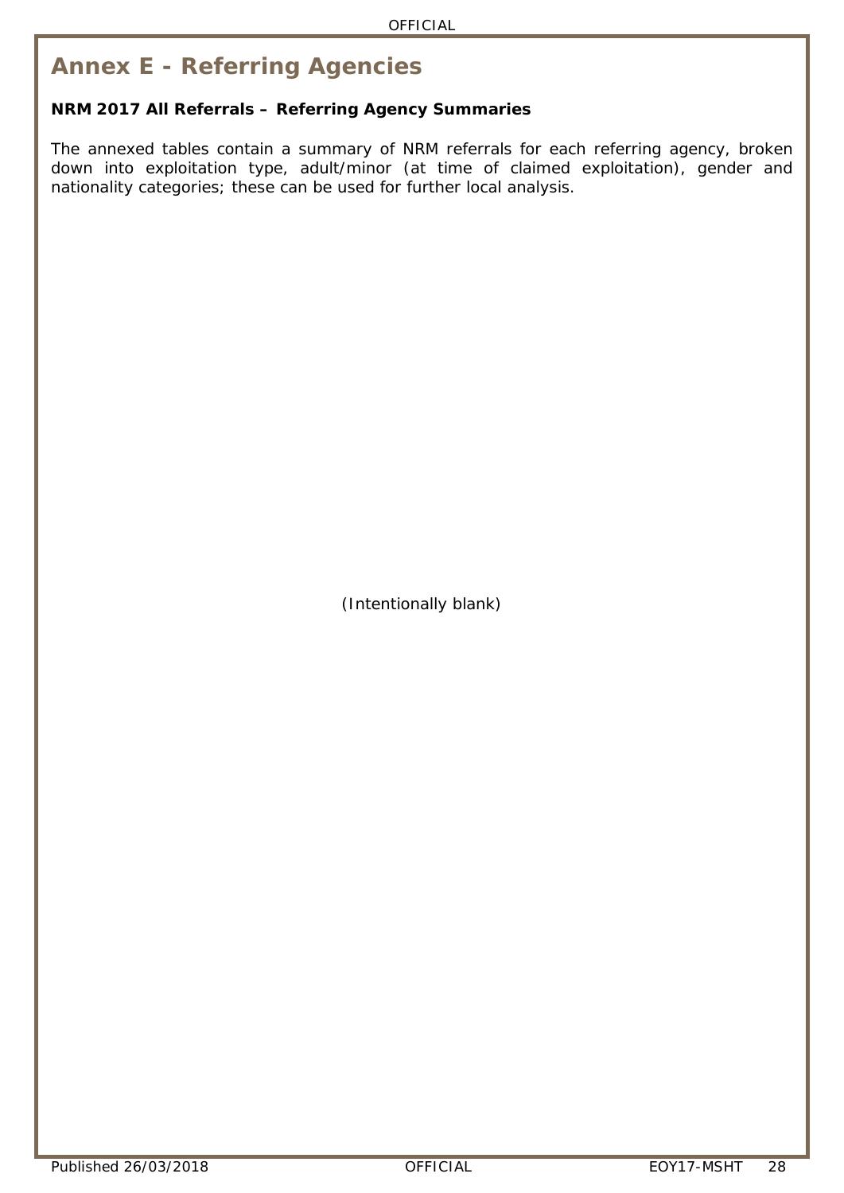# Annex E - Referring Agencies

**NRM 2017 All Referrals – Referring Agency Summaries**

The annexed tables contain a summary of NRM referrals for each referring agency, broken down into exploitation type, adult/minor (at time of claimed exploitation), gender and nationality categories; these can be used for further local analysis.

(Intentionally blank)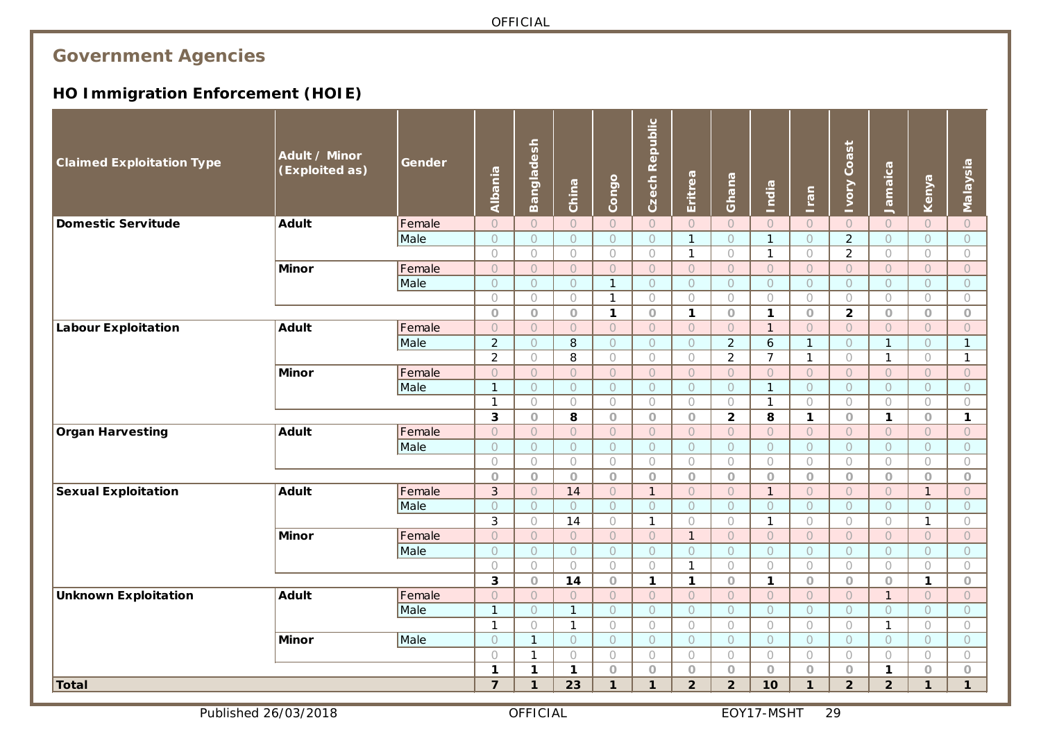## Government Agencies

### HO Immigration Enforcement (HOIE)

| Claimed Exploitation Type | Adult / Minor (Exploited as) | Gender | Albania | Bangladesh | China | Congo | Czech Republic | Eritrea | Ghana | India | Iran | Ivory Coast | Jamaica | Kenya | Malaysia |
|---|---|---|---|---|---|---|---|---|---|---|---|---|---|---|---|
| **Domestic Servitude** | **Adult** | Female | 0 | 0 | 0 | 0 | 0 | 0 | 0 | 0 | 0 | 0 | 0 | 0 | 0 |
| | | Male | 0 | 0 | 0 | 0 | 0 | 1 | 0 | 1 | 0 | 2 | 0 | 0 | 0 |
| | | | 0 | 0 | 0 | 0 | 0 | 1 | 0 | 1 | 0 | 2 | 0 | 0 | 0 |
| | **Minor** | Female | 0 | 0 | 0 | 0 | 0 | 0 | 0 | 0 | 0 | 0 | 0 | 0 | 0 |
| | | Male | 0 | 0 | 0 | 1 | 0 | 0 | 0 | 0 | 0 | 0 | 0 | 0 | 0 |
| | | | 0 | 0 | 0 | 1 | 0 | 0 | 0 | 0 | 0 | 0 | 0 | 0 | 0 |
| | | | **0** | **0** | **0** | **1** | **0** | **1** | **0** | **1** | **0** | **2** | **0** | **0** | **0** |
| **Labour Exploitation** | **Adult** | Female | 0 | 0 | 0 | 0 | 0 | 0 | 0 | 1 | 0 | 0 | 0 | 0 | 0 |
| | | Male | 2 | 0 | 8 | 0 | 0 | 0 | 2 | 6 | 1 | 0 | 1 | 0 | 1 |
| | | | 2 | 0 | 8 | 0 | 0 | 0 | 2 | 7 | 1 | 0 | 1 | 0 | 1 |
| | **Minor** | Female | 0 | 0 | 0 | 0 | 0 | 0 | 0 | 0 | 0 | 0 | 0 | 0 | 0 |
| | | Male | 1 | 0 | 0 | 0 | 0 | 0 | 0 | 1 | 0 | 0 | 0 | 0 | 0 |
| | | | 1 | 0 | 0 | 0 | 0 | 0 | 0 | 1 | 0 | 0 | 0 | 0 | 0 |
| | | | **3** | **0** | **8** | **0** | **0** | **0** | **2** | **8** | **1** | **0** | **1** | **0** | **1** |
| **Organ Harvesting** | **Adult** | Female | 0 | 0 | 0 | 0 | 0 | 0 | 0 | 0 | 0 | 0 | 0 | 0 | 0 |
| | | Male | 0 | 0 | 0 | 0 | 0 | 0 | 0 | 0 | 0 | 0 | 0 | 0 | 0 |
| | | | 0 | 0 | 0 | 0 | 0 | 0 | 0 | 0 | 0 | 0 | 0 | 0 | 0 |
| | | | **0** | **0** | **0** | **0** | **0** | **0** | **0** | **0** | **0** | **0** | **0** | **0** | **0** |
| **Sexual Exploitation** | **Adult** | Female | 3 | 0 | 14 | 0 | 1 | 0 | 0 | 1 | 0 | 0 | 0 | 1 | 0 |
| | | Male | 0 | 0 | 0 | 0 | 0 | 0 | 0 | 0 | 0 | 0 | 0 | 0 | 0 |
| | | | 3 | 0 | 14 | 0 | 1 | 0 | 0 | 1 | 0 | 0 | 0 | 1 | 0 |
| | **Minor** | Female | 0 | 0 | 0 | 0 | 0 | 1 | 0 | 0 | 0 | 0 | 0 | 0 | 0 |
| | | Male | 0 | 0 | 0 | 0 | 0 | 0 | 0 | 0 | 0 | 0 | 0 | 0 | 0 |
| | | | 0 | 0 | 0 | 0 | 0 | 1 | 0 | 0 | 0 | 0 | 0 | 0 | 0 |
| | | | **3** | **0** | **14** | **0** | **1** | **1** | **0** | **1** | **0** | **0** | **0** | **1** | **0** |
| **Unknown Exploitation** | **Adult** | Female | 0 | 0 | 0 | 0 | 0 | 0 | 0 | 0 | 0 | 0 | 1 | 0 | 0 |
| | | Male | 1 | 0 | 1 | 0 | 0 | 0 | 0 | 0 | 0 | 0 | 0 | 0 | 0 |
| | | | 1 | 0 | 1 | 0 | 0 | 0 | 0 | 0 | 0 | 0 | 1 | 0 | 0 |
| | **Minor** | Male | 0 | 1 | 0 | 0 | 0 | 0 | 0 | 0 | 0 | 0 | 0 | 0 | 0 |
| | | | 0 | 1 | 0 | 0 | 0 | 0 | 0 | 0 | 0 | 0 | 0 | 0 | 0 |
| | | | **1** | **1** | **1** | **0** | **0** | **0** | **0** | **0** | **0** | **0** | **1** | **0** | **0** |
| **Total** | | | **7** | **1** | **23** | **1** | **1** | **2** | **2** | **10** | **1** | **2** | **2** | **1** | **1** |

Published 26/03/2018 EOY17-MSHT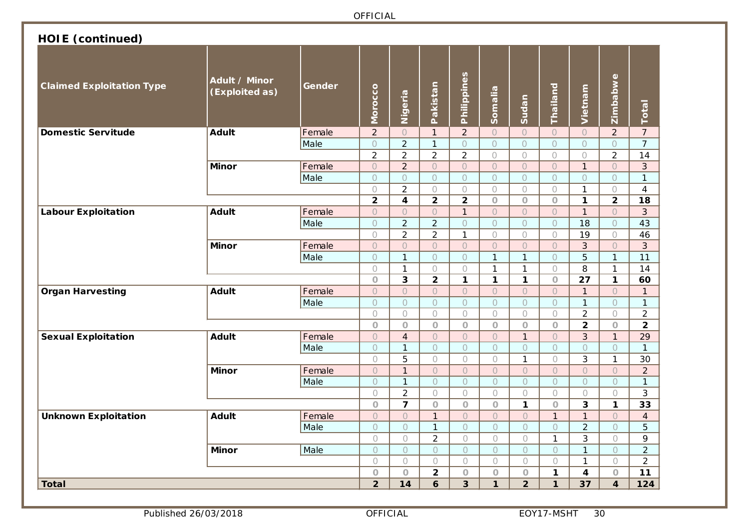## HOIE (continued)

| Claimed Exploitation Type | Adult / Minor (Exploited as) | Gender | Morocco | Nigeria | Pakistan | Philippines | Somalia | Sudan | Thailand | Vietnam | Zimbabwe | Total |
|---|---|---|---|---|---|---|---|---|---|---|---|---|
| **Domestic Servitude** | **Adult** | Female | 2 | 0 | 1 | 2 | 0 | 0 | 0 | 0 | 2 | 7 |
| | | Male | 0 | 2 | 1 | 0 | 0 | 0 | 0 | 0 | 0 | 7 |
| | | | 2 | 2 | 2 | 2 | 0 | 0 | 0 | 0 | 2 | 14 |
| | **Minor** | Female | 0 | 2 | 0 | 0 | 0 | 0 | 0 | 1 | 0 | 3 |
| | | Male | 0 | 0 | 0 | 0 | 0 | 0 | 0 | 0 | 0 | 1 |
| | | | 0 | 2 | 0 | 0 | 0 | 0 | 0 | 1 | 0 | 4 |
| | | | **2** | **4** | **2** | **2** | **0** | **0** | **0** | **1** | **2** | **18** |
| **Labour Exploitation** | **Adult** | Female | 0 | 0 | 0 | 1 | 0 | 0 | 0 | 1 | 0 | 3 |
| | | Male | 0 | 2 | 2 | 0 | 0 | 0 | 0 | 18 | 0 | 43 |
| | | | 0 | 2 | 2 | 1 | 0 | 0 | 0 | 19 | 0 | 46 |
| | **Minor** | Female | 0 | 0 | 0 | 0 | 0 | 0 | 0 | 3 | 0 | 3 |
| | | Male | 0 | 1 | 0 | 0 | 1 | 1 | 0 | 5 | 1 | 11 |
| | | | 0 | 1 | 0 | 0 | 1 | 1 | 0 | 8 | 1 | 14 |
| | | | **0** | **3** | **2** | **1** | **1** | **1** | **0** | **27** | **1** | **60** |
| **Organ Harvesting** | **Adult** | Female | 0 | 0 | 0 | 0 | 0 | 0 | 0 | 1 | 0 | 1 |
| | | Male | 0 | 0 | 0 | 0 | 0 | 0 | 0 | 1 | 0 | 1 |
| | | | 0 | 0 | 0 | 0 | 0 | 0 | 0 | 2 | 0 | 2 |
| | | | **0** | **0** | **0** | **0** | **0** | **0** | **0** | **2** | **0** | **2** |
| **Sexual Exploitation** | **Adult** | Female | 0 | 4 | 0 | 0 | 0 | 1 | 0 | 3 | 1 | 29 |
| | | Male | 0 | 1 | 0 | 0 | 0 | 0 | 0 | 0 | 0 | 1 |
| | | | 0 | 5 | 0 | 0 | 0 | 1 | 0 | 3 | 1 | 30 |
| | **Minor** | Female | 0 | 1 | 0 | 0 | 0 | 0 | 0 | 0 | 0 | 2 |
| | | Male | 0 | 1 | 0 | 0 | 0 | 0 | 0 | 0 | 0 | 1 |
| | | | 0 | 2 | 0 | 0 | 0 | 0 | 0 | 0 | 0 | 3 |
| | | | **0** | **7** | **0** | **0** | **0** | **1** | **0** | **3** | **1** | **33** |
| **Unknown Exploitation** | **Adult** | Female | 0 | 0 | 1 | 0 | 0 | 0 | 1 | 1 | 0 | 4 |
| | | Male | 0 | 0 | 1 | 0 | 0 | 0 | 0 | 2 | 0 | 5 |
| | | | 0 | 0 | 2 | 0 | 0 | 0 | 1 | 3 | 0 | 9 |
| | **Minor** | Male | 0 | 0 | 0 | 0 | 0 | 0 | 0 | 1 | 0 | 2 |
| | | | 0 | 0 | 0 | 0 | 0 | 0 | 0 | 1 | 0 | 2 |
| | | | **0** | **0** | **2** | **0** | **0** | **0** | **1** | **4** | **0** | **11** |
| **Total** | | | **2** | **14** | **6** | **3** | **1** | **2** | **1** | **37** | **4** | **124** |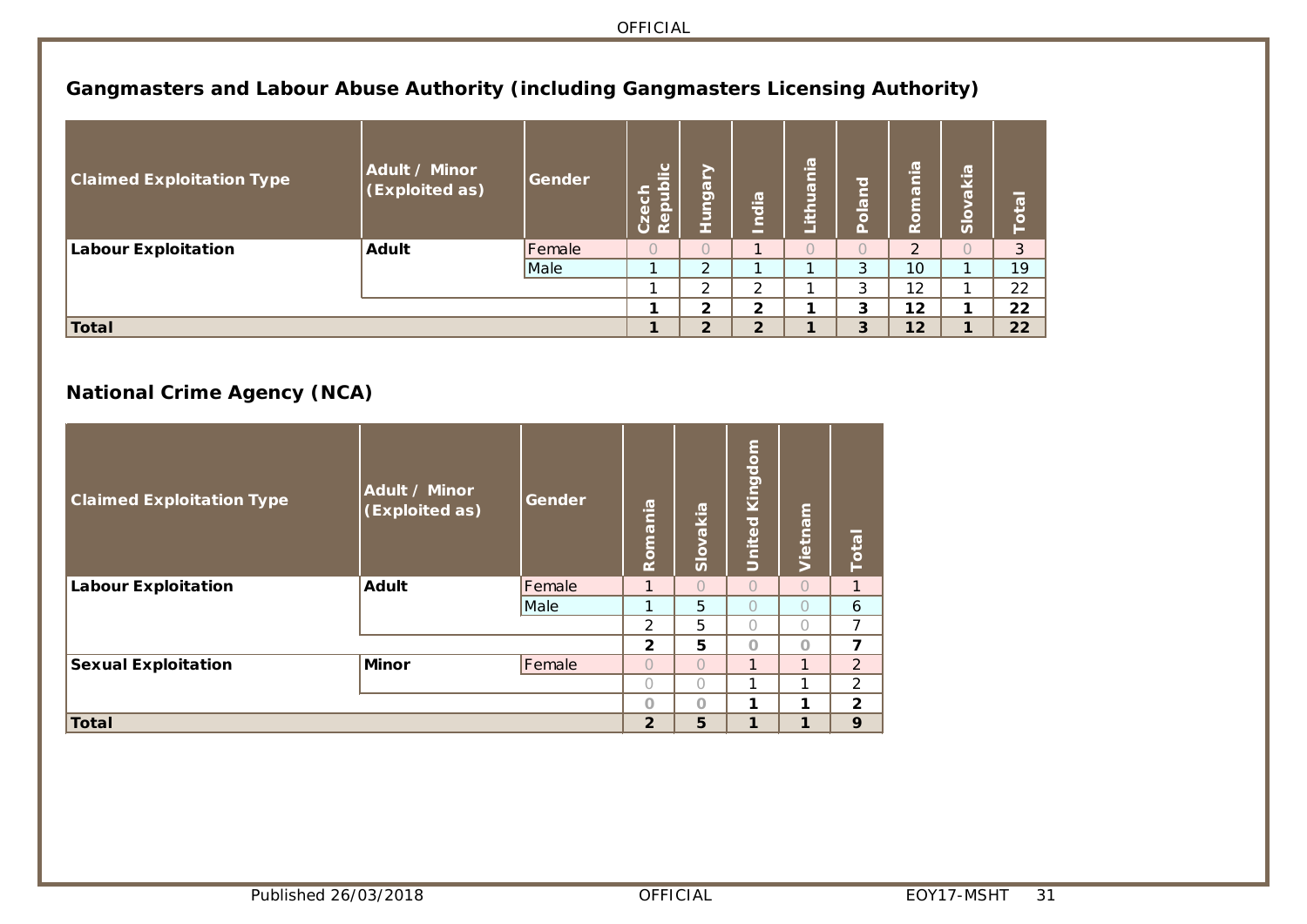## Gangmasters and Labour Abuse Authority (including Gangmasters Licensing Authority)

| Claimed Exploitation Type | Adult / Minor (Exploited as) | Gender | Czech Republic | Hungary | India | Lithuania | Poland | Romania | Slovakia | Total |
|---|---|---|---|---|---|---|---|---|---|---|
| **Labour Exploitation** | **Adult** | Female | 0 | 0 | 1 | 0 | 0 | 2 | 0 | 3 |
| | | Male | 1 | 2 | 1 | 1 | 3 | 10 | 1 | 19 |
| | | | 1 | 2 | 2 | 1 | 3 | 12 | 1 | 22 |
| | | | **1** | **2** | **2** | **1** | **3** | **12** | **1** | **22** |
| **Total** | | | **1** | **2** | **2** | **1** | **3** | **12** | **1** | **22** |

## National Crime Agency (NCA)

| Claimed Exploitation Type | Adult / Minor (Exploited as) | Gender | Romania | Slovakia | United Kingdom | Vietnam | Total |
|---|---|---|---|---|---|---|---|
| **Labour Exploitation** | **Adult** | Female | 1 | 0 | 0 | 0 | 1 |
| | | Male | 1 | 5 | 0 | 0 | 6 |
| | | | 2 | 5 | 0 | 0 | 7 |
| | | | **2** | **5** | **0** | **0** | **7** |
| **Sexual Exploitation** | **Minor** | Female | 0 | 0 | 1 | 1 | 2 |
| | | | 0 | 0 | 1 | 1 | 2 |
| | | | **0** | **0** | **1** | **1** | **2** |
| **Total** | | | **2** | **5** | **1** | **1** | **9** |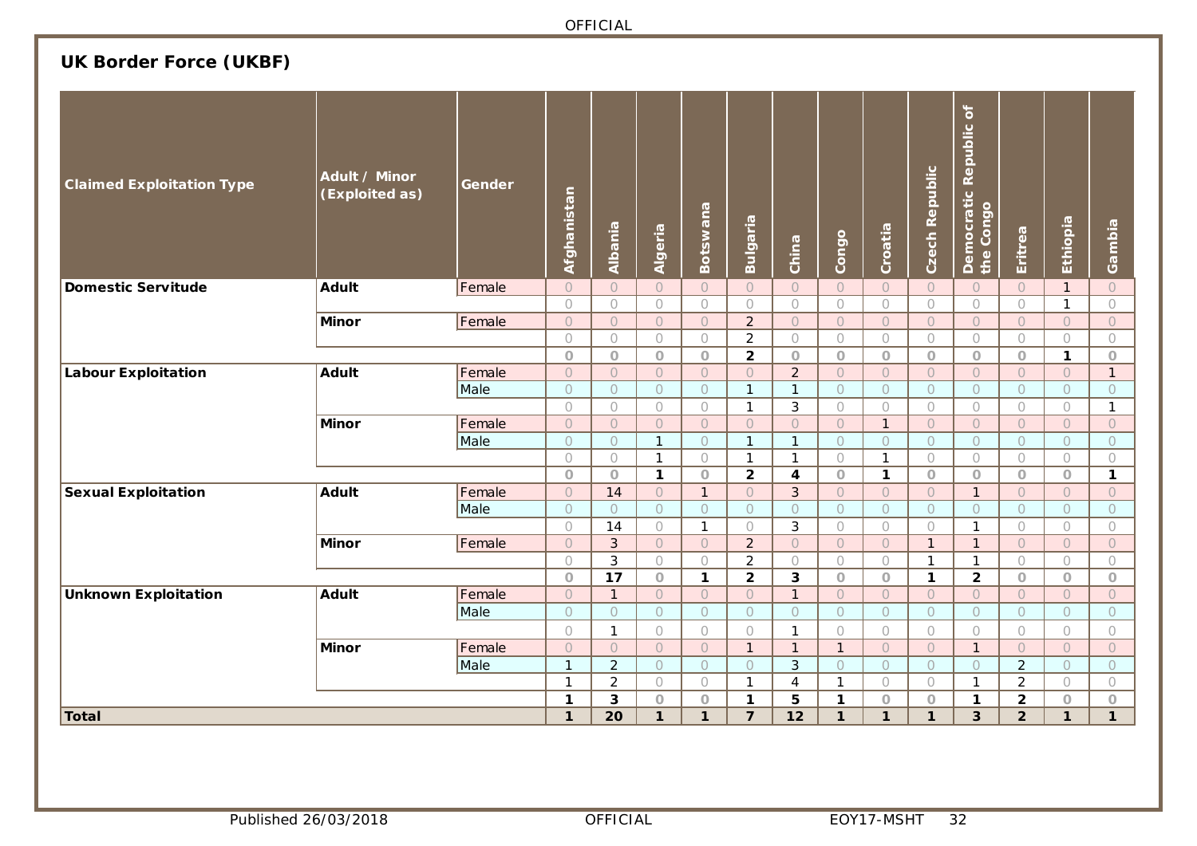## UK Border Force (UKBF)

| Claimed Exploitation Type | Adult / Minor (Exploited as) | Gender | Afghanistan | Albania | Algeria | Botswana | Bulgaria | China | Congo | Croatia | Czech Republic | Democratic Republic of the Congo | Eritrea | Ethiopia | Gambia |
|---|---|---|---|---|---|---|---|---|---|---|---|---|---|---|---|
| **Domestic Servitude** | **Adult** | Female | 0 | 0 | 0 | 0 | 0 | 0 | 0 | 0 | 0 | 0 | 0 | 1 | 0 |
| | | | 0 | 0 | 0 | 0 | 0 | 0 | 0 | 0 | 0 | 0 | 0 | 1 | 0 |
| | **Minor** | Female | 0 | 0 | 0 | 0 | 2 | 0 | 0 | 0 | 0 | 0 | 0 | 0 | 0 |
| | | | 0 | 0 | 0 | 0 | 2 | 0 | 0 | 0 | 0 | 0 | 0 | 0 | 0 |
| | | | **0** | **0** | **0** | **0** | **2** | **0** | **0** | **0** | **0** | **0** | **0** | **1** | **0** |
| **Labour Exploitation** | **Adult** | Female | 0 | 0 | 0 | 0 | 0 | 2 | 0 | 0 | 0 | 0 | 0 | 0 | 1 |
| | | Male | 0 | 0 | 0 | 0 | 1 | 1 | 0 | 0 | 0 | 0 | 0 | 0 | 0 |
| | | | 0 | 0 | 0 | 0 | 1 | 3 | 0 | 0 | 0 | 0 | 0 | 0 | 1 |
| | **Minor** | Female | 0 | 0 | 0 | 0 | 0 | 0 | 0 | 1 | 0 | 0 | 0 | 0 | 0 |
| | | Male | 0 | 0 | 1 | 0 | 1 | 1 | 0 | 0 | 0 | 0 | 0 | 0 | 0 |
| | | | 0 | 0 | 1 | 0 | 1 | 1 | 0 | 1 | 0 | 0 | 0 | 0 | 0 |
| | | | **0** | **0** | **1** | **0** | **2** | **4** | **0** | **1** | **0** | **0** | **0** | **0** | **1** |
| **Sexual Exploitation** | **Adult** | Female | 0 | 14 | 0 | 1 | 0 | 3 | 0 | 0 | 0 | 1 | 0 | 0 | 0 |
| | | Male | 0 | 0 | 0 | 0 | 0 | 0 | 0 | 0 | 0 | 0 | 0 | 0 | 0 |
| | | | 0 | 14 | 0 | 1 | 0 | 3 | 0 | 0 | 0 | 1 | 0 | 0 | 0 |
| | **Minor** | Female | 0 | 3 | 0 | 0 | 2 | 0 | 0 | 0 | 1 | 1 | 0 | 0 | 0 |
| | | | 0 | 3 | 0 | 0 | 2 | 0 | 0 | 0 | 1 | 1 | 0 | 0 | 0 |
| | | | **0** | **17** | **0** | **1** | **2** | **3** | **0** | **0** | **1** | **2** | **0** | **0** | **0** |
| **Unknown Exploitation** | **Adult** | Female | 0 | 1 | 0 | 0 | 0 | 1 | 0 | 0 | 0 | 0 | 0 | 0 | 0 |
| | | Male | 0 | 0 | 0 | 0 | 0 | 0 | 0 | 0 | 0 | 0 | 0 | 0 | 0 |
| | | | 0 | 1 | 0 | 0 | 0 | 1 | 0 | 0 | 0 | 0 | 0 | 0 | 0 |
| | **Minor** | Female | 0 | 0 | 0 | 0 | 1 | 1 | 1 | 0 | 0 | 1 | 0 | 0 | 0 |
| | | Male | 1 | 2 | 0 | 0 | 0 | 3 | 0 | 0 | 0 | 0 | 2 | 0 | 0 |
| | | | 1 | 2 | 0 | 0 | 1 | 4 | 1 | 0 | 0 | 1 | 2 | 0 | 0 |
| | | | **1** | **3** | **0** | **0** | **1** | **5** | **1** | **0** | **0** | **1** | **2** | **0** | **0** |
| **Total** | | | **1** | **20** | **1** | **1** | **7** | **12** | **1** | **1** | **1** | **3** | **2** | **1** | **1** |

Published 26/03/2018 EOY17-MSHT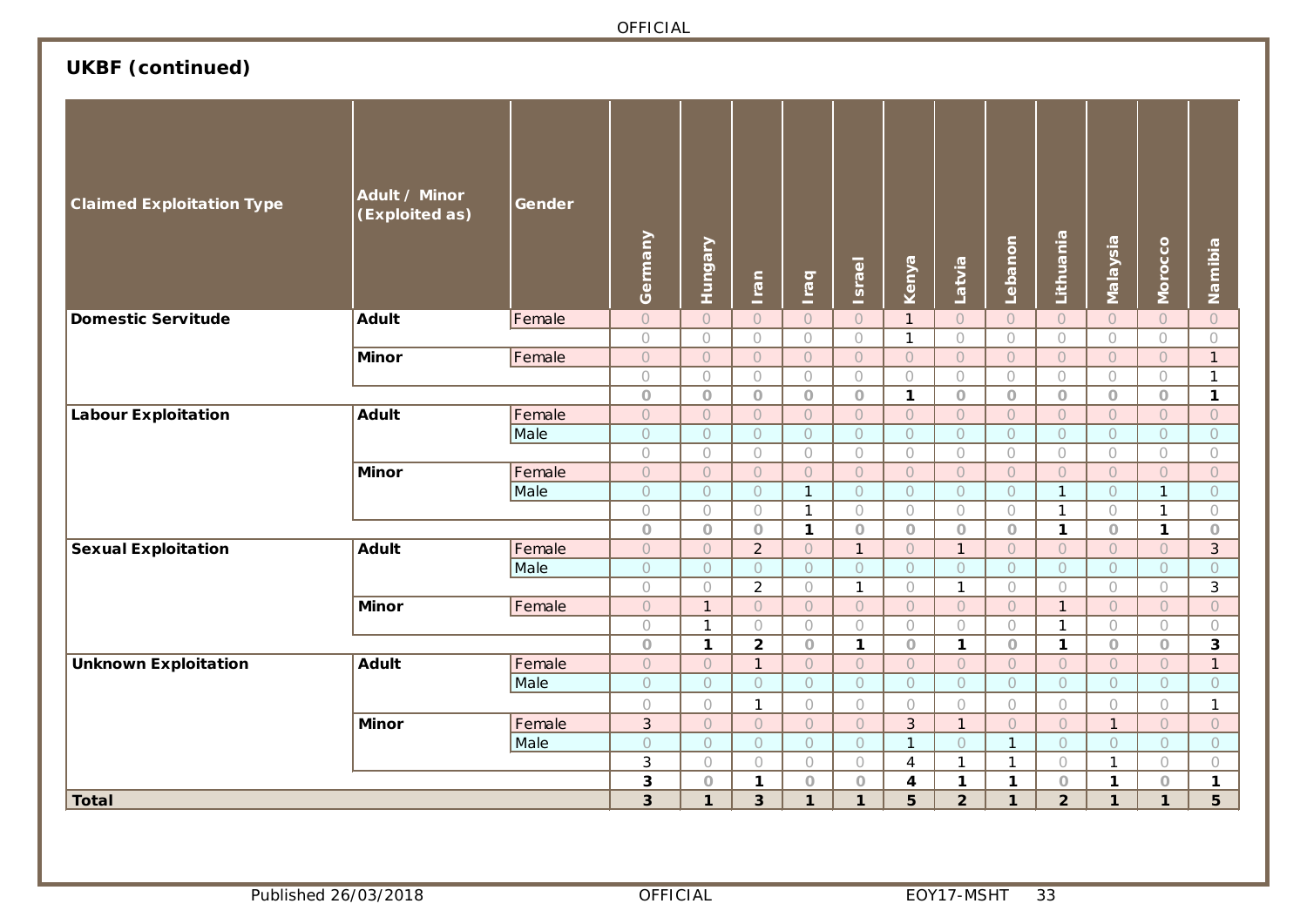## UKBF (continued)

| Claimed Exploitation Type | Adult / Minor (Exploited as) | Gender | Germany | Hungary | Iran | Iraq | Israel | Kenya | Latvia | Lebanon | Lithuania | Malaysia | Morocco | Namibia |
|---|---|---|---|---|---|---|---|---|---|---|---|---|---|---|
| **Domestic Servitude** | **Adult** | Female | 0 | 0 | 0 | 0 | 0 | 1 | 0 | 0 | 0 | 0 | 0 | 0 |
| | | | 0 | 0 | 0 | 0 | 0 | 1 | 0 | 0 | 0 | 0 | 0 | 0 |
| | **Minor** | Female | 0 | 0 | 0 | 0 | 0 | 0 | 0 | 0 | 0 | 0 | 0 | 1 |
| | | | 0 | 0 | 0 | 0 | 0 | 0 | 0 | 0 | 0 | 0 | 0 | 1 |
| | | | **0** | **0** | **0** | **0** | **0** | **1** | **0** | **0** | **0** | **0** | **0** | **1** |
| **Labour Exploitation** | **Adult** | Female | 0 | 0 | 0 | 0 | 0 | 0 | 0 | 0 | 0 | 0 | 0 | 0 |
| | | Male | 0 | 0 | 0 | 0 | 0 | 0 | 0 | 0 | 0 | 0 | 0 | 0 |
| | | | 0 | 0 | 0 | 0 | 0 | 0 | 0 | 0 | 0 | 0 | 0 | 0 |
| | **Minor** | Female | 0 | 0 | 0 | 0 | 0 | 0 | 0 | 0 | 0 | 0 | 0 | 0 |
| | | Male | 0 | 0 | 0 | 1 | 0 | 0 | 0 | 0 | 1 | 0 | 1 | 0 |
| | | | 0 | 0 | 0 | 1 | 0 | 0 | 0 | 0 | 1 | 0 | 1 | 0 |
| | | | **0** | **0** | **0** | **1** | **0** | **0** | **0** | **0** | **1** | **0** | **1** | **0** |
| **Sexual Exploitation** | **Adult** | Female | 0 | 0 | 2 | 0 | 1 | 0 | 1 | 0 | 0 | 0 | 0 | 3 |
| | | Male | 0 | 0 | 0 | 0 | 0 | 0 | 0 | 0 | 0 | 0 | 0 | 0 |
| | | | 0 | 0 | 2 | 0 | 1 | 0 | 1 | 0 | 0 | 0 | 0 | 3 |
| | **Minor** | Female | 0 | 1 | 0 | 0 | 0 | 0 | 0 | 0 | 1 | 0 | 0 | 0 |
| | | | 0 | 1 | 0 | 0 | 0 | 0 | 0 | 0 | 1 | 0 | 0 | 0 |
| | | | **0** | **1** | **2** | **0** | **1** | **0** | **1** | **0** | **1** | **0** | **0** | **3** |
| **Unknown Exploitation** | **Adult** | Female | 0 | 0 | 1 | 0 | 0 | 0 | 0 | 0 | 0 | 0 | 0 | 1 |
| | | Male | 0 | 0 | 0 | 0 | 0 | 0 | 0 | 0 | 0 | 0 | 0 | 0 |
| | | | 0 | 0 | 1 | 0 | 0 | 0 | 0 | 0 | 0 | 0 | 0 | 1 |
| | **Minor** | Female | 3 | 0 | 0 | 0 | 0 | 3 | 1 | 0 | 0 | 1 | 0 | 0 |
| | | Male | 0 | 0 | 0 | 0 | 0 | 1 | 0 | 1 | 0 | 0 | 0 | 0 |
| | | | 3 | 0 | 0 | 0 | 0 | 4 | 1 | 1 | 0 | 1 | 0 | 0 |
| | | | **3** | **0** | **1** | **0** | **0** | **4** | **1** | **1** | **0** | **1** | **0** | **1** |
| **Total** | | | **3** | **1** | **3** | **1** | **1** | **5** | **2** | **1** | **2** | **1** | **1** | **5** |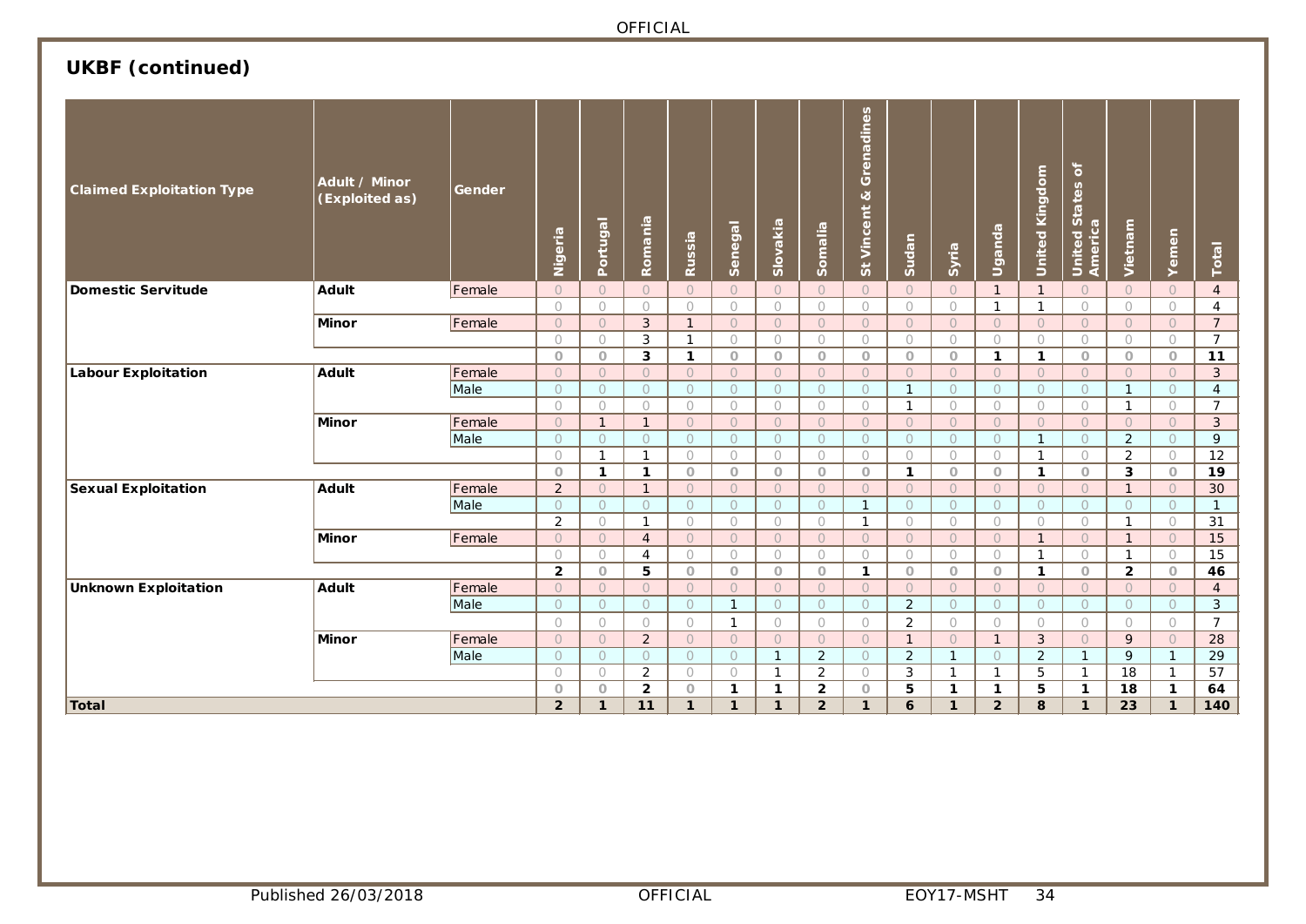## UKBF (continued)

| Claimed Exploitation Type | Adult / Minor (Exploited as) | Gender | Nigeria | Portugal | Romania | Russia | Senegal | Slovakia | Somalia | St Vincent & Grenadines | Sudan | Syria | Uganda | United Kingdom | United States of America | Vietnam | Yemen | Total |
|---|---|---|---|---|---|---|---|---|---|---|---|---|---|---|---|---|---|---|
| **Domestic Servitude** | **Adult** | Female | 0 | 0 | 0 | 0 | 0 | 0 | 0 | 0 | 0 | 0 | 1 | 1 | 0 | 0 | 0 | 4 |
| | | | 0 | 0 | 0 | 0 | 0 | 0 | 0 | 0 | 0 | 0 | 1 | 1 | 0 | 0 | 0 | 4 |
| | **Minor** | Female | 0 | 0 | 3 | 1 | 0 | 0 | 0 | 0 | 0 | 0 | 0 | 0 | 0 | 0 | 0 | 7 |
| | | | 0 | 0 | 3 | 1 | 0 | 0 | 0 | 0 | 0 | 0 | 0 | 0 | 0 | 0 | 0 | 7 |
| | | | **0** | **0** | **3** | **1** | **0** | **0** | **0** | **0** | **0** | **0** | **1** | **1** | **0** | **0** | **0** | **11** |
| **Labour Exploitation** | **Adult** | Female | 0 | 0 | 0 | 0 | 0 | 0 | 0 | 0 | 0 | 0 | 0 | 0 | 0 | 0 | 0 | 3 |
| | | Male | 0 | 0 | 0 | 0 | 0 | 0 | 0 | 0 | 1 | 0 | 0 | 0 | 0 | 1 | 0 | 4 |
| | | | 0 | 0 | 0 | 0 | 0 | 0 | 0 | 0 | 1 | 0 | 0 | 0 | 0 | 1 | 0 | 7 |
| | **Minor** | Female | 0 | 1 | 1 | 0 | 0 | 0 | 0 | 0 | 0 | 0 | 0 | 0 | 0 | 0 | 0 | 3 |
| | | Male | 0 | 0 | 0 | 0 | 0 | 0 | 0 | 0 | 0 | 0 | 0 | 1 | 0 | 2 | 0 | 9 |
| | | | 0 | 1 | 1 | 0 | 0 | 0 | 0 | 0 | 0 | 0 | 0 | 1 | 0 | 2 | 0 | 12 |
| | | | **0** | **1** | **1** | **0** | **0** | **0** | **0** | **0** | **1** | **0** | **0** | **1** | **0** | **3** | **0** | **19** |
| **Sexual Exploitation** | **Adult** | Female | 2 | 0 | 1 | 0 | 0 | 0 | 0 | 0 | 0 | 0 | 0 | 0 | 0 | 1 | 0 | 30 |
| | | Male | 0 | 0 | 0 | 0 | 0 | 0 | 0 | 1 | 0 | 0 | 0 | 0 | 0 | 0 | 0 | 1 |
| | | | 2 | 0 | 1 | 0 | 0 | 0 | 0 | 1 | 0 | 0 | 0 | 0 | 0 | 1 | 0 | 31 |
| | **Minor** | Female | 0 | 0 | 4 | 0 | 0 | 0 | 0 | 0 | 0 | 0 | 0 | 1 | 0 | 1 | 0 | 15 |
| | | | 0 | 0 | 4 | 0 | 0 | 0 | 0 | 0 | 0 | 0 | 0 | 1 | 0 | 1 | 0 | 15 |
| | | | **2** | **0** | **5** | **0** | **0** | **0** | **0** | **1** | **0** | **0** | **0** | **1** | **0** | **2** | **0** | **46** |
| **Unknown Exploitation** | **Adult** | Female | 0 | 0 | 0 | 0 | 0 | 0 | 0 | 0 | 0 | 0 | 0 | 0 | 0 | 0 | 0 | 4 |
| | | Male | 0 | 0 | 0 | 0 | 1 | 0 | 0 | 0 | 2 | 0 | 0 | 0 | 0 | 0 | 0 | 3 |
| | | | 0 | 0 | 0 | 0 | 1 | 0 | 0 | 0 | 2 | 0 | 0 | 0 | 0 | 0 | 0 | 7 |
| | **Minor** | Female | 0 | 0 | 2 | 0 | 0 | 0 | 0 | 0 | 1 | 0 | 1 | 3 | 0 | 9 | 0 | 28 |
| | | Male | 0 | 0 | 0 | 0 | 0 | 1 | 2 | 0 | 2 | 1 | 0 | 2 | 1 | 9 | 1 | 29 |
| | | | 0 | 0 | 2 | 0 | 0 | 1 | 2 | 0 | 3 | 1 | 1 | 5 | 1 | 18 | 1 | 57 |
| | | | **0** | **0** | **2** | **0** | **1** | **1** | **2** | **0** | **5** | **1** | **1** | **5** | **1** | **18** | **1** | **64** |
| **Total** | | | **2** | **1** | **11** | **1** | **1** | **1** | **2** | **1** | **6** | **1** | **2** | **8** | **1** | **23** | **1** | **140** |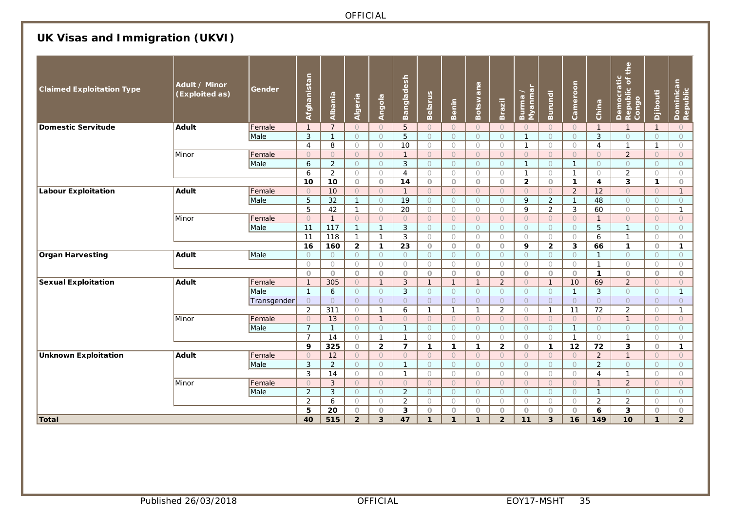## UK Visas and Immigration (UKVI)

| Claimed Exploitation Type | Adult / Minor (Exploited as) | Gender | Afghanistan | Albania | Algeria | Angola | Bangladesh | Belarus | Benin | Botswana | Brazil | Burma / Myanmar | Burundi | Cameroon | China | Democratic Republic of the Congo | Djibouti | Dominican Republic |
|---|---|---|---|---|---|---|---|---|---|---|---|---|---|---|---|---|---|---|
| **Domestic Servitude** | **Adult** | Female | 1 | 7 | 0 | 0 | 5 | 0 | 0 | 0 | 0 | 0 | 0 | 0 | 1 | 1 | 1 | 0 |
| | | Male | 3 | 1 | 0 | 0 | 5 | 0 | 0 | 0 | 0 | 1 | 0 | 0 | 3 | 0 | 0 | 0 |
| | | | 4 | 8 | 0 | 0 | 10 | 0 | 0 | 0 | 0 | 1 | 0 | 0 | 4 | 1 | 1 | 0 |
| | Minor | Female | 0 | 0 | 0 | 0 | 1 | 0 | 0 | 0 | 0 | 0 | 0 | 0 | 0 | 2 | 0 | 0 |
| | | Male | 6 | 2 | 0 | 0 | 3 | 0 | 0 | 0 | 0 | 1 | 0 | 1 | 0 | 0 | 0 | 0 |
| | | | 6 | 2 | 0 | 0 | 4 | 0 | 0 | 0 | 0 | 1 | 0 | 1 | 0 | 2 | 0 | 0 |
| | | | **10** | **10** | **0** | **0** | **14** | **0** | **0** | **0** | **0** | **2** | **0** | **1** | **4** | **3** | **1** | **0** |
| **Labour Exploitation** | **Adult** | Female | 0 | 10 | 0 | 0 | 1 | 0 | 0 | 0 | 0 | 0 | 0 | 2 | 12 | 0 | 0 | 1 |
| | | Male | 5 | 32 | 1 | 0 | 19 | 0 | 0 | 0 | 0 | 9 | 2 | 1 | 48 | 0 | 0 | 0 |
| | | | 5 | 42 | 1 | 0 | 20 | 0 | 0 | 0 | 0 | 9 | 2 | 3 | 60 | 0 | 0 | 1 |
| | Minor | Female | 0 | 1 | 0 | 0 | 0 | 0 | 0 | 0 | 0 | 0 | 0 | 0 | 1 | 0 | 0 | 0 |
| | | Male | 11 | 117 | 1 | 1 | 3 | 0 | 0 | 0 | 0 | 0 | 0 | 0 | 5 | 1 | 0 | 0 |
| | | | 11 | 118 | 1 | 1 | 3 | 0 | 0 | 0 | 0 | 0 | 0 | 0 | 6 | 1 | 0 | 0 |
| | | | **16** | **160** | **2** | **1** | **23** | **0** | **0** | **0** | **0** | **9** | **2** | **3** | **66** | **1** | **0** | **1** |
| **Organ Harvesting** | **Adult** | Male | 0 | 0 | 0 | 0 | 0 | 0 | 0 | 0 | 0 | 0 | 0 | 0 | 1 | 0 | 0 | 0 |
| | | | 0 | 0 | 0 | 0 | 0 | 0 | 0 | 0 | 0 | 0 | 0 | 0 | 1 | 0 | 0 | 0 |
| | | | **0** | **0** | **0** | **0** | **0** | **0** | **0** | **0** | **0** | **0** | **0** | **0** | **1** | **0** | **0** | **0** |
| **Sexual Exploitation** | **Adult** | Female | 1 | 305 | 0 | 1 | 3 | 1 | 1 | 1 | 2 | 0 | 1 | 10 | 69 | 2 | 0 | 0 |
| | | Male | 1 | 6 | 0 | 0 | 3 | 0 | 0 | 0 | 0 | 0 | 0 | 1 | 3 | 0 | 0 | 1 |
| | | Transgender | 0 | 0 | 0 | 0 | 0 | 0 | 0 | 0 | 0 | 0 | 0 | 0 | 0 | 0 | 0 | 0 |
| | | | 2 | 311 | 0 | 1 | 6 | 1 | 1 | 1 | 2 | 0 | 1 | 11 | 72 | 2 | 0 | 1 |
| | Minor | Female | 0 | 13 | 0 | 1 | 0 | 0 | 0 | 0 | 0 | 0 | 0 | 0 | 0 | 1 | 0 | 0 |
| | | Male | 7 | 1 | 0 | 0 | 1 | 0 | 0 | 0 | 0 | 0 | 0 | 1 | 0 | 0 | 0 | 0 |
| | | | 7 | 14 | 0 | 1 | 1 | 0 | 0 | 0 | 0 | 0 | 0 | 1 | 0 | 1 | 0 | 0 |
| | | | **9** | **325** | **0** | **2** | **7** | **1** | **1** | **1** | **2** | **0** | **1** | **12** | **72** | **3** | **0** | **1** |
| **Unknown Exploitation** | **Adult** | Female | 0 | 12 | 0 | 0 | 0 | 0 | 0 | 0 | 0 | 0 | 0 | 0 | 2 | 1 | 0 | 0 |
| | | Male | 3 | 2 | 0 | 0 | 1 | 0 | 0 | 0 | 0 | 0 | 0 | 0 | 2 | 0 | 0 | 0 |
| | | | 3 | 14 | 0 | 0 | 1 | 0 | 0 | 0 | 0 | 0 | 0 | 0 | 4 | 1 | 0 | 0 |
| | Minor | Female | 0 | 3 | 0 | 0 | 0 | 0 | 0 | 0 | 0 | 0 | 0 | 0 | 1 | 2 | 0 | 0 |
| | | Male | 2 | 3 | 0 | 0 | 2 | 0 | 0 | 0 | 0 | 0 | 0 | 0 | 1 | 0 | 0 | 0 |
| | | | 2 | 6 | 0 | 0 | 2 | 0 | 0 | 0 | 0 | 0 | 0 | 0 | 2 | 2 | 0 | 0 |
| | | | **5** | **20** | **0** | **0** | **3** | **0** | **0** | **0** | **0** | **0** | **0** | **0** | **6** | **3** | **0** | **0** |
| **Total** | | | **40** | **515** | **2** | **3** | **47** | **1** | **1** | **1** | **2** | **11** | **3** | **16** | **149** | **10** | **1** | **2** |

Published 26/03/2018 OFFICIAL EOY17-MSHT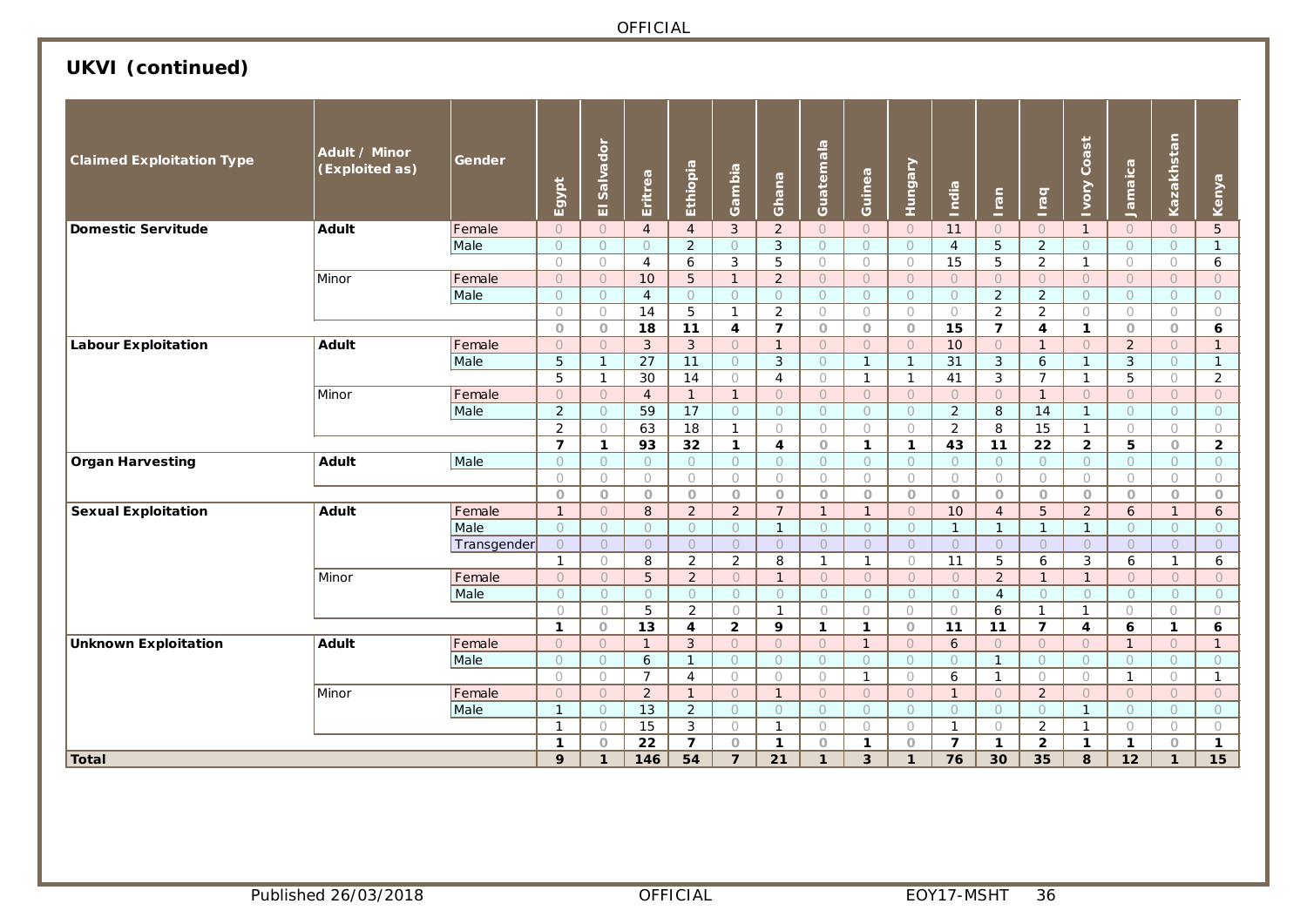## UKVI (continued)

| Claimed Exploitation Type | Adult / Minor (Exploited as) | Gender | Egypt | El Salvador | Eritrea | Ethiopia | Gambia | Ghana | Guatemala | Guinea | Hungary | India | Iran | Iraq | Ivory Coast | Jamaica | Kazakhstan | Kenya |
|---|---|---|---|---|---|---|---|---|---|---|---|---|---|---|---|---|---|---|
| **Domestic Servitude** | **Adult** | Female | 0 | 0 | 4 | 4 | 3 | 2 | 0 | 0 | 0 | 11 | 0 | 0 | 1 | 0 | 0 | 5 |
| | | Male | 0 | 0 | 0 | 2 | 0 | 3 | 0 | 0 | 0 | 4 | 5 | 2 | 0 | 0 | 0 | 1 |
| | | | 0 | 0 | 4 | 6 | 3 | 5 | 0 | 0 | 0 | 15 | 5 | 2 | 1 | 0 | 0 | 6 |
| | Minor | Female | 0 | 0 | 10 | 5 | 1 | 2 | 0 | 0 | 0 | 0 | 0 | 0 | 0 | 0 | 0 | 0 |
| | | Male | 0 | 0 | 4 | 0 | 0 | 0 | 0 | 0 | 0 | 0 | 2 | 2 | 0 | 0 | 0 | 0 |
| | | | 0 | 0 | 14 | 5 | 1 | 2 | 0 | 0 | 0 | 0 | 2 | 2 | 0 | 0 | 0 | 0 |
| | | | **0** | **0** | **18** | **11** | **4** | **7** | **0** | **0** | **0** | **15** | **7** | **4** | **1** | **0** | **0** | **6** |
| **Labour Exploitation** | **Adult** | Female | 0 | 0 | 3 | 3 | 0 | 1 | 0 | 0 | 0 | 10 | 0 | 1 | 0 | 2 | 0 | 1 |
| | | Male | 5 | 1 | 27 | 11 | 0 | 3 | 0 | 1 | 1 | 31 | 3 | 6 | 1 | 3 | 0 | 1 |
| | | | 5 | 1 | 30 | 14 | 0 | 4 | 0 | 1 | 1 | 41 | 3 | 7 | 1 | 5 | 0 | 2 |
| | Minor | Female | 0 | 0 | 4 | 1 | 1 | 0 | 0 | 0 | 0 | 0 | 0 | 1 | 0 | 0 | 0 | 0 |
| | | Male | 2 | 0 | 59 | 17 | 0 | 0 | 0 | 0 | 0 | 2 | 8 | 14 | 1 | 0 | 0 | 0 |
| | | | 2 | 0 | 63 | 18 | 1 | 0 | 0 | 0 | 0 | 2 | 8 | 15 | 1 | 0 | 0 | 0 |
| | | | **7** | **1** | **93** | **32** | **1** | **4** | **0** | **1** | **1** | **43** | **11** | **22** | **2** | **5** | **0** | **2** |
| **Organ Harvesting** | **Adult** | Male | 0 | 0 | 0 | 0 | 0 | 0 | 0 | 0 | 0 | 0 | 0 | 0 | 0 | 0 | 0 | 0 |
| | | | 0 | 0 | 0 | 0 | 0 | 0 | 0 | 0 | 0 | 0 | 0 | 0 | 0 | 0 | 0 | 0 |
| | | | **0** | **0** | **0** | **0** | **0** | **0** | **0** | **0** | **0** | **0** | **0** | **0** | **0** | **0** | **0** | **0** |
| **Sexual Exploitation** | **Adult** | Female | 1 | 0 | 8 | 2 | 2 | 7 | 1 | 1 | 0 | 10 | 4 | 5 | 2 | 6 | 1 | 6 |
| | | Male | 0 | 0 | 0 | 0 | 0 | 1 | 0 | 0 | 0 | 1 | 1 | 1 | 1 | 0 | 0 | 0 |
| | | Transgender | 0 | 0 | 0 | 0 | 0 | 0 | 0 | 0 | 0 | 0 | 0 | 0 | 0 | 0 | 0 | 0 |
| | | | 1 | 0 | 8 | 2 | 2 | 8 | 1 | 1 | 0 | 11 | 5 | 6 | 3 | 6 | 1 | 6 |
| | Minor | Female | 0 | 0 | 5 | 2 | 0 | 1 | 0 | 0 | 0 | 0 | 2 | 1 | 1 | 0 | 0 | 0 |
| | | Male | 0 | 0 | 0 | 0 | 0 | 0 | 0 | 0 | 0 | 0 | 4 | 0 | 0 | 0 | 0 | 0 |
| | | | 0 | 0 | 5 | 2 | 0 | 1 | 0 | 0 | 0 | 0 | 6 | 1 | 1 | 0 | 0 | 0 |
| | | | **1** | **0** | **13** | **4** | **2** | **9** | **1** | **1** | **0** | **11** | **11** | **7** | **4** | **6** | **1** | **6** |
| **Unknown Exploitation** | **Adult** | Female | 0 | 0 | 1 | 3 | 0 | 0 | 0 | 1 | 0 | 6 | 0 | 0 | 0 | 1 | 0 | 1 |
| | | Male | 0 | 0 | 6 | 1 | 0 | 0 | 0 | 0 | 0 | 0 | 1 | 0 | 0 | 0 | 0 | 0 |
| | | | 0 | 0 | 7 | 4 | 0 | 0 | 0 | 1 | 0 | 6 | 1 | 0 | 0 | 1 | 0 | 1 |
| | Minor | Female | 0 | 0 | 2 | 1 | 0 | 1 | 0 | 0 | 0 | 1 | 0 | 2 | 0 | 0 | 0 | 0 |
| | | Male | 1 | 0 | 13 | 2 | 0 | 0 | 0 | 0 | 0 | 0 | 0 | 0 | 1 | 0 | 0 | 0 |
| | | | 1 | 0 | 15 | 3 | 0 | 1 | 0 | 0 | 0 | 1 | 0 | 2 | 1 | 0 | 0 | 0 |
| | | | **1** | **0** | **22** | **7** | **0** | **1** | **0** | **1** | **0** | **7** | **1** | **2** | **1** | **1** | **0** | **1** |
| **Total** | | | **9** | **1** | **146** | **54** | **7** | **21** | **1** | **3** | **1** | **76** | **30** | **35** | **8** | **12** | **1** | **15** |

Published 26/03/2018 | EOY17-MSHT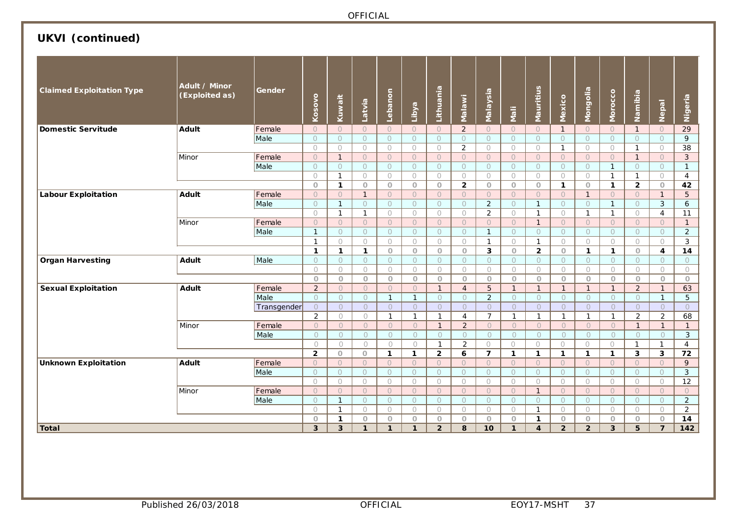## UKVI (continued)

| Claimed Exploitation Type | Adult / Minor (Exploited as) | Gender | Kosovo | Kuwait | Latvia | Lebanon | Libya | Lithuania | Malawi | Malaysia | Mali | Mauritius | Mexico | Mongolia | Morocco | Namibia | Nepal | Nigeria |
|---|---|---|---|---|---|---|---|---|---|---|---|---|---|---|---|---|---|---|
| **Domestic Servitude** | **Adult** | Female | 0 | 0 | 0 | 0 | 0 | 0 | 2 | 0 | 0 | 0 | 1 | 0 | 0 | 1 | 0 | 29 |
| | | Male | 0 | 0 | 0 | 0 | 0 | 0 | 0 | 0 | 0 | 0 | 0 | 0 | 0 | 0 | 0 | 9 |
| | | | 0 | 0 | 0 | 0 | 0 | 0 | 2 | 0 | 0 | 0 | 1 | 0 | 0 | 1 | 0 | 38 |
| | Minor | Female | 0 | 1 | 0 | 0 | 0 | 0 | 0 | 0 | 0 | 0 | 0 | 0 | 0 | 1 | 0 | 3 |
| | | Male | 0 | 0 | 0 | 0 | 0 | 0 | 0 | 0 | 0 | 0 | 0 | 0 | 1 | 0 | 0 | 1 |
| | | | 0 | 1 | 0 | 0 | 0 | 0 | 0 | 0 | 0 | 0 | 0 | 0 | 1 | 1 | 0 | 4 |
| | | | **0** | **1** | **0** | **0** | **0** | **0** | **2** | **0** | **0** | **0** | **1** | **0** | **1** | **2** | **0** | **42** |
| **Labour Exploitation** | **Adult** | Female | 0 | 0 | 1 | 0 | 0 | 0 | 0 | 0 | 0 | 0 | 0 | 1 | 0 | 0 | 1 | 5 |
| | | Male | 0 | 1 | 0 | 0 | 0 | 0 | 0 | 2 | 0 | 1 | 0 | 0 | 1 | 0 | 3 | 6 |
| | | | 0 | 1 | 1 | 0 | 0 | 0 | 0 | 2 | 0 | 1 | 0 | 1 | 1 | 0 | 4 | 11 |
| | Minor | Female | 0 | 0 | 0 | 0 | 0 | 0 | 0 | 0 | 0 | 1 | 0 | 0 | 0 | 0 | 0 | 1 |
| | | Male | 1 | 0 | 0 | 0 | 0 | 0 | 0 | 1 | 0 | 0 | 0 | 0 | 0 | 0 | 0 | 2 |
| | | | 1 | 0 | 0 | 0 | 0 | 0 | 0 | 1 | 0 | 1 | 0 | 0 | 0 | 0 | 0 | 3 |
| | | | **1** | **1** | **1** | **0** | **0** | **0** | **0** | **3** | **0** | **2** | **0** | **1** | **1** | **0** | **4** | **14** |
| **Organ Harvesting** | **Adult** | Male | 0 | 0 | 0 | 0 | 0 | 0 | 0 | 0 | 0 | 0 | 0 | 0 | 0 | 0 | 0 | 0 |
| | | | 0 | 0 | 0 | 0 | 0 | 0 | 0 | 0 | 0 | 0 | 0 | 0 | 0 | 0 | 0 | 0 |
| | | | **0** | **0** | **0** | **0** | **0** | **0** | **0** | **0** | **0** | **0** | **0** | **0** | **0** | **0** | **0** | **0** |
| **Sexual Exploitation** | **Adult** | Female | 2 | 0 | 0 | 0 | 0 | 1 | 4 | 5 | 1 | 1 | 1 | 1 | 1 | 2 | 1 | 63 |
| | | Male | 0 | 0 | 0 | 1 | 1 | 0 | 0 | 2 | 0 | 0 | 0 | 0 | 0 | 0 | 1 | 5 |
| | | Transgender | 0 | 0 | 0 | 0 | 0 | 0 | 0 | 0 | 0 | 0 | 0 | 0 | 0 | 0 | 0 | 0 |
| | | | 2 | 0 | 0 | 1 | 1 | 1 | 4 | 7 | 1 | 1 | 1 | 1 | 1 | 2 | 2 | 68 |
| | Minor | Female | 0 | 0 | 0 | 0 | 0 | 1 | 2 | 0 | 0 | 0 | 0 | 0 | 0 | 1 | 1 | 1 |
| | | Male | 0 | 0 | 0 | 0 | 0 | 0 | 0 | 0 | 0 | 0 | 0 | 0 | 0 | 0 | 0 | 3 |
| | | | 0 | 0 | 0 | 0 | 0 | 1 | 2 | 0 | 0 | 0 | 0 | 0 | 0 | 1 | 1 | 4 |
| | | | **2** | **0** | **0** | **1** | **1** | **2** | **6** | **7** | **1** | **1** | **1** | **1** | **1** | **3** | **3** | **72** |
| **Unknown Exploitation** | **Adult** | Female | 0 | 0 | 0 | 0 | 0 | 0 | 0 | 0 | 0 | 0 | 0 | 0 | 0 | 0 | 0 | 9 |
| | | Male | 0 | 0 | 0 | 0 | 0 | 0 | 0 | 0 | 0 | 0 | 0 | 0 | 0 | 0 | 0 | 3 |
| | | | 0 | 0 | 0 | 0 | 0 | 0 | 0 | 0 | 0 | 0 | 0 | 0 | 0 | 0 | 0 | 12 |
| | Minor | Female | 0 | 0 | 0 | 0 | 0 | 0 | 0 | 0 | 0 | 1 | 0 | 0 | 0 | 0 | 0 | 0 |
| | | Male | 0 | 1 | 0 | 0 | 0 | 0 | 0 | 0 | 0 | 0 | 0 | 0 | 0 | 0 | 0 | 2 |
| | | | 0 | 1 | 0 | 0 | 0 | 0 | 0 | 0 | 0 | 1 | 0 | 0 | 0 | 0 | 0 | 2 |
| | | | **0** | **1** | **0** | **0** | **0** | **0** | **0** | **0** | **0** | **1** | **0** | **0** | **0** | **0** | **0** | **14** |
| **Total** | | | **3** | **3** | **1** | **1** | **1** | **2** | **8** | **10** | **1** | **4** | **2** | **2** | **3** | **5** | **7** | **142** |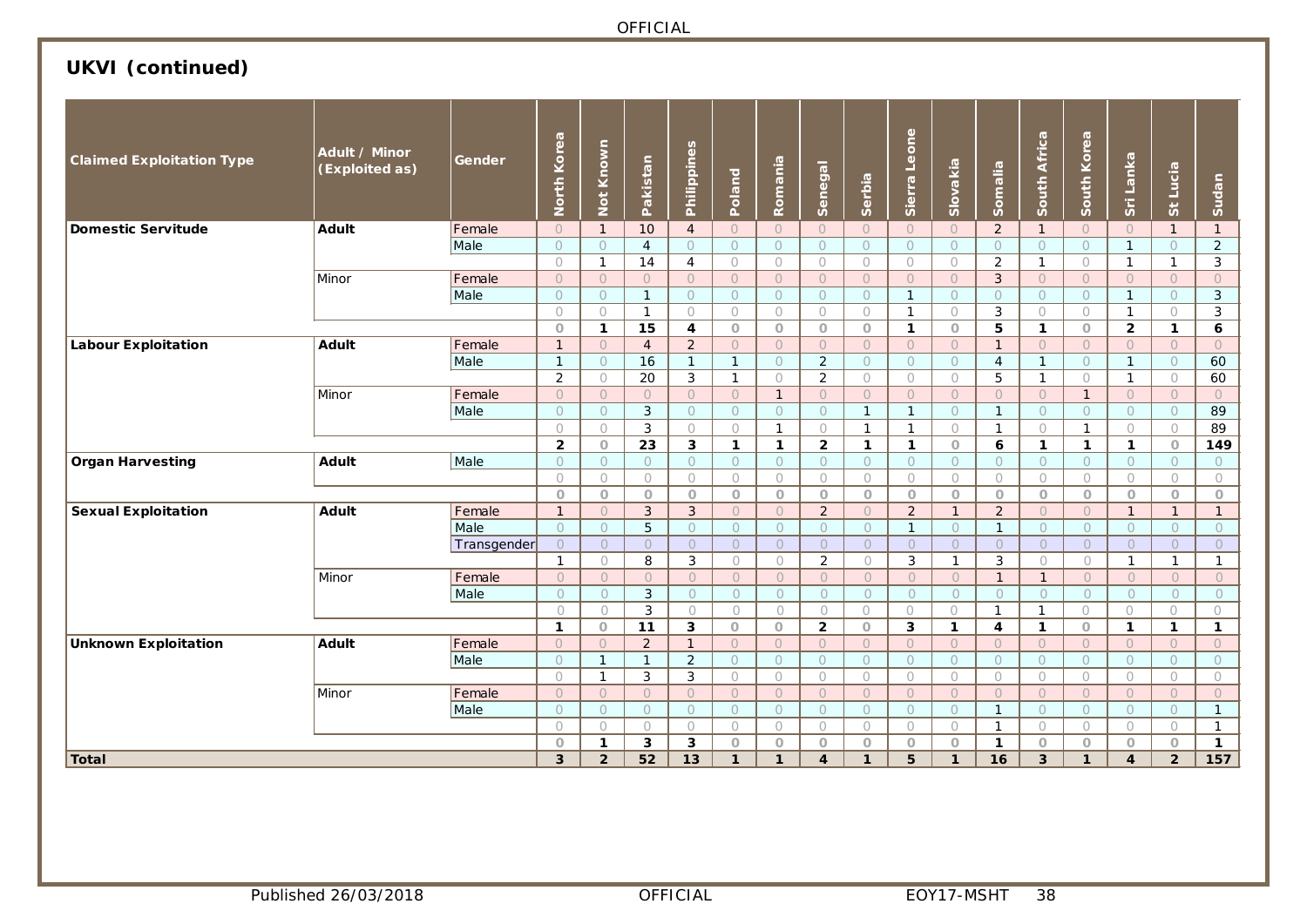## UKVI (continued)

| Claimed Exploitation Type | Adult / Minor (Exploited as) | Gender | North Korea | Not Known | Pakistan | Philippines | Poland | Romania | Senegal | Serbia | Sierra Leone | Slovakia | Somalia | South Africa | South Korea | Sri Lanka | St Lucia | Sudan |
|---|---|---|---|---|---|---|---|---|---|---|---|---|---|---|---|---|---|---|
| **Domestic Servitude** | **Adult** | Female | 0 | 1 | 10 | 4 | 0 | 0 | 0 | 0 | 0 | 0 | 2 | 1 | 0 | 0 | 1 | 1 |
| | | Male | 0 | 0 | 4 | 0 | 0 | 0 | 0 | 0 | 0 | 0 | 0 | 0 | 0 | 1 | 0 | 2 |
| | | | 0 | 1 | 14 | 4 | 0 | 0 | 0 | 0 | 0 | 0 | 2 | 1 | 0 | 1 | 1 | 3 |
| | Minor | Female | 0 | 0 | 0 | 0 | 0 | 0 | 0 | 0 | 0 | 0 | 3 | 0 | 0 | 0 | 0 | 0 |
| | | Male | 0 | 0 | 1 | 0 | 0 | 0 | 0 | 0 | 1 | 0 | 0 | 0 | 0 | 1 | 0 | 3 |
| | | | 0 | 0 | 1 | 0 | 0 | 0 | 0 | 0 | 1 | 0 | 3 | 0 | 0 | 1 | 0 | 3 |
| | | | **0** | **1** | **15** | **4** | **0** | **0** | **0** | **0** | **1** | **0** | **5** | **1** | **0** | **2** | **1** | **6** |
| **Labour Exploitation** | **Adult** | Female | 1 | 0 | 4 | 2 | 0 | 0 | 0 | 0 | 0 | 0 | 1 | 0 | 0 | 0 | 0 | 0 |
| | | Male | 1 | 0 | 16 | 1 | 1 | 0 | 2 | 0 | 0 | 0 | 4 | 1 | 0 | 1 | 0 | 60 |
| | | | 2 | 0 | 20 | 3 | 1 | 0 | 2 | 0 | 0 | 0 | 5 | 1 | 0 | 1 | 0 | 60 |
| | Minor | Female | 0 | 0 | 0 | 0 | 0 | 1 | 0 | 0 | 0 | 0 | 0 | 0 | 1 | 0 | 0 | 0 |
| | | Male | 0 | 0 | 3 | 0 | 0 | 0 | 0 | 1 | 1 | 0 | 1 | 0 | 0 | 0 | 0 | 89 |
| | | | 0 | 0 | 3 | 0 | 0 | 1 | 0 | 1 | 1 | 0 | 1 | 0 | 1 | 0 | 0 | 89 |
| | | | **2** | **0** | **23** | **3** | **1** | **1** | **2** | **1** | **1** | **0** | **6** | **1** | **1** | **1** | **0** | **149** |
| **Organ Harvesting** | **Adult** | Male | 0 | 0 | 0 | 0 | 0 | 0 | 0 | 0 | 0 | 0 | 0 | 0 | 0 | 0 | 0 | 0 |
| | | | 0 | 0 | 0 | 0 | 0 | 0 | 0 | 0 | 0 | 0 | 0 | 0 | 0 | 0 | 0 | 0 |
| | | | **0** | **0** | **0** | **0** | **0** | **0** | **0** | **0** | **0** | **0** | **0** | **0** | **0** | **0** | **0** | **0** |
| **Sexual Exploitation** | **Adult** | Female | 1 | 0 | 3 | 3 | 0 | 0 | 2 | 0 | 2 | 1 | 2 | 0 | 0 | 1 | 1 | 1 |
| | | Male | 0 | 0 | 5 | 0 | 0 | 0 | 0 | 0 | 1 | 0 | 1 | 0 | 0 | 0 | 0 | 0 |
| | | Transgender | 0 | 0 | 0 | 0 | 0 | 0 | 0 | 0 | 0 | 0 | 0 | 0 | 0 | 0 | 0 | 0 |
| | | | 1 | 0 | 8 | 3 | 0 | 0 | 2 | 0 | 3 | 1 | 3 | 0 | 0 | 1 | 1 | 1 |
| | Minor | Female | 0 | 0 | 0 | 0 | 0 | 0 | 0 | 0 | 0 | 0 | 1 | 1 | 0 | 0 | 0 | 0 |
| | | Male | 0 | 0 | 3 | 0 | 0 | 0 | 0 | 0 | 0 | 0 | 0 | 0 | 0 | 0 | 0 | 0 |
| | | | 0 | 0 | 3 | 0 | 0 | 0 | 0 | 0 | 0 | 0 | 1 | 1 | 0 | 0 | 0 | 0 |
| | | | **1** | **0** | **11** | **3** | **0** | **0** | **2** | **0** | **3** | **1** | **4** | **1** | **0** | **1** | **1** | **1** |
| **Unknown Exploitation** | **Adult** | Female | 0 | 0 | 2 | 1 | 0 | 0 | 0 | 0 | 0 | 0 | 0 | 0 | 0 | 0 | 0 | 0 |
| | | Male | 0 | 1 | 1 | 2 | 0 | 0 | 0 | 0 | 0 | 0 | 0 | 0 | 0 | 0 | 0 | 0 |
| | | | 0 | 1 | 3 | 3 | 0 | 0 | 0 | 0 | 0 | 0 | 0 | 0 | 0 | 0 | 0 | 0 |
| | Minor | Female | 0 | 0 | 0 | 0 | 0 | 0 | 0 | 0 | 0 | 0 | 0 | 0 | 0 | 0 | 0 | 0 |
| | | Male | 0 | 0 | 0 | 0 | 0 | 0 | 0 | 0 | 0 | 0 | 1 | 0 | 0 | 0 | 0 | 1 |
| | | | 0 | 0 | 0 | 0 | 0 | 0 | 0 | 0 | 0 | 0 | 1 | 0 | 0 | 0 | 0 | 1 |
| | | | **0** | **1** | **3** | **3** | **0** | **0** | **0** | **0** | **0** | **0** | **1** | **0** | **0** | **0** | **0** | **1** |
| **Total** | | | **3** | **2** | **52** | **13** | **1** | **1** | **4** | **1** | **5** | **1** | **16** | **3** | **1** | **4** | **2** | **157** |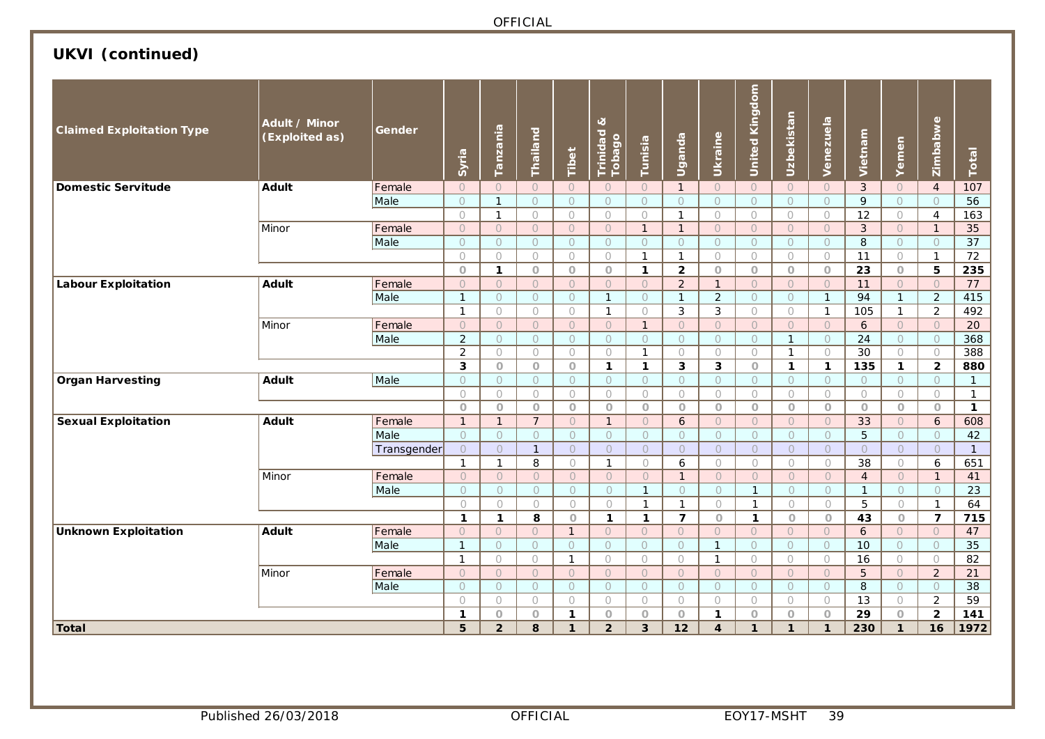## UKVI (continued)

| Claimed Exploitation Type | Adult / Minor (Exploited as) | Gender | Syria | Tanzania | Thailand | Tibet | Trinidad & Tobago | Tunisia | Uganda | Ukraine | United Kingdom | Uzbekistan | Venezuela | Vietnam | Yemen | Zimbabwe | Total |
|---|---|---|---|---|---|---|---|---|---|---|---|---|---|---|---|---|---|
| **Domestic Servitude** | **Adult** | Female | 0 | 0 | 0 | 0 | 0 | 0 | 1 | 0 | 0 | 0 | 0 | 3 | 0 | 4 | 107 |
| | | Male | 0 | 1 | 0 | 0 | 0 | 0 | 0 | 0 | 0 | 0 | 0 | 9 | 0 | 0 | 56 |
| | | | 0 | 1 | 0 | 0 | 0 | 0 | 1 | 0 | 0 | 0 | 0 | 12 | 0 | 4 | 163 |
| | Minor | Female | 0 | 0 | 0 | 0 | 0 | 1 | 1 | 0 | 0 | 0 | 0 | 3 | 0 | 1 | 35 |
| | | Male | 0 | 0 | 0 | 0 | 0 | 0 | 0 | 0 | 0 | 0 | 0 | 8 | 0 | 0 | 37 |
| | | | 0 | 0 | 0 | 0 | 0 | 1 | 1 | 0 | 0 | 0 | 0 | 11 | 0 | 1 | 72 |
| | | | **0** | **1** | **0** | **0** | **0** | **1** | **2** | **0** | **0** | **0** | **0** | **23** | **0** | **5** | **235** |
| **Labour Exploitation** | **Adult** | Female | 0 | 0 | 0 | 0 | 0 | 0 | 2 | 1 | 0 | 0 | 0 | 11 | 0 | 0 | 77 |
| | | Male | 1 | 0 | 0 | 0 | 1 | 0 | 1 | 2 | 0 | 0 | 1 | 94 | 1 | 2 | 415 |
| | | | 1 | 0 | 0 | 0 | 1 | 0 | 3 | 3 | 0 | 0 | 1 | 105 | 1 | 2 | 492 |
| | Minor | Female | 0 | 0 | 0 | 0 | 0 | 1 | 0 | 0 | 0 | 0 | 0 | 6 | 0 | 0 | 20 |
| | | Male | 2 | 0 | 0 | 0 | 0 | 0 | 0 | 0 | 0 | 1 | 0 | 24 | 0 | 0 | 368 |
| | | | 2 | 0 | 0 | 0 | 0 | 1 | 0 | 0 | 0 | 1 | 0 | 30 | 0 | 0 | 388 |
| | | | **3** | **0** | **0** | **0** | **1** | **1** | **3** | **3** | **0** | **1** | **1** | **135** | **1** | **2** | **880** |
| **Organ Harvesting** | **Adult** | Male | 0 | 0 | 0 | 0 | 0 | 0 | 0 | 0 | 0 | 0 | 0 | 0 | 0 | 0 | 1 |
| | | | 0 | 0 | 0 | 0 | 0 | 0 | 0 | 0 | 0 | 0 | 0 | 0 | 0 | 0 | 1 |
| | | | **0** | **0** | **0** | **0** | **0** | **0** | **0** | **0** | **0** | **0** | **0** | **0** | **0** | **0** | **1** |
| **Sexual Exploitation** | **Adult** | Female | 1 | 1 | 7 | 0 | 1 | 0 | 6 | 0 | 0 | 0 | 0 | 33 | 0 | 6 | 608 |
| | | Male | 0 | 0 | 0 | 0 | 0 | 0 | 0 | 0 | 0 | 0 | 0 | 5 | 0 | 0 | 42 |
| | | Transgender | 0 | 0 | 1 | 0 | 0 | 0 | 0 | 0 | 0 | 0 | 0 | 0 | 0 | 0 | 1 |
| | | | 1 | 1 | 8 | 0 | 1 | 0 | 6 | 0 | 0 | 0 | 0 | 38 | 0 | 6 | 651 |
| | Minor | Female | 0 | 0 | 0 | 0 | 0 | 0 | 1 | 0 | 0 | 0 | 0 | 4 | 0 | 1 | 41 |
| | | Male | 0 | 0 | 0 | 0 | 0 | 1 | 0 | 0 | 1 | 0 | 0 | 1 | 0 | 0 | 23 |
| | | | 0 | 0 | 0 | 0 | 0 | 1 | 1 | 0 | 1 | 0 | 0 | 5 | 0 | 1 | 64 |
| | | | **1** | **1** | **8** | **0** | **1** | **1** | **7** | **0** | **1** | **0** | **0** | **43** | **0** | **7** | **715** |
| **Unknown Exploitation** | **Adult** | Female | 0 | 0 | 0 | 1 | 0 | 0 | 0 | 0 | 0 | 0 | 0 | 6 | 0 | 0 | 47 |
| | | Male | 1 | 0 | 0 | 0 | 0 | 0 | 0 | 1 | 0 | 0 | 0 | 10 | 0 | 0 | 35 |
| | | | 1 | 0 | 0 | 1 | 0 | 0 | 0 | 1 | 0 | 0 | 0 | 16 | 0 | 0 | 82 |
| | Minor | Female | 0 | 0 | 0 | 0 | 0 | 0 | 0 | 0 | 0 | 0 | 0 | 5 | 0 | 2 | 21 |
| | | Male | 0 | 0 | 0 | 0 | 0 | 0 | 0 | 0 | 0 | 0 | 0 | 8 | 0 | 0 | 38 |
| | | | 0 | 0 | 0 | 0 | 0 | 0 | 0 | 0 | 0 | 0 | 0 | 13 | 0 | 2 | 59 |
| | | | **1** | **0** | **0** | **1** | **0** | **0** | **0** | **1** | **0** | **0** | **0** | **29** | **0** | **2** | **141** |
| **Total** | | | **5** | **2** | **8** | **1** | **2** | **3** | **12** | **4** | **1** | **1** | **1** | **230** | **1** | **16** | **1972** |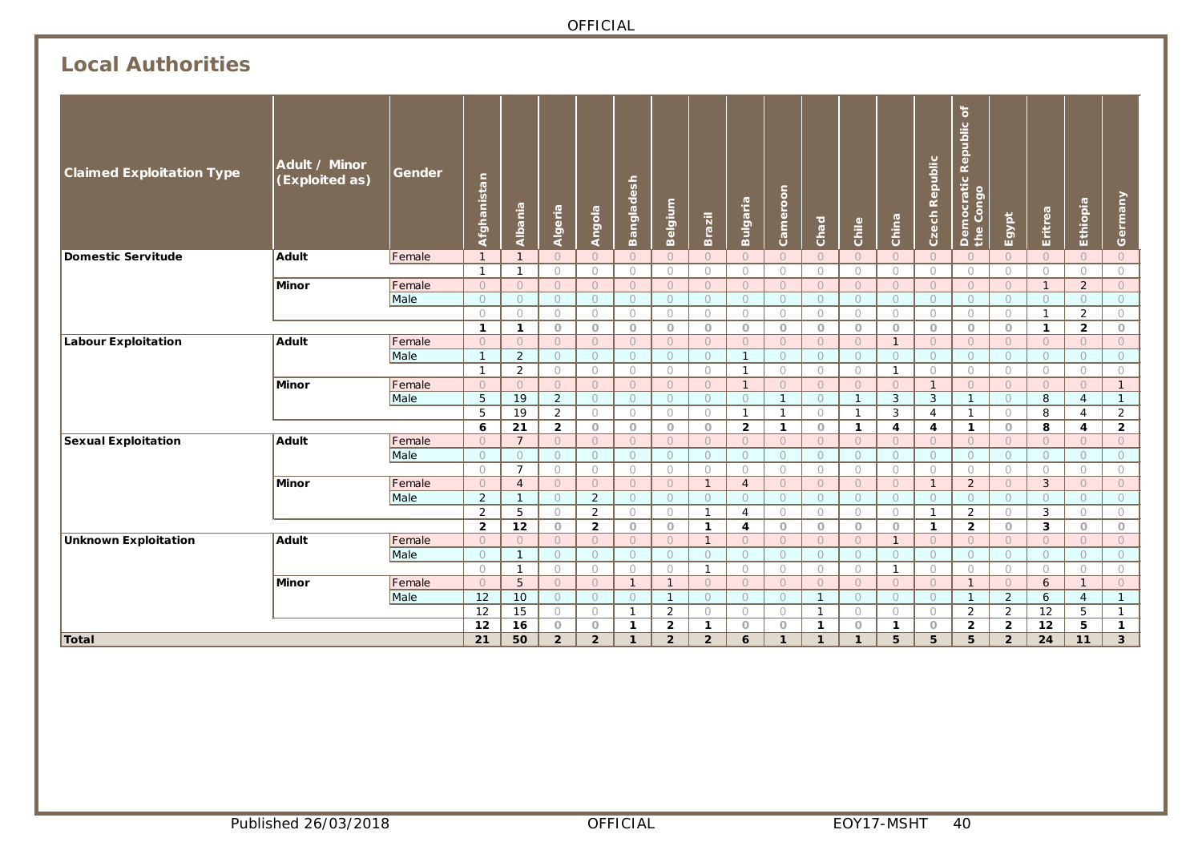## Local Authorities

| Claimed Exploitation Type | Adult / Minor (Exploited as) | Gender | Afghanistan | Albania | Algeria | Angola | Bangladesh | Belgium | Brazil | Bulgaria | Cameroon | Chad | Chile | China | Czech Republic | Democratic Republic of the Congo | Egypt | Eritrea | Ethiopia | Germany |
|---|---|---|---|---|---|---|---|---|---|---|---|---|---|---|---|---|---|---|---|---|
| **Domestic Servitude** | **Adult** | Female | 1 | 1 | 0 | 0 | 0 | 0 | 0 | 0 | 0 | 0 | 0 | 0 | 0 | 0 | 0 | 0 | 0 | 0 |
| | | | 1 | 1 | 0 | 0 | 0 | 0 | 0 | 0 | 0 | 0 | 0 | 0 | 0 | 0 | 0 | 0 | 0 | 0 |
| | **Minor** | Female | 0 | 0 | 0 | 0 | 0 | 0 | 0 | 0 | 0 | 0 | 0 | 0 | 0 | 0 | 0 | 1 | 2 | 0 |
| | | Male | 0 | 0 | 0 | 0 | 0 | 0 | 0 | 0 | 0 | 0 | 0 | 0 | 0 | 0 | 0 | 0 | 0 | 0 |
| | | | 0 | 0 | 0 | 0 | 0 | 0 | 0 | 0 | 0 | 0 | 0 | 0 | 0 | 0 | 0 | 1 | 2 | 0 |
| | | | **1** | **1** | **0** | **0** | **0** | **0** | **0** | **0** | **0** | **0** | **0** | **0** | **0** | **0** | **0** | **1** | **2** | **0** |
| **Labour Exploitation** | **Adult** | Female | 0 | 0 | 0 | 0 | 0 | 0 | 0 | 0 | 0 | 0 | 0 | 1 | 0 | 0 | 0 | 0 | 0 | 0 |
| | | Male | 1 | 2 | 0 | 0 | 0 | 0 | 0 | 1 | 0 | 0 | 0 | 0 | 0 | 0 | 0 | 0 | 0 | 0 |
| | | | 1 | 2 | 0 | 0 | 0 | 0 | 0 | 1 | 0 | 0 | 0 | 1 | 0 | 0 | 0 | 0 | 0 | 0 |
| | **Minor** | Female | 0 | 0 | 0 | 0 | 0 | 0 | 0 | 1 | 0 | 0 | 0 | 0 | 1 | 0 | 0 | 0 | 0 | 1 |
| | | Male | 5 | 19 | 2 | 0 | 0 | 0 | 0 | 0 | 1 | 0 | 1 | 3 | 3 | 1 | 0 | 8 | 4 | 1 |
| | | | 5 | 19 | 2 | 0 | 0 | 0 | 0 | 1 | 1 | 0 | 1 | 3 | 4 | 1 | 0 | 8 | 4 | 2 |
| | | | **6** | **21** | **2** | **0** | **0** | **0** | **0** | **2** | **1** | **0** | **1** | **4** | **4** | **1** | **0** | **8** | **4** | **2** |
| **Sexual Exploitation** | **Adult** | Female | 0 | 7 | 0 | 0 | 0 | 0 | 0 | 0 | 0 | 0 | 0 | 0 | 0 | 0 | 0 | 0 | 0 | 0 |
| | | Male | 0 | 0 | 0 | 0 | 0 | 0 | 0 | 0 | 0 | 0 | 0 | 0 | 0 | 0 | 0 | 0 | 0 | 0 |
| | | | 0 | 7 | 0 | 0 | 0 | 0 | 0 | 0 | 0 | 0 | 0 | 0 | 0 | 0 | 0 | 0 | 0 | 0 |
| | **Minor** | Female | 0 | 4 | 0 | 0 | 0 | 0 | 1 | 4 | 0 | 0 | 0 | 0 | 1 | 2 | 0 | 3 | 0 | 0 |
| | | Male | 2 | 1 | 0 | 2 | 0 | 0 | 0 | 0 | 0 | 0 | 0 | 0 | 0 | 0 | 0 | 0 | 0 | 0 |
| | | | 2 | 5 | 0 | 2 | 0 | 0 | 1 | 4 | 0 | 0 | 0 | 0 | 1 | 2 | 0 | 3 | 0 | 0 |
| | | | **2** | **12** | **0** | **2** | **0** | **0** | **1** | **4** | **0** | **0** | **0** | **0** | **1** | **2** | **0** | **3** | **0** | **0** |
| **Unknown Exploitation** | **Adult** | Female | 0 | 0 | 0 | 0 | 0 | 0 | 1 | 0 | 0 | 0 | 0 | 1 | 0 | 0 | 0 | 0 | 0 | 0 |
| | | Male | 0 | 1 | 0 | 0 | 0 | 0 | 0 | 0 | 0 | 0 | 0 | 0 | 0 | 0 | 0 | 0 | 0 | 0 |
| | | | 0 | 1 | 0 | 0 | 0 | 0 | 1 | 0 | 0 | 0 | 0 | 1 | 0 | 0 | 0 | 0 | 0 | 0 |
| | **Minor** | Female | 0 | 5 | 0 | 0 | 1 | 1 | 0 | 0 | 0 | 0 | 0 | 0 | 0 | 1 | 0 | 6 | 1 | 0 |
| | | Male | 12 | 10 | 0 | 0 | 0 | 1 | 0 | 0 | 0 | 1 | 0 | 0 | 0 | 1 | 2 | 6 | 4 | 1 |
| | | | 12 | 15 | 0 | 0 | 1 | 2 | 0 | 0 | 0 | 1 | 0 | 0 | 0 | 2 | 2 | 12 | 5 | 1 |
| | | | **12** | **16** | **0** | **0** | **1** | **2** | **1** | **0** | **0** | **1** | **0** | **1** | **0** | **2** | **2** | **12** | **5** | **1** |
| **Total** | | | **21** | **50** | **2** | **2** | **1** | **2** | **2** | **6** | **1** | **1** | **1** | **5** | **5** | **5** | **2** | **24** | **11** | **3** |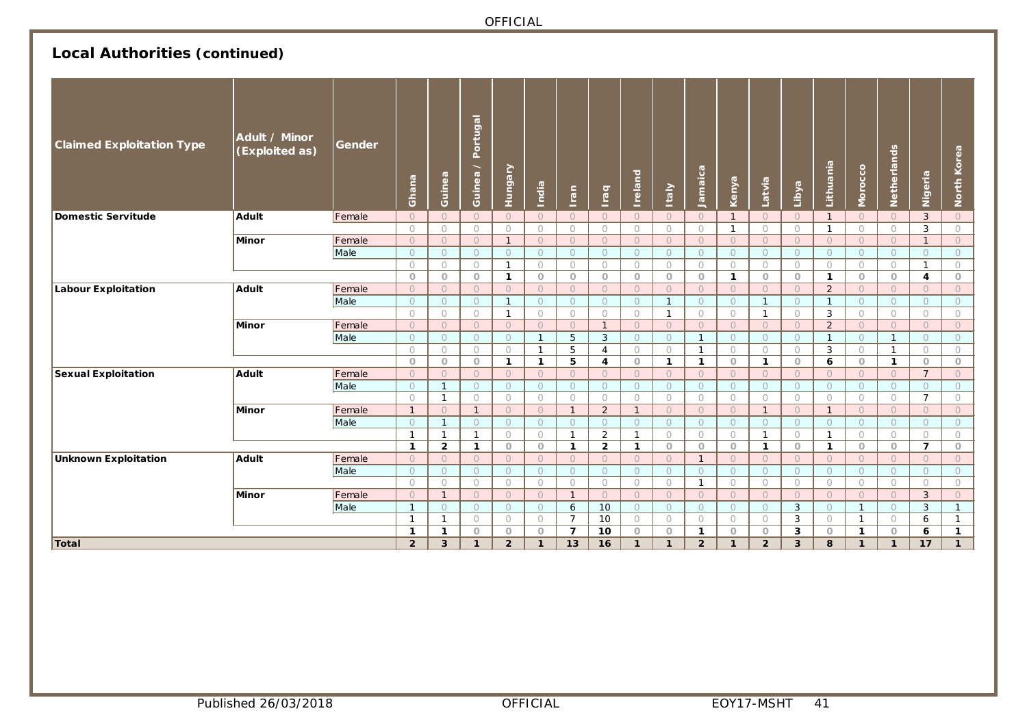## Local Authorities (continued)

| Claimed Exploitation Type | Adult / Minor (Exploited as) | Gender | Ghana | Guinea | Guinea / Portugal | Hungary | India | Iran | Iraq | Ireland | Italy | Jamaica | Kenya | Latvia | Libya | Lithuania | Morocco | Netherlands | Nigeria | North Korea |
|---|---|---|---|---|---|---|---|---|---|---|---|---|---|---|---|---|---|---|---|---|
| Domestic Servitude | Adult | Female | 0 | 0 | 0 | 0 | 0 | 0 | 0 | 0 | 0 | 0 | 1 | 0 | 0 | 1 | 0 | 0 | 3 | 0 |
| | | | 0 | 0 | 0 | 0 | 0 | 0 | 0 | 0 | 0 | 0 | 1 | 0 | 0 | 1 | 0 | 0 | 3 | 0 |
| | Minor | Female | 0 | 0 | 0 | 1 | 0 | 0 | 0 | 0 | 0 | 0 | 0 | 0 | 0 | 0 | 0 | 0 | 1 | 0 |
| | | Male | 0 | 0 | 0 | 0 | 0 | 0 | 0 | 0 | 0 | 0 | 0 | 0 | 0 | 0 | 0 | 0 | 0 | 0 |
| | | | 0 | 0 | 0 | 1 | 0 | 0 | 0 | 0 | 0 | 0 | 0 | 0 | 0 | 0 | 0 | 0 | 1 | 0 |
| | | | **0** | **0** | **0** | **1** | **0** | **0** | **0** | **0** | **0** | **0** | **1** | **0** | **0** | **1** | **0** | **0** | **4** | **0** |
| Labour Exploitation | Adult | Female | 0 | 0 | 0 | 0 | 0 | 0 | 0 | 0 | 0 | 0 | 0 | 0 | 0 | 2 | 0 | 0 | 0 | 0 |
| | | Male | 0 | 0 | 0 | 1 | 0 | 0 | 0 | 0 | 1 | 0 | 0 | 1 | 0 | 1 | 0 | 0 | 0 | 0 |
| | | | 0 | 0 | 0 | 1 | 0 | 0 | 0 | 0 | 1 | 0 | 0 | 1 | 0 | 3 | 0 | 0 | 0 | 0 |
| | Minor | Female | 0 | 0 | 0 | 0 | 0 | 0 | 1 | 0 | 0 | 0 | 0 | 0 | 0 | 2 | 0 | 0 | 0 | 0 |
| | | Male | 0 | 0 | 0 | 0 | 1 | 5 | 3 | 0 | 0 | 1 | 0 | 0 | 0 | 1 | 0 | 1 | 0 | 0 |
| | | | 0 | 0 | 0 | 0 | 1 | 5 | 4 | 0 | 0 | 1 | 0 | 0 | 0 | 3 | 0 | 1 | 0 | 0 |
| | | | **0** | **0** | **0** | **1** | **1** | **5** | **4** | **0** | **1** | **1** | **0** | **1** | **0** | **6** | **0** | **1** | **0** | **0** |
| Sexual Exploitation | Adult | Female | 0 | 0 | 0 | 0 | 0 | 0 | 0 | 0 | 0 | 0 | 0 | 0 | 0 | 0 | 0 | 0 | 7 | 0 |
| | | Male | 0 | 1 | 0 | 0 | 0 | 0 | 0 | 0 | 0 | 0 | 0 | 0 | 0 | 0 | 0 | 0 | 0 | 0 |
| | | | 0 | 1 | 0 | 0 | 0 | 0 | 0 | 0 | 0 | 0 | 0 | 0 | 0 | 0 | 0 | 0 | 7 | 0 |
| | Minor | Female | 1 | 0 | 1 | 0 | 0 | 1 | 2 | 1 | 0 | 0 | 0 | 1 | 0 | 1 | 0 | 0 | 0 | 0 |
| | | Male | 0 | 1 | 0 | 0 | 0 | 0 | 0 | 0 | 0 | 0 | 0 | 0 | 0 | 0 | 0 | 0 | 0 | 0 |
| | | | 1 | 1 | 1 | 0 | 0 | 1 | 2 | 1 | 0 | 0 | 0 | 1 | 0 | 1 | 0 | 0 | 0 | 0 |
| | | | **1** | **2** | **1** | **0** | **0** | **1** | **2** | **1** | **0** | **0** | **0** | **1** | **0** | **1** | **0** | **0** | **7** | **0** |
| Unknown Exploitation | Adult | Female | 0 | 0 | 0 | 0 | 0 | 0 | 0 | 0 | 0 | 1 | 0 | 0 | 0 | 0 | 0 | 0 | 0 | 0 |
| | | Male | 0 | 0 | 0 | 0 | 0 | 0 | 0 | 0 | 0 | 0 | 0 | 0 | 0 | 0 | 0 | 0 | 0 | 0 |
| | | | 0 | 0 | 0 | 0 | 0 | 0 | 0 | 0 | 0 | 1 | 0 | 0 | 0 | 0 | 0 | 0 | 0 | 0 |
| | Minor | Female | 0 | 1 | 0 | 0 | 0 | 1 | 0 | 0 | 0 | 0 | 0 | 0 | 0 | 0 | 0 | 0 | 3 | 0 |
| | | Male | 1 | 0 | 0 | 0 | 0 | 6 | 10 | 0 | 0 | 0 | 0 | 0 | 3 | 0 | 1 | 0 | 3 | 1 |
| | | | 1 | 1 | 0 | 0 | 0 | 7 | 10 | 0 | 0 | 0 | 0 | 0 | 3 | 0 | 1 | 0 | 6 | 1 |
| | | | **1** | **1** | **0** | **0** | **0** | **7** | **10** | **0** | **0** | **1** | **0** | **0** | **3** | **0** | **1** | **0** | **6** | **1** |
| **Total** | | | **2** | **3** | **1** | **2** | **1** | **13** | **16** | **1** | **1** | **2** | **1** | **2** | **3** | **8** | **1** | **1** | **17** | **1** |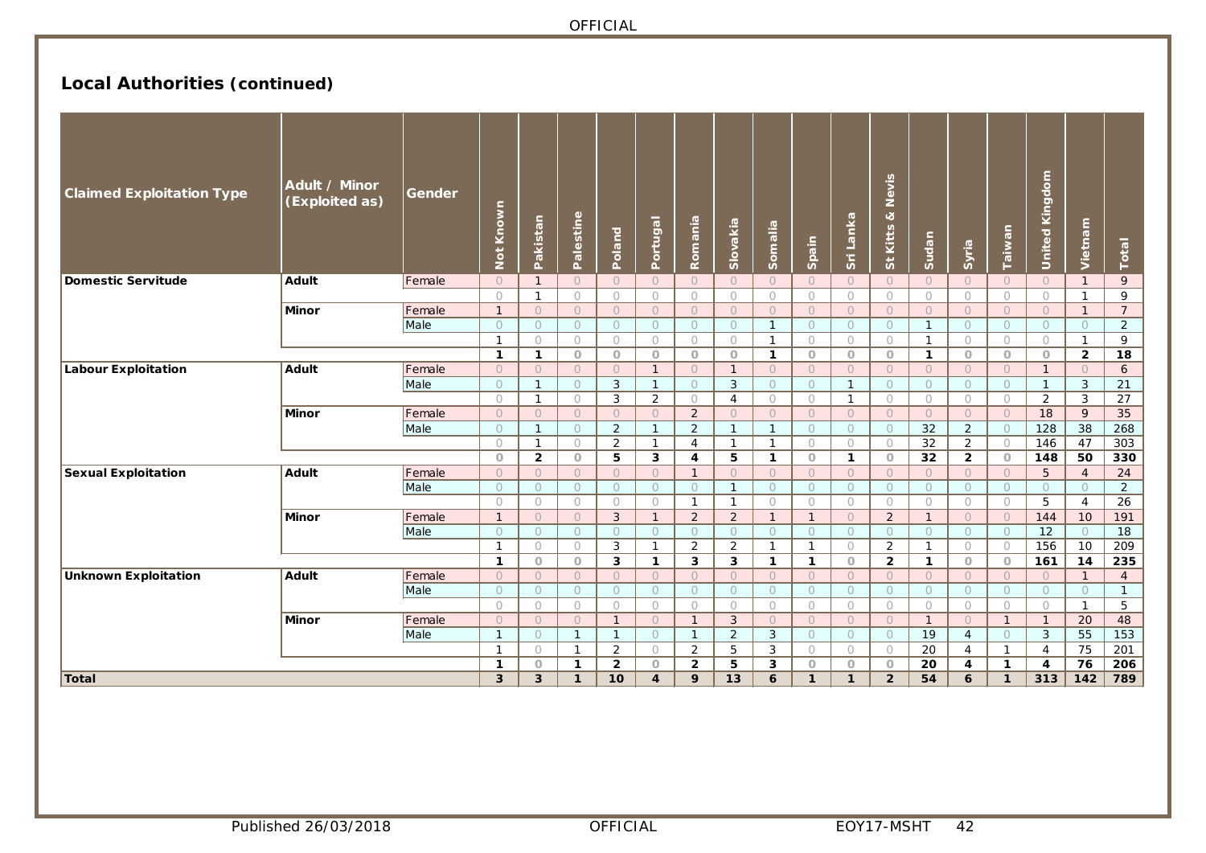## Local Authorities (continued)

| Claimed Exploitation Type | Adult / Minor (Exploited as) | Gender | Not Known | Pakistan | Palestine | Poland | Portugal | Romania | Slovakia | Somalia | Spain | Sri Lanka | St Kitts & Nevis | Sudan | Syria | Taiwan | United Kingdom | Vietnam | Total |
|---|---|---|---|---|---|---|---|---|---|---|---|---|---|---|---|---|---|---|---|
| **Domestic Servitude** | **Adult** | Female | 0 | 1 | 0 | 0 | 0 | 0 | 0 | 0 | 0 | 0 | 0 | 0 | 0 | 0 | 0 | 1 | 9 |
| | | | 0 | 1 | 0 | 0 | 0 | 0 | 0 | 0 | 0 | 0 | 0 | 0 | 0 | 0 | 0 | 1 | 9 |
| | **Minor** | Female | 1 | 0 | 0 | 0 | 0 | 0 | 0 | 0 | 0 | 0 | 0 | 0 | 0 | 0 | 0 | 1 | 7 |
| | | Male | 0 | 0 | 0 | 0 | 0 | 0 | 0 | 1 | 0 | 0 | 0 | 1 | 0 | 0 | 0 | 0 | 2 |
| | | | 1 | 0 | 0 | 0 | 0 | 0 | 0 | 1 | 0 | 0 | 0 | 1 | 0 | 0 | 0 | 1 | 9 |
| | | | **1** | **1** | **0** | **0** | **0** | **0** | **0** | **1** | **0** | **0** | **0** | **1** | **0** | **0** | **0** | **2** | **18** |
| **Labour Exploitation** | **Adult** | Female | 0 | 0 | 0 | 0 | 1 | 0 | 1 | 0 | 0 | 0 | 0 | 0 | 0 | 0 | 1 | 0 | 6 |
| | | Male | 0 | 1 | 0 | 3 | 1 | 0 | 3 | 0 | 0 | 1 | 0 | 0 | 0 | 0 | 1 | 3 | 21 |
| | | | 0 | 1 | 0 | 3 | 2 | 0 | 4 | 0 | 0 | 1 | 0 | 0 | 0 | 0 | 2 | 3 | 27 |
| | **Minor** | Female | 0 | 0 | 0 | 0 | 0 | 2 | 0 | 0 | 0 | 0 | 0 | 0 | 0 | 0 | 18 | 9 | 35 |
| | | Male | 0 | 1 | 0 | 2 | 1 | 2 | 1 | 1 | 0 | 0 | 0 | 32 | 2 | 0 | 128 | 38 | 268 |
| | | | 0 | 1 | 0 | 2 | 1 | 4 | 1 | 1 | 0 | 0 | 0 | 32 | 2 | 0 | 146 | 47 | 303 |
| | | | **0** | **2** | **0** | **5** | **3** | **4** | **5** | **1** | **0** | **1** | **0** | **32** | **2** | **0** | **148** | **50** | **330** |
| **Sexual Exploitation** | **Adult** | Female | 0 | 0 | 0 | 0 | 0 | 1 | 0 | 0 | 0 | 0 | 0 | 0 | 0 | 0 | 5 | 4 | 24 |
| | | Male | 0 | 0 | 0 | 0 | 0 | 0 | 1 | 0 | 0 | 0 | 0 | 0 | 0 | 0 | 0 | 0 | 2 |
| | | | 0 | 0 | 0 | 0 | 0 | 1 | 1 | 0 | 0 | 0 | 0 | 0 | 0 | 0 | 5 | 4 | 26 |
| | **Minor** | Female | 1 | 0 | 0 | 3 | 1 | 2 | 2 | 1 | 1 | 0 | 2 | 1 | 0 | 0 | 144 | 10 | 191 |
| | | Male | 0 | 0 | 0 | 0 | 0 | 0 | 0 | 0 | 0 | 0 | 0 | 0 | 0 | 0 | 12 | 0 | 18 |
| | | | 1 | 0 | 0 | 3 | 1 | 2 | 2 | 1 | 1 | 0 | 2 | 1 | 0 | 0 | 156 | 10 | 209 |
| | | | **1** | **0** | **0** | **3** | **1** | **3** | **3** | **1** | **1** | **0** | **2** | **1** | **0** | **0** | **161** | **14** | **235** |
| **Unknown Exploitation** | **Adult** | Female | 0 | 0 | 0 | 0 | 0 | 0 | 0 | 0 | 0 | 0 | 0 | 0 | 0 | 0 | 0 | 1 | 4 |
| | | Male | 0 | 0 | 0 | 0 | 0 | 0 | 0 | 0 | 0 | 0 | 0 | 0 | 0 | 0 | 0 | 0 | 1 |
| | | | 0 | 0 | 0 | 0 | 0 | 0 | 0 | 0 | 0 | 0 | 0 | 0 | 0 | 0 | 0 | 1 | 5 |
| | **Minor** | Female | 0 | 0 | 0 | 1 | 0 | 1 | 3 | 0 | 0 | 0 | 0 | 1 | 0 | 1 | 1 | 20 | 48 |
| | | Male | 1 | 0 | 1 | 1 | 0 | 1 | 2 | 3 | 0 | 0 | 0 | 19 | 4 | 0 | 3 | 55 | 153 |
| | | | 1 | 0 | 1 | 2 | 0 | 2 | 5 | 3 | 0 | 0 | 0 | 20 | 4 | 1 | 4 | 75 | 201 |
| | | | **1** | **0** | **1** | **2** | **0** | **2** | **5** | **3** | **0** | **0** | **0** | **20** | **4** | **1** | **4** | **76** | **206** |
| **Total** | | | **3** | **3** | **1** | **10** | **4** | **9** | **13** | **6** | **1** | **1** | **2** | **54** | **6** | **1** | **313** | **142** | **789** |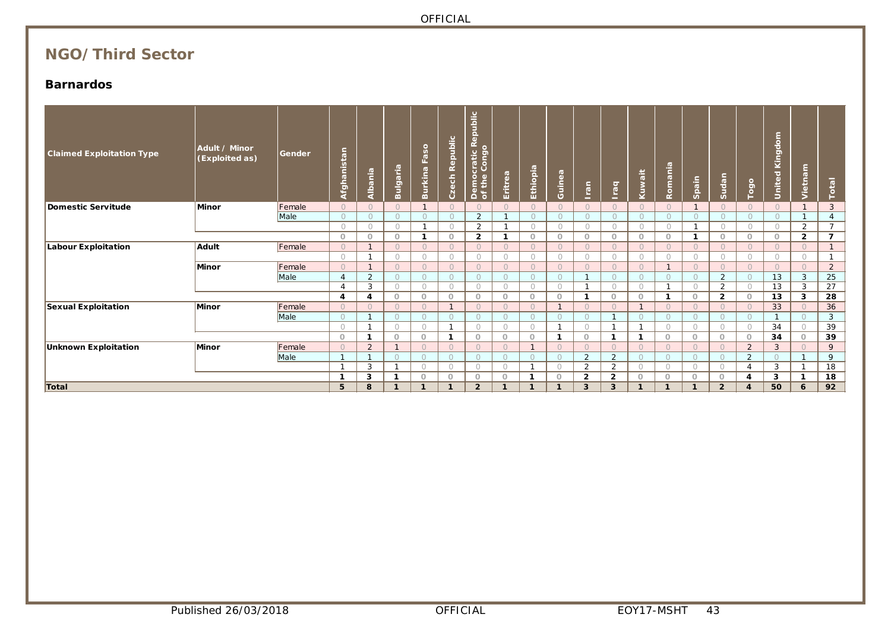## NGO/ Third Sector

### Barnardos

| Claimed Exploitation Type | Adult / Minor (Exploited as) | Gender | Afghanistan | Albania | Bulgaria | Burkina Faso | Czech Republic | Democratic Republic of the Congo | Eritrea | Ethiopia | Guinea | Iran | Iraq | Kuwait | Romania | Spain | Sudan | Togo | United Kingdom | Vietnam | Total |
|---|---|---|---|---|---|---|---|---|---|---|---|---|---|---|---|---|---|---|---|---|---|
| **Domestic Servitude** | **Minor** | Female | 0 | 0 | 0 | 1 | 0 | 0 | 0 | 0 | 0 | 0 | 0 | 0 | 0 | 1 | 0 | 0 | 0 | 1 | 3 |
| | | Male | 0 | 0 | 0 | 0 | 0 | 2 | 1 | 0 | 0 | 0 | 0 | 0 | 0 | 0 | 0 | 0 | 0 | 1 | 4 |
| | | | 0 | 0 | 0 | 1 | 0 | 2 | 1 | 0 | 0 | 0 | 0 | 0 | 0 | 1 | 0 | 0 | 0 | 2 | 7 |
| | | | **0** | **0** | **0** | **1** | **0** | **2** | **1** | **0** | **0** | **0** | **0** | **0** | **0** | **1** | **0** | **0** | **0** | **2** | **7** |
| **Labour Exploitation** | **Adult** | Female | 0 | 1 | 0 | 0 | 0 | 0 | 0 | 0 | 0 | 0 | 0 | 0 | 0 | 0 | 0 | 0 | 0 | 0 | 1 |
| | | | 0 | 1 | 0 | 0 | 0 | 0 | 0 | 0 | 0 | 0 | 0 | 0 | 0 | 0 | 0 | 0 | 0 | 0 | 1 |
| | **Minor** | Female | 0 | 1 | 0 | 0 | 0 | 0 | 0 | 0 | 0 | 0 | 0 | 0 | 1 | 0 | 0 | 0 | 0 | 0 | 2 |
| | | Male | 4 | 2 | 0 | 0 | 0 | 0 | 0 | 0 | 0 | 1 | 0 | 0 | 0 | 0 | 2 | 0 | 13 | 3 | 25 |
| | | | 4 | 3 | 0 | 0 | 0 | 0 | 0 | 0 | 0 | 1 | 0 | 0 | 1 | 0 | 2 | 0 | 13 | 3 | 27 |
| | | | **4** | **4** | **0** | **0** | **0** | **0** | **0** | **0** | **0** | **1** | **0** | **0** | **1** | **0** | **2** | **0** | **13** | **3** | **28** |
| **Sexual Exploitation** | **Minor** | Female | 0 | 0 | 0 | 0 | 1 | 0 | 0 | 0 | 1 | 0 | 0 | 1 | 0 | 0 | 0 | 0 | 33 | 0 | 36 |
| | | Male | 0 | 1 | 0 | 0 | 0 | 0 | 0 | 0 | 0 | 0 | 1 | 0 | 0 | 0 | 0 | 0 | 1 | 0 | 3 |
| | | | 0 | 1 | 0 | 0 | 1 | 0 | 0 | 0 | 1 | 0 | 1 | 1 | 0 | 0 | 0 | 0 | 34 | 0 | 39 |
| | | | **0** | **1** | **0** | **0** | **1** | **0** | **0** | **0** | **1** | **0** | **1** | **1** | **0** | **0** | **0** | **0** | **34** | **0** | **39** |
| **Unknown Exploitation** | **Minor** | Female | 0 | 2 | 1 | 0 | 0 | 0 | 0 | 1 | 0 | 0 | 0 | 0 | 0 | 0 | 0 | 2 | 3 | 0 | 9 |
| | | Male | 1 | 1 | 0 | 0 | 0 | 0 | 0 | 0 | 0 | 2 | 2 | 0 | 0 | 0 | 0 | 2 | 0 | 1 | 9 |
| | | | 1 | 3 | 1 | 0 | 0 | 0 | 0 | 1 | 0 | 2 | 2 | 0 | 0 | 0 | 0 | 4 | 3 | 1 | 18 |
| | | | **1** | **3** | **1** | **0** | **0** | **0** | **0** | **1** | **0** | **2** | **2** | **0** | **0** | **0** | **0** | **4** | **3** | **1** | **18** |
| **Total** | | | **5** | **8** | **1** | **1** | **1** | **2** | **1** | **1** | **1** | **3** | **3** | **1** | **1** | **1** | **2** | **4** | **50** | **6** | **92** |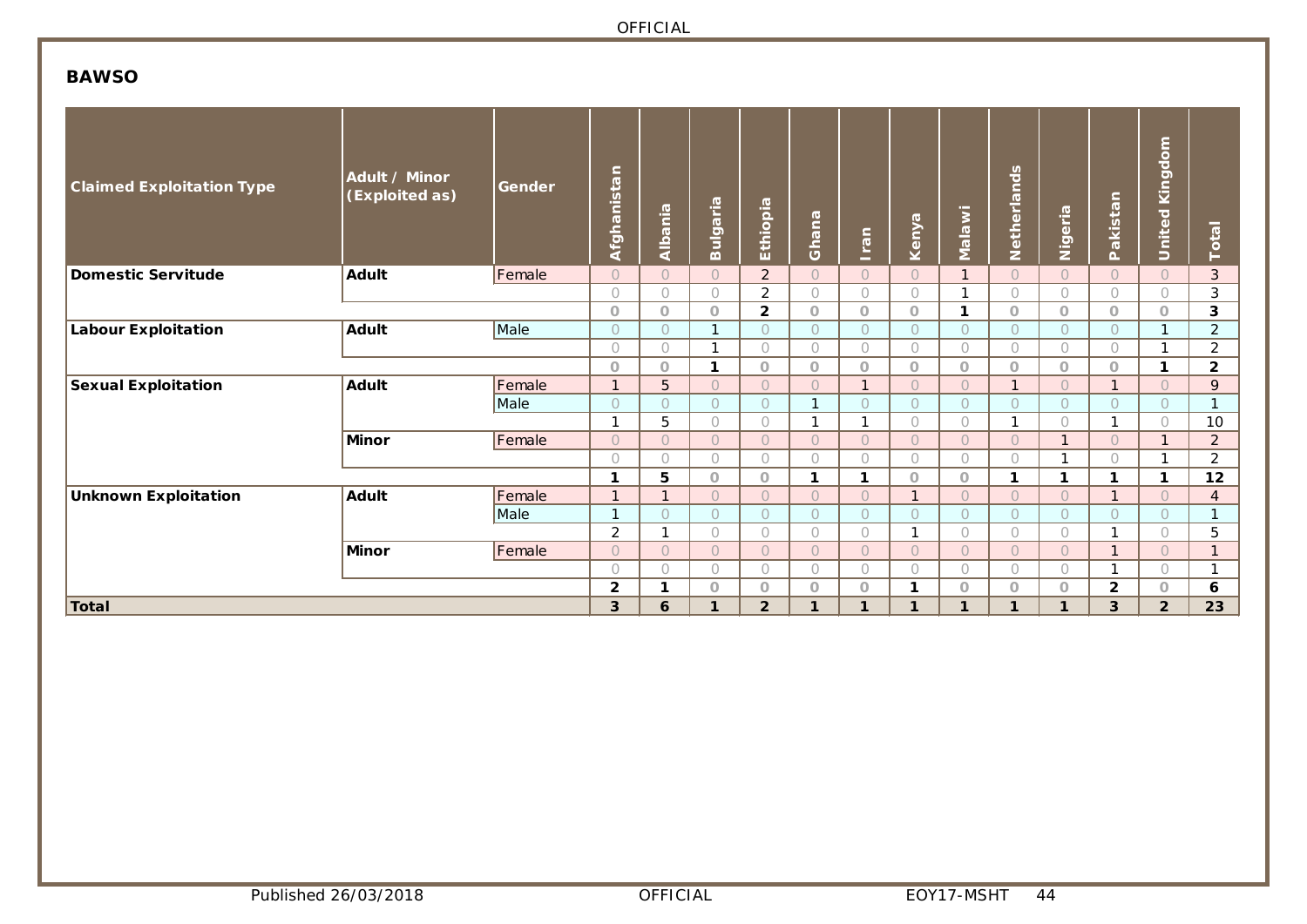## BAWSO

| Claimed Exploitation Type | Adult / Minor (Exploited as) | Gender | Afghanistan | Albania | Bulgaria | Ethiopia | Ghana | Iran | Kenya | Malawi | Netherlands | Nigeria | Pakistan | United Kingdom | Total |
|---|---|---|---|---|---|---|---|---|---|---|---|---|---|---|---|
| **Domestic Servitude** | **Adult** | Female | 0 | 0 | 0 | 2 | 0 | 0 | 0 | 1 | 0 | 0 | 0 | 0 | 3 |
| | | | 0 | 0 | 0 | 2 | 0 | 0 | 0 | 1 | 0 | 0 | 0 | 0 | 3 |
| | | | **0** | **0** | **0** | **2** | **0** | **0** | **0** | **1** | **0** | **0** | **0** | **0** | **3** |
| **Labour Exploitation** | **Adult** | Male | 0 | 0 | 1 | 0 | 0 | 0 | 0 | 0 | 0 | 0 | 0 | 1 | 2 |
| | | | 0 | 0 | 1 | 0 | 0 | 0 | 0 | 0 | 0 | 0 | 0 | 1 | 2 |
| | | | **0** | **0** | **1** | **0** | **0** | **0** | **0** | **0** | **0** | **0** | **0** | **1** | **2** |
| **Sexual Exploitation** | **Adult** | Female | 1 | 5 | 0 | 0 | 0 | 1 | 0 | 0 | 1 | 0 | 1 | 0 | 9 |
| | | Male | 0 | 0 | 0 | 0 | 1 | 0 | 0 | 0 | 0 | 0 | 0 | 0 | 1 |
| | | | 1 | 5 | 0 | 0 | 1 | 1 | 0 | 0 | 1 | 0 | 1 | 0 | 10 |
| | **Minor** | Female | 0 | 0 | 0 | 0 | 0 | 0 | 0 | 0 | 0 | 1 | 0 | 1 | 2 |
| | | | 0 | 0 | 0 | 0 | 0 | 0 | 0 | 0 | 0 | 1 | 0 | 1 | 2 |
| | | | **1** | **5** | **0** | **0** | **1** | **1** | **0** | **0** | **1** | **1** | **1** | **1** | **12** |
| **Unknown Exploitation** | **Adult** | Female | 1 | 1 | 0 | 0 | 0 | 0 | 1 | 0 | 0 | 0 | 1 | 0 | 4 |
| | | Male | 1 | 0 | 0 | 0 | 0 | 0 | 0 | 0 | 0 | 0 | 0 | 0 | 1 |
| | | | 2 | 1 | 0 | 0 | 0 | 0 | 1 | 0 | 0 | 0 | 1 | 0 | 5 |
| | **Minor** | Female | 0 | 0 | 0 | 0 | 0 | 0 | 0 | 0 | 0 | 0 | 1 | 0 | 1 |
| | | | 0 | 0 | 0 | 0 | 0 | 0 | 0 | 0 | 0 | 0 | 1 | 0 | 1 |
| | | | **2** | **1** | **0** | **0** | **0** | **0** | **1** | **0** | **0** | **0** | **2** | **0** | **6** |
| **Total** | | | **3** | **6** | **1** | **2** | **1** | **1** | **1** | **1** | **1** | **1** | **3** | **2** | **23** |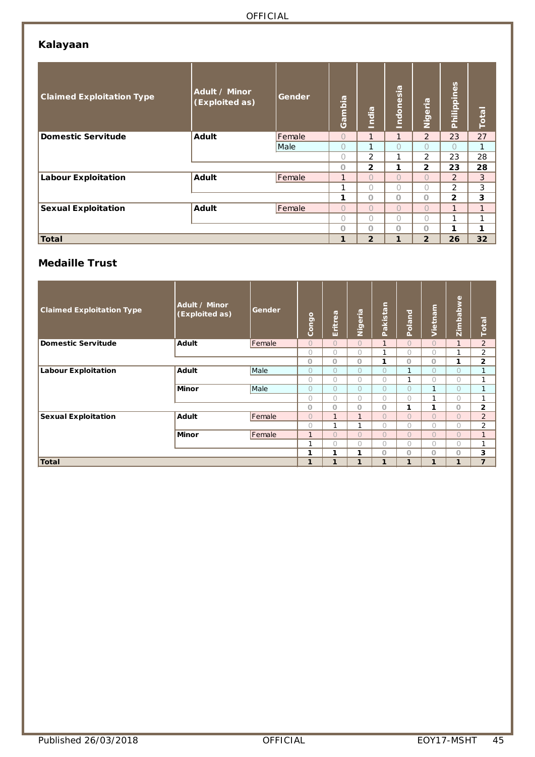## Kalayaan

| Claimed Exploitation Type | Adult / Minor (Exploited as) | Gender | Gambia | India | Indonesia | Nigeria | Philippines | Total |
|---|---|---|---|---|---|---|---|---|
| **Domestic Servitude** | **Adult** | Female | 0 | 1 | 1 | 2 | 23 | 27 |
| | | Male | 0 | 1 | 0 | 0 | 0 | 1 |
| | | | 0 | 2 | 1 | 2 | 23 | 28 |
| | | | **0** | **2** | **1** | **2** | **23** | **28** |
| **Labour Exploitation** | **Adult** | Female | 1 | 0 | 0 | 0 | 2 | 3 |
| | | | 1 | 0 | 0 | 0 | 2 | 3 |
| | | | **1** | **0** | **0** | **0** | **2** | **3** |
| **Sexual Exploitation** | **Adult** | Female | 0 | 0 | 0 | 0 | 1 | 1 |
| | | | 0 | 0 | 0 | 0 | 1 | 1 |
| | | | **0** | **0** | **0** | **0** | **1** | **1** |
| **Total** | | | **1** | **2** | **1** | **2** | **26** | **32** |

## Medaille Trust

| Claimed Exploitation Type | Adult / Minor (Exploited as) | Gender | Congo | Eritrea | Nigeria | Pakistan | Poland | Vietnam | Zimbabwe | Total |
|---|---|---|---|---|---|---|---|---|---|---|
| **Domestic Servitude** | **Adult** | Female | 0 | 0 | 0 | 1 | 0 | 0 | 1 | 2 |
| | | | 0 | 0 | 0 | 1 | 0 | 0 | 1 | 2 |
| | | | **0** | **0** | **0** | **1** | **0** | **0** | **1** | **2** |
| **Labour Exploitation** | **Adult** | Male | 0 | 0 | 0 | 0 | 1 | 0 | 0 | 1 |
| | | | 0 | 0 | 0 | 0 | 1 | 0 | 0 | 1 |
| | **Minor** | Male | 0 | 0 | 0 | 0 | 0 | 1 | 0 | 1 |
| | | | 0 | 0 | 0 | 0 | 0 | 1 | 0 | 1 |
| | | | **0** | **0** | **0** | **0** | **1** | **1** | **0** | **2** |
| **Sexual Exploitation** | **Adult** | Female | 0 | 1 | 1 | 0 | 0 | 0 | 0 | 2 |
| | | | 0 | 1 | 1 | 0 | 0 | 0 | 0 | 2 |
| | **Minor** | Female | 1 | 0 | 0 | 0 | 0 | 0 | 0 | 1 |
| | | | 1 | 0 | 0 | 0 | 0 | 0 | 0 | 1 |
| | | | **1** | **1** | **1** | **0** | **0** | **0** | **0** | **3** |
| **Total** | | | **1** | **1** | **1** | **1** | **1** | **1** | **1** | **7** |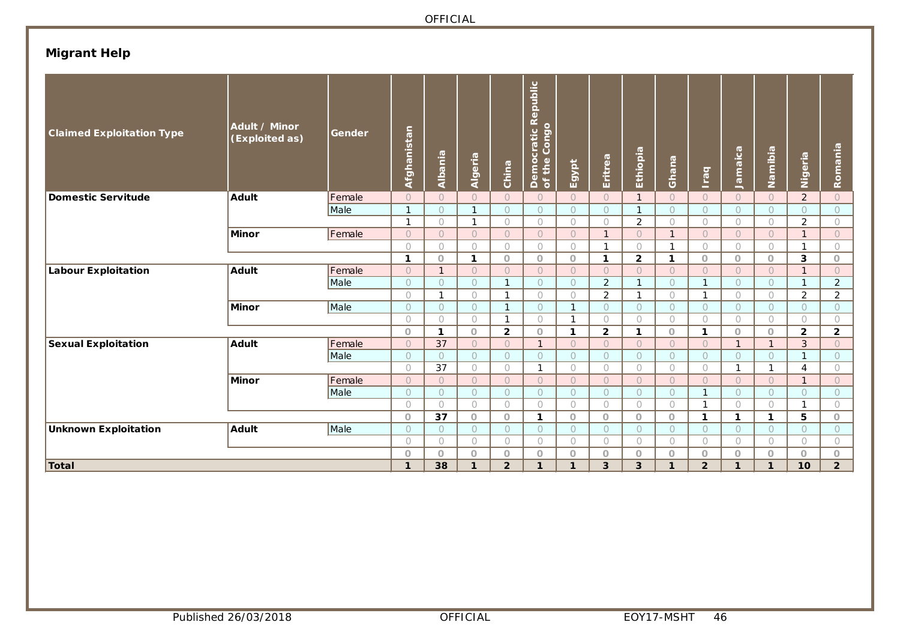## Migrant Help

| Claimed Exploitation Type | Adult / Minor (Exploited as) | Gender | Afghanistan | Albania | Algeria | China | Democratic Republic of the Congo | Egypt | Eritrea | Ethiopia | Ghana | Iraq | Jamaica | Namibia | Nigeria | Romania |
|---|---|---|---|---|---|---|---|---|---|---|---|---|---|---|---|---|
| **Domestic Servitude** | **Adult** | Female | 0 | 0 | 0 | 0 | 0 | 0 | 0 | 1 | 0 | 0 | 0 | 0 | 2 | 0 |
| | | Male | 1 | 0 | 1 | 0 | 0 | 0 | 0 | 1 | 0 | 0 | 0 | 0 | 0 | 0 |
| | | | 1 | 0 | 1 | 0 | 0 | 0 | 0 | 2 | 0 | 0 | 0 | 0 | 2 | 0 |
| | **Minor** | Female | 0 | 0 | 0 | 0 | 0 | 0 | 1 | 0 | 1 | 0 | 0 | 0 | 1 | 0 |
| | | | 0 | 0 | 0 | 0 | 0 | 0 | 1 | 0 | 1 | 0 | 0 | 0 | 1 | 0 |
| | | | **1** | **0** | **1** | **0** | **0** | **0** | **1** | **2** | **1** | **0** | **0** | **0** | **3** | **0** |
| **Labour Exploitation** | **Adult** | Female | 0 | 1 | 0 | 0 | 0 | 0 | 0 | 0 | 0 | 0 | 0 | 0 | 1 | 0 |
| | | Male | 0 | 0 | 0 | 1 | 0 | 0 | 2 | 1 | 0 | 1 | 0 | 0 | 1 | 2 |
| | | | 0 | 1 | 0 | 1 | 0 | 0 | 2 | 1 | 0 | 1 | 0 | 0 | 2 | 2 |
| | **Minor** | Male | 0 | 0 | 0 | 1 | 0 | 1 | 0 | 0 | 0 | 0 | 0 | 0 | 0 | 0 |
| | | | 0 | 0 | 0 | 1 | 0 | 1 | 0 | 0 | 0 | 0 | 0 | 0 | 0 | 0 |
| | | | **0** | **1** | **0** | **2** | **0** | **1** | **2** | **1** | **0** | **1** | **0** | **0** | **2** | **2** |
| **Sexual Exploitation** | **Adult** | Female | 0 | 37 | 0 | 0 | 1 | 0 | 0 | 0 | 0 | 0 | 1 | 1 | 3 | 0 |
| | | Male | 0 | 0 | 0 | 0 | 0 | 0 | 0 | 0 | 0 | 0 | 0 | 0 | 1 | 0 |
| | | | 0 | 37 | 0 | 0 | 1 | 0 | 0 | 0 | 0 | 0 | 1 | 1 | 4 | 0 |
| | **Minor** | Female | 0 | 0 | 0 | 0 | 0 | 0 | 0 | 0 | 0 | 0 | 0 | 0 | 1 | 0 |
| | | Male | 0 | 0 | 0 | 0 | 0 | 0 | 0 | 0 | 0 | 1 | 0 | 0 | 0 | 0 |
| | | | 0 | 0 | 0 | 0 | 0 | 0 | 0 | 0 | 0 | 1 | 0 | 0 | 1 | 0 |
| | | | **0** | **37** | **0** | **0** | **1** | **0** | **0** | **0** | **0** | **1** | **1** | **1** | **5** | **0** |
| **Unknown Exploitation** | **Adult** | Male | 0 | 0 | 0 | 0 | 0 | 0 | 0 | 0 | 0 | 0 | 0 | 0 | 0 | 0 |
| | | | 0 | 0 | 0 | 0 | 0 | 0 | 0 | 0 | 0 | 0 | 0 | 0 | 0 | 0 |
| | | | **0** | **0** | **0** | **0** | **0** | **0** | **0** | **0** | **0** | **0** | **0** | **0** | **0** | **0** |
| **Total** | | | **1** | **38** | **1** | **2** | **1** | **1** | **3** | **3** | **1** | **2** | **1** | **1** | **10** | **2** |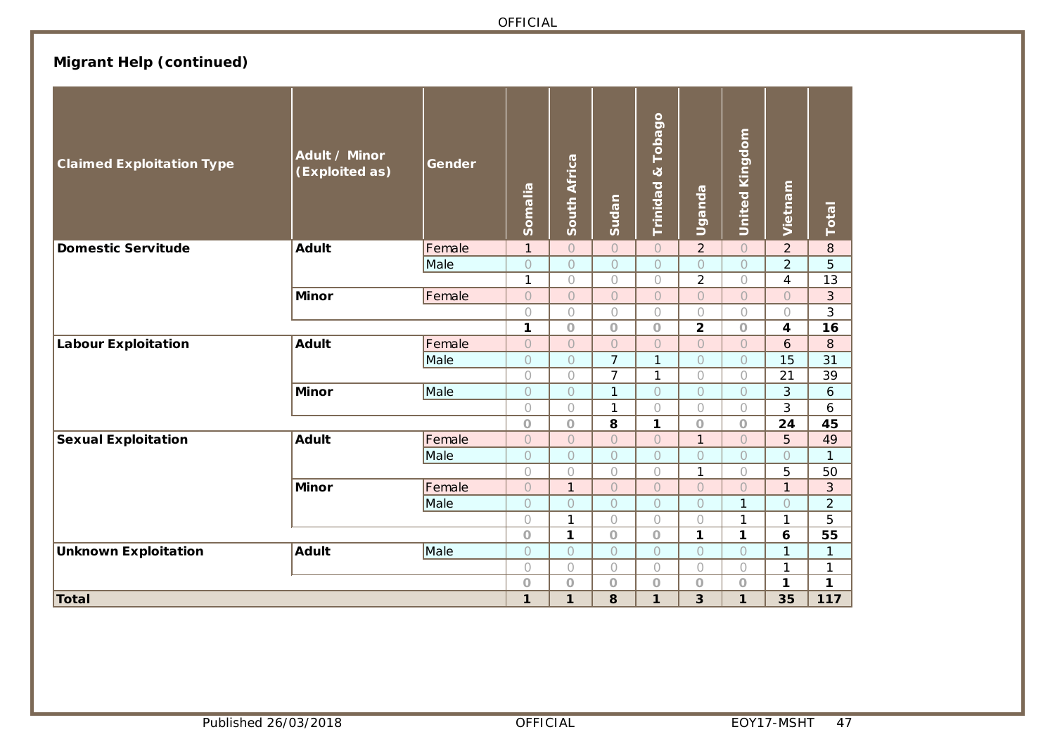**Migrant Help (continued)**

| Claimed Exploitation Type | Adult / Minor (Exploited as) | Gender | Somalia | South Africa | Sudan | Trinidad & Tobago | Uganda | United Kingdom | Vietnam | Total |
|---|---|---|---|---|---|---|---|---|---|---|
| **Domestic Servitude** | **Adult** | Female | 1 | 0 | 0 | 0 | 2 | 0 | 2 | 8 |
| | | Male | 0 | 0 | 0 | 0 | 0 | 0 | 2 | 5 |
| | | | 1 | 0 | 0 | 0 | 2 | 0 | 4 | 13 |
| | **Minor** | Female | 0 | 0 | 0 | 0 | 0 | 0 | 0 | 3 |
| | | | 0 | 0 | 0 | 0 | 0 | 0 | 0 | 3 |
| | | | **1** | **0** | **0** | **0** | **2** | **0** | **4** | **16** |
| **Labour Exploitation** | **Adult** | Female | 0 | 0 | 0 | 0 | 0 | 0 | 6 | 8 |
| | | Male | 0 | 0 | 7 | 1 | 0 | 0 | 15 | 31 |
| | | | 0 | 0 | 7 | 1 | 0 | 0 | 21 | 39 |
| | **Minor** | Male | 0 | 0 | 1 | 0 | 0 | 0 | 3 | 6 |
| | | | 0 | 0 | 1 | 0 | 0 | 0 | 3 | 6 |
| | | | **0** | **0** | **8** | **1** | **0** | **0** | **24** | **45** |
| **Sexual Exploitation** | **Adult** | Female | 0 | 0 | 0 | 0 | 1 | 0 | 5 | 49 |
| | | Male | 0 | 0 | 0 | 0 | 0 | 0 | 0 | 1 |
| | | | 0 | 0 | 0 | 0 | 1 | 0 | 5 | 50 |
| | **Minor** | Female | 0 | 1 | 0 | 0 | 0 | 0 | 1 | 3 |
| | | Male | 0 | 0 | 0 | 0 | 0 | 1 | 0 | 2 |
| | | | 0 | 1 | 0 | 0 | 0 | 1 | 1 | 5 |
| | | | **0** | **1** | **0** | **0** | **1** | **1** | **6** | **55** |
| **Unknown Exploitation** | **Adult** | Male | 0 | 0 | 0 | 0 | 0 | 0 | 1 | 1 |
| | | | 0 | 0 | 0 | 0 | 0 | 0 | 1 | 1 |
| | | | **0** | **0** | **0** | **0** | **0** | **0** | **1** | **1** |
| **Total** | | | **1** | **1** | **8** | **1** | **3** | **1** | **35** | **117** |

Published 26/03/2018 | EOY17-MSHT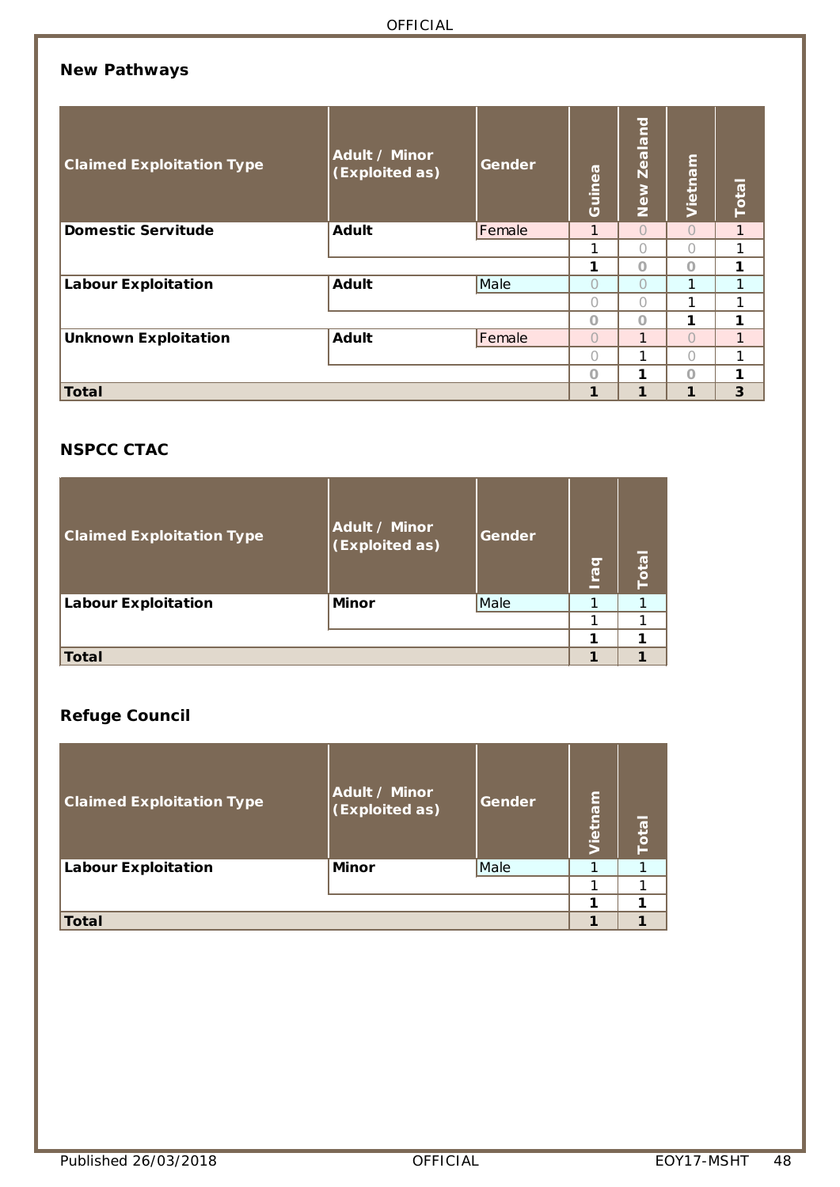**New Pathways**

| Claimed Exploitation Type | Adult / Minor (Exploited as) | Gender | Guinea | New Zealand | Vietnam | Total |
|---|---|---|---|---|---|---|
| **Domestic Servitude** | **Adult** | Female | 1 | 0 | 0 | 1 |
| | | | 1 | 0 | 0 | 1 |
| | | | **1** | **0** | **0** | **1** |
| **Labour Exploitation** | **Adult** | Male | 0 | 0 | 1 | 1 |
| | | | 0 | 0 | 1 | 1 |
| | | | **0** | **0** | **1** | **1** |
| **Unknown Exploitation** | **Adult** | Female | 0 | 1 | 0 | 1 |
| | | | 0 | 1 | 0 | 1 |
| | | | **0** | **1** | **0** | **1** |
| **Total** | | | **1** | **1** | **1** | **3** |

**NSPCC CTAC**

| Claimed Exploitation Type | Adult / Minor (Exploited as) | Gender | Iraq | Total |
|---|---|---|---|---|
| **Labour Exploitation** | **Minor** | Male | 1 | 1 |
| | | | 1 | 1 |
| | | | **1** | **1** |
| **Total** | | | **1** | **1** |

**Refuge Council**

| Claimed Exploitation Type | Adult / Minor (Exploited as) | Gender | Vietnam | Total |
|---|---|---|---|---|
| **Labour Exploitation** | **Minor** | Male | 1 | 1 |
| | | | 1 | 1 |
| | | | **1** | **1** |
| **Total** | | | **1** | **1** |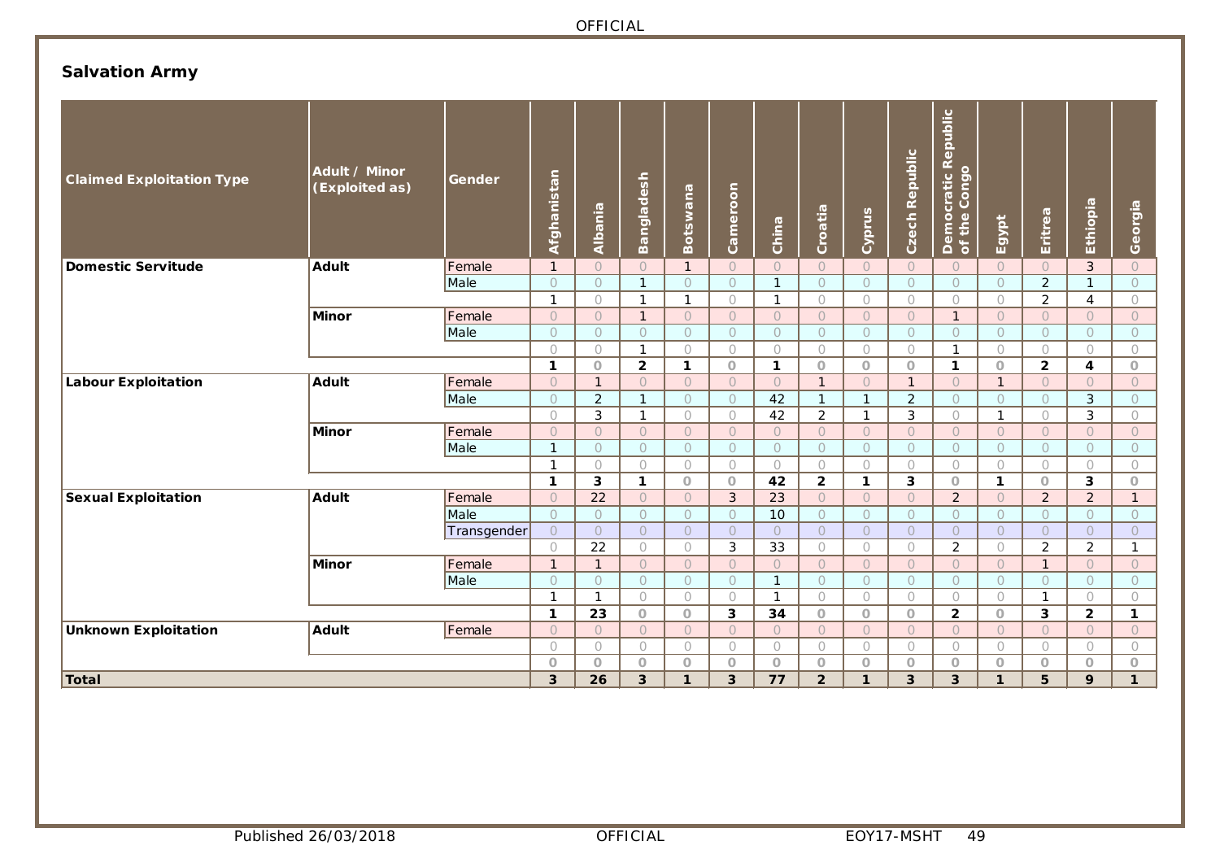## Salvation Army

| Claimed Exploitation Type | Adult / Minor (Exploited as) | Gender | Afghanistan | Albania | Bangladesh | Botswana | Cameroon | China | Croatia | Cyprus | Czech Republic | Democratic Republic of the Congo | Egypt | Eritrea | Ethiopia | Georgia |
|---|---|---|---|---|---|---|---|---|---|---|---|---|---|---|---|---|
| **Domestic Servitude** | **Adult** | Female | 1 | 0 | 0 | 1 | 0 | 0 | 0 | 0 | 0 | 0 | 0 | 0 | 3 | 0 |
| | | Male | 0 | 0 | 1 | 0 | 0 | 1 | 0 | 0 | 0 | 0 | 0 | 2 | 1 | 0 |
| | | | 1 | 0 | 1 | 1 | 0 | 1 | 0 | 0 | 0 | 0 | 0 | 2 | 4 | 0 |
| | **Minor** | Female | 0 | 0 | 1 | 0 | 0 | 0 | 0 | 0 | 0 | 1 | 0 | 0 | 0 | 0 |
| | | Male | 0 | 0 | 0 | 0 | 0 | 0 | 0 | 0 | 0 | 0 | 0 | 0 | 0 | 0 |
| | | | 0 | 0 | 1 | 0 | 0 | 0 | 0 | 0 | 0 | 1 | 0 | 0 | 0 | 0 |
| | | | **1** | **0** | **2** | **1** | **0** | **1** | **0** | **0** | **0** | **1** | **0** | **2** | **4** | **0** |
| **Labour Exploitation** | **Adult** | Female | 0 | 1 | 0 | 0 | 0 | 0 | 1 | 0 | 1 | 0 | 1 | 0 | 0 | 0 |
| | | Male | 0 | 2 | 1 | 0 | 0 | 42 | 1 | 1 | 2 | 0 | 0 | 0 | 3 | 0 |
| | | | 0 | 3 | 1 | 0 | 0 | 42 | 2 | 1 | 3 | 0 | 1 | 0 | 3 | 0 |
| | **Minor** | Female | 0 | 0 | 0 | 0 | 0 | 0 | 0 | 0 | 0 | 0 | 0 | 0 | 0 | 0 |
| | | Male | 1 | 0 | 0 | 0 | 0 | 0 | 0 | 0 | 0 | 0 | 0 | 0 | 0 | 0 |
| | | | 1 | 0 | 0 | 0 | 0 | 0 | 0 | 0 | 0 | 0 | 0 | 0 | 0 | 0 |
| | | | **1** | **3** | **1** | **0** | **0** | **42** | **2** | **1** | **3** | **0** | **1** | **0** | **3** | **0** |
| **Sexual Exploitation** | **Adult** | Female | 0 | 22 | 0 | 0 | 3 | 23 | 0 | 0 | 0 | 2 | 0 | 2 | 2 | 1 |
| | | Male | 0 | 0 | 0 | 0 | 0 | 10 | 0 | 0 | 0 | 0 | 0 | 0 | 0 | 0 |
| | | Transgender | 0 | 0 | 0 | 0 | 0 | 0 | 0 | 0 | 0 | 0 | 0 | 0 | 0 | 0 |
| | | | 0 | 22 | 0 | 0 | 3 | 33 | 0 | 0 | 0 | 2 | 0 | 2 | 2 | 1 |
| | **Minor** | Female | 1 | 1 | 0 | 0 | 0 | 0 | 0 | 0 | 0 | 0 | 0 | 1 | 0 | 0 |
| | | Male | 0 | 0 | 0 | 0 | 0 | 1 | 0 | 0 | 0 | 0 | 0 | 0 | 0 | 0 |
| | | | 1 | 1 | 0 | 0 | 0 | 1 | 0 | 0 | 0 | 0 | 0 | 1 | 0 | 0 |
| | | | **1** | **23** | **0** | **0** | **3** | **34** | **0** | **0** | **0** | **2** | **0** | **3** | **2** | **1** |
| **Unknown Exploitation** | **Adult** | Female | 0 | 0 | 0 | 0 | 0 | 0 | 0 | 0 | 0 | 0 | 0 | 0 | 0 | 0 |
| | | | 0 | 0 | 0 | 0 | 0 | 0 | 0 | 0 | 0 | 0 | 0 | 0 | 0 | 0 |
| | | | **0** | **0** | **0** | **0** | **0** | **0** | **0** | **0** | **0** | **0** | **0** | **0** | **0** | **0** |
| **Total** | | | **3** | **26** | **3** | **1** | **3** | **77** | **2** | **1** | **3** | **3** | **1** | **5** | **9** | **1** |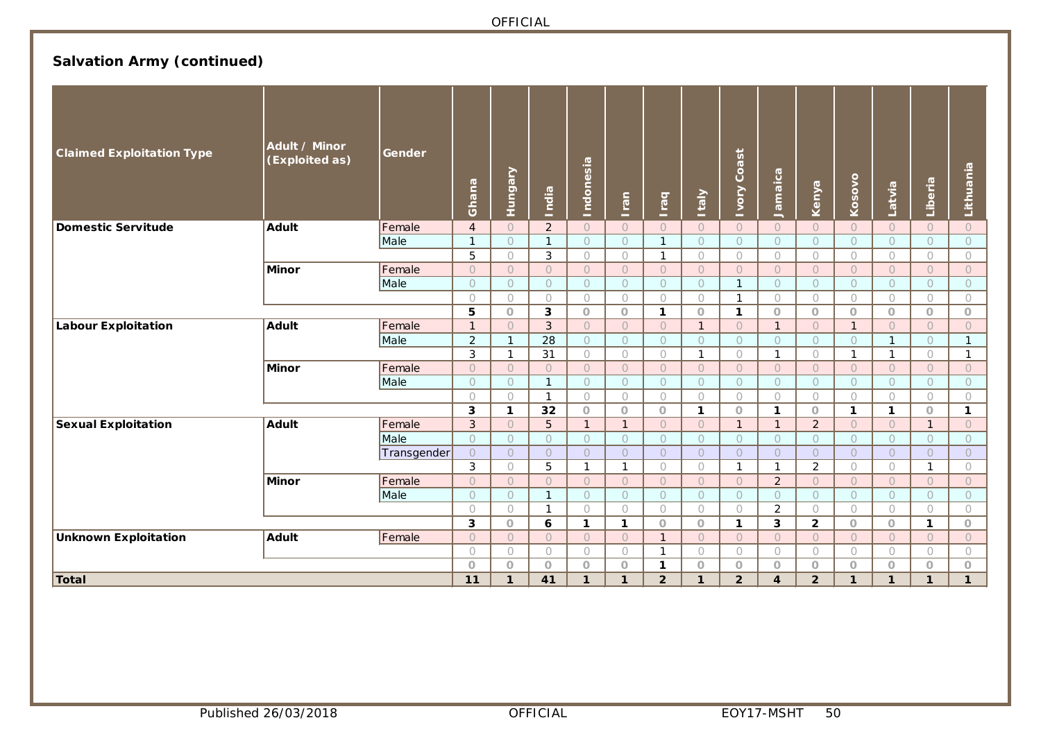## Salvation Army (continued)

| Claimed Exploitation Type | Adult / Minor (Exploited as) | Gender | Ghana | Hungary | India | Indonesia | Iran | Iraq | Italy | Ivory Coast | Jamaica | Kenya | Kosovo | Latvia | Liberia | Lithuania |
|---|---|---|---|---|---|---|---|---|---|---|---|---|---|---|---|---|
| Domestic Servitude | Adult | Female | 4 | 0 | 2 | 0 | 0 | 0 | 0 | 0 | 0 | 0 | 0 | 0 | 0 | 0 |
| | | Male | 1 | 0 | 1 | 0 | 0 | 1 | 0 | 0 | 0 | 0 | 0 | 0 | 0 | 0 |
| | | | 5 | 0 | 3 | 0 | 0 | 1 | 0 | 0 | 0 | 0 | 0 | 0 | 0 | 0 |
| | Minor | Female | 0 | 0 | 0 | 0 | 0 | 0 | 0 | 0 | 0 | 0 | 0 | 0 | 0 | 0 |
| | | Male | 0 | 0 | 0 | 0 | 0 | 0 | 0 | 1 | 0 | 0 | 0 | 0 | 0 | 0 |
| | | | 0 | 0 | 0 | 0 | 0 | 0 | 0 | 1 | 0 | 0 | 0 | 0 | 0 | 0 |
| | | | **5** | **0** | **3** | **0** | **0** | **1** | **0** | **1** | **0** | **0** | **0** | **0** | **0** | **0** |
| Labour Exploitation | Adult | Female | 1 | 0 | 3 | 0 | 0 | 0 | 1 | 0 | 1 | 0 | 1 | 0 | 0 | 0 |
| | | Male | 2 | 1 | 28 | 0 | 0 | 0 | 0 | 0 | 0 | 0 | 0 | 1 | 0 | 1 |
| | | | 3 | 1 | 31 | 0 | 0 | 0 | 1 | 0 | 1 | 0 | 1 | 1 | 0 | 1 |
| | Minor | Female | 0 | 0 | 0 | 0 | 0 | 0 | 0 | 0 | 0 | 0 | 0 | 0 | 0 | 0 |
| | | Male | 0 | 0 | 1 | 0 | 0 | 0 | 0 | 0 | 0 | 0 | 0 | 0 | 0 | 0 |
| | | | 0 | 0 | 1 | 0 | 0 | 0 | 0 | 0 | 0 | 0 | 0 | 0 | 0 | 0 |
| | | | **3** | **1** | **32** | **0** | **0** | **0** | **1** | **0** | **1** | **0** | **1** | **1** | **0** | **1** |
| Sexual Exploitation | Adult | Female | 3 | 0 | 5 | 1 | 1 | 0 | 0 | 1 | 1 | 2 | 0 | 0 | 1 | 0 |
| | | Male | 0 | 0 | 0 | 0 | 0 | 0 | 0 | 0 | 0 | 0 | 0 | 0 | 0 | 0 |
| | | Transgender | 0 | 0 | 0 | 0 | 0 | 0 | 0 | 0 | 0 | 0 | 0 | 0 | 0 | 0 |
| | | | 3 | 0 | 5 | 1 | 1 | 0 | 0 | 1 | 1 | 2 | 0 | 0 | 1 | 0 |
| | Minor | Female | 0 | 0 | 0 | 0 | 0 | 0 | 0 | 0 | 2 | 0 | 0 | 0 | 0 | 0 |
| | | Male | 0 | 0 | 1 | 0 | 0 | 0 | 0 | 0 | 0 | 0 | 0 | 0 | 0 | 0 |
| | | | 0 | 0 | 1 | 0 | 0 | 0 | 0 | 0 | 2 | 0 | 0 | 0 | 0 | 0 |
| | | | **3** | **0** | **6** | **1** | **1** | **0** | **0** | **1** | **3** | **2** | **0** | **0** | **1** | **0** |
| Unknown Exploitation | Adult | Female | 0 | 0 | 0 | 0 | 0 | 1 | 0 | 0 | 0 | 0 | 0 | 0 | 0 | 0 |
| | | | 0 | 0 | 0 | 0 | 0 | 1 | 0 | 0 | 0 | 0 | 0 | 0 | 0 | 0 |
| | | | **0** | **0** | **0** | **0** | **0** | **1** | **0** | **0** | **0** | **0** | **0** | **0** | **0** | **0** |
| **Total** | | | **11** | **1** | **41** | **1** | **1** | **2** | **1** | **2** | **4** | **2** | **1** | **1** | **1** | **1** |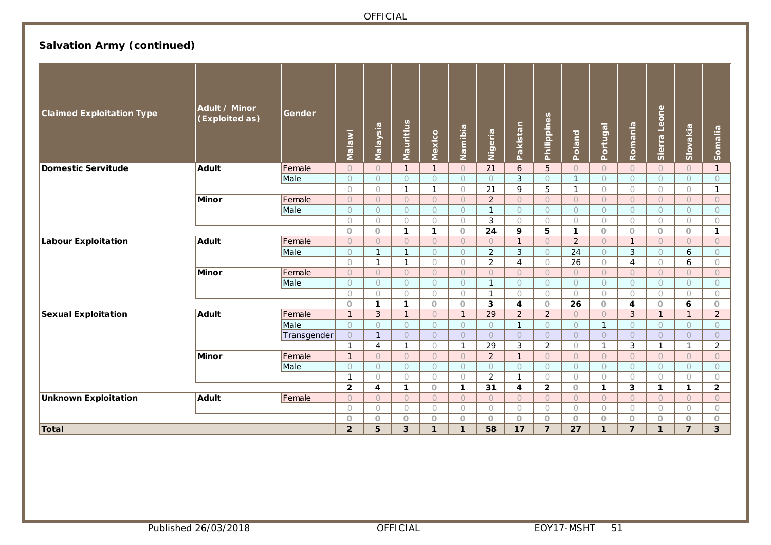## Salvation Army (continued)

| Claimed Exploitation Type | Adult / Minor (Exploited as) | Gender | Malawi | Malaysia | Mauritius | Mexico | Namibia | Nigeria | Pakistan | Philippines | Poland | Portugal | Romania | Sierra Leone | Slovakia | Somalia |
|---|---|---|---|---|---|---|---|---|---|---|---|---|---|---|---|---|
| **Domestic Servitude** | **Adult** | Female | 0 | 0 | 1 | 1 | 0 | 21 | 6 | 5 | 0 | 0 | 0 | 0 | 0 | 1 |
| | | Male | 0 | 0 | 0 | 0 | 0 | 0 | 3 | 0 | 1 | 0 | 0 | 0 | 0 | 0 |
| | | | 0 | 0 | 1 | 1 | 0 | 21 | 9 | 5 | 1 | 0 | 0 | 0 | 0 | 1 |
| | **Minor** | Female | 0 | 0 | 0 | 0 | 0 | 2 | 0 | 0 | 0 | 0 | 0 | 0 | 0 | 0 |
| | | Male | 0 | 0 | 0 | 0 | 0 | 1 | 0 | 0 | 0 | 0 | 0 | 0 | 0 | 0 |
| | | | 0 | 0 | 0 | 0 | 0 | 3 | 0 | 0 | 0 | 0 | 0 | 0 | 0 | 0 |
| | | | **0** | **0** | **1** | **1** | **0** | **24** | **9** | **5** | **1** | **0** | **0** | **0** | **0** | **1** |
| **Labour Exploitation** | **Adult** | Female | 0 | 0 | 0 | 0 | 0 | 0 | 1 | 0 | 2 | 0 | 1 | 0 | 0 | 0 |
| | | Male | 0 | 1 | 1 | 0 | 0 | 2 | 3 | 0 | 24 | 0 | 3 | 0 | 6 | 0 |
| | | | 0 | 1 | 1 | 0 | 0 | 2 | 4 | 0 | 26 | 0 | 4 | 0 | 6 | 0 |
| | **Minor** | Female | 0 | 0 | 0 | 0 | 0 | 0 | 0 | 0 | 0 | 0 | 0 | 0 | 0 | 0 |
| | | Male | 0 | 0 | 0 | 0 | 0 | 1 | 0 | 0 | 0 | 0 | 0 | 0 | 0 | 0 |
| | | | 0 | 0 | 0 | 0 | 0 | 1 | 0 | 0 | 0 | 0 | 0 | 0 | 0 | 0 |
| | | | **0** | **1** | **1** | **0** | **0** | **3** | **4** | **0** | **26** | **0** | **4** | **0** | **6** | **0** |
| **Sexual Exploitation** | **Adult** | Female | 1 | 3 | 1 | 0 | 1 | 29 | 2 | 2 | 0 | 0 | 3 | 1 | 1 | 2 |
| | | Male | 0 | 0 | 0 | 0 | 0 | 0 | 1 | 0 | 0 | 1 | 0 | 0 | 0 | 0 |
| | | Transgender | 0 | 1 | 0 | 0 | 0 | 0 | 0 | 0 | 0 | 0 | 0 | 0 | 0 | 0 |
| | | | 1 | 4 | 1 | 0 | 1 | 29 | 3 | 2 | 0 | 1 | 3 | 1 | 1 | 2 |
| | **Minor** | Female | 1 | 0 | 0 | 0 | 0 | 2 | 1 | 0 | 0 | 0 | 0 | 0 | 0 | 0 |
| | | Male | 0 | 0 | 0 | 0 | 0 | 0 | 0 | 0 | 0 | 0 | 0 | 0 | 0 | 0 |
| | | | 1 | 0 | 0 | 0 | 0 | 2 | 1 | 0 | 0 | 0 | 0 | 0 | 0 | 0 |
| | | | **2** | **4** | **1** | **0** | **1** | **31** | **4** | **2** | **0** | **1** | **3** | **1** | **1** | **2** |
| **Unknown Exploitation** | **Adult** | Female | 0 | 0 | 0 | 0 | 0 | 0 | 0 | 0 | 0 | 0 | 0 | 0 | 0 | 0 |
| | | | 0 | 0 | 0 | 0 | 0 | 0 | 0 | 0 | 0 | 0 | 0 | 0 | 0 | 0 |
| | | | **0** | **0** | **0** | **0** | **0** | **0** | **0** | **0** | **0** | **0** | **0** | **0** | **0** | **0** |
| **Total** | | | **2** | **5** | **3** | **1** | **1** | **58** | **17** | **7** | **27** | **1** | **7** | **1** | **7** | **3** |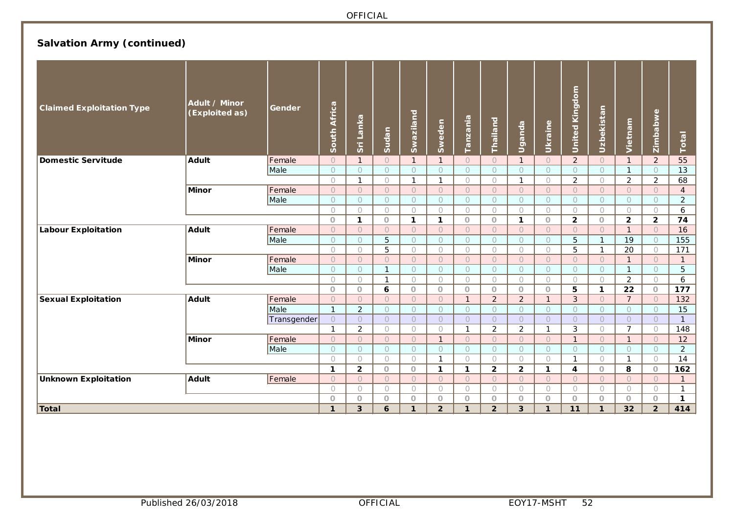## Salvation Army (continued)

| Claimed Exploitation Type | Adult / Minor (Exploited as) | Gender | South Africa | Sri Lanka | Sudan | Swaziland | Sweden | Tanzania | Thailand | Uganda | Ukraine | United Kingdom | Uzbekistan | Vietnam | Zimbabwe | Total |
|---|---|---|---|---|---|---|---|---|---|---|---|---|---|---|---|---|
| **Domestic Servitude** | **Adult** | Female | 0 | 1 | 0 | 1 | 1 | 0 | 0 | 1 | 0 | 2 | 0 | 1 | 2 | 55 |
| | | Male | 0 | 0 | 0 | 0 | 0 | 0 | 0 | 0 | 0 | 0 | 0 | 1 | 0 | 13 |
| | | | 0 | 1 | 0 | 1 | 1 | 0 | 0 | 1 | 0 | 2 | 0 | 2 | 2 | 68 |
| | **Minor** | Female | 0 | 0 | 0 | 0 | 0 | 0 | 0 | 0 | 0 | 0 | 0 | 0 | 0 | 4 |
| | | Male | 0 | 0 | 0 | 0 | 0 | 0 | 0 | 0 | 0 | 0 | 0 | 0 | 0 | 2 |
| | | | 0 | 0 | 0 | 0 | 0 | 0 | 0 | 0 | 0 | 0 | 0 | 0 | 0 | 6 |
| | | | **0** | **1** | **0** | **1** | **1** | **0** | **0** | **1** | **0** | **2** | **0** | **2** | **2** | **74** |
| **Labour Exploitation** | **Adult** | Female | 0 | 0 | 0 | 0 | 0 | 0 | 0 | 0 | 0 | 0 | 0 | 1 | 0 | 16 |
| | | Male | 0 | 0 | 5 | 0 | 0 | 0 | 0 | 0 | 0 | 5 | 1 | 19 | 0 | 155 |
| | | | 0 | 0 | 5 | 0 | 0 | 0 | 0 | 0 | 0 | 5 | 1 | 20 | 0 | 171 |
| | **Minor** | Female | 0 | 0 | 0 | 0 | 0 | 0 | 0 | 0 | 0 | 0 | 0 | 1 | 0 | 1 |
| | | Male | 0 | 0 | 1 | 0 | 0 | 0 | 0 | 0 | 0 | 0 | 0 | 1 | 0 | 5 |
| | | | 0 | 0 | 1 | 0 | 0 | 0 | 0 | 0 | 0 | 0 | 0 | 2 | 0 | 6 |
| | | | **0** | **0** | **6** | **0** | **0** | **0** | **0** | **0** | **0** | **5** | **1** | **22** | **0** | **177** |
| **Sexual Exploitation** | **Adult** | Female | 0 | 0 | 0 | 0 | 0 | 1 | 2 | 2 | 1 | 3 | 0 | 7 | 0 | 132 |
| | | Male | 1 | 2 | 0 | 0 | 0 | 0 | 0 | 0 | 0 | 0 | 0 | 0 | 0 | 15 |
| | | Transgender | 0 | 0 | 0 | 0 | 0 | 0 | 0 | 0 | 0 | 0 | 0 | 0 | 0 | 1 |
| | | | 1 | 2 | 0 | 0 | 0 | 1 | 2 | 2 | 1 | 3 | 0 | 7 | 0 | 148 |
| | **Minor** | Female | 0 | 0 | 0 | 0 | 1 | 0 | 0 | 0 | 0 | 1 | 0 | 1 | 0 | 12 |
| | | Male | 0 | 0 | 0 | 0 | 0 | 0 | 0 | 0 | 0 | 0 | 0 | 0 | 0 | 2 |
| | | | 0 | 0 | 0 | 0 | 1 | 0 | 0 | 0 | 0 | 1 | 0 | 1 | 0 | 14 |
| | | | **1** | **2** | **0** | **0** | **1** | **1** | **2** | **2** | **1** | **4** | **0** | **8** | **0** | **162** |
| **Unknown Exploitation** | **Adult** | Female | 0 | 0 | 0 | 0 | 0 | 0 | 0 | 0 | 0 | 0 | 0 | 0 | 0 | 1 |
| | | | 0 | 0 | 0 | 0 | 0 | 0 | 0 | 0 | 0 | 0 | 0 | 0 | 0 | 1 |
| | | | **0** | **0** | **0** | **0** | **0** | **0** | **0** | **0** | **0** | **0** | **0** | **0** | **0** | **1** |
| **Total** | | | **1** | **3** | **6** | **1** | **2** | **1** | **2** | **3** | **1** | **11** | **1** | **32** | **2** | **414** |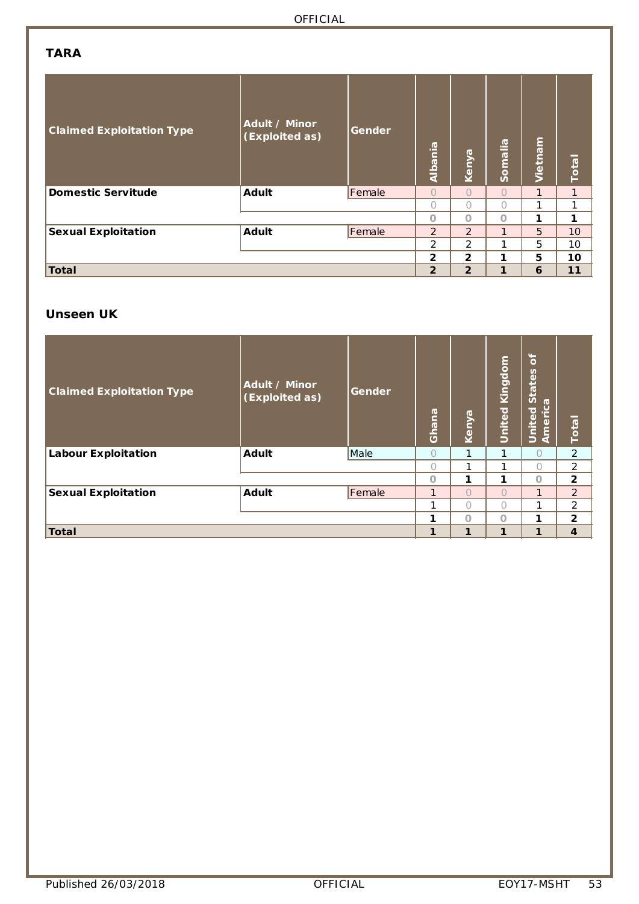**TARA**

| Claimed Exploitation Type | Adult / Minor (Exploited as) | Gender | Albania | Kenya | Somalia | Vietnam | Total |
|---|---|---|---|---|---|---|---|
| **Domestic Servitude** | **Adult** | Female | 0 | 0 | 0 | 1 | 1 |
| | | | 0 | 0 | 0 | 1 | 1 |
| | | | **0** | **0** | **0** | **1** | **1** |
| **Sexual Exploitation** | **Adult** | Female | 2 | 2 | 1 | 5 | 10 |
| | | | 2 | 2 | 1 | 5 | 10 |
| | | | **2** | **2** | **1** | **5** | **10** |
| **Total** | | | **2** | **2** | **1** | **6** | **11** |

**Unseen UK**

| Claimed Exploitation Type | Adult / Minor (Exploited as) | Gender | Ghana | Kenya | United Kingdom | United States of America | Total |
|---|---|---|---|---|---|---|---|
| **Labour Exploitation** | **Adult** | Male | 0 | 1 | 1 | 0 | 2 |
| | | | 0 | 1 | 1 | 0 | 2 |
| | | | **0** | **1** | **1** | **0** | **2** |
| **Sexual Exploitation** | **Adult** | Female | 1 | 0 | 0 | 1 | 2 |
| | | | 1 | 0 | 0 | 1 | 2 |
| | | | **1** | **0** | **0** | **1** | **2** |
| **Total** | | | **1** | **1** | **1** | **1** | **4** |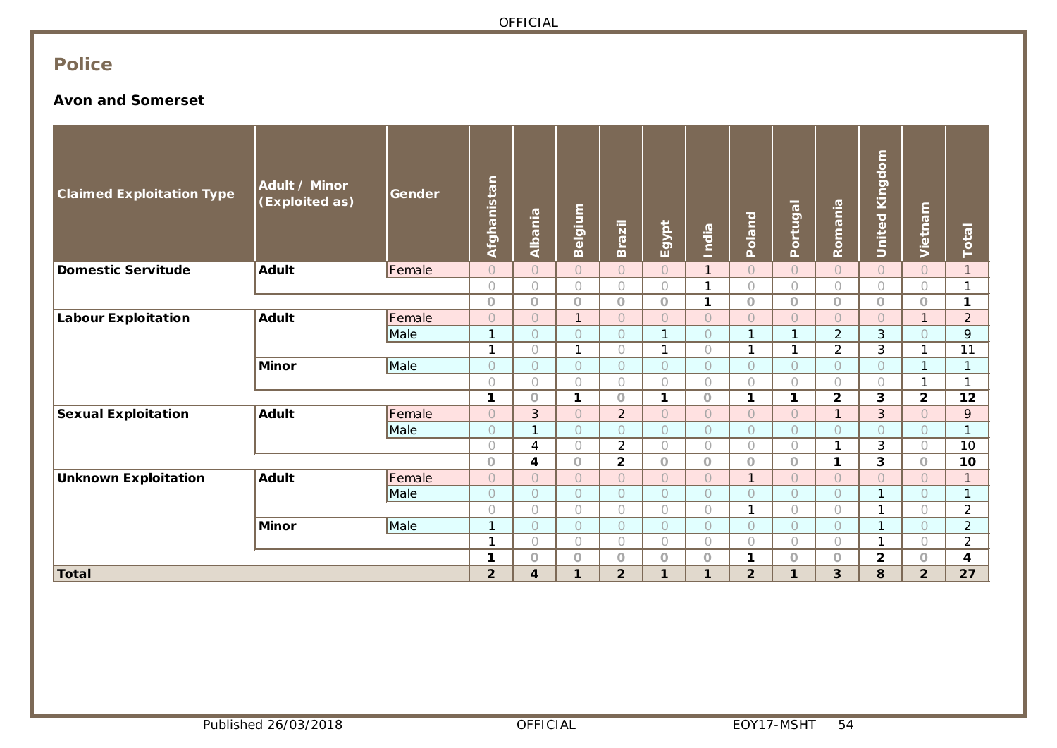## Police

### Avon and Somerset

| Claimed Exploitation Type | Adult / Minor (Exploited as) | Gender | Afghanistan | Albania | Belgium | Brazil | Egypt | India | Poland | Portugal | Romania | United Kingdom | Vietnam | Total |
|---|---|---|---|---|---|---|---|---|---|---|---|---|---|---|
| **Domestic Servitude** | **Adult** | Female | 0 | 0 | 0 | 0 | 0 | 1 | 0 | 0 | 0 | 0 | 0 | 1 |
| | | | 0 | 0 | 0 | 0 | 0 | 1 | 0 | 0 | 0 | 0 | 0 | 1 |
| | | | **0** | **0** | **0** | **0** | **0** | **1** | **0** | **0** | **0** | **0** | **0** | **1** |
| **Labour Exploitation** | **Adult** | Female | 0 | 0 | 1 | 0 | 0 | 0 | 0 | 0 | 0 | 0 | 1 | 2 |
| | | Male | 1 | 0 | 0 | 0 | 1 | 0 | 1 | 1 | 2 | 3 | 0 | 9 |
| | | | 1 | 0 | 1 | 0 | 1 | 0 | 1 | 1 | 2 | 3 | 1 | 11 |
| | **Minor** | Male | 0 | 0 | 0 | 0 | 0 | 0 | 0 | 0 | 0 | 0 | 1 | 1 |
| | | | 0 | 0 | 0 | 0 | 0 | 0 | 0 | 0 | 0 | 0 | 1 | 1 |
| | | | **1** | **0** | **1** | **0** | **1** | **0** | **1** | **1** | **2** | **3** | **2** | **12** |
| **Sexual Exploitation** | **Adult** | Female | 0 | 3 | 0 | 2 | 0 | 0 | 0 | 0 | 1 | 3 | 0 | 9 |
| | | Male | 0 | 1 | 0 | 0 | 0 | 0 | 0 | 0 | 0 | 0 | 0 | 1 |
| | | | 0 | 4 | 0 | 2 | 0 | 0 | 0 | 0 | 1 | 3 | 0 | 10 |
| | | | **0** | **4** | **0** | **2** | **0** | **0** | **0** | **0** | **1** | **3** | **0** | **10** |
| **Unknown Exploitation** | **Adult** | Female | 0 | 0 | 0 | 0 | 0 | 0 | 1 | 0 | 0 | 0 | 0 | 1 |
| | | Male | 0 | 0 | 0 | 0 | 0 | 0 | 0 | 0 | 0 | 1 | 0 | 1 |
| | | | 0 | 0 | 0 | 0 | 0 | 0 | 1 | 0 | 0 | 1 | 0 | 2 |
| | **Minor** | Male | 1 | 0 | 0 | 0 | 0 | 0 | 0 | 0 | 0 | 1 | 0 | 2 |
| | | | 1 | 0 | 0 | 0 | 0 | 0 | 0 | 0 | 0 | 1 | 0 | 2 |
| | | | **1** | **0** | **0** | **0** | **0** | **0** | **1** | **0** | **0** | **2** | **0** | **4** |
| **Total** | | | **2** | **4** | **1** | **2** | **1** | **1** | **2** | **1** | **3** | **8** | **2** | **27** |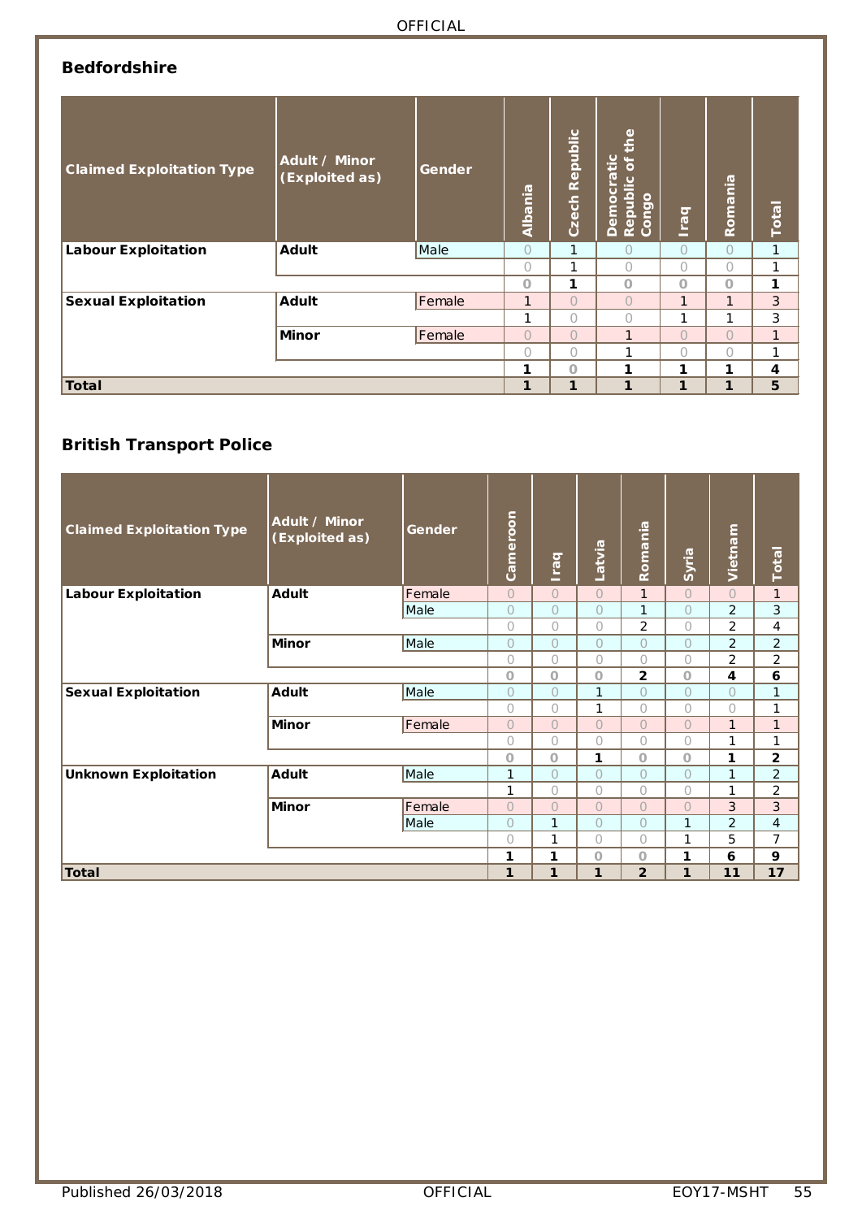## Bedfordshire

| Claimed Exploitation Type | Adult / Minor (Exploited as) | Gender | Albania | Czech Republic | Democratic Republic of the Congo | Iraq | Romania | Total |
|---|---|---|---|---|---|---|---|---|
| **Labour Exploitation** | **Adult** | Male | 0 | 1 | 0 | 0 | 0 | 1 |
| | | | 0 | 1 | 0 | 0 | 0 | 1 |
| | | | **0** | **1** | **0** | **0** | **0** | **1** |
| **Sexual Exploitation** | **Adult** | Female | 1 | 0 | 0 | 1 | 1 | 3 |
| | | | 1 | 0 | 0 | 1 | 1 | 3 |
| | **Minor** | Female | 0 | 0 | 1 | 0 | 0 | 1 |
| | | | 0 | 0 | 1 | 0 | 0 | 1 |
| | | | **1** | **0** | **1** | **1** | **1** | **4** |
| **Total** | | | **1** | **1** | **1** | **1** | **1** | **5** |

## British Transport Police

| Claimed Exploitation Type | Adult / Minor (Exploited as) | Gender | Cameroon | Iraq | Latvia | Romania | Syria | Vietnam | Total |
|---|---|---|---|---|---|---|---|---|---|
| **Labour Exploitation** | **Adult** | Female | 0 | 0 | 0 | 1 | 0 | 0 | 1 |
| | | Male | 0 | 0 | 0 | 1 | 0 | 2 | 3 |
| | | | 0 | 0 | 0 | 2 | 0 | 2 | 4 |
| | **Minor** | Male | 0 | 0 | 0 | 0 | 0 | 2 | 2 |
| | | | 0 | 0 | 0 | 0 | 0 | 2 | 2 |
| | | | **0** | **0** | **0** | **2** | **0** | **4** | **6** |
| **Sexual Exploitation** | **Adult** | Male | 0 | 0 | 1 | 0 | 0 | 0 | 1 |
| | | | 0 | 0 | 1 | 0 | 0 | 0 | 1 |
| | **Minor** | Female | 0 | 0 | 0 | 0 | 0 | 1 | 1 |
| | | | 0 | 0 | 0 | 0 | 0 | 1 | 1 |
| | | | **0** | **0** | **1** | **0** | **0** | **1** | **2** |
| **Unknown Exploitation** | **Adult** | Male | 1 | 0 | 0 | 0 | 0 | 1 | 2 |
| | | | 1 | 0 | 0 | 0 | 0 | 1 | 2 |
| | **Minor** | Female | 0 | 0 | 0 | 0 | 0 | 3 | 3 |
| | | Male | 0 | 1 | 0 | 0 | 1 | 2 | 4 |
| | | | 0 | 1 | 0 | 0 | 1 | 5 | 7 |
| | | | **1** | **1** | **0** | **0** | **1** | **6** | **9** |
| **Total** | | | **1** | **1** | **1** | **2** | **1** | **11** | **17** |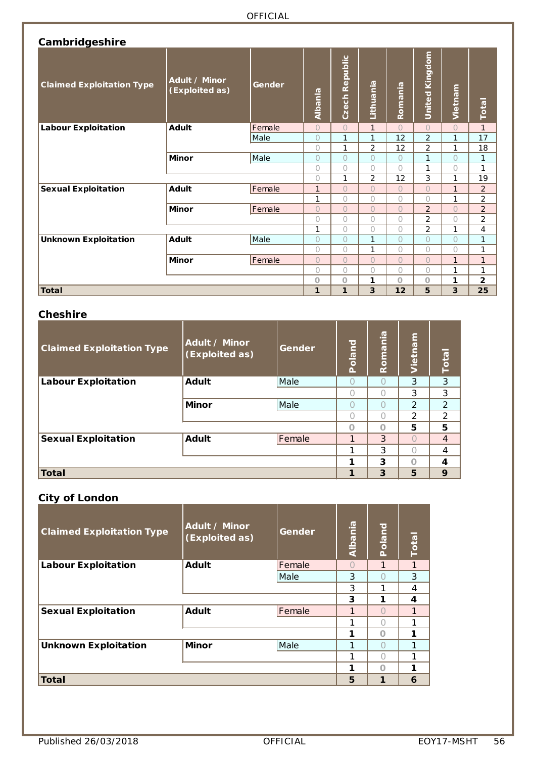### Cambridgeshire

| Claimed Exploitation Type | Adult / Minor (Exploited as) | Gender | Albania | Czech Republic | Lithuania | Romania | United Kingdom | Vietnam | Total |
|---|---|---|---|---|---|---|---|---|---|
| **Labour Exploitation** | **Adult** | Female | 0 | 0 | 1 | 0 | 0 | 0 | 1 |
| | | Male | 0 | 1 | 1 | 12 | 2 | 1 | 17 |
| | | | 0 | 1 | 2 | 12 | 2 | 1 | 18 |
| | **Minor** | Male | 0 | 0 | 0 | 0 | 1 | 0 | 1 |
| | | | 0 | 0 | 0 | 0 | 1 | 0 | 1 |
| | | | 0 | 1 | 2 | 12 | 3 | 1 | 19 |
| **Sexual Exploitation** | **Adult** | Female | 1 | 0 | 0 | 0 | 0 | 1 | 2 |
| | | | 1 | 0 | 0 | 0 | 0 | 1 | 2 |
| | **Minor** | Female | 0 | 0 | 0 | 0 | 2 | 0 | 2 |
| | | | 0 | 0 | 0 | 0 | 2 | 0 | 2 |
| | | | 1 | 0 | 0 | 0 | 2 | 1 | 4 |
| **Unknown Exploitation** | **Adult** | Male | 0 | 0 | 1 | 0 | 0 | 0 | 1 |
| | | | 0 | 0 | 1 | 0 | 0 | 0 | 1 |
| | **Minor** | Female | 0 | 0 | 0 | 0 | 0 | 1 | 1 |
| | | | 0 | 0 | 0 | 0 | 0 | 1 | 1 |
| | | | **0** | **0** | **1** | **0** | **0** | **1** | **2** |
| **Total** | | | **1** | **1** | **3** | **12** | **5** | **3** | **25** |

### Cheshire

| Claimed Exploitation Type | Adult / Minor (Exploited as) | Gender | Poland | Romania | Vietnam | Total |
|---|---|---|---|---|---|---|
| **Labour Exploitation** | **Adult** | Male | 0 | 0 | 3 | 3 |
| | | | 0 | 0 | 3 | 3 |
| | **Minor** | Male | 0 | 0 | 2 | 2 |
| | | | 0 | 0 | 2 | 2 |
| | | | **0** | **0** | **5** | **5** |
| **Sexual Exploitation** | **Adult** | Female | 1 | 3 | 0 | 4 |
| | | | 1 | 3 | 0 | 4 |
| | | | **1** | **3** | **0** | **4** |
| **Total** | | | **1** | **3** | **5** | **9** |

### City of London

| Claimed Exploitation Type | Adult / Minor (Exploited as) | Gender | Albania | Poland | Total |
|---|---|---|---|---|---|
| **Labour Exploitation** | **Adult** | Female | 0 | 1 | 1 |
| | | Male | 3 | 0 | 3 |
| | | | 3 | 1 | 4 |
| | | | **3** | **1** | **4** |
| **Sexual Exploitation** | **Adult** | Female | 1 | 0 | 1 |
| | | | 1 | 0 | 1 |
| | | | **1** | **0** | **1** |
| **Unknown Exploitation** | **Minor** | Male | 1 | 0 | 1 |
| | | | 1 | 0 | 1 |
| | | | **1** | **0** | **1** |
| **Total** | | | **5** | **1** | **6** |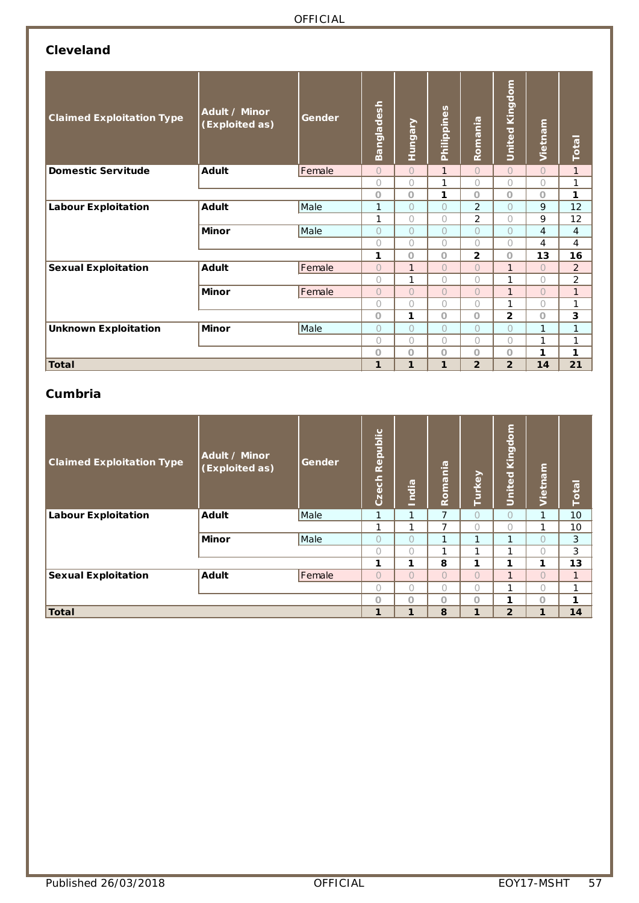## Cleveland

| Claimed Exploitation Type | Adult / Minor (Exploited as) | Gender | Bangladesh | Hungary | Philippines | Romania | United Kingdom | Vietnam | Total |
|---|---|---|---|---|---|---|---|---|---|
| **Domestic Servitude** | **Adult** | Female | 0 | 0 | 1 | 0 | 0 | 0 | 1 |
| | | | 0 | 0 | 1 | 0 | 0 | 0 | 1 |
| | | | **0** | **0** | **1** | **0** | **0** | **0** | **1** |
| **Labour Exploitation** | **Adult** | Male | 1 | 0 | 0 | 2 | 0 | 9 | 12 |
| | | | 1 | 0 | 0 | 2 | 0 | 9 | 12 |
| | **Minor** | Male | 0 | 0 | 0 | 0 | 0 | 4 | 4 |
| | | | 0 | 0 | 0 | 0 | 0 | 4 | 4 |
| | | | **1** | **0** | **0** | **2** | **0** | **13** | **16** |
| **Sexual Exploitation** | **Adult** | Female | 0 | 1 | 0 | 0 | 1 | 0 | 2 |
| | | | 0 | 1 | 0 | 0 | 1 | 0 | 2 |
| | **Minor** | Female | 0 | 0 | 0 | 0 | 1 | 0 | 1 |
| | | | 0 | 0 | 0 | 0 | 1 | 0 | 1 |
| | | | **0** | **1** | **0** | **0** | **2** | **0** | **3** |
| **Unknown Exploitation** | **Minor** | Male | 0 | 0 | 0 | 0 | 0 | 1 | 1 |
| | | | 0 | 0 | 0 | 0 | 0 | 1 | 1 |
| | | | **0** | **0** | **0** | **0** | **0** | **1** | **1** |
| **Total** | | | **1** | **1** | **1** | **2** | **2** | **14** | **21** |

## Cumbria

| Claimed Exploitation Type | Adult / Minor (Exploited as) | Gender | Czech Republic | India | Romania | Turkey | United Kingdom | Vietnam | Total |
|---|---|---|---|---|---|---|---|---|---|
| **Labour Exploitation** | **Adult** | Male | 1 | 1 | 7 | 0 | 0 | 1 | 10 |
| | | | 1 | 1 | 7 | 0 | 0 | 1 | 10 |
| | **Minor** | Male | 0 | 0 | 1 | 1 | 1 | 0 | 3 |
| | | | 0 | 0 | 1 | 1 | 1 | 0 | 3 |
| | | | **1** | **1** | **8** | **1** | **1** | **1** | **13** |
| **Sexual Exploitation** | **Adult** | Female | 0 | 0 | 0 | 0 | 1 | 0 | 1 |
| | | | 0 | 0 | 0 | 0 | 1 | 0 | 1 |
| | | | **0** | **0** | **0** | **0** | **1** | **0** | **1** |
| **Total** | | | **1** | **1** | **8** | **1** | **2** | **1** | **14** |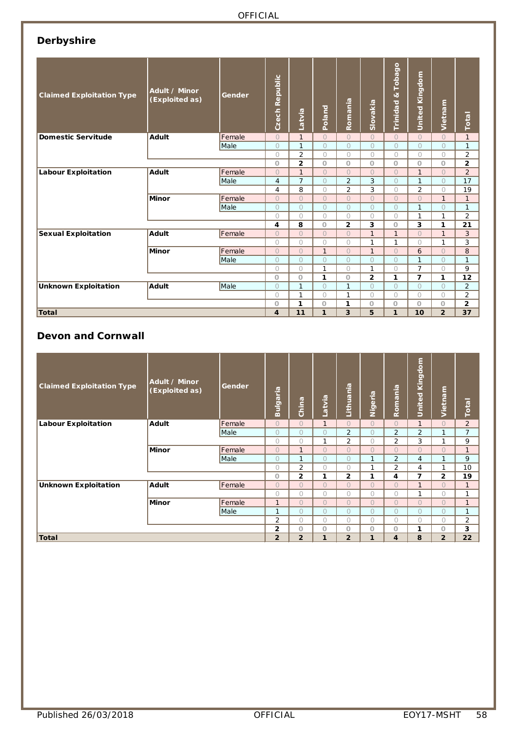## Derbyshire

| Claimed Exploitation Type | Adult / Minor (Exploited as) | Gender | Czech Republic | Latvia | Poland | Romania | Slovakia | Trinidad & Tobago | United Kingdom | Vietnam | Total |
|---|---|---|---|---|---|---|---|---|---|---|---|
| **Domestic Servitude** | **Adult** | Female | 0 | 1 | 0 | 0 | 0 | 0 | 0 | 0 | 1 |
| | | Male | 0 | 1 | 0 | 0 | 0 | 0 | 0 | 0 | 1 |
| | | | 0 | 2 | 0 | 0 | 0 | 0 | 0 | 0 | 2 |
| | | | **0** | **2** | **0** | **0** | **0** | **0** | **0** | **0** | **2** |
| **Labour Exploitation** | **Adult** | Female | 0 | 1 | 0 | 0 | 0 | 0 | 1 | 0 | 2 |
| | | Male | 4 | 7 | 0 | 2 | 3 | 0 | 1 | 0 | 17 |
| | | | 4 | 8 | 0 | 2 | 3 | 0 | 2 | 0 | 19 |
| | **Minor** | Female | 0 | 0 | 0 | 0 | 0 | 0 | 0 | 1 | 1 |
| | | Male | 0 | 0 | 0 | 0 | 0 | 0 | 1 | 0 | 1 |
| | | | 0 | 0 | 0 | 0 | 0 | 0 | 1 | 1 | 2 |
| | | | **4** | **8** | **0** | **2** | **3** | **0** | **3** | **1** | **21** |
| **Sexual Exploitation** | **Adult** | Female | 0 | 0 | 0 | 0 | 1 | 1 | 0 | 1 | 3 |
| | | | 0 | 0 | 0 | 0 | 1 | 1 | 0 | 1 | 3 |
| | **Minor** | Female | 0 | 0 | 1 | 0 | 1 | 0 | 6 | 0 | 8 |
| | | Male | 0 | 0 | 0 | 0 | 0 | 0 | 1 | 0 | 1 |
| | | | 0 | 0 | 1 | 0 | 1 | 0 | 7 | 0 | 9 |
| | | | **0** | **0** | **1** | **0** | **2** | **1** | **7** | **1** | **12** |
| **Unknown Exploitation** | **Adult** | Male | 0 | 1 | 0 | 1 | 0 | 0 | 0 | 0 | 2 |
| | | | 0 | 1 | 0 | 1 | 0 | 0 | 0 | 0 | 2 |
| | | | **0** | **1** | **0** | **1** | **0** | **0** | **0** | **0** | **2** |
| **Total** | | | **4** | **11** | **1** | **3** | **5** | **1** | **10** | **2** | **37** |

## Devon and Cornwall

| Claimed Exploitation Type | Adult / Minor (Exploited as) | Gender | Bulgaria | China | Latvia | Lithuania | Nigeria | Romania | United Kingdom | Vietnam | Total |
|---|---|---|---|---|---|---|---|---|---|---|---|
| **Labour Exploitation** | **Adult** | Female | 0 | 0 | 1 | 0 | 0 | 0 | 1 | 0 | 2 |
| | | Male | 0 | 0 | 0 | 2 | 0 | 2 | 2 | 1 | 7 |
| | | | 0 | 0 | 1 | 2 | 0 | 2 | 3 | 1 | 9 |
| | **Minor** | Female | 0 | 1 | 0 | 0 | 0 | 0 | 0 | 0 | 1 |
| | | Male | 0 | 1 | 0 | 0 | 1 | 2 | 4 | 1 | 9 |
| | | | 0 | 2 | 0 | 0 | 1 | 2 | 4 | 1 | 10 |
| | | | **0** | **2** | **1** | **2** | **1** | **4** | **7** | **2** | **19** |
| **Unknown Exploitation** | **Adult** | Female | 0 | 0 | 0 | 0 | 0 | 0 | 1 | 0 | 1 |
| | | | 0 | 0 | 0 | 0 | 0 | 0 | 1 | 0 | 1 |
| | **Minor** | Female | 1 | 0 | 0 | 0 | 0 | 0 | 0 | 0 | 1 |
| | | Male | 1 | 0 | 0 | 0 | 0 | 0 | 0 | 0 | 1 |
| | | | 2 | 0 | 0 | 0 | 0 | 0 | 0 | 0 | 2 |
| | | | **2** | **0** | **0** | **0** | **0** | **0** | **1** | **0** | **3** |
| **Total** | | | **2** | **2** | **1** | **2** | **1** | **4** | **8** | **2** | **22** |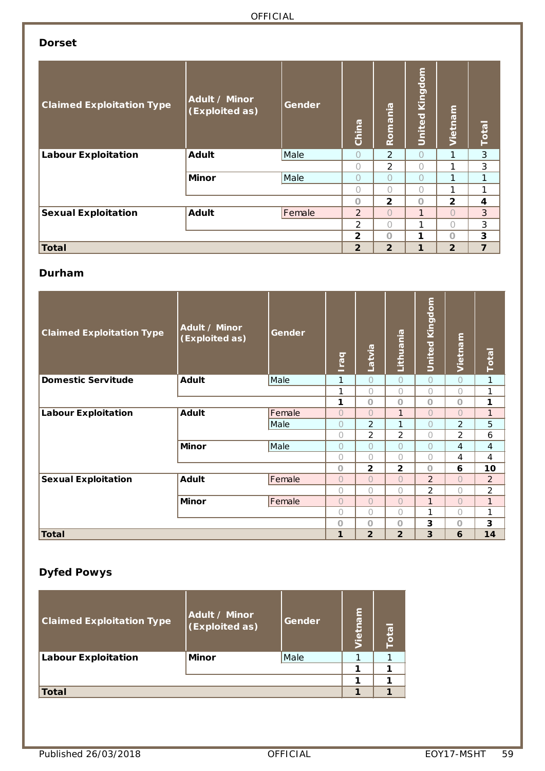### Dorset

| Claimed Exploitation Type | Adult / Minor (Exploited as) | Gender | China | Romania | United Kingdom | Vietnam | Total |
|---|---|---|---|---|---|---|---|
| **Labour Exploitation** | **Adult** | Male | 0 | 2 | 0 | 1 | 3 |
| | | | 0 | 2 | 0 | 1 | 3 |
| | **Minor** | Male | 0 | 0 | 0 | 1 | 1 |
| | | | 0 | 0 | 0 | 1 | 1 |
| | | | **0** | **2** | **0** | **2** | **4** |
| **Sexual Exploitation** | **Adult** | Female | 2 | 0 | 1 | 0 | 3 |
| | | | 2 | 0 | 1 | 0 | 3 |
| | | | **2** | **0** | **1** | **0** | **3** |
| **Total** | | | **2** | **2** | **1** | **2** | **7** |

### Durham

| Claimed Exploitation Type | Adult / Minor (Exploited as) | Gender | Iraq | Latvia | Lithuania | United Kingdom | Vietnam | Total |
|---|---|---|---|---|---|---|---|---|
| **Domestic Servitude** | **Adult** | Male | 1 | 0 | 0 | 0 | 0 | 1 |
| | | | 1 | 0 | 0 | 0 | 0 | 1 |
| | | | **1** | **0** | **0** | **0** | **0** | **1** |
| **Labour Exploitation** | **Adult** | Female | 0 | 0 | 1 | 0 | 0 | 1 |
| | | Male | 0 | 2 | 1 | 0 | 2 | 5 |
| | | | 0 | 2 | 2 | 0 | 2 | 6 |
| | **Minor** | Male | 0 | 0 | 0 | 0 | 4 | 4 |
| | | | 0 | 0 | 0 | 0 | 4 | 4 |
| | | | **0** | **2** | **2** | **0** | **6** | **10** |
| **Sexual Exploitation** | **Adult** | Female | 0 | 0 | 0 | 2 | 0 | 2 |
| | | | 0 | 0 | 0 | 2 | 0 | 2 |
| | **Minor** | Female | 0 | 0 | 0 | 1 | 0 | 1 |
| | | | 0 | 0 | 0 | 1 | 0 | 1 |
| | | | **0** | **0** | **0** | **3** | **0** | **3** |
| **Total** | | | **1** | **2** | **2** | **3** | **6** | **14** |

### Dyfed Powys

| Claimed Exploitation Type | Adult / Minor (Exploited as) | Gender | Vietnam | Total |
|---|---|---|---|---|
| **Labour Exploitation** | **Minor** | Male | 1 | 1 |
| | | | **1** | **1** |
| | | | **1** | **1** |
| **Total** | | | **1** | **1** |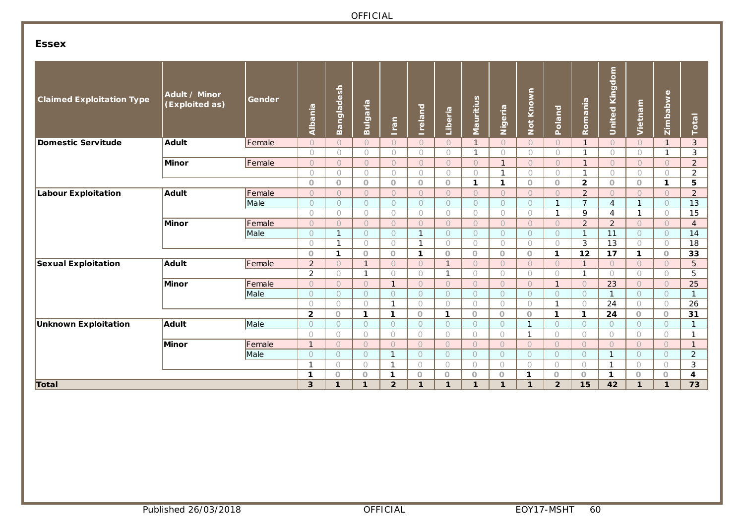## Essex

| Claimed Exploitation Type | Adult / Minor (Exploited as) | Gender | Albania | Bangladesh | Bulgaria | Iran | Ireland | Liberia | Mauritius | Nigeria | Not Known | Poland | Romania | United Kingdom | Vietnam | Zimbabwe | Total |
|---|---|---|---|---|---|---|---|---|---|---|---|---|---|---|---|---|---|
| Domestic Servitude | Adult | Female | 0 | 0 | 0 | 0 | 0 | 0 | 1 | 0 | 0 | 0 | 1 | 0 | 0 | 1 | 3 |
| | | | 0 | 0 | 0 | 0 | 0 | 0 | 1 | 0 | 0 | 0 | 1 | 0 | 0 | 1 | 3 |
| | Minor | Female | 0 | 0 | 0 | 0 | 0 | 0 | 0 | 1 | 0 | 0 | 1 | 0 | 0 | 0 | 2 |
| | | | 0 | 0 | 0 | 0 | 0 | 0 | 0 | 1 | 0 | 0 | 1 | 0 | 0 | 0 | 2 |
| | | | **0** | **0** | **0** | **0** | **0** | **0** | **1** | **1** | **0** | **0** | **2** | **0** | **0** | **1** | **5** |
| Labour Exploitation | Adult | Female | 0 | 0 | 0 | 0 | 0 | 0 | 0 | 0 | 0 | 0 | 2 | 0 | 0 | 0 | 2 |
| | | Male | 0 | 0 | 0 | 0 | 0 | 0 | 0 | 0 | 0 | 1 | 7 | 4 | 1 | 0 | 13 |
| | | | 0 | 0 | 0 | 0 | 0 | 0 | 0 | 0 | 0 | 1 | 9 | 4 | 1 | 0 | 15 |
| | Minor | Female | 0 | 0 | 0 | 0 | 0 | 0 | 0 | 0 | 0 | 0 | 2 | 2 | 0 | 0 | 4 |
| | | Male | 0 | 1 | 0 | 0 | 1 | 0 | 0 | 0 | 0 | 0 | 1 | 11 | 0 | 0 | 14 |
| | | | 0 | 1 | 0 | 0 | 1 | 0 | 0 | 0 | 0 | 0 | 3 | 13 | 0 | 0 | 18 |
| | | | **0** | **1** | **0** | **0** | **1** | **0** | **0** | **0** | **0** | **1** | **12** | **17** | **1** | **0** | **33** |
| Sexual Exploitation | Adult | Female | 2 | 0 | 1 | 0 | 0 | 1 | 0 | 0 | 0 | 0 | 1 | 0 | 0 | 0 | 5 |
| | | | 2 | 0 | 1 | 0 | 0 | 1 | 0 | 0 | 0 | 0 | 1 | 0 | 0 | 0 | 5 |
| | Minor | Female | 0 | 0 | 0 | 1 | 0 | 0 | 0 | 0 | 0 | 1 | 0 | 23 | 0 | 0 | 25 |
| | | Male | 0 | 0 | 0 | 0 | 0 | 0 | 0 | 0 | 0 | 0 | 0 | 1 | 0 | 0 | 1 |
| | | | 0 | 0 | 0 | 1 | 0 | 0 | 0 | 0 | 0 | 1 | 0 | 24 | 0 | 0 | 26 |
| | | | **2** | **0** | **1** | **1** | **0** | **1** | **0** | **0** | **0** | **1** | **1** | **24** | **0** | **0** | **31** |
| Unknown Exploitation | Adult | Male | 0 | 0 | 0 | 0 | 0 | 0 | 0 | 0 | 1 | 0 | 0 | 0 | 0 | 0 | 1 |
| | | | 0 | 0 | 0 | 0 | 0 | 0 | 0 | 0 | 1 | 0 | 0 | 0 | 0 | 0 | 1 |
| | Minor | Female | 1 | 0 | 0 | 0 | 0 | 0 | 0 | 0 | 0 | 0 | 0 | 0 | 0 | 0 | 1 |
| | | Male | 0 | 0 | 0 | 1 | 0 | 0 | 0 | 0 | 0 | 0 | 0 | 1 | 0 | 0 | 2 |
| | | | 1 | 0 | 0 | 1 | 0 | 0 | 0 | 0 | 0 | 0 | 0 | 1 | 0 | 0 | 3 |
| | | | **1** | **0** | **0** | **1** | **0** | **0** | **0** | **0** | **1** | **0** | **0** | **1** | **0** | **0** | **4** |
| **Total** | | | **3** | **1** | **1** | **2** | **1** | **1** | **1** | **1** | **1** | **2** | **15** | **42** | **1** | **1** | **73** |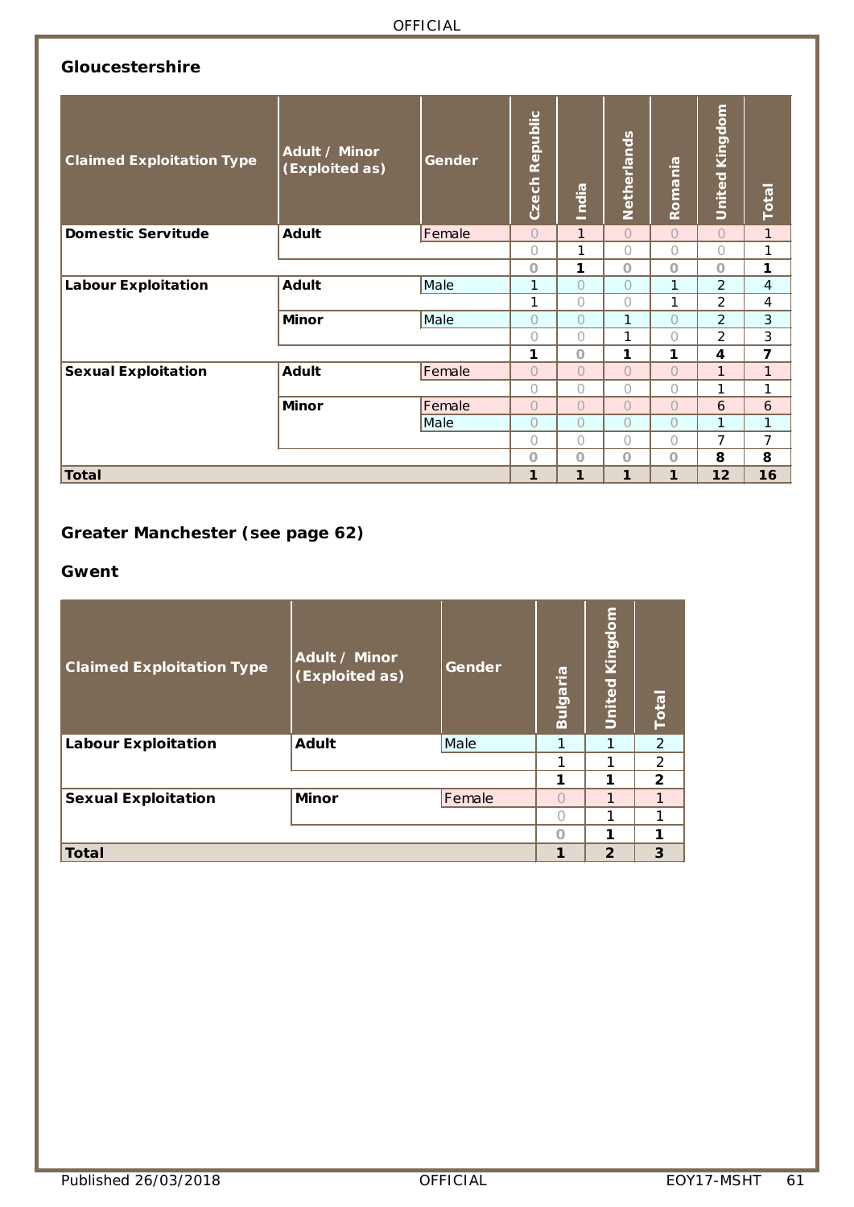## Gloucestershire

| Claimed Exploitation Type | Adult / Minor (Exploited as) | Gender | Czech Republic | India | Netherlands | Romania | United Kingdom | Total |
|---|---|---|---|---|---|---|---|---|
| **Domestic Servitude** | **Adult** | Female | 0 | 1 | 0 | 0 | 0 | 1 |
| | | | 0 | 1 | 0 | 0 | 0 | 1 |
| | | | **0** | **1** | **0** | **0** | **0** | **1** |
| **Labour Exploitation** | **Adult** | Male | 1 | 0 | 0 | 1 | 2 | 4 |
| | | | 1 | 0 | 0 | 1 | 2 | 4 |
| | **Minor** | Male | 0 | 0 | 1 | 0 | 2 | 3 |
| | | | 0 | 0 | 1 | 0 | 2 | 3 |
| | | | **1** | **0** | **1** | **1** | **4** | **7** |
| **Sexual Exploitation** | **Adult** | Female | 0 | 0 | 0 | 0 | 1 | 1 |
| | | | 0 | 0 | 0 | 0 | 1 | 1 |
| | **Minor** | Female | 0 | 0 | 0 | 0 | 6 | 6 |
| | | Male | 0 | 0 | 0 | 0 | 1 | 1 |
| | | | 0 | 0 | 0 | 0 | 7 | 7 |
| | | | **0** | **0** | **0** | **0** | **8** | **8** |
| **Total** | | | **1** | **1** | **1** | **1** | **12** | **16** |

## Greater Manchester (see page 62)

## Gwent

| Claimed Exploitation Type | Adult / Minor (Exploited as) | Gender | Bulgaria | United Kingdom | Total |
|---|---|---|---|---|---|
| **Labour Exploitation** | **Adult** | Male | 1 | 1 | 2 |
| | | | 1 | 1 | 2 |
| | | | **1** | **1** | **2** |
| **Sexual Exploitation** | **Minor** | Female | 0 | 1 | 1 |
| | | | 0 | 1 | 1 |
| | | | **0** | **1** | **1** |
| **Total** | | | **1** | **2** | **3** |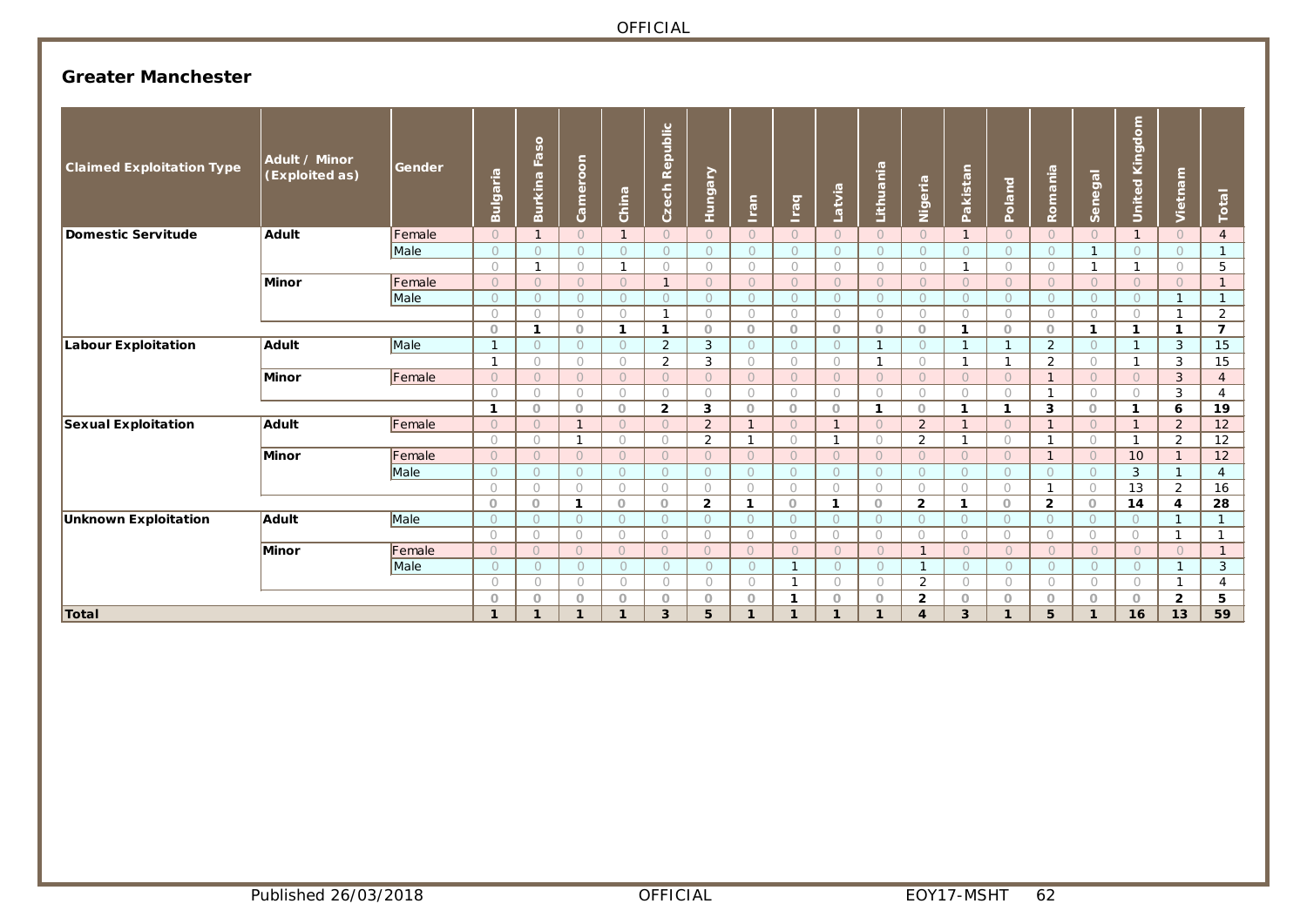## Greater Manchester

| Claimed Exploitation Type | Adult / Minor (Exploited as) | Gender | Bulgaria | Burkina Faso | Cameroon | China | Czech Republic | Hungary | Iran | Iraq | Latvia | Lithuania | Nigeria | Pakistan | Poland | Romania | Senegal | United Kingdom | Vietnam | Total |
|---|---|---|---|---|---|---|---|---|---|---|---|---|---|---|---|---|---|---|---|---|
| Domestic Servitude | Adult | Female | 0 | 1 | 0 | 1 | 0 | 0 | 0 | 0 | 0 | 0 | 0 | 1 | 0 | 0 | 0 | 1 | 0 | 4 |
| | | Male | 0 | 0 | 0 | 0 | 0 | 0 | 0 | 0 | 0 | 0 | 0 | 0 | 0 | 0 | 1 | 0 | 0 | 1 |
| | | | 0 | 1 | 0 | 1 | 0 | 0 | 0 | 0 | 0 | 0 | 0 | 1 | 0 | 0 | 1 | 1 | 0 | 5 |
| | Minor | Female | 0 | 0 | 0 | 0 | 1 | 0 | 0 | 0 | 0 | 0 | 0 | 0 | 0 | 0 | 0 | 0 | 0 | 1 |
| | | Male | 0 | 0 | 0 | 0 | 0 | 0 | 0 | 0 | 0 | 0 | 0 | 0 | 0 | 0 | 0 | 0 | 1 | 1 |
| | | | 0 | 0 | 0 | 0 | 1 | 0 | 0 | 0 | 0 | 0 | 0 | 0 | 0 | 0 | 0 | 0 | 1 | 2 |
| | | | **0** | **1** | **0** | **1** | **1** | **0** | **0** | **0** | **0** | **0** | **0** | **1** | **0** | **0** | **1** | **1** | **1** | **7** |
| Labour Exploitation | Adult | Male | 1 | 0 | 0 | 0 | 2 | 3 | 0 | 0 | 0 | 1 | 0 | 1 | 1 | 2 | 0 | 1 | 3 | 15 |
| | | | 1 | 0 | 0 | 0 | 2 | 3 | 0 | 0 | 0 | 1 | 0 | 1 | 1 | 2 | 0 | 1 | 3 | 15 |
| | Minor | Female | 0 | 0 | 0 | 0 | 0 | 0 | 0 | 0 | 0 | 0 | 0 | 0 | 0 | 1 | 0 | 0 | 3 | 4 |
| | | | 0 | 0 | 0 | 0 | 0 | 0 | 0 | 0 | 0 | 0 | 0 | 0 | 0 | 1 | 0 | 0 | 3 | 4 |
| | | | **1** | **0** | **0** | **0** | **2** | **3** | **0** | **0** | **0** | **1** | **0** | **1** | **1** | **3** | **0** | **1** | **6** | **19** |
| Sexual Exploitation | Adult | Female | 0 | 0 | 1 | 0 | 0 | 2 | 1 | 0 | 1 | 0 | 2 | 1 | 0 | 1 | 0 | 1 | 2 | 12 |
| | | | 0 | 0 | 1 | 0 | 0 | 2 | 1 | 0 | 1 | 0 | 2 | 1 | 0 | 1 | 0 | 1 | 2 | 12 |
| | Minor | Female | 0 | 0 | 0 | 0 | 0 | 0 | 0 | 0 | 0 | 0 | 0 | 0 | 0 | 1 | 0 | 10 | 1 | 12 |
| | | Male | 0 | 0 | 0 | 0 | 0 | 0 | 0 | 0 | 0 | 0 | 0 | 0 | 0 | 0 | 0 | 3 | 1 | 4 |
| | | | 0 | 0 | 0 | 0 | 0 | 0 | 0 | 0 | 0 | 0 | 0 | 0 | 0 | 1 | 0 | 13 | 2 | 16 |
| | | | **0** | **0** | **1** | **0** | **0** | **2** | **1** | **0** | **1** | **0** | **2** | **1** | **0** | **2** | **0** | **14** | **4** | **28** |
| Unknown Exploitation | Adult | Male | 0 | 0 | 0 | 0 | 0 | 0 | 0 | 0 | 0 | 0 | 0 | 0 | 0 | 0 | 0 | 0 | 1 | 1 |
| | | | 0 | 0 | 0 | 0 | 0 | 0 | 0 | 0 | 0 | 0 | 0 | 0 | 0 | 0 | 0 | 0 | 1 | 1 |
| | Minor | Female | 0 | 0 | 0 | 0 | 0 | 0 | 0 | 0 | 0 | 0 | 1 | 0 | 0 | 0 | 0 | 0 | 0 | 1 |
| | | Male | 0 | 0 | 0 | 0 | 0 | 0 | 0 | 1 | 0 | 0 | 1 | 0 | 0 | 0 | 0 | 0 | 1 | 3 |
| | | | 0 | 0 | 0 | 0 | 0 | 0 | 0 | 1 | 0 | 0 | 2 | 0 | 0 | 0 | 0 | 0 | 1 | 4 |
| | | | **0** | **0** | **0** | **0** | **0** | **0** | **0** | **1** | **0** | **0** | **2** | **0** | **0** | **0** | **0** | **0** | **2** | **5** |
| **Total** | | | **1** | **1** | **1** | **1** | **3** | **5** | **1** | **1** | **1** | **1** | **4** | **3** | **1** | **5** | **1** | **16** | **13** | **59** |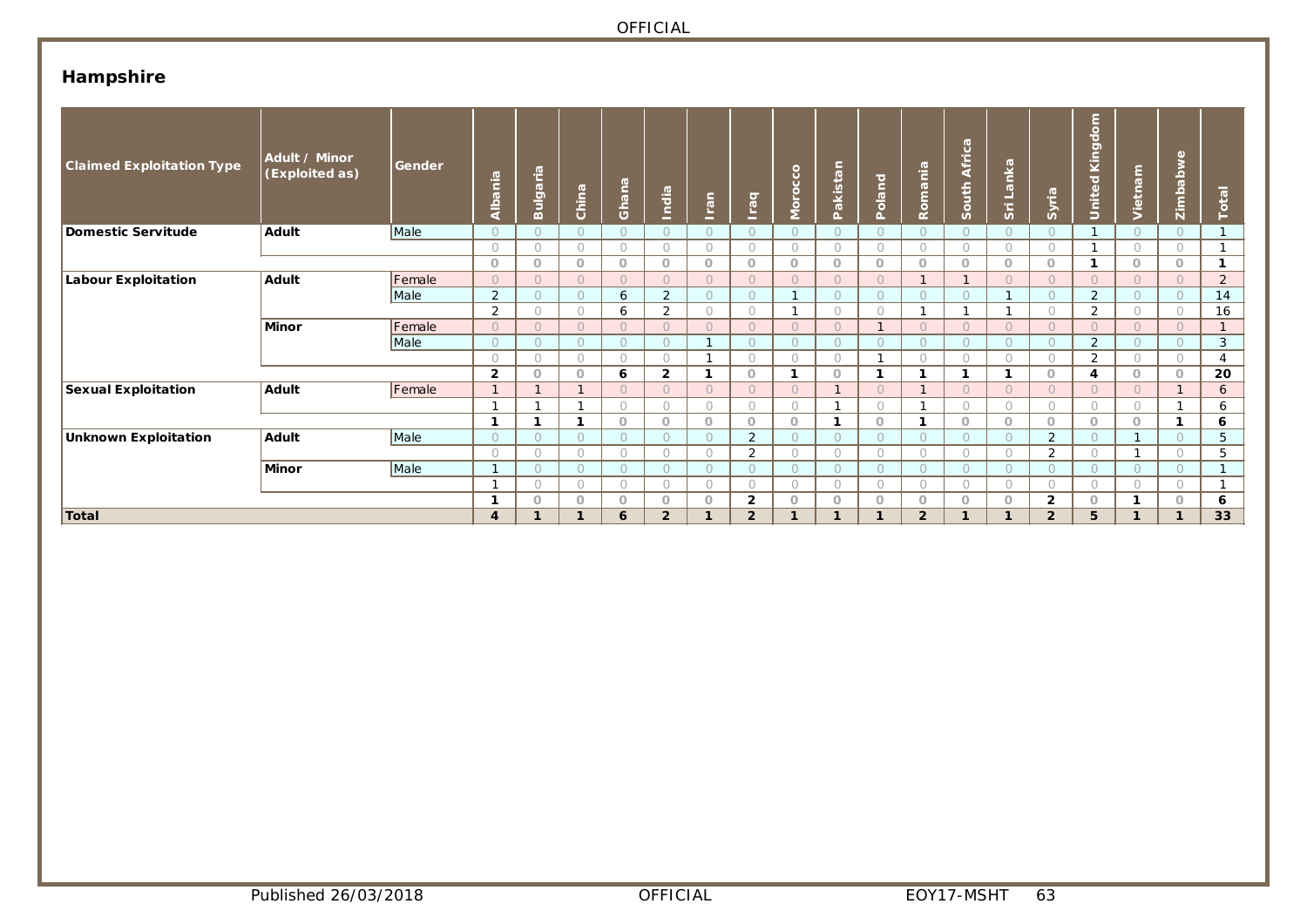## Hampshire

| Claimed Exploitation Type | Adult / Minor (Exploited as) | Gender | Albania | Bulgaria | China | Ghana | India | Iran | Iraq | Morocco | Pakistan | Poland | Romania | South Africa | Sri Lanka | Syria | United Kingdom | Vietnam | Zimbabwe | Total |
|---|---|---|---|---|---|---|---|---|---|---|---|---|---|---|---|---|---|---|---|---|
| **Domestic Servitude** | **Adult** | Male | 0 | 0 | 0 | 0 | 0 | 0 | 0 | 0 | 0 | 0 | 0 | 0 | 0 | 0 | 1 | 0 | 0 | 1 |
| | | | 0 | 0 | 0 | 0 | 0 | 0 | 0 | 0 | 0 | 0 | 0 | 0 | 0 | 0 | 1 | 0 | 0 | 1 |
| | | | **0** | **0** | **0** | **0** | **0** | **0** | **0** | **0** | **0** | **0** | **0** | **0** | **0** | **0** | **1** | **0** | **0** | **1** |
| **Labour Exploitation** | **Adult** | Female | 0 | 0 | 0 | 0 | 0 | 0 | 0 | 0 | 0 | 0 | 1 | 1 | 0 | 0 | 0 | 0 | 0 | 2 |
| | | Male | 2 | 0 | 0 | 6 | 2 | 0 | 0 | 1 | 0 | 0 | 0 | 0 | 1 | 0 | 2 | 0 | 0 | 14 |
| | | | 2 | 0 | 0 | 6 | 2 | 0 | 0 | 1 | 0 | 0 | 1 | 1 | 1 | 0 | 2 | 0 | 0 | 16 |
| | **Minor** | Female | 0 | 0 | 0 | 0 | 0 | 0 | 0 | 0 | 0 | 1 | 0 | 0 | 0 | 0 | 0 | 0 | 0 | 1 |
| | | Male | 0 | 0 | 0 | 0 | 0 | 1 | 0 | 0 | 0 | 0 | 0 | 0 | 0 | 0 | 2 | 0 | 0 | 3 |
| | | | 0 | 0 | 0 | 0 | 0 | 1 | 0 | 0 | 0 | 1 | 0 | 0 | 0 | 0 | 2 | 0 | 0 | 4 |
| | | | **2** | **0** | **0** | **6** | **2** | **1** | **0** | **1** | **0** | **1** | **1** | **1** | **1** | **0** | **4** | **0** | **0** | **20** |
| **Sexual Exploitation** | **Adult** | Female | 1 | 1 | 1 | 0 | 0 | 0 | 0 | 0 | 1 | 0 | 1 | 0 | 0 | 0 | 0 | 0 | 1 | 6 |
| | | | 1 | 1 | 1 | 0 | 0 | 0 | 0 | 0 | 1 | 0 | 1 | 0 | 0 | 0 | 0 | 0 | 1 | 6 |
| | | | **1** | **1** | **1** | **0** | **0** | **0** | **0** | **0** | **1** | **0** | **1** | **0** | **0** | **0** | **0** | **0** | **1** | **6** |
| **Unknown Exploitation** | **Adult** | Male | 0 | 0 | 0 | 0 | 0 | 0 | 2 | 0 | 0 | 0 | 0 | 0 | 0 | 2 | 0 | 1 | 0 | 5 |
| | | | 0 | 0 | 0 | 0 | 0 | 0 | 2 | 0 | 0 | 0 | 0 | 0 | 0 | 2 | 0 | 1 | 0 | 5 |
| | **Minor** | Male | 1 | 0 | 0 | 0 | 0 | 0 | 0 | 0 | 0 | 0 | 0 | 0 | 0 | 0 | 0 | 0 | 0 | 1 |
| | | | 1 | 0 | 0 | 0 | 0 | 0 | 0 | 0 | 0 | 0 | 0 | 0 | 0 | 0 | 0 | 0 | 0 | 1 |
| | | | **1** | **0** | **0** | **0** | **0** | **0** | **2** | **0** | **0** | **0** | **0** | **0** | **0** | **2** | **0** | **1** | **0** | **6** |
| **Total** | | | **4** | **1** | **1** | **6** | **2** | **1** | **2** | **1** | **1** | **1** | **2** | **1** | **1** | **2** | **5** | **1** | **1** | **33** |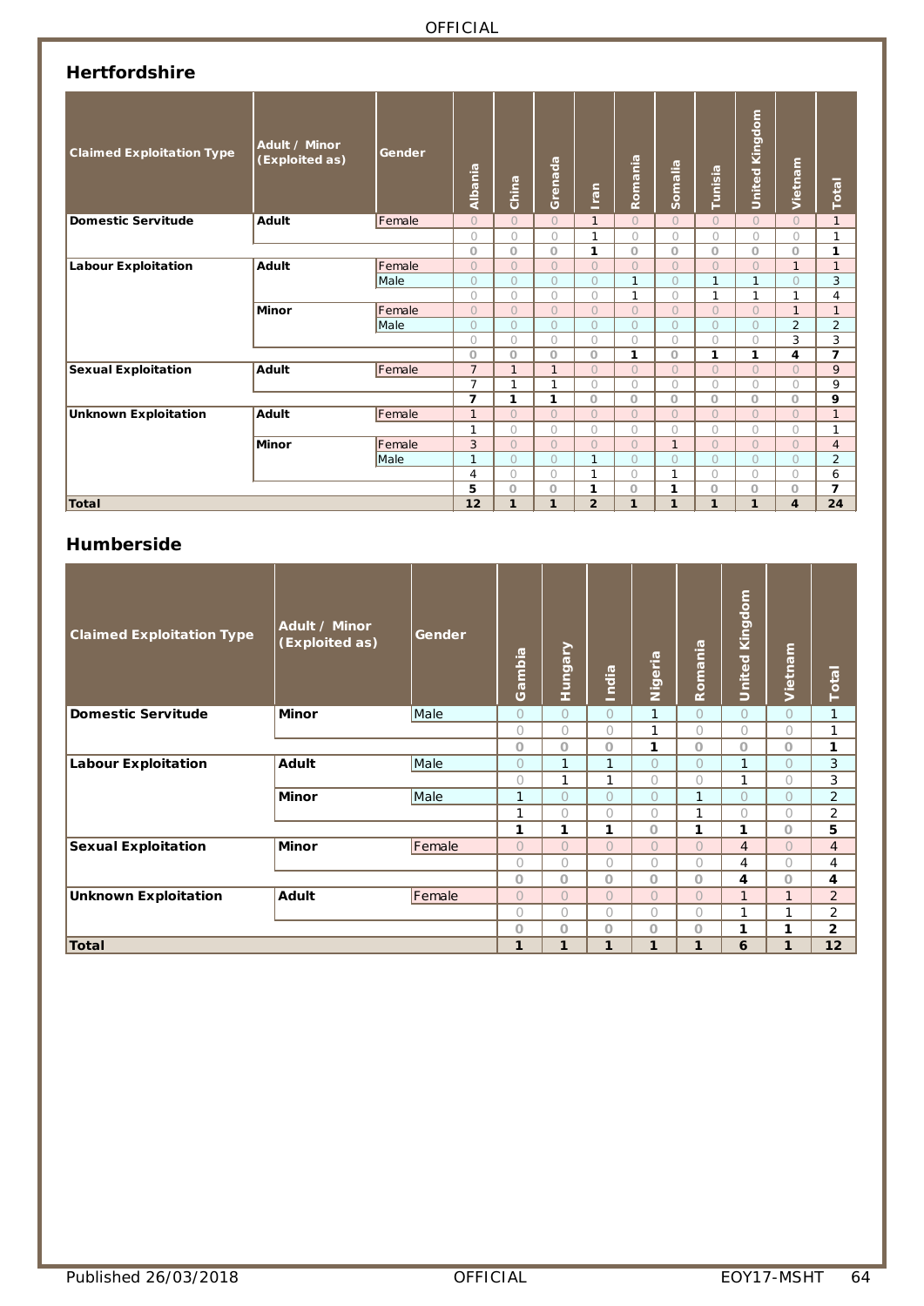## Hertfordshire

| Claimed Exploitation Type | Adult / Minor (Exploited as) | Gender | Albania | China | Grenada | Iran | Romania | Somalia | Tunisia | United Kingdom | Vietnam | Total |
|---|---|---|---|---|---|---|---|---|---|---|---|---|
| Domestic Servitude | Adult | Female | 0 | 0 | 0 | 1 | 0 | 0 | 0 | 0 | 0 | 1 |
| | | | 0 | 0 | 0 | 1 | 0 | 0 | 0 | 0 | 0 | 1 |
| | | | **0** | **0** | **0** | **1** | **0** | **0** | **0** | **0** | **0** | **1** |
| Labour Exploitation | Adult | Female | 0 | 0 | 0 | 0 | 0 | 0 | 0 | 0 | 1 | 1 |
| | | Male | 0 | 0 | 0 | 0 | 1 | 0 | 1 | 1 | 0 | 3 |
| | | | 0 | 0 | 0 | 0 | 1 | 0 | 1 | 1 | 1 | 4 |
| | Minor | Female | 0 | 0 | 0 | 0 | 0 | 0 | 0 | 0 | 1 | 1 |
| | | Male | 0 | 0 | 0 | 0 | 0 | 0 | 0 | 0 | 2 | 2 |
| | | | 0 | 0 | 0 | 0 | 0 | 0 | 0 | 0 | 3 | 3 |
| | | | **0** | **0** | **0** | **0** | **1** | **0** | **1** | **1** | **4** | **7** |
| Sexual Exploitation | Adult | Female | 7 | 1 | 1 | 0 | 0 | 0 | 0 | 0 | 0 | 9 |
| | | | 7 | 1 | 1 | 0 | 0 | 0 | 0 | 0 | 0 | 9 |
| | | | **7** | **1** | **1** | **0** | **0** | **0** | **0** | **0** | **0** | **9** |
| Unknown Exploitation | Adult | Female | 1 | 0 | 0 | 0 | 0 | 0 | 0 | 0 | 0 | 1 |
| | | | 1 | 0 | 0 | 0 | 0 | 0 | 0 | 0 | 0 | 1 |
| | Minor | Female | 3 | 0 | 0 | 0 | 0 | 1 | 0 | 0 | 0 | 4 |
| | | Male | 1 | 0 | 0 | 1 | 0 | 0 | 0 | 0 | 0 | 2 |
| | | | 4 | 0 | 0 | 1 | 0 | 1 | 0 | 0 | 0 | 6 |
| | | | **5** | **0** | **0** | **1** | **0** | **1** | **0** | **0** | **0** | **7** |
| **Total** | | | **12** | **1** | **1** | **2** | **1** | **1** | **1** | **1** | **4** | **24** |

## Humberside

| Claimed Exploitation Type | Adult / Minor (Exploited as) | Gender | Gambia | Hungary | India | Nigeria | Romania | United Kingdom | Vietnam | Total |
|---|---|---|---|---|---|---|---|---|---|---|
| Domestic Servitude | Minor | Male | 0 | 0 | 0 | 1 | 0 | 0 | 0 | 1 |
| | | | 0 | 0 | 0 | 1 | 0 | 0 | 0 | 1 |
| | | | **0** | **0** | **0** | **1** | **0** | **0** | **0** | **1** |
| Labour Exploitation | Adult | Male | 0 | 1 | 1 | 0 | 0 | 1 | 0 | 3 |
| | | | 0 | 1 | 1 | 0 | 0 | 1 | 0 | 3 |
| | Minor | Male | 1 | 0 | 0 | 0 | 1 | 0 | 0 | 2 |
| | | | 1 | 0 | 0 | 0 | 1 | 0 | 0 | 2 |
| | | | **1** | **1** | **1** | **0** | **1** | **1** | **0** | **5** |
| Sexual Exploitation | Minor | Female | 0 | 0 | 0 | 0 | 0 | 4 | 0 | 4 |
| | | | 0 | 0 | 0 | 0 | 0 | 4 | 0 | 4 |
| | | | **0** | **0** | **0** | **0** | **0** | **4** | **0** | **4** |
| Unknown Exploitation | Adult | Female | 0 | 0 | 0 | 0 | 0 | 1 | 1 | 2 |
| | | | 0 | 0 | 0 | 0 | 0 | 1 | 1 | 2 |
| | | | **0** | **0** | **0** | **0** | **0** | **1** | **1** | **2** |
| **Total** | | | **1** | **1** | **1** | **1** | **1** | **6** | **1** | **12** |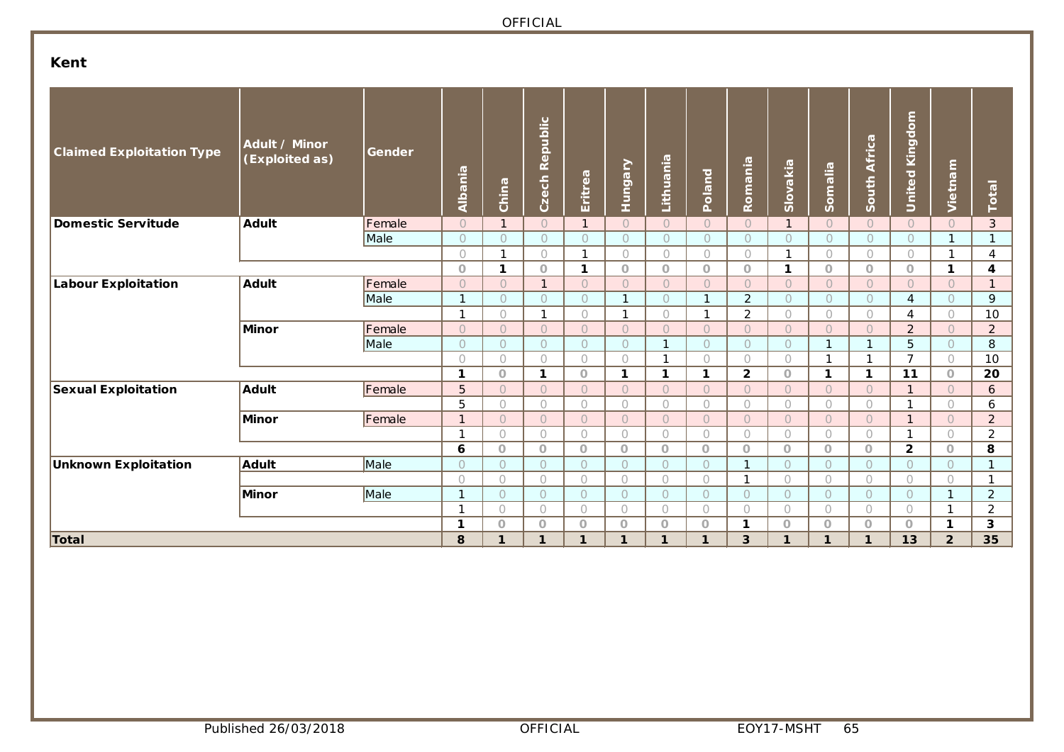## Kent

| Claimed Exploitation Type | Adult / Minor (Exploited as) | Gender | Albania | China | Czech Republic | Eritrea | Hungary | Lithuania | Poland | Romania | Slovakia | Somalia | South Africa | United Kingdom | Vietnam | Total |
|---|---|---|---|---|---|---|---|---|---|---|---|---|---|---|---|---|
| Domestic Servitude | Adult | Female | 0 | 1 | 0 | 1 | 0 | 0 | 0 | 0 | 1 | 0 | 0 | 0 | 0 | 3 |
| | | Male | 0 | 0 | 0 | 0 | 0 | 0 | 0 | 0 | 0 | 0 | 0 | 0 | 1 | 1 |
| | | | 0 | 1 | 0 | 1 | 0 | 0 | 0 | 0 | 1 | 0 | 0 | 0 | 1 | 4 |
| | | | **0** | **1** | **0** | **1** | **0** | **0** | **0** | **0** | **1** | **0** | **0** | **0** | **1** | **4** |
| Labour Exploitation | Adult | Female | 0 | 0 | 1 | 0 | 0 | 0 | 0 | 0 | 0 | 0 | 0 | 0 | 0 | 1 |
| | | Male | 1 | 0 | 0 | 0 | 1 | 0 | 1 | 2 | 0 | 0 | 0 | 4 | 0 | 9 |
| | | | 1 | 0 | 1 | 0 | 1 | 0 | 1 | 2 | 0 | 0 | 0 | 4 | 0 | 10 |
| | Minor | Female | 0 | 0 | 0 | 0 | 0 | 0 | 0 | 0 | 0 | 0 | 0 | 2 | 0 | 2 |
| | | Male | 0 | 0 | 0 | 0 | 0 | 1 | 0 | 0 | 0 | 1 | 1 | 5 | 0 | 8 |
| | | | 0 | 0 | 0 | 0 | 0 | 1 | 0 | 0 | 0 | 1 | 1 | 7 | 0 | 10 |
| | | | **1** | **0** | **1** | **0** | **1** | **1** | **1** | **2** | **0** | **1** | **1** | **11** | **0** | **20** |
| Sexual Exploitation | Adult | Female | 5 | 0 | 0 | 0 | 0 | 0 | 0 | 0 | 0 | 0 | 0 | 1 | 0 | 6 |
| | | | 5 | 0 | 0 | 0 | 0 | 0 | 0 | 0 | 0 | 0 | 0 | 1 | 0 | 6 |
| | Minor | Female | 1 | 0 | 0 | 0 | 0 | 0 | 0 | 0 | 0 | 0 | 0 | 1 | 0 | 2 |
| | | | 1 | 0 | 0 | 0 | 0 | 0 | 0 | 0 | 0 | 0 | 0 | 1 | 0 | 2 |
| | | | **6** | **0** | **0** | **0** | **0** | **0** | **0** | **0** | **0** | **0** | **0** | **2** | **0** | **8** |
| Unknown Exploitation | Adult | Male | 0 | 0 | 0 | 0 | 0 | 0 | 0 | 1 | 0 | 0 | 0 | 0 | 0 | 1 |
| | | | 0 | 0 | 0 | 0 | 0 | 0 | 0 | 1 | 0 | 0 | 0 | 0 | 0 | 1 |
| | Minor | Male | 1 | 0 | 0 | 0 | 0 | 0 | 0 | 0 | 0 | 0 | 0 | 0 | 1 | 2 |
| | | | 1 | 0 | 0 | 0 | 0 | 0 | 0 | 0 | 0 | 0 | 0 | 0 | 1 | 2 |
| | | | **1** | **0** | **0** | **0** | **0** | **0** | **0** | **1** | **0** | **0** | **0** | **0** | **1** | **3** |
| **Total** | | | **8** | **1** | **1** | **1** | **1** | **1** | **1** | **3** | **1** | **1** | **1** | **13** | **2** | **35** |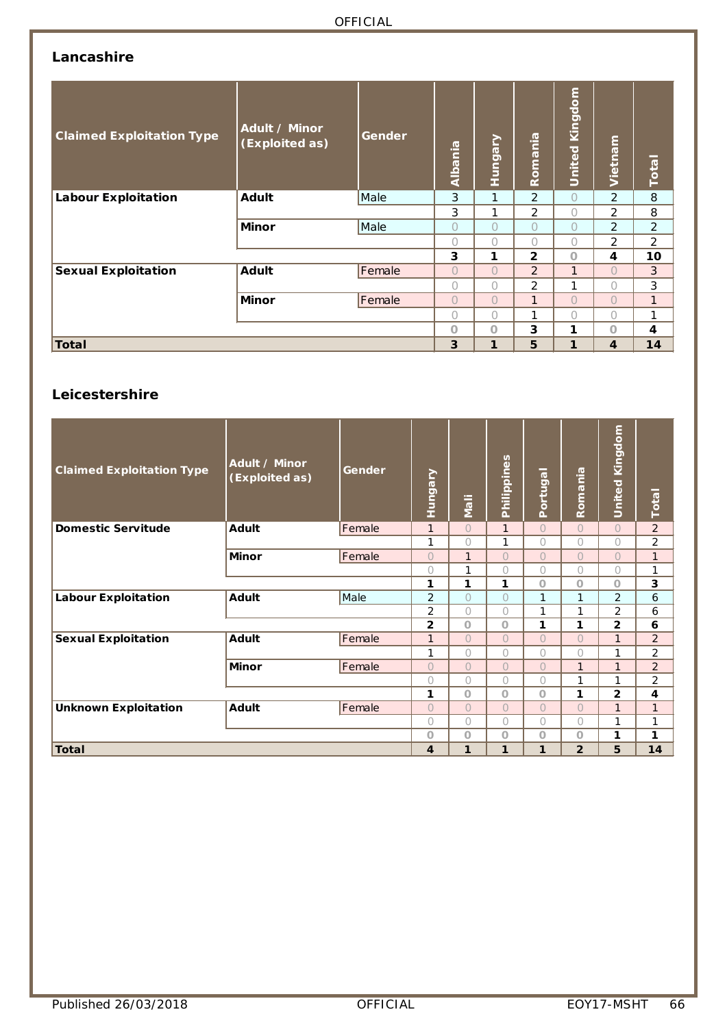## Lancashire

| Claimed Exploitation Type | Adult / Minor (Exploited as) | Gender | Albania | Hungary | Romania | United Kingdom | Vietnam | Total |
|---|---|---|---|---|---|---|---|---|
| **Labour Exploitation** | **Adult** | Male | 3 | 1 | 2 | 0 | 2 | 8 |
| | | | 3 | 1 | 2 | 0 | 2 | 8 |
| | **Minor** | Male | 0 | 0 | 0 | 0 | 2 | 2 |
| | | | 0 | 0 | 0 | 0 | 2 | 2 |
| | | | **3** | **1** | **2** | **0** | **4** | **10** |
| **Sexual Exploitation** | **Adult** | Female | 0 | 0 | 2 | 1 | 0 | 3 |
| | | | 0 | 0 | 2 | 1 | 0 | 3 |
| | **Minor** | Female | 0 | 0 | 1 | 0 | 0 | 1 |
| | | | 0 | 0 | 1 | 0 | 0 | 1 |
| | | | **0** | **0** | **3** | **1** | **0** | **4** |
| **Total** | | | **3** | **1** | **5** | **1** | **4** | **14** |

## Leicestershire

| Claimed Exploitation Type | Adult / Minor (Exploited as) | Gender | Hungary | Mali | Philippines | Portugal | Romania | United Kingdom | Total |
|---|---|---|---|---|---|---|---|---|---|
| **Domestic Servitude** | **Adult** | Female | 1 | 0 | 1 | 0 | 0 | 0 | 2 |
| | | | 1 | 0 | 1 | 0 | 0 | 0 | 2 |
| | **Minor** | Female | 0 | 1 | 0 | 0 | 0 | 0 | 1 |
| | | | 0 | 1 | 0 | 0 | 0 | 0 | 1 |
| | | | **1** | **1** | **1** | **0** | **0** | **0** | **3** |
| **Labour Exploitation** | **Adult** | Male | 2 | 0 | 0 | 1 | 1 | 2 | 6 |
| | | | 2 | 0 | 0 | 1 | 1 | 2 | 6 |
| | | | **2** | **0** | **0** | **1** | **1** | **2** | **6** |
| **Sexual Exploitation** | **Adult** | Female | 1 | 0 | 0 | 0 | 0 | 1 | 2 |
| | | | 1 | 0 | 0 | 0 | 0 | 1 | 2 |
| | **Minor** | Female | 0 | 0 | 0 | 0 | 1 | 1 | 2 |
| | | | 0 | 0 | 0 | 0 | 1 | 1 | 2 |
| | | | **1** | **0** | **0** | **0** | **1** | **2** | **4** |
| **Unknown Exploitation** | **Adult** | Female | 0 | 0 | 0 | 0 | 0 | 1 | 1 |
| | | | 0 | 0 | 0 | 0 | 0 | 1 | 1 |
| | | | **0** | **0** | **0** | **0** | **0** | **1** | **1** |
| **Total** | | | **4** | **1** | **1** | **1** | **2** | **5** | **14** |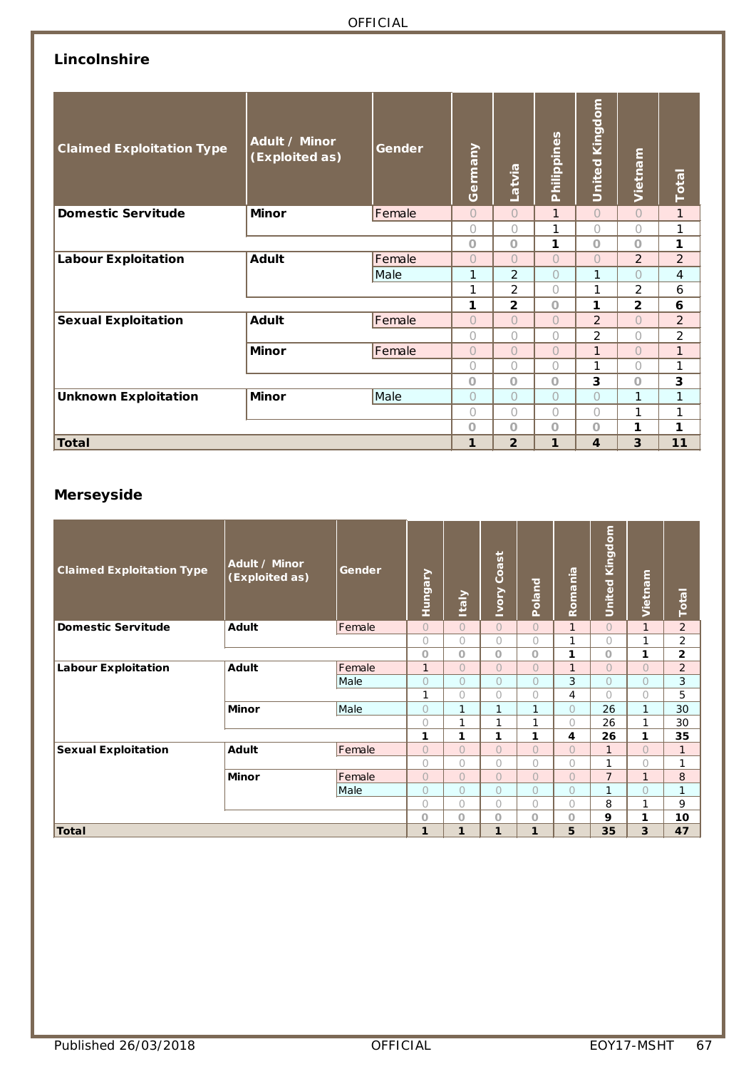## Lincolnshire

| Claimed Exploitation Type | Adult / Minor (Exploited as) | Gender | Germany | Latvia | Philippines | United Kingdom | Vietnam | Total |
|---|---|---|---|---|---|---|---|---|
| **Domestic Servitude** | **Minor** | Female | 0 | 0 | 1 | 0 | 0 | 1 |
| | | | 0 | 0 | 1 | 0 | 0 | 1 |
| | | | **0** | **0** | **1** | **0** | **0** | **1** |
| **Labour Exploitation** | **Adult** | Female | 0 | 0 | 0 | 0 | 2 | 2 |
| | | Male | 1 | 2 | 0 | 1 | 0 | 4 |
| | | | 1 | 2 | 0 | 1 | 2 | 6 |
| | | | **1** | **2** | **0** | **1** | **2** | **6** |
| **Sexual Exploitation** | **Adult** | Female | 0 | 0 | 0 | 2 | 0 | 2 |
| | | | 0 | 0 | 0 | 2 | 0 | 2 |
| | **Minor** | Female | 0 | 0 | 0 | 1 | 0 | 1 |
| | | | 0 | 0 | 0 | 1 | 0 | 1 |
| | | | **0** | **0** | **0** | **3** | **0** | **3** |
| **Unknown Exploitation** | **Minor** | Male | 0 | 0 | 0 | 0 | 1 | 1 |
| | | | 0 | 0 | 0 | 0 | 1 | 1 |
| | | | **0** | **0** | **0** | **0** | **1** | **1** |
| **Total** | | | **1** | **2** | **1** | **4** | **3** | **11** |

## Merseyside

| Claimed Exploitation Type | Adult / Minor (Exploited as) | Gender | Hungary | Italy | Ivory Coast | Poland | Romania | United Kingdom | Vietnam | Total |
|---|---|---|---|---|---|---|---|---|---|---|
| **Domestic Servitude** | **Adult** | Female | 0 | 0 | 0 | 0 | 1 | 0 | 1 | 2 |
| | | | 0 | 0 | 0 | 0 | 1 | 0 | 1 | 2 |
| | | | **0** | **0** | **0** | **0** | **1** | **0** | **1** | **2** |
| **Labour Exploitation** | **Adult** | Female | 1 | 0 | 0 | 0 | 1 | 0 | 0 | 2 |
| | | Male | 0 | 0 | 0 | 0 | 3 | 0 | 0 | 3 |
| | | | 1 | 0 | 0 | 0 | 4 | 0 | 0 | 5 |
| | **Minor** | Male | 0 | 1 | 1 | 1 | 0 | 26 | 1 | 30 |
| | | | 0 | 1 | 1 | 1 | 0 | 26 | 1 | 30 |
| | | | **1** | **1** | **1** | **1** | **4** | **26** | **1** | **35** |
| **Sexual Exploitation** | **Adult** | Female | 0 | 0 | 0 | 0 | 0 | 1 | 0 | 1 |
| | | | 0 | 0 | 0 | 0 | 0 | 1 | 0 | 1 |
| | **Minor** | Female | 0 | 0 | 0 | 0 | 0 | 7 | 1 | 8 |
| | | Male | 0 | 0 | 0 | 0 | 0 | 1 | 0 | 1 |
| | | | 0 | 0 | 0 | 0 | 0 | 8 | 1 | 9 |
| | | | **0** | **0** | **0** | **0** | **0** | **9** | **1** | **10** |
| **Total** | | | **1** | **1** | **1** | **1** | **5** | **35** | **3** | **47** |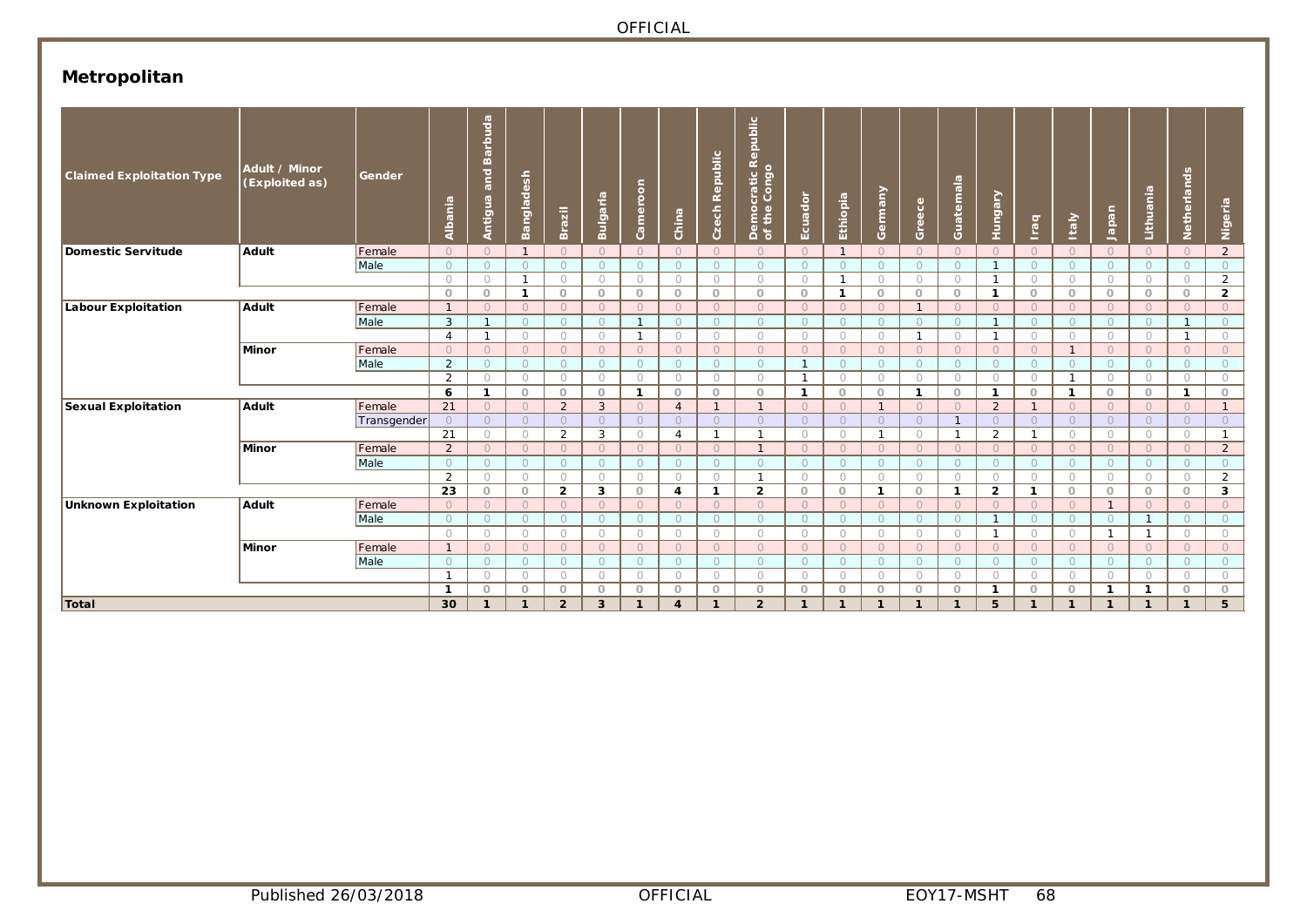## Metropolitan

| Claimed Exploitation Type | Adult / Minor (Exploited as) | Gender | Albania | Antigua and Barbuda | Bangladesh | Brazil | Bulgaria | Cameroon | China | Czech Republic | Democratic Republic of the Congo | Ecuador | Ethiopia | Germany | Greece | Guatemala | Hungary | Iraq | Italy | Japan | Lithuania | Netherlands | Nigeria |
|---|---|---|---|---|---|---|---|---|---|---|---|---|---|---|---|---|---|---|---|---|---|---|---|
| **Domestic Servitude** | **Adult** | Female | 0 | 0 | 1 | 0 | 0 | 0 | 0 | 0 | 0 | 0 | 1 | 0 | 0 | 0 | 0 | 0 | 0 | 0 | 0 | 0 | 2 |
| | | Male | 0 | 0 | 0 | 0 | 0 | 0 | 0 | 0 | 0 | 0 | 0 | 0 | 0 | 0 | 1 | 0 | 0 | 0 | 0 | 0 | 0 |
| | | | 0 | 0 | 1 | 0 | 0 | 0 | 0 | 0 | 0 | 0 | 1 | 0 | 0 | 0 | 1 | 0 | 0 | 0 | 0 | 0 | 2 |
| | | | **0** | **0** | **1** | **0** | **0** | **0** | **0** | **0** | **0** | **0** | **1** | **0** | **0** | **0** | **1** | **0** | **0** | **0** | **0** | **0** | **2** |
| **Labour Exploitation** | **Adult** | Female | 1 | 0 | 0 | 0 | 0 | 0 | 0 | 0 | 0 | 0 | 0 | 0 | 1 | 0 | 0 | 0 | 0 | 0 | 0 | 0 | 0 |
| | | Male | 3 | 1 | 0 | 0 | 0 | 1 | 0 | 0 | 0 | 0 | 0 | 0 | 0 | 0 | 1 | 0 | 0 | 0 | 0 | 1 | 0 |
| | | | 4 | 1 | 0 | 0 | 0 | 1 | 0 | 0 | 0 | 0 | 0 | 0 | 1 | 0 | 1 | 0 | 0 | 0 | 0 | 1 | 0 |
| | **Minor** | Female | 0 | 0 | 0 | 0 | 0 | 0 | 0 | 0 | 0 | 0 | 0 | 0 | 0 | 0 | 0 | 0 | 1 | 0 | 0 | 0 | 0 |
| | | Male | 2 | 0 | 0 | 0 | 0 | 0 | 0 | 0 | 0 | 1 | 0 | 0 | 0 | 0 | 0 | 0 | 0 | 0 | 0 | 0 | 0 |
| | | | 2 | 0 | 0 | 0 | 0 | 0 | 0 | 0 | 0 | 1 | 0 | 0 | 0 | 0 | 0 | 0 | 1 | 0 | 0 | 0 | 0 |
| | | | **6** | **1** | **0** | **0** | **0** | **1** | **0** | **0** | **0** | **1** | **0** | **0** | **1** | **0** | **1** | **0** | **1** | **0** | **0** | **1** | **0** |
| **Sexual Exploitation** | **Adult** | Female | 21 | 0 | 0 | 2 | 3 | 0 | 4 | 1 | 1 | 0 | 0 | 1 | 0 | 0 | 2 | 1 | 0 | 0 | 0 | 0 | 1 |
| | | Transgender | 0 | 0 | 0 | 0 | 0 | 0 | 0 | 0 | 0 | 0 | 0 | 0 | 0 | 1 | 0 | 0 | 0 | 0 | 0 | 0 | 0 |
| | | | 21 | 0 | 0 | 2 | 3 | 0 | 4 | 1 | 1 | 0 | 0 | 1 | 0 | 1 | 2 | 1 | 0 | 0 | 0 | 0 | 1 |
| | **Minor** | Female | 2 | 0 | 0 | 0 | 0 | 0 | 0 | 0 | 1 | 0 | 0 | 0 | 0 | 0 | 0 | 0 | 0 | 0 | 0 | 0 | 2 |
| | | Male | 0 | 0 | 0 | 0 | 0 | 0 | 0 | 0 | 0 | 0 | 0 | 0 | 0 | 0 | 0 | 0 | 0 | 0 | 0 | 0 | 0 |
| | | | 2 | 0 | 0 | 0 | 0 | 0 | 0 | 0 | 1 | 0 | 0 | 0 | 0 | 0 | 0 | 0 | 0 | 0 | 0 | 0 | 2 |
| | | | **23** | **0** | **0** | **2** | **3** | **0** | **4** | **1** | **2** | **0** | **0** | **1** | **0** | **1** | **2** | **1** | **0** | **0** | **0** | **0** | **3** |
| **Unknown Exploitation** | **Adult** | Female | 0 | 0 | 0 | 0 | 0 | 0 | 0 | 0 | 0 | 0 | 0 | 0 | 0 | 0 | 0 | 0 | 0 | 1 | 0 | 0 | 0 |
| | | Male | 0 | 0 | 0 | 0 | 0 | 0 | 0 | 0 | 0 | 0 | 0 | 0 | 0 | 0 | 1 | 0 | 0 | 0 | 1 | 0 | 0 |
| | | | 0 | 0 | 0 | 0 | 0 | 0 | 0 | 0 | 0 | 0 | 0 | 0 | 0 | 0 | 1 | 0 | 0 | 1 | 1 | 0 | 0 |
| | **Minor** | Female | 1 | 0 | 0 | 0 | 0 | 0 | 0 | 0 | 0 | 0 | 0 | 0 | 0 | 0 | 0 | 0 | 0 | 0 | 0 | 0 | 0 |
| | | Male | 0 | 0 | 0 | 0 | 0 | 0 | 0 | 0 | 0 | 0 | 0 | 0 | 0 | 0 | 0 | 0 | 0 | 0 | 0 | 0 | 0 |
| | | | 1 | 0 | 0 | 0 | 0 | 0 | 0 | 0 | 0 | 0 | 0 | 0 | 0 | 0 | 0 | 0 | 0 | 0 | 0 | 0 | 0 |
| | | | **1** | **0** | **0** | **0** | **0** | **0** | **0** | **0** | **0** | **0** | **0** | **0** | **0** | **0** | **1** | **0** | **0** | **1** | **1** | **0** | **0** |
| **Total** | | | **30** | **1** | **1** | **2** | **3** | **1** | **4** | **1** | **2** | **1** | **1** | **1** | **1** | **1** | **5** | **1** | **1** | **1** | **1** | **1** | **5** |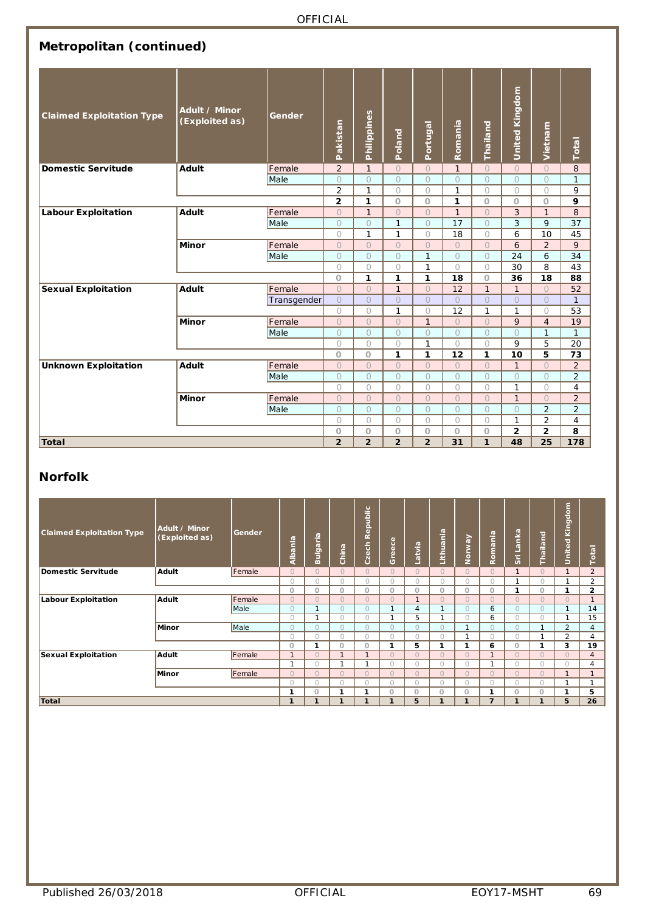## Metropolitan (continued)

| Claimed Exploitation Type | Adult / Minor (Exploited as) | Gender | Pakistan | Philippines | Poland | Portugal | Romania | Thailand | United Kingdom | Vietnam | Total |
|---|---|---|---|---|---|---|---|---|---|---|---|
| Domestic Servitude | Adult | Female | 2 | 1 | 0 | 0 | 1 | 0 | 0 | 0 | 8 |
| | | Male | 0 | 0 | 0 | 0 | 0 | 0 | 0 | 0 | 1 |
| | | | 2 | 1 | 0 | 0 | 1 | 0 | 0 | 0 | 9 |
| | | | **2** | **1** | **0** | **0** | **1** | **0** | **0** | **0** | **9** |
| Labour Exploitation | Adult | Female | 0 | 1 | 0 | 0 | 1 | 0 | 3 | 1 | 8 |
| | | Male | 0 | 0 | 1 | 0 | 17 | 0 | 3 | 9 | 37 |
| | | | 0 | 1 | 1 | 0 | 18 | 0 | 6 | 10 | 45 |
| | Minor | Female | 0 | 0 | 0 | 0 | 0 | 0 | 6 | 2 | 9 |
| | | Male | 0 | 0 | 0 | 1 | 0 | 0 | 24 | 6 | 34 |
| | | | 0 | 0 | 0 | 1 | 0 | 0 | 30 | 8 | 43 |
| | | | **0** | **1** | **1** | **1** | **18** | **0** | **36** | **18** | **88** |
| Sexual Exploitation | Adult | Female | 0 | 0 | 1 | 0 | 12 | 1 | 1 | 0 | 52 |
| | | Transgender | 0 | 0 | 0 | 0 | 0 | 0 | 0 | 0 | 1 |
| | | | 0 | 0 | 1 | 0 | 12 | 1 | 1 | 0 | 53 |
| | Minor | Female | 0 | 0 | 0 | 1 | 0 | 0 | 9 | 4 | 19 |
| | | Male | 0 | 0 | 0 | 0 | 0 | 0 | 0 | 1 | 1 |
| | | | 0 | 0 | 0 | 1 | 0 | 0 | 9 | 5 | 20 |
| | | | **0** | **0** | **1** | **1** | **12** | **1** | **10** | **5** | **73** |
| Unknown Exploitation | Adult | Female | 0 | 0 | 0 | 0 | 0 | 0 | 1 | 0 | 2 |
| | | Male | 0 | 0 | 0 | 0 | 0 | 0 | 0 | 0 | 2 |
| | | | 0 | 0 | 0 | 0 | 0 | 0 | 1 | 0 | 4 |
| | Minor | Female | 0 | 0 | 0 | 0 | 0 | 0 | 1 | 0 | 2 |
| | | Male | 0 | 0 | 0 | 0 | 0 | 0 | 0 | 2 | 2 |
| | | | 0 | 0 | 0 | 0 | 0 | 0 | 1 | 2 | 4 |
| | | | **0** | **0** | **0** | **0** | **0** | **0** | **2** | **2** | **8** |
| **Total** | | | **2** | **2** | **2** | **2** | **31** | **1** | **48** | **25** | **178** |

## Norfolk

| Claimed Exploitation Type | Adult / Minor (Exploited as) | Gender | Albania | Bulgaria | China | Czech Republic | Greece | Latvia | Lithuania | Norway | Romania | Sri Lanka | Thailand | United Kingdom | Total |
|---|---|---|---|---|---|---|---|---|---|---|---|---|---|---|---|
| Domestic Servitude | Adult | Female | 0 | 0 | 0 | 0 | 0 | 0 | 0 | 0 | 0 | 1 | 0 | 1 | 2 |
| | | | 0 | 0 | 0 | 0 | 0 | 0 | 0 | 0 | 0 | 1 | 0 | 1 | 2 |
| | | | **0** | **0** | **0** | **0** | **0** | **0** | **0** | **0** | **0** | **1** | **0** | **1** | **2** |
| Labour Exploitation | Adult | Female | 0 | 0 | 0 | 0 | 0 | 1 | 0 | 0 | 0 | 0 | 0 | 0 | 1 |
| | | Male | 0 | 1 | 0 | 0 | 1 | 4 | 1 | 0 | 6 | 0 | 0 | 1 | 14 |
| | | | 0 | 1 | 0 | 0 | 1 | 5 | 1 | 0 | 6 | 0 | 0 | 1 | 15 |
| | Minor | Male | 0 | 0 | 0 | 0 | 0 | 0 | 0 | 1 | 0 | 0 | 1 | 2 | 4 |
| | | | 0 | 0 | 0 | 0 | 0 | 0 | 0 | 1 | 0 | 0 | 1 | 2 | 4 |
| | | | **0** | **1** | **0** | **0** | **1** | **5** | **1** | **1** | **6** | **0** | **1** | **3** | **19** |
| Sexual Exploitation | Adult | Female | 1 | 0 | 1 | 1 | 0 | 0 | 0 | 0 | 1 | 0 | 0 | 0 | 4 |
| | | | 1 | 0 | 1 | 1 | 0 | 0 | 0 | 0 | 1 | 0 | 0 | 0 | 4 |
| | Minor | Female | 0 | 0 | 0 | 0 | 0 | 0 | 0 | 0 | 0 | 0 | 0 | 1 | 1 |
| | | | 0 | 0 | 0 | 0 | 0 | 0 | 0 | 0 | 0 | 0 | 0 | 1 | 1 |
| | | | **1** | **0** | **1** | **1** | **0** | **0** | **0** | **0** | **1** | **0** | **0** | **1** | **5** |
| **Total** | | | **1** | **1** | **1** | **1** | **1** | **5** | **1** | **1** | **7** | **1** | **1** | **5** | **26** |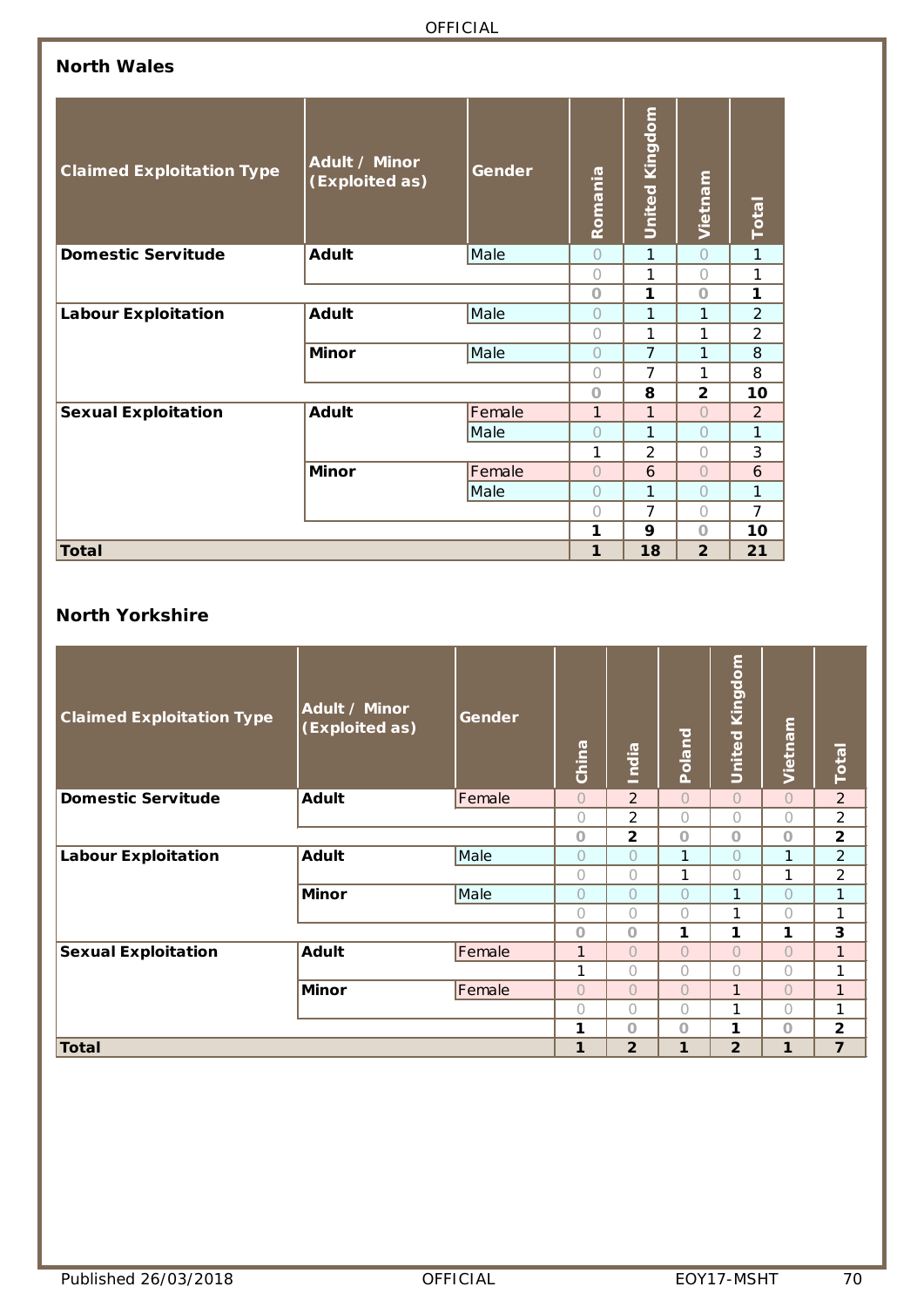## North Wales

| Claimed Exploitation Type | Adult / Minor (Exploited as) | Gender | Romania | United Kingdom | Vietnam | Total |
|---|---|---|---|---|---|---|
| **Domestic Servitude** | **Adult** | Male | 0 | 1 | 0 | 1 |
| | | | 0 | 1 | 0 | 1 |
| | | | **0** | **1** | **0** | **1** |
| **Labour Exploitation** | **Adult** | Male | 0 | 1 | 1 | 2 |
| | | | 0 | 1 | 1 | 2 |
| | **Minor** | Male | 0 | 7 | 1 | 8 |
| | | | 0 | 7 | 1 | 8 |
| | | | **0** | **8** | **2** | **10** |
| **Sexual Exploitation** | **Adult** | Female | 1 | 1 | 0 | 2 |
| | | Male | 0 | 1 | 0 | 1 |
| | | | 1 | 2 | 0 | 3 |
| | **Minor** | Female | 0 | 6 | 0 | 6 |
| | | Male | 0 | 1 | 0 | 1 |
| | | | 0 | 7 | 0 | 7 |
| | | | **1** | **9** | **0** | **10** |
| **Total** | | | **1** | **18** | **2** | **21** |

## North Yorkshire

| Claimed Exploitation Type | Adult / Minor (Exploited as) | Gender | China | India | Poland | United Kingdom | Vietnam | Total |
|---|---|---|---|---|---|---|---|---|
| **Domestic Servitude** | **Adult** | Female | 0 | 2 | 0 | 0 | 0 | 2 |
| | | | 0 | 2 | 0 | 0 | 0 | 2 |
| | | | **0** | **2** | **0** | **0** | **0** | **2** |
| **Labour Exploitation** | **Adult** | Male | 0 | 0 | 1 | 0 | 1 | 2 |
| | | | 0 | 0 | 1 | 0 | 1 | 2 |
| | **Minor** | Male | 0 | 0 | 0 | 1 | 0 | 1 |
| | | | 0 | 0 | 0 | 1 | 0 | 1 |
| | | | **0** | **0** | **1** | **1** | **1** | **3** |
| **Sexual Exploitation** | **Adult** | Female | 1 | 0 | 0 | 0 | 0 | 1 |
| | | | 1 | 0 | 0 | 0 | 0 | 1 |
| | **Minor** | Female | 0 | 0 | 0 | 1 | 0 | 1 |
| | | | 0 | 0 | 0 | 1 | 0 | 1 |
| | | | **1** | **0** | **0** | **1** | **0** | **2** |
| **Total** | | | **1** | **2** | **1** | **2** | **1** | **7** |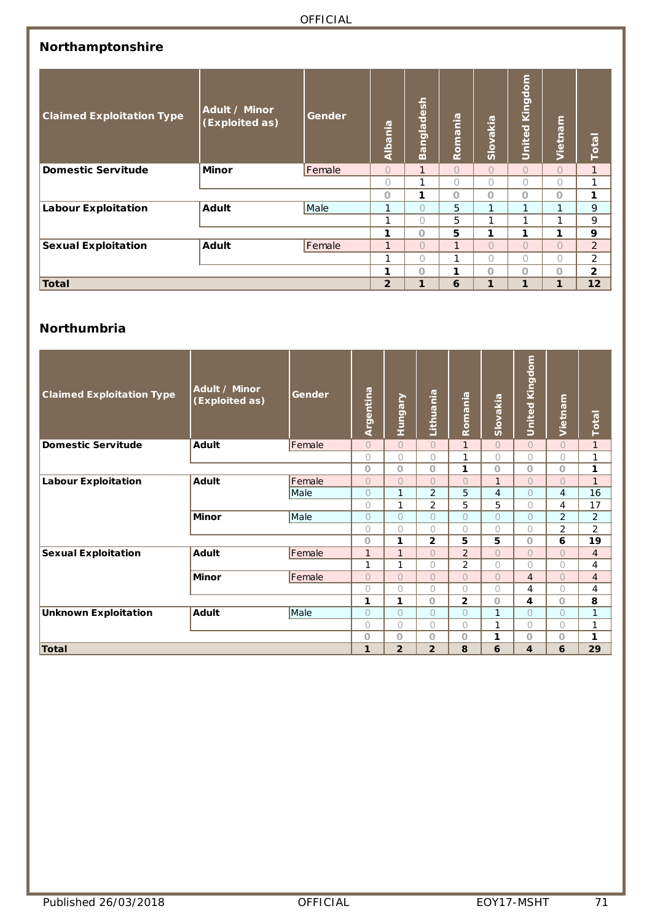## Northamptonshire

| Claimed Exploitation Type | Adult / Minor (Exploited as) | Gender | Albania | Bangladesh | Romania | Slovakia | United Kingdom | Vietnam | Total |
|---|---|---|---|---|---|---|---|---|---|
| **Domestic Servitude** | **Minor** | Female | 0 | 1 | 0 | 0 | 0 | 0 | 1 |
| | | | 0 | 1 | 0 | 0 | 0 | 0 | 1 |
| | | | **0** | **1** | **0** | **0** | **0** | **0** | **1** |
| **Labour Exploitation** | **Adult** | Male | 1 | 0 | 5 | 1 | 1 | 1 | 9 |
| | | | 1 | 0 | 5 | 1 | 1 | 1 | 9 |
| | | | **1** | **0** | **5** | **1** | **1** | **1** | **9** |
| **Sexual Exploitation** | **Adult** | Female | 1 | 0 | 1 | 0 | 0 | 0 | 2 |
| | | | 1 | 0 | 1 | 0 | 0 | 0 | 2 |
| | | | **1** | **0** | **1** | **0** | **0** | **0** | **2** |
| **Total** | | | **2** | **1** | **6** | **1** | **1** | **1** | **12** |

## Northumbria

| Claimed Exploitation Type | Adult / Minor (Exploited as) | Gender | Argentina | Hungary | Lithuania | Romania | Slovakia | United Kingdom | Vietnam | Total |
|---|---|---|---|---|---|---|---|---|---|---|
| **Domestic Servitude** | **Adult** | Female | 0 | 0 | 0 | 1 | 0 | 0 | 0 | 1 |
| | | | 0 | 0 | 0 | 1 | 0 | 0 | 0 | 1 |
| | | | **0** | **0** | **0** | **1** | **0** | **0** | **0** | **1** |
| **Labour Exploitation** | **Adult** | Female | 0 | 0 | 0 | 0 | 1 | 0 | 0 | 1 |
| | | Male | 0 | 1 | 2 | 5 | 4 | 0 | 4 | 16 |
| | | | 0 | 1 | 2 | 5 | 5 | 0 | 4 | 17 |
| | **Minor** | Male | 0 | 0 | 0 | 0 | 0 | 0 | 2 | 2 |
| | | | 0 | 0 | 0 | 0 | 0 | 0 | 2 | 2 |
| | | | **0** | **1** | **2** | **5** | **5** | **0** | **6** | **19** |
| **Sexual Exploitation** | **Adult** | Female | 1 | 1 | 0 | 2 | 0 | 0 | 0 | 4 |
| | | | 1 | 1 | 0 | 2 | 0 | 0 | 0 | 4 |
| | **Minor** | Female | 0 | 0 | 0 | 0 | 0 | 4 | 0 | 4 |
| | | | 0 | 0 | 0 | 0 | 0 | 4 | 0 | 4 |
| | | | **1** | **1** | **0** | **2** | **0** | **4** | **0** | **8** |
| **Unknown Exploitation** | **Adult** | Male | 0 | 0 | 0 | 0 | 1 | 0 | 0 | 1 |
| | | | 0 | 0 | 0 | 0 | 1 | 0 | 0 | 1 |
| | | | **0** | **0** | **0** | **0** | **1** | **0** | **0** | **1** |
| **Total** | | | **1** | **2** | **2** | **8** | **6** | **4** | **6** | **29** |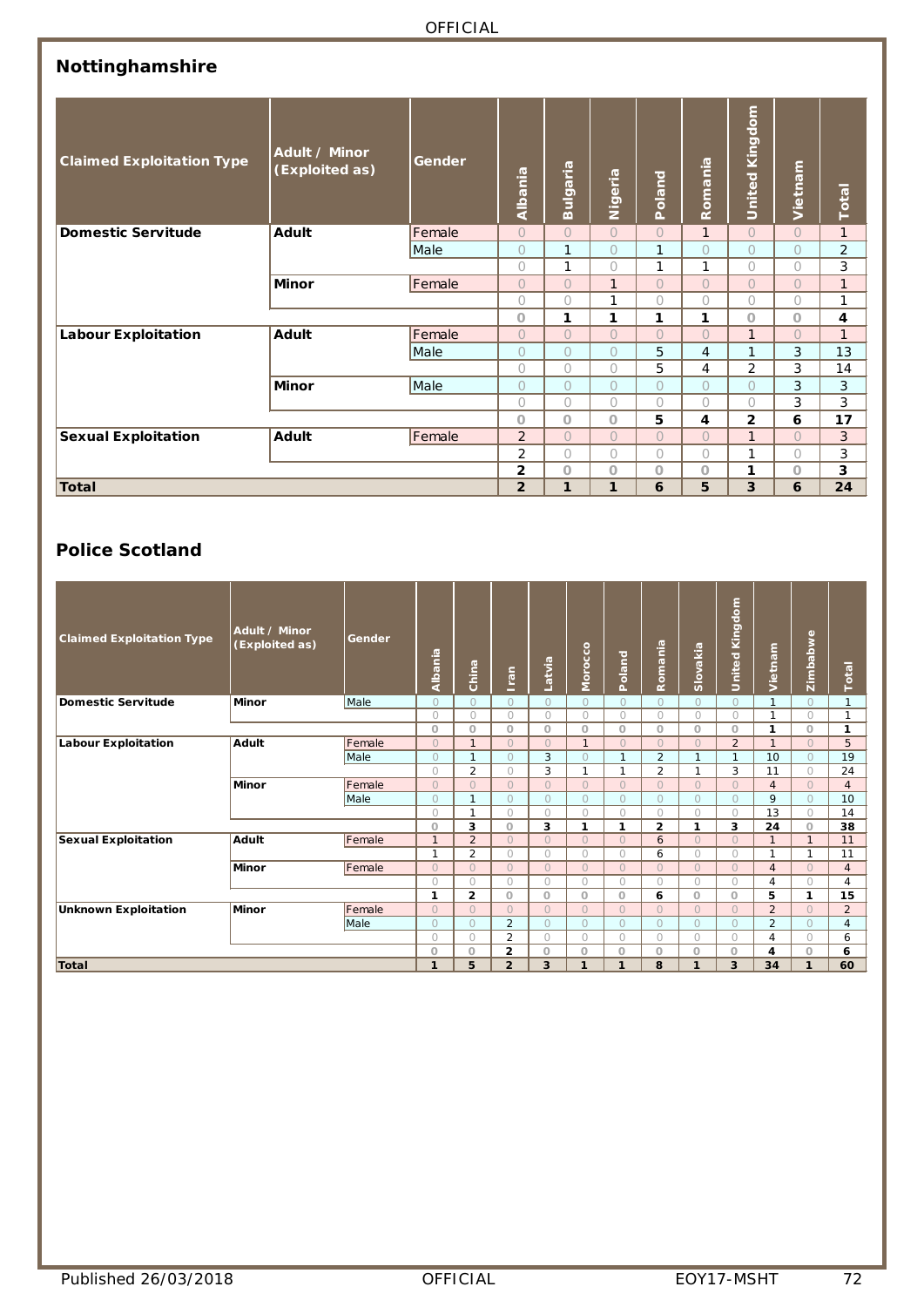## Nottinghamshire

| Claimed Exploitation Type | Adult / Minor (Exploited as) | Gender | Albania | Bulgaria | Nigeria | Poland | Romania | United Kingdom | Vietnam | Total |
|---|---|---|---|---|---|---|---|---|---|---|
| **Domestic Servitude** | **Adult** | Female | 0 | 0 | 0 | 0 | 1 | 0 | 0 | 1 |
| | | Male | 0 | 1 | 0 | 1 | 0 | 0 | 0 | 2 |
| | | | 0 | 1 | 0 | 1 | 1 | 0 | 0 | 3 |
| | **Minor** | Female | 0 | 0 | 1 | 0 | 0 | 0 | 0 | 1 |
| | | | 0 | 0 | 1 | 0 | 0 | 0 | 0 | 1 |
| | | | **0** | **1** | **1** | **1** | **1** | **0** | **0** | **4** |
| **Labour Exploitation** | **Adult** | Female | 0 | 0 | 0 | 0 | 0 | 1 | 0 | 1 |
| | | Male | 0 | 0 | 0 | 5 | 4 | 1 | 3 | 13 |
| | | | 0 | 0 | 0 | 5 | 4 | 2 | 3 | 14 |
| | **Minor** | Male | 0 | 0 | 0 | 0 | 0 | 0 | 3 | 3 |
| | | | 0 | 0 | 0 | 0 | 0 | 0 | 3 | 3 |
| | | | **0** | **0** | **0** | **5** | **4** | **2** | **6** | **17** |
| **Sexual Exploitation** | **Adult** | Female | 2 | 0 | 0 | 0 | 0 | 1 | 0 | 3 |
| | | | 2 | 0 | 0 | 0 | 0 | 1 | 0 | 3 |
| | | | **2** | **0** | **0** | **0** | **0** | **1** | **0** | **3** |
| **Total** | | | **2** | **1** | **1** | **6** | **5** | **3** | **6** | **24** |

## Police Scotland

| Claimed Exploitation Type | Adult / Minor (Exploited as) | Gender | Albania | China | Iran | Latvia | Morocco | Poland | Romania | Slovakia | United Kingdom | Vietnam | Zimbabwe | Total |
|---|---|---|---|---|---|---|---|---|---|---|---|---|---|---|
| **Domestic Servitude** | **Minor** | Male | 0 | 0 | 0 | 0 | 0 | 0 | 0 | 0 | 0 | 1 | 0 | 1 |
| | | | 0 | 0 | 0 | 0 | 0 | 0 | 0 | 0 | 0 | 1 | 0 | 1 |
| | | | **0** | **0** | **0** | **0** | **0** | **0** | **0** | **0** | **0** | **1** | **0** | **1** |
| **Labour Exploitation** | **Adult** | Female | 0 | 1 | 0 | 0 | 1 | 0 | 0 | 0 | 2 | 1 | 0 | 5 |
| | | Male | 0 | 1 | 0 | 3 | 0 | 1 | 2 | 1 | 1 | 10 | 0 | 19 |
| | | | 0 | 2 | 0 | 3 | 1 | 1 | 2 | 1 | 3 | 11 | 0 | 24 |
| | **Minor** | Female | 0 | 0 | 0 | 0 | 0 | 0 | 0 | 0 | 0 | 4 | 0 | 4 |
| | | Male | 0 | 1 | 0 | 0 | 0 | 0 | 0 | 0 | 0 | 9 | 0 | 10 |
| | | | 0 | 1 | 0 | 0 | 0 | 0 | 0 | 0 | 0 | 13 | 0 | 14 |
| | | | **0** | **3** | **0** | **3** | **1** | **1** | **2** | **1** | **3** | **24** | **0** | **38** |
| **Sexual Exploitation** | **Adult** | Female | 1 | 2 | 0 | 0 | 0 | 0 | 6 | 0 | 0 | 1 | 1 | 11 |
| | | | 1 | 2 | 0 | 0 | 0 | 0 | 6 | 0 | 0 | 1 | 1 | 11 |
| | **Minor** | Female | 0 | 0 | 0 | 0 | 0 | 0 | 0 | 0 | 0 | 4 | 0 | 4 |
| | | | 0 | 0 | 0 | 0 | 0 | 0 | 0 | 0 | 0 | 4 | 0 | 4 |
| | | | **1** | **2** | **0** | **0** | **0** | **0** | **6** | **0** | **0** | **5** | **1** | **15** |
| **Unknown Exploitation** | **Minor** | Female | 0 | 0 | 0 | 0 | 0 | 0 | 0 | 0 | 0 | 2 | 0 | 2 |
| | | Male | 0 | 0 | 2 | 0 | 0 | 0 | 0 | 0 | 0 | 2 | 0 | 4 |
| | | | 0 | 0 | 2 | 0 | 0 | 0 | 0 | 0 | 0 | 4 | 0 | 6 |
| | | | **0** | **0** | **2** | **0** | **0** | **0** | **0** | **0** | **0** | **4** | **0** | **6** |
| **Total** | | | **1** | **5** | **2** | **3** | **1** | **1** | **8** | **1** | **3** | **34** | **1** | **60** |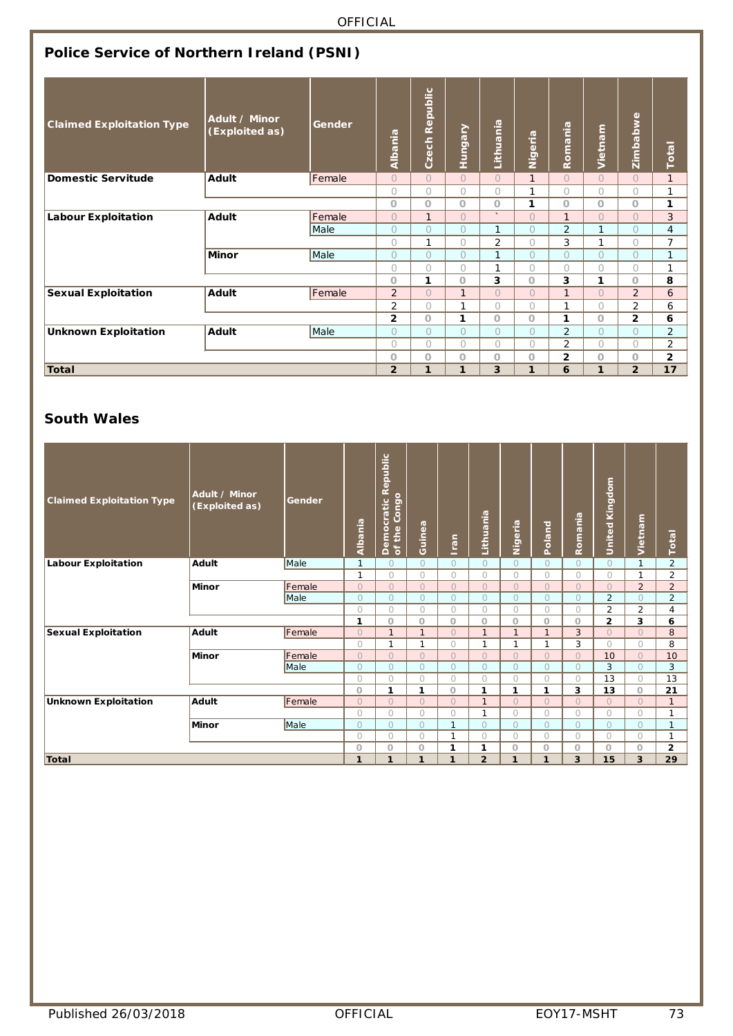## Police Service of Northern Ireland (PSNI)

| Claimed Exploitation Type | Adult / Minor (Exploited as) | Gender | Albania | Czech Republic | Hungary | Lithuania | Nigeria | Romania | Vietnam | Zimbabwe | Total |
|---|---|---|---|---|---|---|---|---|---|---|---|
| **Domestic Servitude** | **Adult** | Female | 0 | 0 | 0 | 0 | 1 | 0 | 0 | 0 | 1 |
| | | | 0 | 0 | 0 | 0 | 1 | 0 | 0 | 0 | 1 |
| | | | **0** | **0** | **0** | **0** | **1** | **0** | **0** | **0** | **1** |
| **Labour Exploitation** | **Adult** | Female | 0 | 1 | 0 | ` | 0 | 1 | 0 | 0 | 3 |
| | | Male | 0 | 0 | 0 | 1 | 0 | 2 | 1 | 0 | 4 |
| | | | 0 | 1 | 0 | 2 | 0 | 3 | 1 | 0 | 7 |
| | **Minor** | Male | 0 | 0 | 0 | 1 | 0 | 0 | 0 | 0 | 1 |
| | | | 0 | 0 | 0 | 1 | 0 | 0 | 0 | 0 | 1 |
| | | | **0** | **1** | **0** | **3** | **0** | **3** | **1** | **0** | **8** |
| **Sexual Exploitation** | **Adult** | Female | 2 | 0 | 1 | 0 | 0 | 1 | 0 | 2 | 6 |
| | | | 2 | 0 | 1 | 0 | 0 | 1 | 0 | 2 | 6 |
| | | | **2** | **0** | **1** | **0** | **0** | **1** | **0** | **2** | **6** |
| **Unknown Exploitation** | **Adult** | Male | 0 | 0 | 0 | 0 | 0 | 2 | 0 | 0 | 2 |
| | | | 0 | 0 | 0 | 0 | 0 | 2 | 0 | 0 | 2 |
| | | | **0** | **0** | **0** | **0** | **0** | **2** | **0** | **0** | **2** |
| **Total** | | | **2** | **1** | **1** | **3** | **1** | **6** | **1** | **2** | **17** |

## South Wales

| Claimed Exploitation Type | Adult / Minor (Exploited as) | Gender | Albania | Democratic Republic of the Congo | Guinea | Iran | Lithuania | Nigeria | Poland | Romania | United Kingdom | Vietnam | Total |
|---|---|---|---|---|---|---|---|---|---|---|---|---|---|
| **Labour Exploitation** | **Adult** | Male | 1 | 0 | 0 | 0 | 0 | 0 | 0 | 0 | 0 | 1 | 2 |
| | | | 1 | 0 | 0 | 0 | 0 | 0 | 0 | 0 | 0 | 1 | 2 |
| | **Minor** | Female | 0 | 0 | 0 | 0 | 0 | 0 | 0 | 0 | 0 | 2 | 2 |
| | | Male | 0 | 0 | 0 | 0 | 0 | 0 | 0 | 0 | 2 | 0 | 2 |
| | | | 0 | 0 | 0 | 0 | 0 | 0 | 0 | 0 | 2 | 2 | 4 |
| | | | **1** | **0** | **0** | **0** | **0** | **0** | **0** | **0** | **2** | **3** | **6** |
| **Sexual Exploitation** | **Adult** | Female | 0 | 1 | 1 | 0 | 1 | 1 | 1 | 3 | 0 | 0 | 8 |
| | | | 0 | 1 | 1 | 0 | 1 | 1 | 1 | 3 | 0 | 0 | 8 |
| | **Minor** | Female | 0 | 0 | 0 | 0 | 0 | 0 | 0 | 0 | 10 | 0 | 10 |
| | | Male | 0 | 0 | 0 | 0 | 0 | 0 | 0 | 0 | 3 | 0 | 3 |
| | | | 0 | 0 | 0 | 0 | 0 | 0 | 0 | 0 | 13 | 0 | 13 |
| | | | **0** | **1** | **1** | **0** | **1** | **1** | **1** | **3** | **13** | **0** | **21** |
| **Unknown Exploitation** | **Adult** | Female | 0 | 0 | 0 | 0 | 1 | 0 | 0 | 0 | 0 | 0 | 1 |
| | | | 0 | 0 | 0 | 0 | 1 | 0 | 0 | 0 | 0 | 0 | 1 |
| | **Minor** | Male | 0 | 0 | 0 | 1 | 0 | 0 | 0 | 0 | 0 | 0 | 1 |
| | | | 0 | 0 | 0 | 1 | 0 | 0 | 0 | 0 | 0 | 0 | 1 |
| | | | **0** | **0** | **0** | **1** | **1** | **0** | **0** | **0** | **0** | **0** | **2** |
| **Total** | | | **1** | **1** | **1** | **1** | **2** | **1** | **1** | **3** | **15** | **3** | **29** |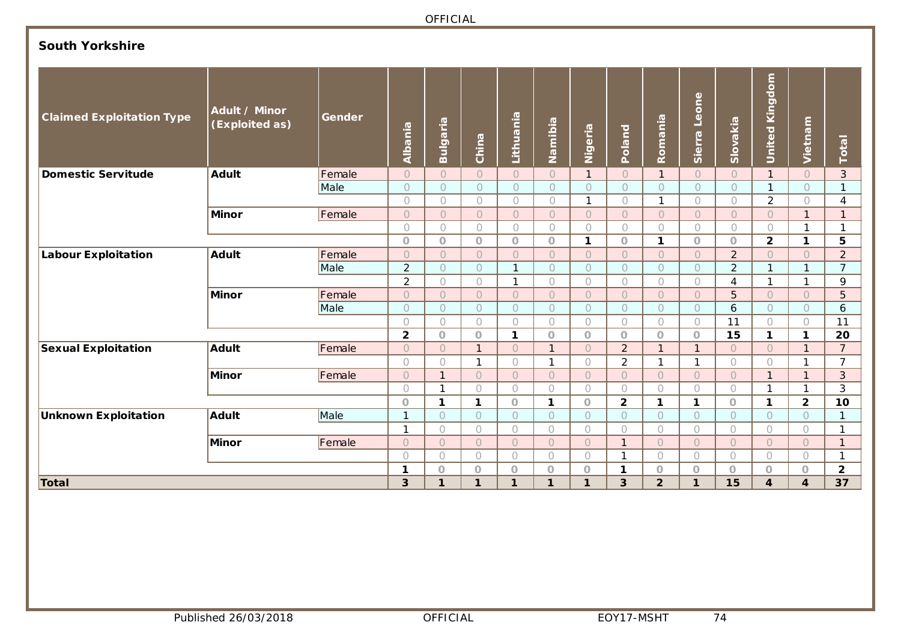## South Yorkshire

| Claimed Exploitation Type | Adult / Minor (Exploited as) | Gender | Albania | Bulgaria | China | Lithuania | Namibia | Nigeria | Poland | Romania | Sierra Leone | Slovakia | United Kingdom | Vietnam | Total |
|---|---|---|---|---|---|---|---|---|---|---|---|---|---|---|---|
| **Domestic Servitude** | **Adult** | Female | 0 | 0 | 0 | 0 | 0 | 1 | 0 | 1 | 0 | 0 | 1 | 0 | 3 |
| | | Male | 0 | 0 | 0 | 0 | 0 | 0 | 0 | 0 | 0 | 0 | 1 | 0 | 1 |
| | | | 0 | 0 | 0 | 0 | 0 | 1 | 0 | 1 | 0 | 0 | 2 | 0 | 4 |
| | **Minor** | Female | 0 | 0 | 0 | 0 | 0 | 0 | 0 | 0 | 0 | 0 | 0 | 1 | 1 |
| | | | 0 | 0 | 0 | 0 | 0 | 0 | 0 | 0 | 0 | 0 | 0 | 1 | 1 |
| | | | **0** | **0** | **0** | **0** | **0** | **1** | **0** | **1** | **0** | **0** | **2** | **1** | **5** |
| **Labour Exploitation** | **Adult** | Female | 0 | 0 | 0 | 0 | 0 | 0 | 0 | 0 | 0 | 2 | 0 | 0 | 2 |
| | | Male | 2 | 0 | 0 | 1 | 0 | 0 | 0 | 0 | 0 | 2 | 1 | 1 | 7 |
| | | | 2 | 0 | 0 | 1 | 0 | 0 | 0 | 0 | 0 | 4 | 1 | 1 | 9 |
| | **Minor** | Female | 0 | 0 | 0 | 0 | 0 | 0 | 0 | 0 | 0 | 5 | 0 | 0 | 5 |
| | | Male | 0 | 0 | 0 | 0 | 0 | 0 | 0 | 0 | 0 | 6 | 0 | 0 | 6 |
| | | | 0 | 0 | 0 | 0 | 0 | 0 | 0 | 0 | 0 | 11 | 0 | 0 | 11 |
| | | | **2** | **0** | **0** | **1** | **0** | **0** | **0** | **0** | **0** | **15** | **1** | **1** | **20** |
| **Sexual Exploitation** | **Adult** | Female | 0 | 0 | 1 | 0 | 1 | 0 | 2 | 1 | 1 | 0 | 0 | 1 | 7 |
| | | | 0 | 0 | 1 | 0 | 1 | 0 | 2 | 1 | 1 | 0 | 0 | 1 | 7 |
| | **Minor** | Female | 0 | 1 | 0 | 0 | 0 | 0 | 0 | 0 | 0 | 0 | 1 | 1 | 3 |
| | | | 0 | 1 | 0 | 0 | 0 | 0 | 0 | 0 | 0 | 0 | 1 | 1 | 3 |
| | | | **0** | **1** | **1** | **0** | **1** | **0** | **2** | **1** | **1** | **0** | **1** | **2** | **10** |
| **Unknown Exploitation** | **Adult** | Male | 1 | 0 | 0 | 0 | 0 | 0 | 0 | 0 | 0 | 0 | 0 | 0 | 1 |
| | | | 1 | 0 | 0 | 0 | 0 | 0 | 0 | 0 | 0 | 0 | 0 | 0 | 1 |
| | **Minor** | Female | 0 | 0 | 0 | 0 | 0 | 0 | 1 | 0 | 0 | 0 | 0 | 0 | 1 |
| | | | 0 | 0 | 0 | 0 | 0 | 0 | 1 | 0 | 0 | 0 | 0 | 0 | 1 |
| | | | **1** | **0** | **0** | **0** | **0** | **0** | **1** | **0** | **0** | **0** | **0** | **0** | **2** |
| **Total** | | | **3** | **1** | **1** | **1** | **1** | **1** | **3** | **2** | **1** | **15** | **4** | **4** | **37** |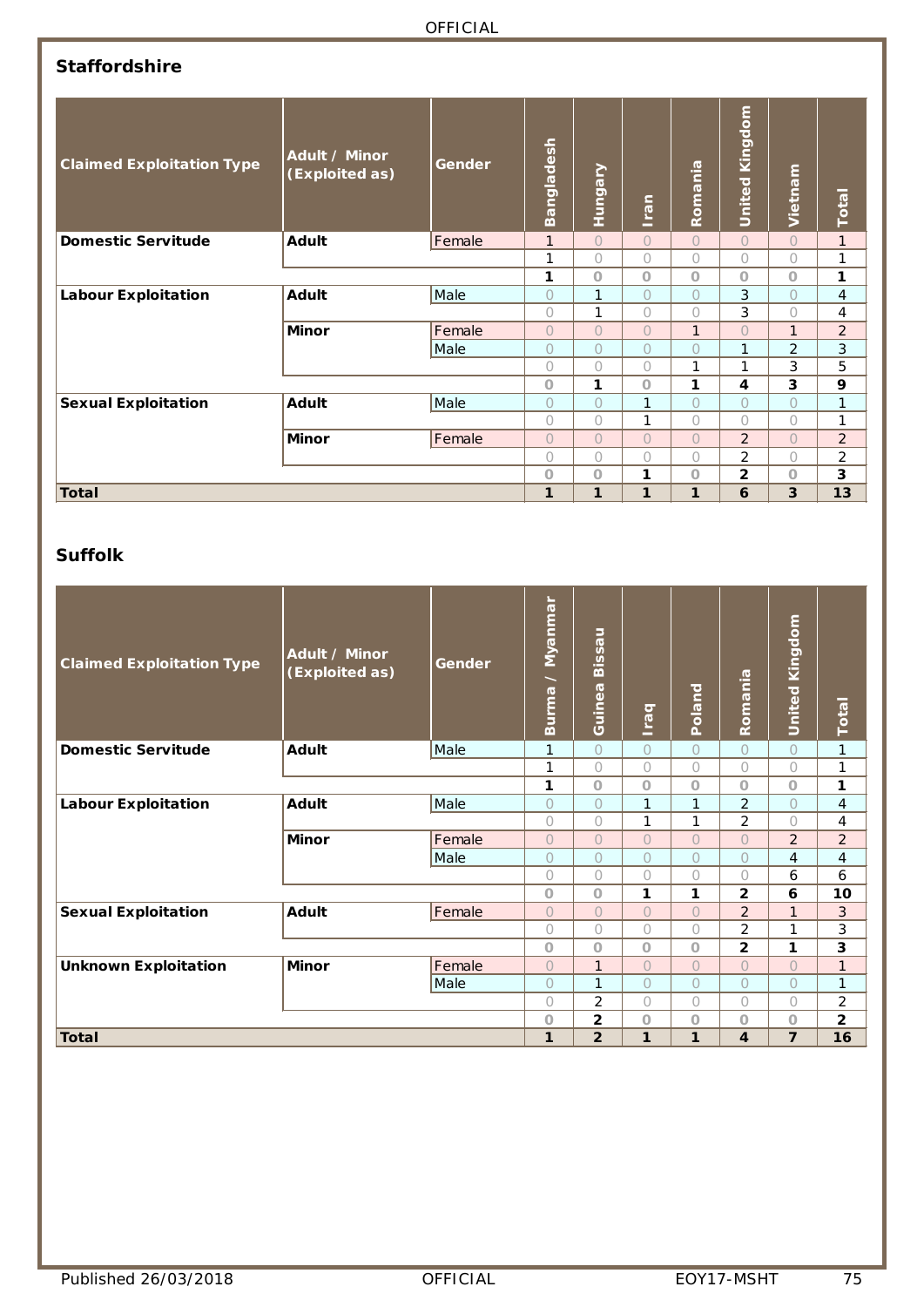## Staffordshire

| Claimed Exploitation Type | Adult / Minor (Exploited as) | Gender | Bangladesh | Hungary | Iran | Romania | United Kingdom | Vietnam | Total |
|---|---|---|---|---|---|---|---|---|---|
| **Domestic Servitude** | **Adult** | Female | 1 | 0 | 0 | 0 | 0 | 0 | 1 |
| | | | 1 | 0 | 0 | 0 | 0 | 0 | 1 |
| | | | **1** | **0** | **0** | **0** | **0** | **0** | **1** |
| **Labour Exploitation** | **Adult** | Male | 0 | 1 | 0 | 0 | 3 | 0 | 4 |
| | | | 0 | 1 | 0 | 0 | 3 | 0 | 4 |
| | **Minor** | Female | 0 | 0 | 0 | 1 | 0 | 1 | 2 |
| | | Male | 0 | 0 | 0 | 0 | 1 | 2 | 3 |
| | | | 0 | 0 | 0 | 1 | 1 | 3 | 5 |
| | | | **0** | **1** | **0** | **1** | **4** | **3** | **9** |
| **Sexual Exploitation** | **Adult** | Male | 0 | 0 | 1 | 0 | 0 | 0 | 1 |
| | | | 0 | 0 | 1 | 0 | 0 | 0 | 1 |
| | **Minor** | Female | 0 | 0 | 0 | 0 | 2 | 0 | 2 |
| | | | 0 | 0 | 0 | 0 | 2 | 0 | 2 |
| | | | **0** | **0** | **1** | **0** | **2** | **0** | **3** |
| **Total** | | | **1** | **1** | **1** | **1** | **6** | **3** | **13** |

## Suffolk

| Claimed Exploitation Type | Adult / Minor (Exploited as) | Gender | Burma / Myanmar | Guinea Bissau | Iraq | Poland | Romania | United Kingdom | Total |
|---|---|---|---|---|---|---|---|---|---|
| **Domestic Servitude** | **Adult** | Male | 1 | 0 | 0 | 0 | 0 | 0 | 1 |
| | | | 1 | 0 | 0 | 0 | 0 | 0 | 1 |
| | | | **1** | **0** | **0** | **0** | **0** | **0** | **1** |
| **Labour Exploitation** | **Adult** | Male | 0 | 0 | 1 | 1 | 2 | 0 | 4 |
| | | | 0 | 0 | 1 | 1 | 2 | 0 | 4 |
| | **Minor** | Female | 0 | 0 | 0 | 0 | 0 | 2 | 2 |
| | | Male | 0 | 0 | 0 | 0 | 0 | 4 | 4 |
| | | | 0 | 0 | 0 | 0 | 0 | 6 | 6 |
| | | | **0** | **0** | **1** | **1** | **2** | **6** | **10** |
| **Sexual Exploitation** | **Adult** | Female | 0 | 0 | 0 | 0 | 2 | 1 | 3 |
| | | | 0 | 0 | 0 | 0 | 2 | 1 | 3 |
| | | | **0** | **0** | **0** | **0** | **2** | **1** | **3** |
| **Unknown Exploitation** | **Minor** | Female | 0 | 1 | 0 | 0 | 0 | 0 | 1 |
| | | Male | 0 | 1 | 0 | 0 | 0 | 0 | 1 |
| | | | 0 | 2 | 0 | 0 | 0 | 0 | 2 |
| | | | **0** | **2** | **0** | **0** | **0** | **0** | **2** |
| **Total** | | | **1** | **2** | **1** | **1** | **4** | **7** | **16** |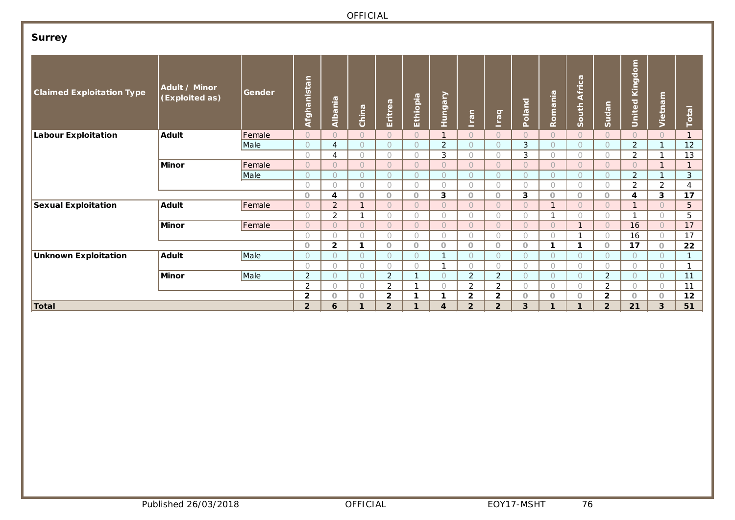## Surrey

| Claimed Exploitation Type | Adult / Minor (Exploited as) | Gender | Afghanistan | Albania | China | Eritrea | Ethiopia | Hungary | Iran | Iraq | Poland | Romania | South Africa | Sudan | United Kingdom | Vietnam | Total |
|---|---|---|---|---|---|---|---|---|---|---|---|---|---|---|---|---|---|
| **Labour Exploitation** | **Adult** | Female | 0 | 0 | 0 | 0 | 0 | 1 | 0 | 0 | 0 | 0 | 0 | 0 | 0 | 0 | 1 |
| | | Male | 0 | 4 | 0 | 0 | 0 | 2 | 0 | 0 | 3 | 0 | 0 | 0 | 2 | 1 | 12 |
| | | | 0 | 4 | 0 | 0 | 0 | 3 | 0 | 0 | 3 | 0 | 0 | 0 | 2 | 1 | 13 |
| | **Minor** | Female | 0 | 0 | 0 | 0 | 0 | 0 | 0 | 0 | 0 | 0 | 0 | 0 | 0 | 1 | 1 |
| | | Male | 0 | 0 | 0 | 0 | 0 | 0 | 0 | 0 | 0 | 0 | 0 | 0 | 2 | 1 | 3 |
| | | | 0 | 0 | 0 | 0 | 0 | 0 | 0 | 0 | 0 | 0 | 0 | 0 | 2 | 2 | 4 |
| | | | **0** | **4** | **0** | **0** | **0** | **3** | **0** | **0** | **3** | **0** | **0** | **0** | **4** | **3** | **17** |
| **Sexual Exploitation** | **Adult** | Female | 0 | 2 | 1 | 0 | 0 | 0 | 0 | 0 | 0 | 1 | 0 | 0 | 1 | 0 | 5 |
| | | | 0 | 2 | 1 | 0 | 0 | 0 | 0 | 0 | 0 | 1 | 0 | 0 | 1 | 0 | 5 |
| | **Minor** | Female | 0 | 0 | 0 | 0 | 0 | 0 | 0 | 0 | 0 | 0 | 1 | 0 | 16 | 0 | 17 |
| | | | 0 | 0 | 0 | 0 | 0 | 0 | 0 | 0 | 0 | 0 | 1 | 0 | 16 | 0 | 17 |
| | | | **0** | **2** | **1** | **0** | **0** | **0** | **0** | **0** | **0** | **1** | **1** | **0** | **17** | **0** | **22** |
| **Unknown Exploitation** | **Adult** | Male | 0 | 0 | 0 | 0 | 0 | 1 | 0 | 0 | 0 | 0 | 0 | 0 | 0 | 0 | 1 |
| | | | 0 | 0 | 0 | 0 | 0 | 1 | 0 | 0 | 0 | 0 | 0 | 0 | 0 | 0 | 1 |
| | **Minor** | Male | 2 | 0 | 0 | 2 | 1 | 0 | 2 | 2 | 0 | 0 | 0 | 2 | 0 | 0 | 11 |
| | | | 2 | 0 | 0 | 2 | 1 | 0 | 2 | 2 | 0 | 0 | 0 | 2 | 0 | 0 | 11 |
| | | | **2** | **0** | **0** | **2** | **1** | **1** | **2** | **2** | **0** | **0** | **0** | **2** | **0** | **0** | **12** |
| **Total** | | | **2** | **6** | **1** | **2** | **1** | **4** | **2** | **2** | **3** | **1** | **1** | **2** | **21** | **3** | **51** |

Published 26/03/2018 OFFICIAL EOY17-MSHT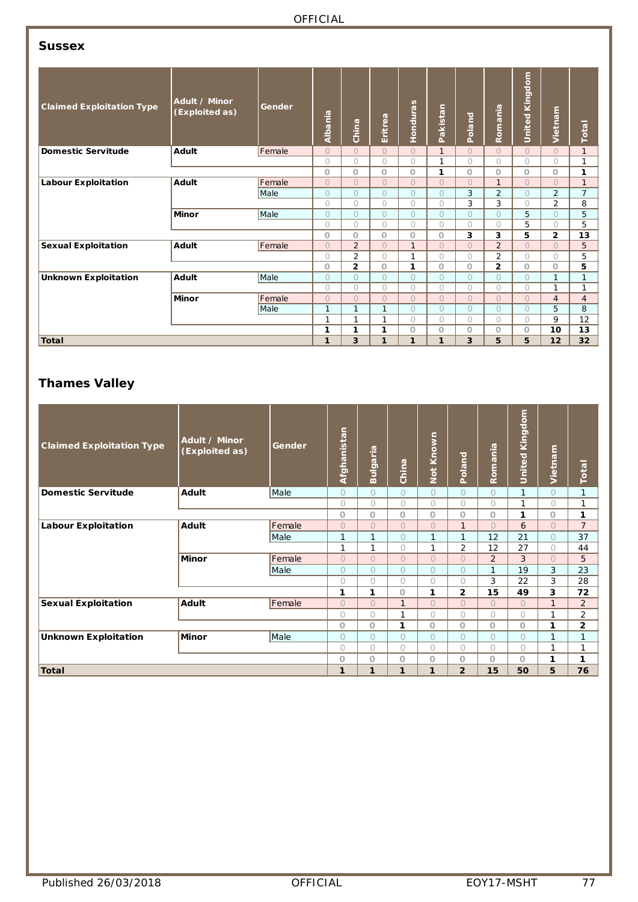## Sussex

| Claimed Exploitation Type | Adult / Minor (Exploited as) | Gender | Albania | China | Eritrea | Honduras | Pakistan | Poland | Romania | United Kingdom | Vietnam | Total |
|---|---|---|---|---|---|---|---|---|---|---|---|---|
| Domestic Servitude | Adult | Female | 0 | 0 | 0 | 0 | 1 | 0 | 0 | 0 | 0 | 1 |
| | | | 0 | 0 | 0 | 0 | 1 | 0 | 0 | 0 | 0 | 1 |
| | | | **0** | **0** | **0** | **0** | **1** | **0** | **0** | **0** | **0** | **1** |
| Labour Exploitation | Adult | Female | 0 | 0 | 0 | 0 | 0 | 0 | 1 | 0 | 0 | 1 |
| | | Male | 0 | 0 | 0 | 0 | 0 | 3 | 2 | 0 | 2 | 7 |
| | | | 0 | 0 | 0 | 0 | 0 | 3 | 3 | 0 | 2 | 8 |
| | Minor | Male | 0 | 0 | 0 | 0 | 0 | 0 | 0 | 5 | 0 | 5 |
| | | | 0 | 0 | 0 | 0 | 0 | 0 | 0 | 5 | 0 | 5 |
| | | | **0** | **0** | **0** | **0** | **0** | **3** | **3** | **5** | **2** | **13** |
| Sexual Exploitation | Adult | Female | 0 | 2 | 0 | 1 | 0 | 0 | 2 | 0 | 0 | 5 |
| | | | 0 | 2 | 0 | 1 | 0 | 0 | 2 | 0 | 0 | 5 |
| | | | **0** | **2** | **0** | **1** | **0** | **0** | **2** | **0** | **0** | **5** |
| Unknown Exploitation | Adult | Male | 0 | 0 | 0 | 0 | 0 | 0 | 0 | 0 | 1 | 1 |
| | | | 0 | 0 | 0 | 0 | 0 | 0 | 0 | 0 | 1 | 1 |
| | Minor | Female | 0 | 0 | 0 | 0 | 0 | 0 | 0 | 0 | 4 | 4 |
| | | Male | 1 | 1 | 1 | 0 | 0 | 0 | 0 | 0 | 5 | 8 |
| | | | 1 | 1 | 1 | 0 | 0 | 0 | 0 | 0 | 9 | 12 |
| | | | **1** | **1** | **1** | **0** | **0** | **0** | **0** | **0** | **10** | **13** |
| **Total** | | | **1** | **3** | **1** | **1** | **1** | **3** | **5** | **5** | **12** | **32** |

## Thames Valley

| Claimed Exploitation Type | Adult / Minor (Exploited as) | Gender | Afghanistan | Bulgaria | China | Not Known | Poland | Romania | United Kingdom | Vietnam | Total |
|---|---|---|---|---|---|---|---|---|---|---|---|
| Domestic Servitude | Adult | Male | 0 | 0 | 0 | 0 | 0 | 0 | 1 | 0 | 1 |
| | | | 0 | 0 | 0 | 0 | 0 | 0 | 1 | 0 | 1 |
| | | | **0** | **0** | **0** | **0** | **0** | **0** | **1** | **0** | **1** |
| Labour Exploitation | Adult | Female | 0 | 0 | 0 | 0 | 1 | 0 | 6 | 0 | 7 |
| | | Male | 1 | 1 | 0 | 1 | 1 | 12 | 21 | 0 | 37 |
| | | | 1 | 1 | 0 | 1 | 2 | 12 | 27 | 0 | 44 |
| | Minor | Female | 0 | 0 | 0 | 0 | 0 | 2 | 3 | 0 | 5 |
| | | Male | 0 | 0 | 0 | 0 | 0 | 1 | 19 | 3 | 23 |
| | | | 0 | 0 | 0 | 0 | 0 | 3 | 22 | 3 | 28 |
| | | | **1** | **1** | **0** | **1** | **2** | **15** | **49** | **3** | **72** |
| Sexual Exploitation | Adult | Female | 0 | 0 | 1 | 0 | 0 | 0 | 0 | 1 | 2 |
| | | | 0 | 0 | 1 | 0 | 0 | 0 | 0 | 1 | 2 |
| | | | **0** | **0** | **1** | **0** | **0** | **0** | **0** | **1** | **2** |
| Unknown Exploitation | Minor | Male | 0 | 0 | 0 | 0 | 0 | 0 | 0 | 1 | 1 |
| | | | 0 | 0 | 0 | 0 | 0 | 0 | 0 | 1 | 1 |
| | | | **0** | **0** | **0** | **0** | **0** | **0** | **0** | **1** | **1** |
| **Total** | | | **1** | **1** | **1** | **1** | **2** | **15** | **50** | **5** | **76** |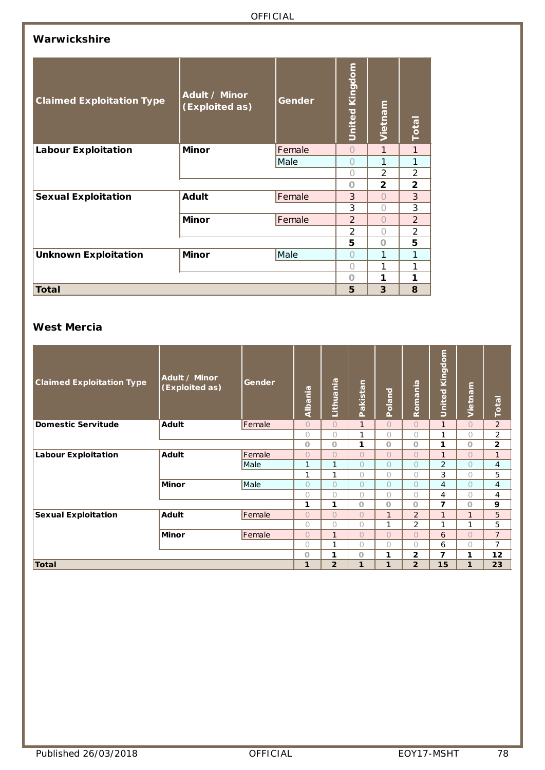## Warwickshire

| Claimed Exploitation Type | Adult / Minor (Exploited as) | Gender | United Kingdom | Vietnam | Total |
|---|---|---|---|---|---|
| **Labour Exploitation** | **Minor** | Female | 0 | 1 | 1 |
| | | Male | 0 | 1 | 1 |
| | | | 0 | 2 | 2 |
| | | | **0** | **2** | **2** |
| **Sexual Exploitation** | **Adult** | Female | 3 | 0 | 3 |
| | | | 3 | 0 | 3 |
| | **Minor** | Female | 2 | 0 | 2 |
| | | | 2 | 0 | 2 |
| | | | **5** | **0** | **5** |
| **Unknown Exploitation** | **Minor** | Male | 0 | 1 | 1 |
| | | | 0 | 1 | 1 |
| | | | **0** | **1** | **1** |
| **Total** | | | **5** | **3** | **8** |

## West Mercia

| Claimed Exploitation Type | Adult / Minor (Exploited as) | Gender | Albania | Lithuania | Pakistan | Poland | Romania | United Kingdom | Vietnam | Total |
|---|---|---|---|---|---|---|---|---|---|---|
| **Domestic Servitude** | **Adult** | Female | 0 | 0 | 1 | 0 | 0 | 1 | 0 | 2 |
| | | | 0 | 0 | 1 | 0 | 0 | 1 | 0 | 2 |
| | | | **0** | **0** | **1** | **0** | **0** | **1** | **0** | **2** |
| **Labour Exploitation** | **Adult** | Female | 0 | 0 | 0 | 0 | 0 | 1 | 0 | 1 |
| | | Male | 1 | 1 | 0 | 0 | 0 | 2 | 0 | 4 |
| | | | 1 | 1 | 0 | 0 | 0 | 3 | 0 | 5 |
| | **Minor** | Male | 0 | 0 | 0 | 0 | 0 | 4 | 0 | 4 |
| | | | 0 | 0 | 0 | 0 | 0 | 4 | 0 | 4 |
| | | | **1** | **1** | **0** | **0** | **0** | **7** | **0** | **9** |
| **Sexual Exploitation** | **Adult** | Female | 0 | 0 | 0 | 1 | 2 | 1 | 1 | 5 |
| | | | 0 | 0 | 0 | 1 | 2 | 1 | 1 | 5 |
| | **Minor** | Female | 0 | 1 | 0 | 0 | 0 | 6 | 0 | 7 |
| | | | 0 | 1 | 0 | 0 | 0 | 6 | 0 | 7 |
| | | | **0** | **1** | **0** | **1** | **2** | **7** | **1** | **12** |
| **Total** | | | **1** | **2** | **1** | **1** | **2** | **15** | **1** | **23** |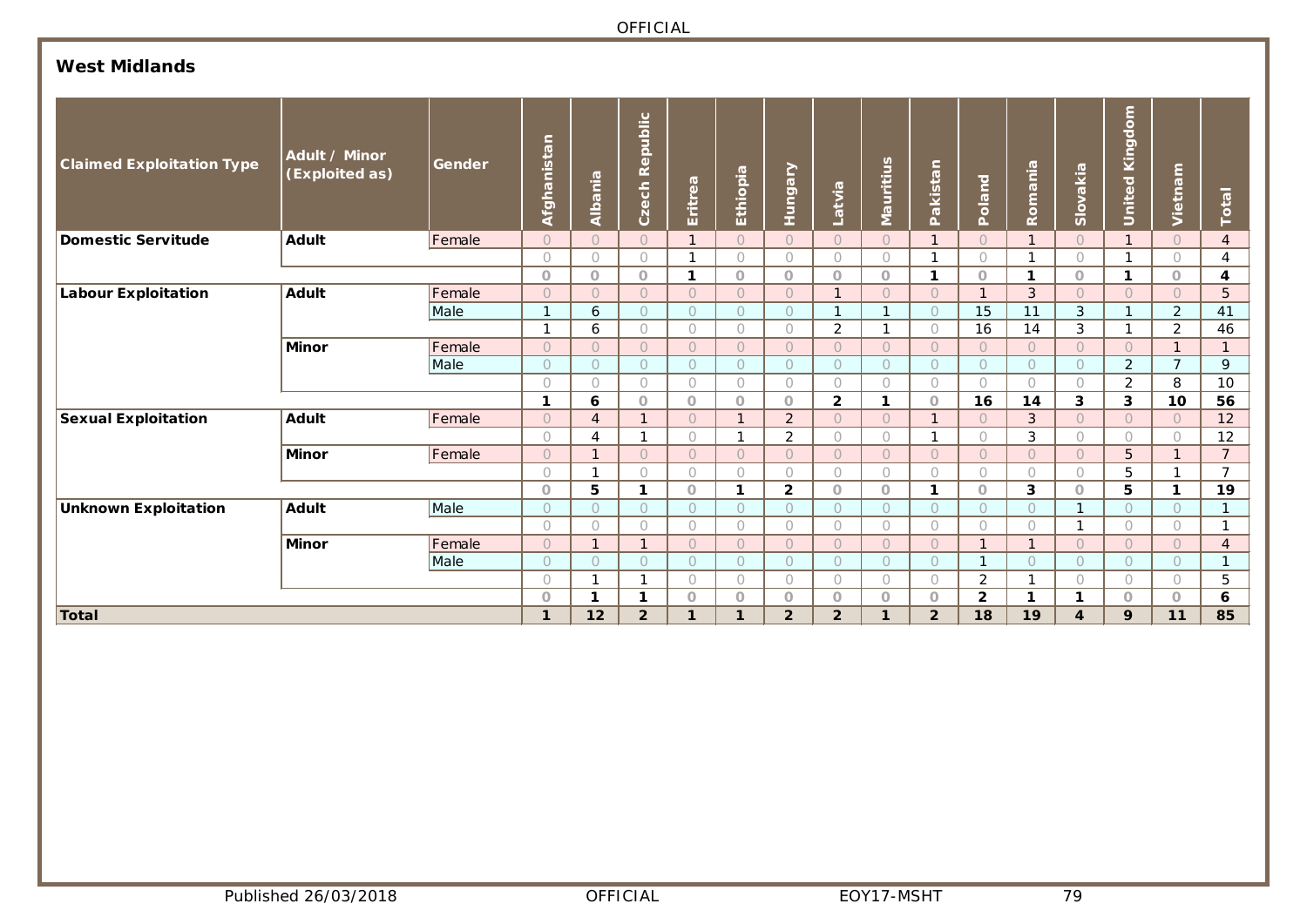## West Midlands

| Claimed Exploitation Type | Adult / Minor (Exploited as) | Gender | Afghanistan | Albania | Czech Republic | Eritrea | Ethiopia | Hungary | Latvia | Mauritius | Pakistan | Poland | Romania | Slovakia | United Kingdom | Vietnam | Total |
|---|---|---|---|---|---|---|---|---|---|---|---|---|---|---|---|---|---|
| **Domestic Servitude** | **Adult** | Female | 0 | 0 | 0 | 1 | 0 | 0 | 0 | 0 | 1 | 0 | 1 | 0 | 1 | 0 | 4 |
| | | | 0 | 0 | 0 | 1 | 0 | 0 | 0 | 0 | 1 | 0 | 1 | 0 | 1 | 0 | 4 |
| | | | **0** | **0** | **0** | **1** | **0** | **0** | **0** | **0** | **1** | **0** | **1** | **0** | **1** | **0** | **4** |
| **Labour Exploitation** | **Adult** | Female | 0 | 0 | 0 | 0 | 0 | 0 | 1 | 0 | 0 | 1 | 3 | 0 | 0 | 0 | 5 |
| | | Male | 1 | 6 | 0 | 0 | 0 | 0 | 1 | 1 | 0 | 15 | 11 | 3 | 1 | 2 | 41 |
| | | | 1 | 6 | 0 | 0 | 0 | 0 | 2 | 1 | 0 | 16 | 14 | 3 | 1 | 2 | 46 |
| | **Minor** | Female | 0 | 0 | 0 | 0 | 0 | 0 | 0 | 0 | 0 | 0 | 0 | 0 | 0 | 1 | 1 |
| | | Male | 0 | 0 | 0 | 0 | 0 | 0 | 0 | 0 | 0 | 0 | 0 | 0 | 2 | 7 | 9 |
| | | | 0 | 0 | 0 | 0 | 0 | 0 | 0 | 0 | 0 | 0 | 0 | 0 | 2 | 8 | 10 |
| | | | **1** | **6** | **0** | **0** | **0** | **0** | **2** | **1** | **0** | **16** | **14** | **3** | **3** | **10** | **56** |
| **Sexual Exploitation** | **Adult** | Female | 0 | 4 | 1 | 0 | 1 | 2 | 0 | 0 | 1 | 0 | 3 | 0 | 0 | 0 | 12 |
| | | | 0 | 4 | 1 | 0 | 1 | 2 | 0 | 0 | 1 | 0 | 3 | 0 | 0 | 0 | 12 |
| | **Minor** | Female | 0 | 1 | 0 | 0 | 0 | 0 | 0 | 0 | 0 | 0 | 0 | 0 | 5 | 1 | 7 |
| | | | 0 | 1 | 0 | 0 | 0 | 0 | 0 | 0 | 0 | 0 | 0 | 0 | 5 | 1 | 7 |
| | | | **0** | **5** | **1** | **0** | **1** | **2** | **0** | **0** | **1** | **0** | **3** | **0** | **5** | **1** | **19** |
| **Unknown Exploitation** | **Adult** | Male | 0 | 0 | 0 | 0 | 0 | 0 | 0 | 0 | 0 | 0 | 0 | 1 | 0 | 0 | 1 |
| | | | 0 | 0 | 0 | 0 | 0 | 0 | 0 | 0 | 0 | 0 | 0 | 1 | 0 | 0 | 1 |
| | **Minor** | Female | 0 | 1 | 1 | 0 | 0 | 0 | 0 | 0 | 0 | 1 | 1 | 0 | 0 | 0 | 4 |
| | | Male | 0 | 0 | 0 | 0 | 0 | 0 | 0 | 0 | 0 | 1 | 0 | 0 | 0 | 0 | 1 |
| | | | 0 | 1 | 1 | 0 | 0 | 0 | 0 | 0 | 0 | 2 | 1 | 0 | 0 | 0 | 5 |
| | | | **0** | **1** | **1** | **0** | **0** | **0** | **0** | **0** | **0** | **2** | **1** | **1** | **0** | **0** | **6** |
| **Total** | | | **1** | **12** | **2** | **1** | **1** | **2** | **2** | **1** | **2** | **18** | **19** | **4** | **9** | **11** | **85** |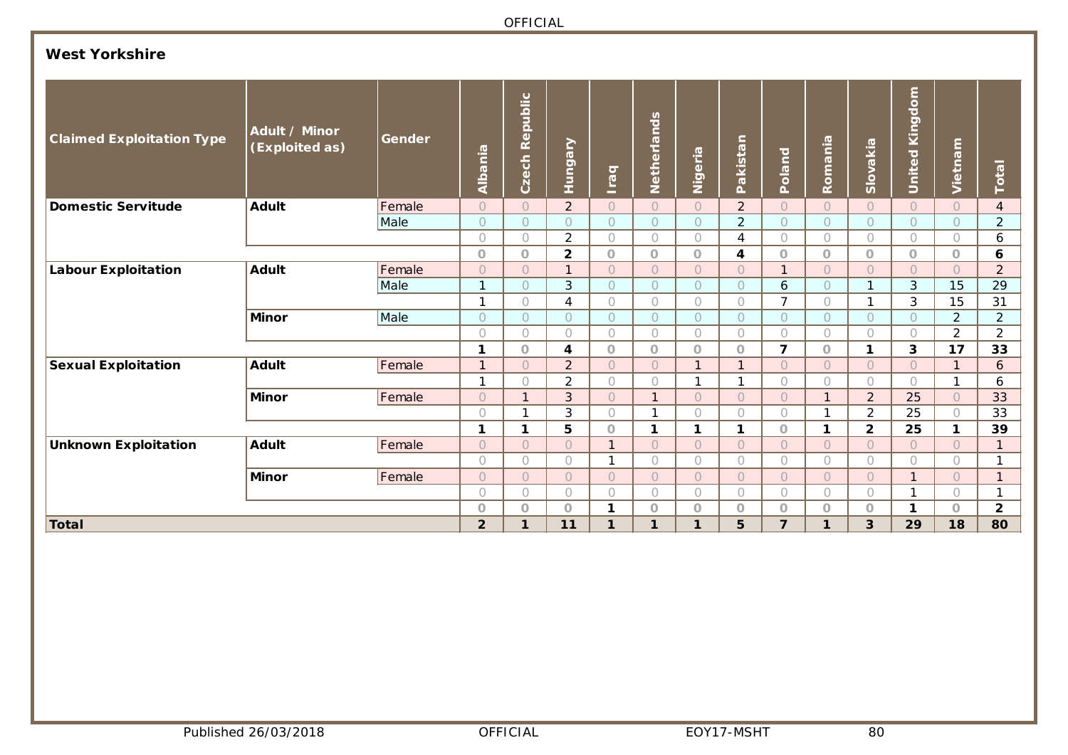## West Yorkshire

| Claimed Exploitation Type | Adult / Minor (Exploited as) | Gender | Albania | Czech Republic | Hungary | Iraq | Netherlands | Nigeria | Pakistan | Poland | Romania | Slovakia | United Kingdom | Vietnam | Total |
|---|---|---|---|---|---|---|---|---|---|---|---|---|---|---|---|
| **Domestic Servitude** | **Adult** | Female | 0 | 0 | 2 | 0 | 0 | 0 | 2 | 0 | 0 | 0 | 0 | 0 | 4 |
| | | Male | 0 | 0 | 0 | 0 | 0 | 0 | 2 | 0 | 0 | 0 | 0 | 0 | 2 |
| | | | 0 | 0 | 2 | 0 | 0 | 0 | 4 | 0 | 0 | 0 | 0 | 0 | 6 |
| | | | **0** | **0** | **2** | **0** | **0** | **0** | **4** | **0** | **0** | **0** | **0** | **0** | **6** |
| **Labour Exploitation** | **Adult** | Female | 0 | 0 | 1 | 0 | 0 | 0 | 0 | 1 | 0 | 0 | 0 | 0 | 2 |
| | | Male | 1 | 0 | 3 | 0 | 0 | 0 | 0 | 6 | 0 | 1 | 3 | 15 | 29 |
| | | | 1 | 0 | 4 | 0 | 0 | 0 | 0 | 7 | 0 | 1 | 3 | 15 | 31 |
| | **Minor** | Male | 0 | 0 | 0 | 0 | 0 | 0 | 0 | 0 | 0 | 0 | 0 | 2 | 2 |
| | | | 0 | 0 | 0 | 0 | 0 | 0 | 0 | 0 | 0 | 0 | 0 | 2 | 2 |
| | | | **1** | **0** | **4** | **0** | **0** | **0** | **0** | **7** | **0** | **1** | **3** | **17** | **33** |
| **Sexual Exploitation** | **Adult** | Female | 1 | 0 | 2 | 0 | 0 | 1 | 1 | 0 | 0 | 0 | 0 | 1 | 6 |
| | | | 1 | 0 | 2 | 0 | 0 | 1 | 1 | 0 | 0 | 0 | 0 | 1 | 6 |
| | **Minor** | Female | 0 | 1 | 3 | 0 | 1 | 0 | 0 | 0 | 1 | 2 | 25 | 0 | 33 |
| | | | 0 | 1 | 3 | 0 | 1 | 0 | 0 | 0 | 1 | 2 | 25 | 0 | 33 |
| | | | **1** | **1** | **5** | **0** | **1** | **1** | **1** | **0** | **1** | **2** | **25** | **1** | **39** |
| **Unknown Exploitation** | **Adult** | Female | 0 | 0 | 0 | 1 | 0 | 0 | 0 | 0 | 0 | 0 | 0 | 0 | 1 |
| | | | 0 | 0 | 0 | 1 | 0 | 0 | 0 | 0 | 0 | 0 | 0 | 0 | 1 |
| | **Minor** | Female | 0 | 0 | 0 | 0 | 0 | 0 | 0 | 0 | 0 | 0 | 1 | 0 | 1 |
| | | | 0 | 0 | 0 | 0 | 0 | 0 | 0 | 0 | 0 | 0 | 1 | 0 | 1 |
| | | | **0** | **0** | **0** | **1** | **0** | **0** | **0** | **0** | **0** | **0** | **1** | **0** | **2** |
| **Total** | | | **2** | **1** | **11** | **1** | **1** | **1** | **5** | **7** | **1** | **3** | **29** | **18** | **80** |

Published 26/03/2018 EOY17-MSHT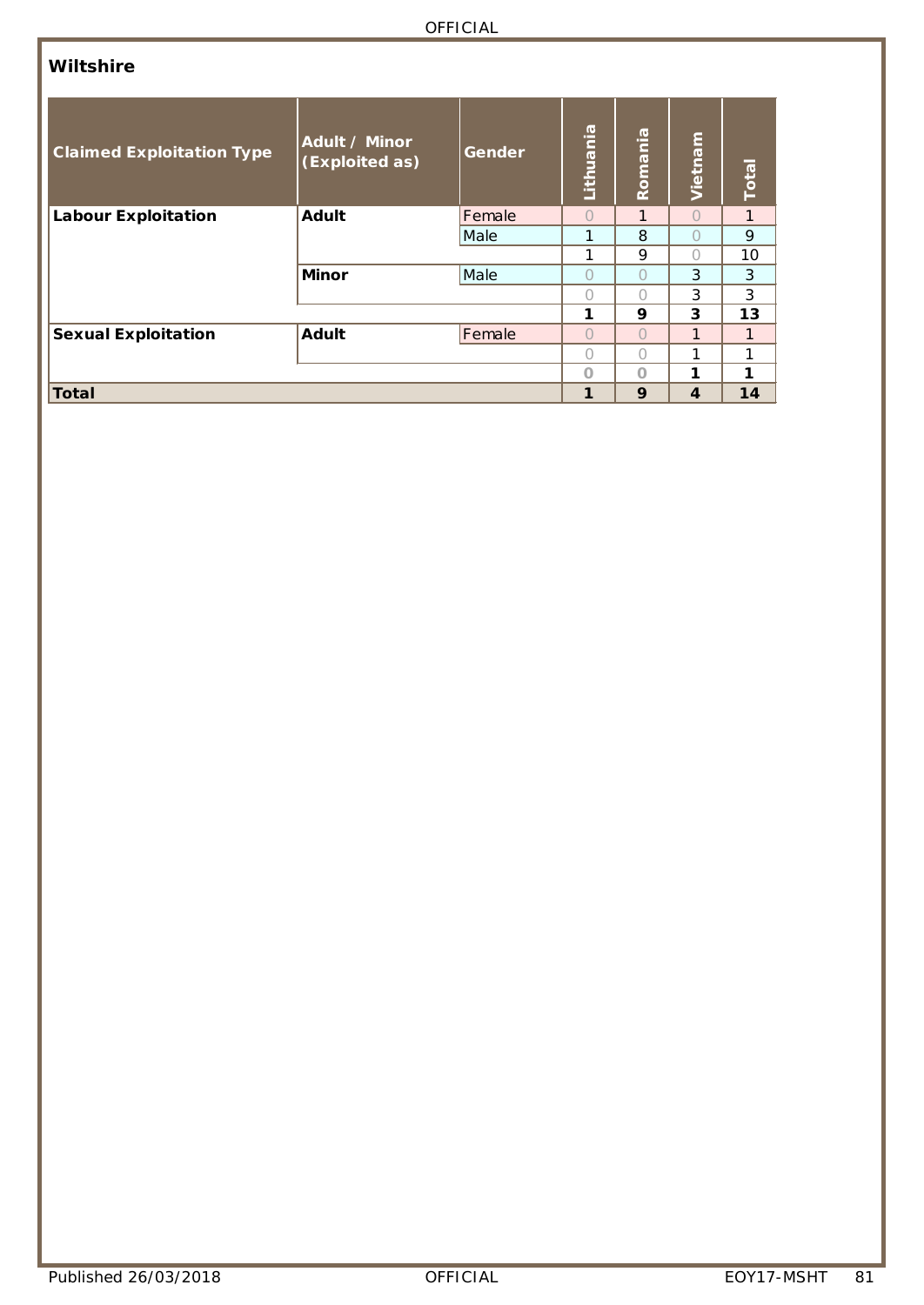**Wiltshire**

| Claimed Exploitation Type | Adult / Minor (Exploited as) | Gender | Lithuania | Romania | Vietnam | Total |
|---|---|---|---|---|---|---|
| **Labour Exploitation** | **Adult** | Female | 0 | 1 | 0 | 1 |
| | | Male | 1 | 8 | 0 | 9 |
| | | | 1 | 9 | 0 | 10 |
| | **Minor** | Male | 0 | 0 | 3 | 3 |
| | | | 0 | 0 | 3 | 3 |
| | | | **1** | **9** | **3** | **13** |
| **Sexual Exploitation** | **Adult** | Female | 0 | 0 | 1 | 1 |
| | | | 0 | 0 | 1 | 1 |
| | | | **0** | **0** | **1** | **1** |
| **Total** | | | **1** | **9** | **4** | **14** |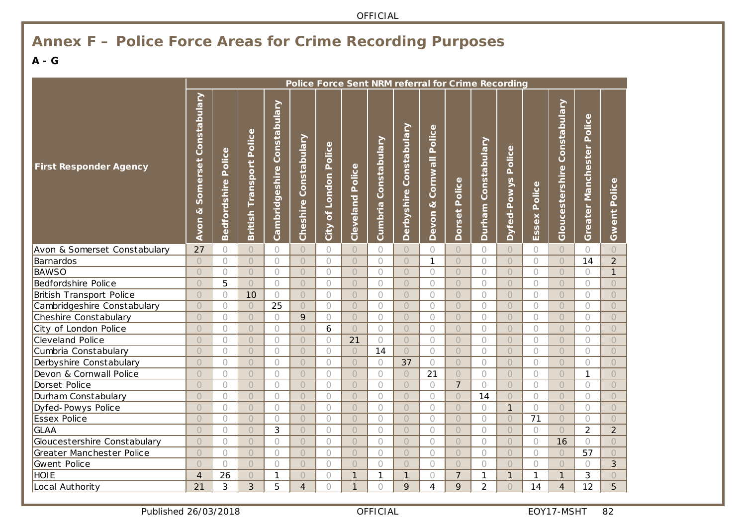# Annex F – Police Force Areas for Crime Recording Purposes

**A - G**

| First Responder Agency | Police Force Sent NRM referral for Crime Recording | | | | | | | | | | | | | | | | |
|---|---|---|---|---|---|---|---|---|---|---|---|---|---|---|---|---|---|
| | Avon & Somerset Constabulary | Bedfordshire Police | British Transport Police | Cambridgeshire Constabulary | Cheshire Constabulary | City of London Police | Cleveland Police | Cumbria Constabulary | Derbyshire Constabulary | Devon & Cornwall Police | Dorset Police | Durham Constabulary | Dyfed-Powys Police | Essex Police | Gloucestershire Constabulary | Greater Manchester Police | Gwent Police |
| Avon & Somerset Constabulary | 27 | 0 | 0 | 0 | 0 | 0 | 0 | 0 | 0 | 0 | 0 | 0 | 0 | 0 | 0 | 0 | 0 |
| Barnardos | 0 | 0 | 0 | 0 | 0 | 0 | 0 | 0 | 0 | 1 | 0 | 0 | 0 | 0 | 0 | 14 | 2 |
| BAWSO | 0 | 0 | 0 | 0 | 0 | 0 | 0 | 0 | 0 | 0 | 0 | 0 | 0 | 0 | 0 | 0 | 1 |
| Bedfordshire Police | 0 | 5 | 0 | 0 | 0 | 0 | 0 | 0 | 0 | 0 | 0 | 0 | 0 | 0 | 0 | 0 | 0 |
| British Transport Police | 0 | 0 | 10 | 0 | 0 | 0 | 0 | 0 | 0 | 0 | 0 | 0 | 0 | 0 | 0 | 0 | 0 |
| Cambridgeshire Constabulary | 0 | 0 | 0 | 25 | 0 | 0 | 0 | 0 | 0 | 0 | 0 | 0 | 0 | 0 | 0 | 0 | 0 |
| Cheshire Constabulary | 0 | 0 | 0 | 0 | 9 | 0 | 0 | 0 | 0 | 0 | 0 | 0 | 0 | 0 | 0 | 0 | 0 |
| City of London Police | 0 | 0 | 0 | 0 | 0 | 6 | 0 | 0 | 0 | 0 | 0 | 0 | 0 | 0 | 0 | 0 | 0 |
| Cleveland Police | 0 | 0 | 0 | 0 | 0 | 0 | 21 | 0 | 0 | 0 | 0 | 0 | 0 | 0 | 0 | 0 | 0 |
| Cumbria Constabulary | 0 | 0 | 0 | 0 | 0 | 0 | 0 | 14 | 0 | 0 | 0 | 0 | 0 | 0 | 0 | 0 | 0 |
| Derbyshire Constabulary | 0 | 0 | 0 | 0 | 0 | 0 | 0 | 0 | 37 | 0 | 0 | 0 | 0 | 0 | 0 | 0 | 0 |
| Devon & Cornwall Police | 0 | 0 | 0 | 0 | 0 | 0 | 0 | 0 | 0 | 21 | 0 | 0 | 0 | 0 | 0 | 1 | 0 |
| Dorset Police | 0 | 0 | 0 | 0 | 0 | 0 | 0 | 0 | 0 | 0 | 7 | 0 | 0 | 0 | 0 | 0 | 0 |
| Durham Constabulary | 0 | 0 | 0 | 0 | 0 | 0 | 0 | 0 | 0 | 0 | 0 | 14 | 0 | 0 | 0 | 0 | 0 |
| Dyfed-Powys Police | 0 | 0 | 0 | 0 | 0 | 0 | 0 | 0 | 0 | 0 | 0 | 0 | 1 | 0 | 0 | 0 | 0 |
| Essex Police | 0 | 0 | 0 | 0 | 0 | 0 | 0 | 0 | 0 | 0 | 0 | 0 | 0 | 71 | 0 | 0 | 0 |
| GLAA | 0 | 0 | 0 | 3 | 0 | 0 | 0 | 0 | 0 | 0 | 0 | 0 | 0 | 0 | 0 | 2 | 2 |
| Gloucestershire Constabulary | 0 | 0 | 0 | 0 | 0 | 0 | 0 | 0 | 0 | 0 | 0 | 0 | 0 | 0 | 16 | 0 | 0 |
| Greater Manchester Police | 0 | 0 | 0 | 0 | 0 | 0 | 0 | 0 | 0 | 0 | 0 | 0 | 0 | 0 | 0 | 57 | 0 |
| Gwent Police | 0 | 0 | 0 | 0 | 0 | 0 | 0 | 0 | 0 | 0 | 0 | 0 | 0 | 0 | 0 | 0 | 3 |
| HOIE | 4 | 26 | 0 | 1 | 0 | 0 | 1 | 1 | 1 | 0 | 7 | 1 | 1 | 1 | 1 | 3 | 0 |
| Local Authority | 21 | 3 | 3 | 5 | 4 | 0 | 1 | 0 | 9 | 4 | 9 | 2 | 0 | 14 | 4 | 12 | 5 |

Published 26/03/2018

EOY17-MSHT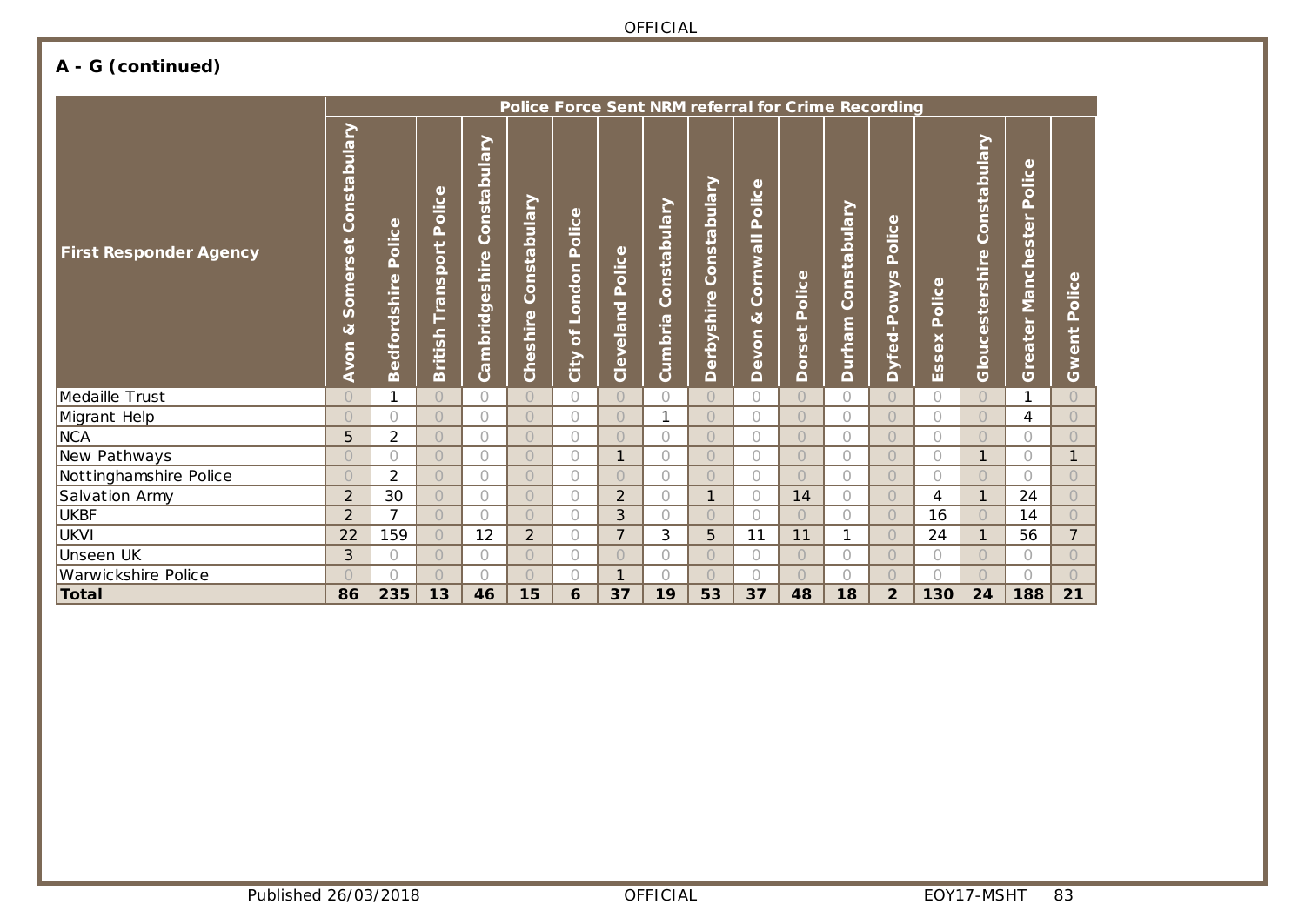## A - G (continued)

| First Responder Agency | Police Force Sent NRM referral for Crime Recording | | | | | | | | | | | | | | | | |
|---|---|---|---|---|---|---|---|---|---|---|---|---|---|---|---|---|---|
| | Avon & Somerset Constabulary | Bedfordshire Police | British Transport Police | Cambridgeshire Constabulary | Cheshire Constabulary | City of London Police | Cleveland Police | Cumbria Constabulary | Derbyshire Constabulary | Devon & Cornwall Police | Dorset Police | Durham Constabulary | Dyfed-Powys Police | Essex Police | Gloucestershire Constabulary | Greater Manchester Police | Gwent Police |
| Medaille Trust | 0 | 1 | 0 | 0 | 0 | 0 | 0 | 0 | 0 | 0 | 0 | 0 | 0 | 0 | 0 | 1 | 0 |
| Migrant Help | 0 | 0 | 0 | 0 | 0 | 0 | 0 | 1 | 0 | 0 | 0 | 0 | 0 | 0 | 0 | 4 | 0 |
| NCA | 5 | 2 | 0 | 0 | 0 | 0 | 0 | 0 | 0 | 0 | 0 | 0 | 0 | 0 | 0 | 0 | 0 |
| New Pathways | 0 | 0 | 0 | 0 | 0 | 0 | 1 | 0 | 0 | 0 | 0 | 0 | 0 | 0 | 1 | 0 | 1 |
| Nottinghamshire Police | 0 | 2 | 0 | 0 | 0 | 0 | 0 | 0 | 0 | 0 | 0 | 0 | 0 | 0 | 0 | 0 | 0 |
| Salvation Army | 2 | 30 | 0 | 0 | 0 | 0 | 2 | 0 | 1 | 0 | 14 | 0 | 0 | 4 | 1 | 24 | 0 |
| UKBF | 2 | 7 | 0 | 0 | 0 | 0 | 3 | 0 | 0 | 0 | 0 | 0 | 0 | 16 | 0 | 14 | 0 |
| UKVI | 22 | 159 | 0 | 12 | 2 | 0 | 7 | 3 | 5 | 11 | 11 | 1 | 0 | 24 | 1 | 56 | 7 |
| Unseen UK | 3 | 0 | 0 | 0 | 0 | 0 | 0 | 0 | 0 | 0 | 0 | 0 | 0 | 0 | 0 | 0 | 0 |
| Warwickshire Police | 0 | 0 | 0 | 0 | 0 | 0 | 1 | 0 | 0 | 0 | 0 | 0 | 0 | 0 | 0 | 0 | 0 |
| **Total** | **86** | **235** | **13** | **46** | **15** | **6** | **37** | **19** | **53** | **37** | **48** | **18** | **2** | **130** | **24** | **188** | **21** |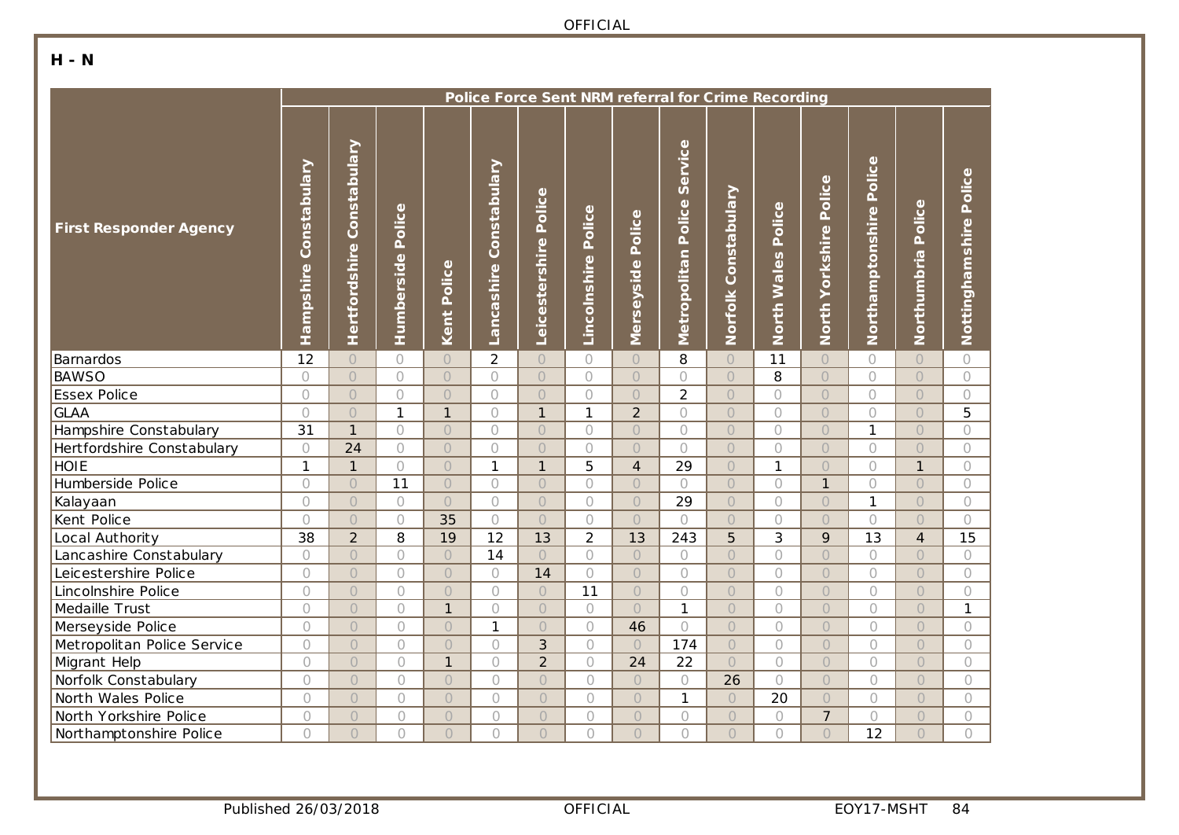## H - N

| First Responder Agency | Police Force Sent NRM referral for Crime Recording | | | | | | | | | | | | | | |
|---|---|---|---|---|---|---|---|---|---|---|---|---|---|---|---|
| | Hampshire Constabulary | Hertfordshire Constabulary | Humberside Police | Kent Police | Lancashire Constabulary | Leicestershire Police | Lincolnshire Police | Merseyside Police | Metropolitan Police Service | Norfolk Constabulary | North Wales Police | North Yorkshire Police | Northamptonshire Police | Northumbria Police | Nottinghamshire Police |
| Barnardos | 12 | 0 | 0 | 0 | 2 | 0 | 0 | 0 | 8 | 0 | 11 | 0 | 0 | 0 | 0 |
| BAWSO | 0 | 0 | 0 | 0 | 0 | 0 | 0 | 0 | 0 | 0 | 8 | 0 | 0 | 0 | 0 |
| Essex Police | 0 | 0 | 0 | 0 | 0 | 0 | 0 | 0 | 2 | 0 | 0 | 0 | 0 | 0 | 0 |
| GLAA | 0 | 0 | 1 | 1 | 0 | 1 | 1 | 2 | 0 | 0 | 0 | 0 | 0 | 0 | 5 |
| Hampshire Constabulary | 31 | 1 | 0 | 0 | 0 | 0 | 0 | 0 | 0 | 0 | 0 | 0 | 1 | 0 | 0 |
| Hertfordshire Constabulary | 0 | 24 | 0 | 0 | 0 | 0 | 0 | 0 | 0 | 0 | 0 | 0 | 0 | 0 | 0 |
| HOIE | 1 | 1 | 0 | 0 | 1 | 1 | 5 | 4 | 29 | 0 | 1 | 0 | 0 | 1 | 0 |
| Humberside Police | 0 | 0 | 11 | 0 | 0 | 0 | 0 | 0 | 0 | 0 | 0 | 1 | 0 | 0 | 0 |
| Kalayaan | 0 | 0 | 0 | 0 | 0 | 0 | 0 | 0 | 29 | 0 | 0 | 0 | 1 | 0 | 0 |
| Kent Police | 0 | 0 | 0 | 35 | 0 | 0 | 0 | 0 | 0 | 0 | 0 | 0 | 0 | 0 | 0 |
| Local Authority | 38 | 2 | 8 | 19 | 12 | 13 | 2 | 13 | 243 | 5 | 3 | 9 | 13 | 4 | 15 |
| Lancashire Constabulary | 0 | 0 | 0 | 0 | 14 | 0 | 0 | 0 | 0 | 0 | 0 | 0 | 0 | 0 | 0 |
| Leicestershire Police | 0 | 0 | 0 | 0 | 0 | 14 | 0 | 0 | 0 | 0 | 0 | 0 | 0 | 0 | 0 |
| Lincolnshire Police | 0 | 0 | 0 | 0 | 0 | 0 | 11 | 0 | 0 | 0 | 0 | 0 | 0 | 0 | 0 |
| Medaille Trust | 0 | 0 | 0 | 1 | 0 | 0 | 0 | 0 | 1 | 0 | 0 | 0 | 0 | 0 | 1 |
| Merseyside Police | 0 | 0 | 0 | 0 | 1 | 0 | 0 | 46 | 0 | 0 | 0 | 0 | 0 | 0 | 0 |
| Metropolitan Police Service | 0 | 0 | 0 | 0 | 0 | 3 | 0 | 0 | 174 | 0 | 0 | 0 | 0 | 0 | 0 |
| Migrant Help | 0 | 0 | 0 | 1 | 0 | 2 | 0 | 24 | 22 | 0 | 0 | 0 | 0 | 0 | 0 |
| Norfolk Constabulary | 0 | 0 | 0 | 0 | 0 | 0 | 0 | 0 | 0 | 26 | 0 | 0 | 0 | 0 | 0 |
| North Wales Police | 0 | 0 | 0 | 0 | 0 | 0 | 0 | 0 | 1 | 0 | 20 | 0 | 0 | 0 | 0 |
| North Yorkshire Police | 0 | 0 | 0 | 0 | 0 | 0 | 0 | 0 | 0 | 0 | 0 | 7 | 0 | 0 | 0 |
| Northamptonshire Police | 0 | 0 | 0 | 0 | 0 | 0 | 0 | 0 | 0 | 0 | 0 | 0 | 12 | 0 | 0 |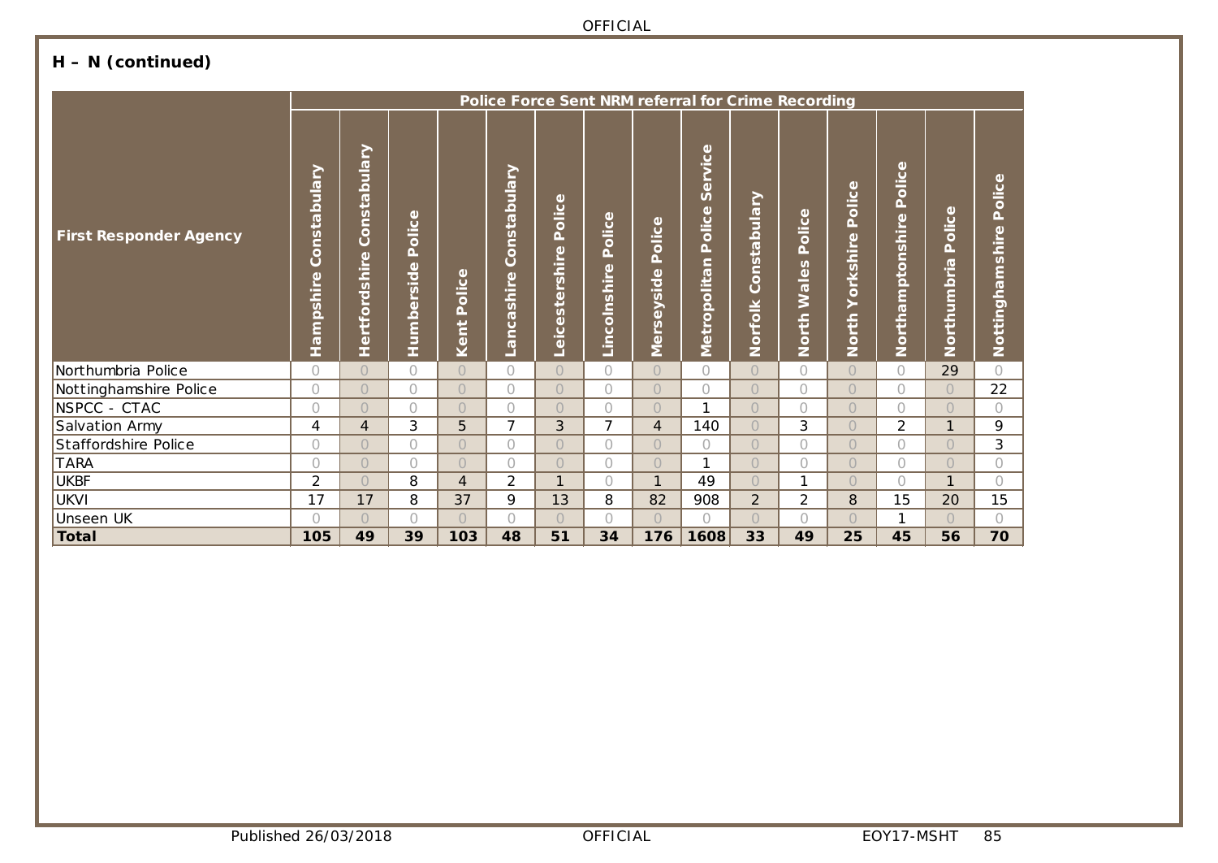## H – N (continued)

| First Responder Agency | Police Force Sent NRM referral for Crime Recording | | | | | | | | | | | | | | |
|---|---|---|---|---|---|---|---|---|---|---|---|---|---|---|---|
| | Hampshire Constabulary | Hertfordshire Constabulary | Humberside Police | Kent Police | Lancashire Constabulary | Leicestershire Police | Lincolnshire Police | Merseyside Police | Metropolitan Police Service | Norfolk Constabulary | North Wales Police | North Yorkshire Police | Northamptonshire Police | Northumbria Police | Nottinghamshire Police |
| Northumbria Police | 0 | 0 | 0 | 0 | 0 | 0 | 0 | 0 | 0 | 0 | 0 | 0 | 0 | 29 | 0 |
| Nottinghamshire Police | 0 | 0 | 0 | 0 | 0 | 0 | 0 | 0 | 0 | 0 | 0 | 0 | 0 | 0 | 22 |
| NSPCC - CTAC | 0 | 0 | 0 | 0 | 0 | 0 | 0 | 0 | 1 | 0 | 0 | 0 | 0 | 0 | 0 |
| Salvation Army | 4 | 4 | 3 | 5 | 7 | 3 | 7 | 4 | 140 | 0 | 3 | 0 | 2 | 1 | 9 |
| Staffordshire Police | 0 | 0 | 0 | 0 | 0 | 0 | 0 | 0 | 0 | 0 | 0 | 0 | 0 | 0 | 3 |
| TARA | 0 | 0 | 0 | 0 | 0 | 0 | 0 | 0 | 1 | 0 | 0 | 0 | 0 | 0 | 0 |
| UKBF | 2 | 0 | 8 | 4 | 2 | 1 | 0 | 1 | 49 | 0 | 1 | 0 | 0 | 1 | 0 |
| UKVI | 17 | 17 | 8 | 37 | 9 | 13 | 8 | 82 | 908 | 2 | 2 | 8 | 15 | 20 | 15 |
| Unseen UK | 0 | 0 | 0 | 0 | 0 | 0 | 0 | 0 | 0 | 0 | 0 | 0 | 1 | 0 | 0 |
| **Total** | **105** | **49** | **39** | **103** | **48** | **51** | **34** | **176** | **1608** | **33** | **49** | **25** | **45** | **56** | **70** |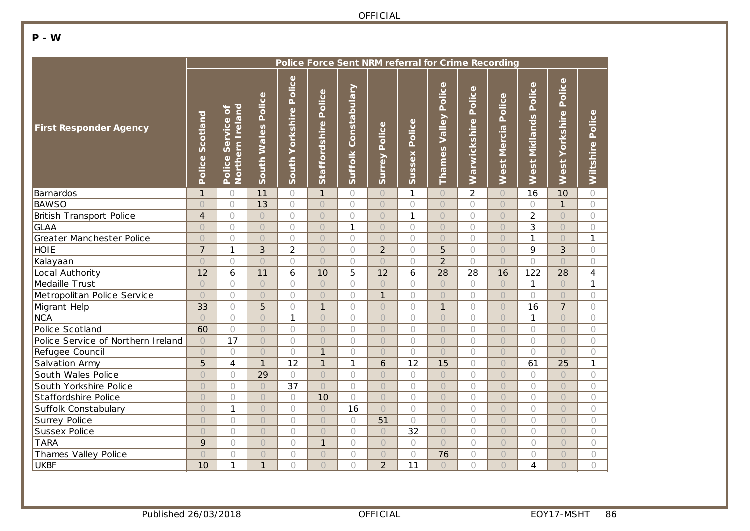**P - W**

| First Responder Agency | Police Force Sent NRM referral for Crime Recording | | | | | | | | | | | | | |
|---|---|---|---|---|---|---|---|---|---|---|---|---|---|---|
| | Police Scotland | Police Service of Northern Ireland | South Wales Police | South Yorkshire Police | Staffordshire Police | Suffolk Constabulary | Surrey Police | Sussex Police | Thames Valley Police | Warwickshire Police | West Mercia Police | West Midlands Police | West Yorkshire Police | Wiltshire Police |
| Barnardos | 1 | 0 | 11 | 0 | 1 | 0 | 0 | 1 | 0 | 2 | 0 | 16 | 10 | 0 |
| BAWSO | 0 | 0 | 13 | 0 | 0 | 0 | 0 | 0 | 0 | 0 | 0 | 0 | 1 | 0 |
| British Transport Police | 4 | 0 | 0 | 0 | 0 | 0 | 0 | 1 | 0 | 0 | 0 | 2 | 0 | 0 |
| GLAA | 0 | 0 | 0 | 0 | 0 | 1 | 0 | 0 | 0 | 0 | 0 | 3 | 0 | 0 |
| Greater Manchester Police | 0 | 0 | 0 | 0 | 0 | 0 | 0 | 0 | 0 | 0 | 0 | 1 | 0 | 1 |
| HOIE | 7 | 1 | 3 | 2 | 0 | 0 | 2 | 0 | 5 | 0 | 0 | 9 | 3 | 0 |
| Kalayaan | 0 | 0 | 0 | 0 | 0 | 0 | 0 | 0 | 2 | 0 | 0 | 0 | 0 | 0 |
| Local Authority | 12 | 6 | 11 | 6 | 10 | 5 | 12 | 6 | 28 | 28 | 16 | 122 | 28 | 4 |
| Medaille Trust | 0 | 0 | 0 | 0 | 0 | 0 | 0 | 0 | 0 | 0 | 0 | 1 | 0 | 1 |
| Metropolitan Police Service | 0 | 0 | 0 | 0 | 0 | 0 | 1 | 0 | 0 | 0 | 0 | 0 | 0 | 0 |
| Migrant Help | 33 | 0 | 5 | 0 | 1 | 0 | 0 | 0 | 1 | 0 | 0 | 16 | 7 | 0 |
| NCA | 0 | 0 | 0 | 1 | 0 | 0 | 0 | 0 | 0 | 0 | 0 | 1 | 0 | 0 |
| Police Scotland | 60 | 0 | 0 | 0 | 0 | 0 | 0 | 0 | 0 | 0 | 0 | 0 | 0 | 0 |
| Police Service of Northern Ireland | 0 | 17 | 0 | 0 | 0 | 0 | 0 | 0 | 0 | 0 | 0 | 0 | 0 | 0 |
| Refugee Council | 0 | 0 | 0 | 0 | 1 | 0 | 0 | 0 | 0 | 0 | 0 | 0 | 0 | 0 |
| Salvation Army | 5 | 4 | 1 | 12 | 1 | 1 | 6 | 12 | 15 | 0 | 0 | 61 | 25 | 1 |
| South Wales Police | 0 | 0 | 29 | 0 | 0 | 0 | 0 | 0 | 0 | 0 | 0 | 0 | 0 | 0 |
| South Yorkshire Police | 0 | 0 | 0 | 37 | 0 | 0 | 0 | 0 | 0 | 0 | 0 | 0 | 0 | 0 |
| Staffordshire Police | 0 | 0 | 0 | 0 | 10 | 0 | 0 | 0 | 0 | 0 | 0 | 0 | 0 | 0 |
| Suffolk Constabulary | 0 | 1 | 0 | 0 | 0 | 16 | 0 | 0 | 0 | 0 | 0 | 0 | 0 | 0 |
| Surrey Police | 0 | 0 | 0 | 0 | 0 | 0 | 51 | 0 | 0 | 0 | 0 | 0 | 0 | 0 |
| Sussex Police | 0 | 0 | 0 | 0 | 0 | 0 | 0 | 32 | 0 | 0 | 0 | 0 | 0 | 0 |
| TARA | 9 | 0 | 0 | 0 | 1 | 0 | 0 | 0 | 0 | 0 | 0 | 0 | 0 | 0 |
| Thames Valley Police | 0 | 0 | 0 | 0 | 0 | 0 | 0 | 0 | 76 | 0 | 0 | 0 | 0 | 0 |
| UKBF | 10 | 1 | 1 | 0 | 0 | 0 | 2 | 11 | 0 | 0 | 0 | 4 | 0 | 0 |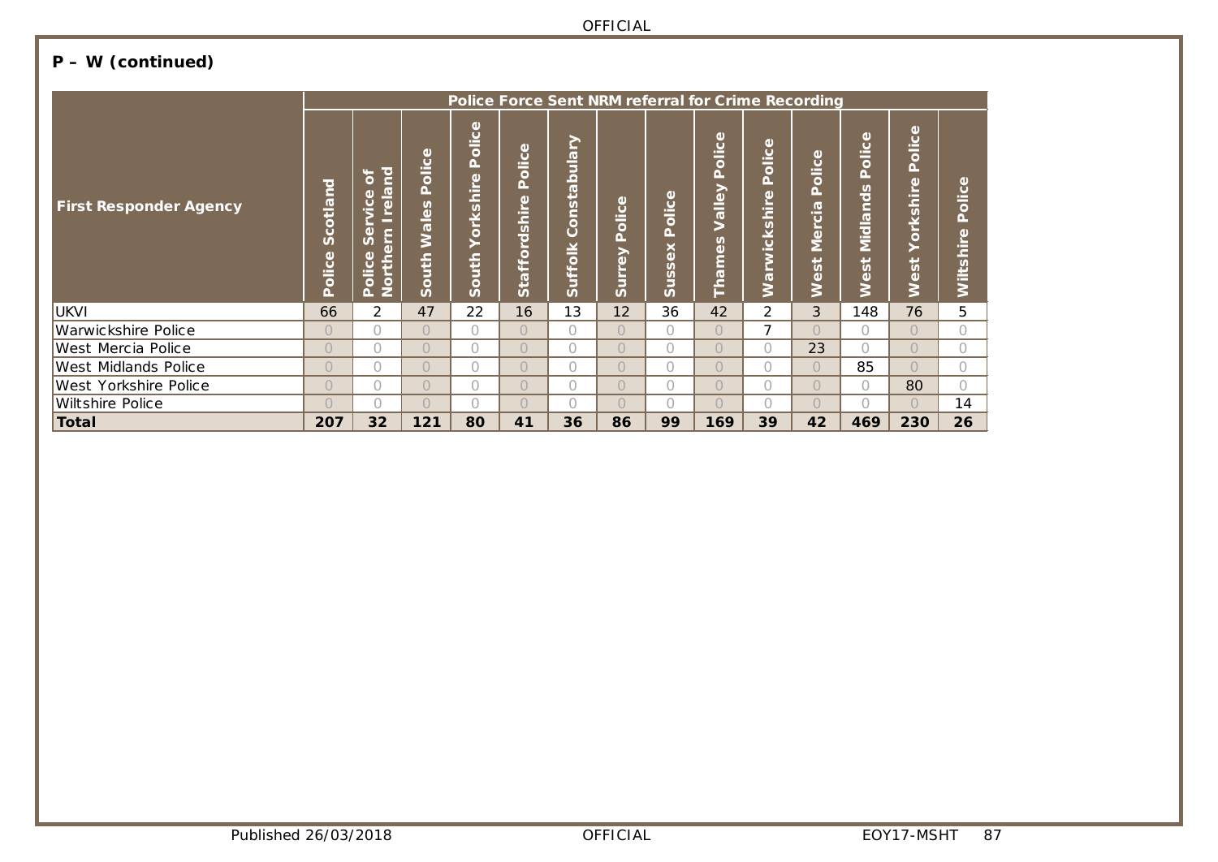## P – W (continued)

| First Responder Agency | Police Force Sent NRM referral for Crime Recording | | | | | | | | | | | | | |
|---|---|---|---|---|---|---|---|---|---|---|---|---|---|---|
| | Police Scotland | Police Service of Northern Ireland | South Wales Police | South Yorkshire Police | Staffordshire Police | Suffolk Constabulary | Surrey Police | Sussex Police | Thames Valley Police | Warwickshire Police | West Mercia Police | West Midlands Police | West Yorkshire Police | Wiltshire Police |
| UKVI | 66 | 2 | 47 | 22 | 16 | 13 | 12 | 36 | 42 | 2 | 3 | 148 | 76 | 5 |
| Warwickshire Police | 0 | 0 | 0 | 0 | 0 | 0 | 0 | 0 | 0 | 7 | 0 | 0 | 0 | 0 |
| West Mercia Police | 0 | 0 | 0 | 0 | 0 | 0 | 0 | 0 | 0 | 0 | 23 | 0 | 0 | 0 |
| West Midlands Police | 0 | 0 | 0 | 0 | 0 | 0 | 0 | 0 | 0 | 0 | 0 | 85 | 0 | 0 |
| West Yorkshire Police | 0 | 0 | 0 | 0 | 0 | 0 | 0 | 0 | 0 | 0 | 0 | 0 | 80 | 0 |
| Wiltshire Police | 0 | 0 | 0 | 0 | 0 | 0 | 0 | 0 | 0 | 0 | 0 | 0 | 0 | 14 |
| **Total** | **207** | **32** | **121** | **80** | **41** | **36** | **86** | **99** | **169** | **39** | **42** | **469** | **230** | **26** |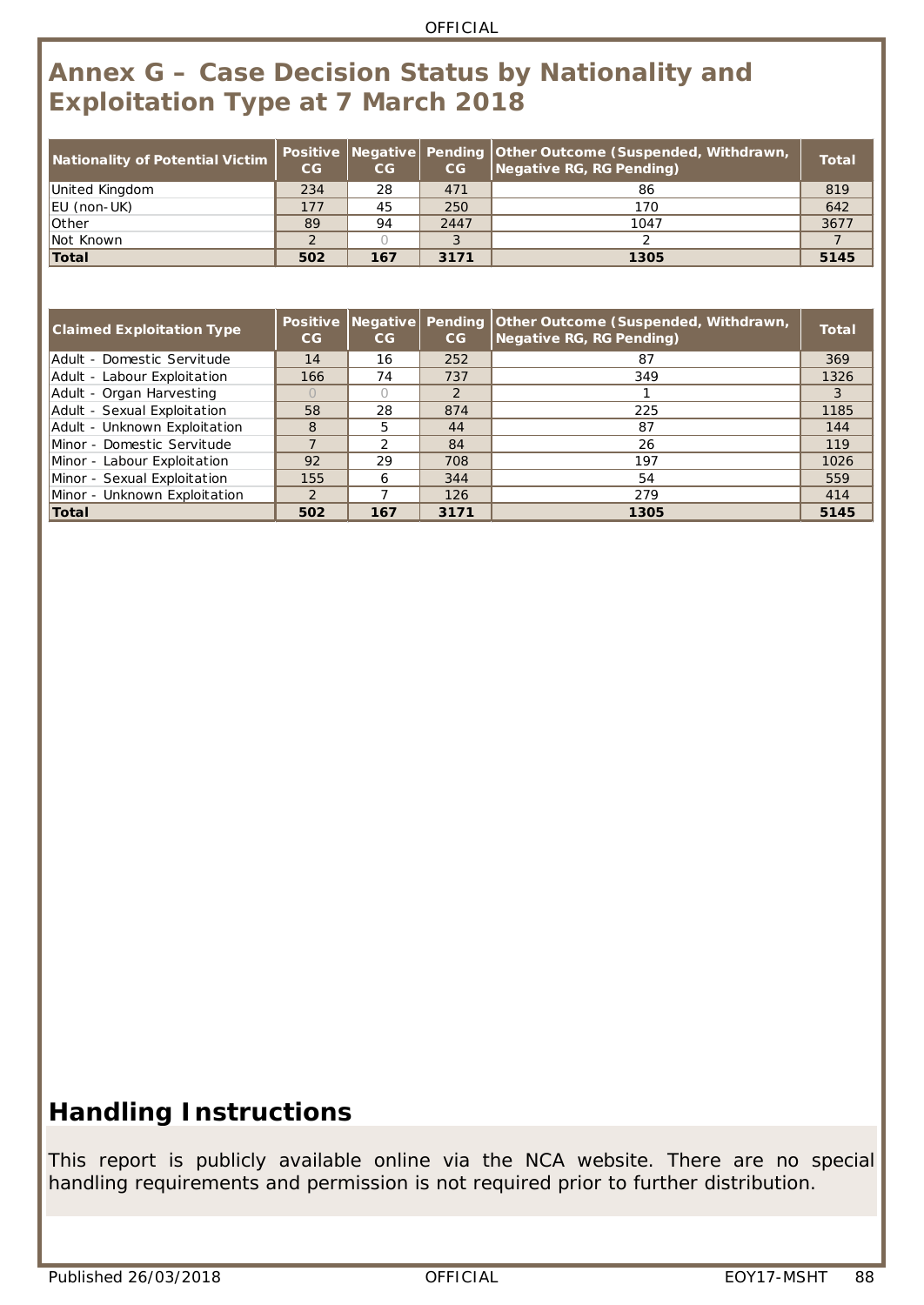# Annex G – Case Decision Status by Nationality and Exploitation Type at 7 March 2018

| Nationality of Potential Victim | Positive CG | Negative CG | Pending CG | Other Outcome (Suspended, Withdrawn, Negative RG, RG Pending) | Total |
|---|---|---|---|---|---|
| United Kingdom | 234 | 28 | 471 | 86 | 819 |
| EU (non-UK) | 177 | 45 | 250 | 170 | 642 |
| Other | 89 | 94 | 2447 | 1047 | 3677 |
| Not Known | 2 | 0 | 3 | 2 | 7 |
| **Total** | **502** | **167** | **3171** | **1305** | **5145** |

| Claimed Exploitation Type | Positive CG | Negative CG | Pending CG | Other Outcome (Suspended, Withdrawn, Negative RG, RG Pending) | Total |
|---|---|---|---|---|---|
| Adult - Domestic Servitude | 14 | 16 | 252 | 87 | 369 |
| Adult - Labour Exploitation | 166 | 74 | 737 | 349 | 1326 |
| Adult - Organ Harvesting | 0 | 0 | 2 | 1 | 3 |
| Adult - Sexual Exploitation | 58 | 28 | 874 | 225 | 1185 |
| Adult - Unknown Exploitation | 8 | 5 | 44 | 87 | 144 |
| Minor - Domestic Servitude | 7 | 2 | 84 | 26 | 119 |
| Minor - Labour Exploitation | 92 | 29 | 708 | 197 | 1026 |
| Minor - Sexual Exploitation | 155 | 6 | 344 | 54 | 559 |
| Minor - Unknown Exploitation | 2 | 7 | 126 | 279 | 414 |
| **Total** | **502** | **167** | **3171** | **1305** | **5145** |

## Handling Instructions

This report is publicly available online via the NCA website. There are no special handling requirements and permission is not required prior to further distribution.